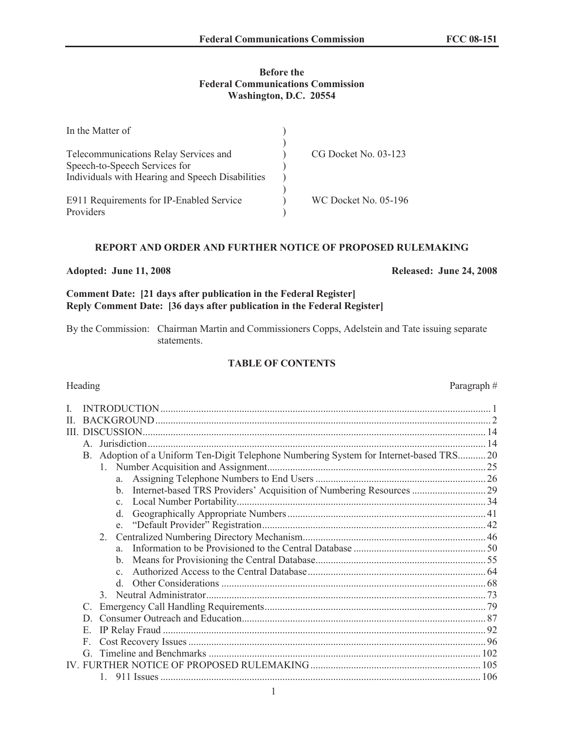**Before the**
**Federal Communications Commission**
**Washington, D.C. 20554**

| | | |
|---|---|---|
| In the Matter of | ) | |
| | ) | |
| Telecommunications Relay Services and Speech-to-Speech Services for Individuals with Hearing and Speech Disabilities | ) | CG Docket No. 03-123 |
| | ) | |
| E911 Requirements for IP-Enabled Service Providers | ) | WC Docket No. 05-196 |

**REPORT AND ORDER AND FURTHER NOTICE OF PROPOSED RULEMAKING**

**Adopted: June 11, 2008** **Released: June 24, 2008**

**Comment Date: [21 days after publication in the Federal Register]**
**Reply Comment Date: [36 days after publication in the Federal Register]**

By the Commission: Chairman Martin and Commissioners Copps, Adelstein and Tate issuing separate statements.

**TABLE OF CONTENTS**

| Heading | Paragraph # |
|---|---|
| I. INTRODUCTION | 1 |
| II. BACKGROUND | 2 |
| III. DISCUSSION | 14 |
| A. Jurisdiction | 14 |
| B. Adoption of a Uniform Ten-Digit Telephone Numbering System for Internet-based TRS | 20 |
| 1. Number Acquisition and Assignment | 25 |
| a. Assigning Telephone Numbers to End Users | 26 |
| b. Internet-based TRS Providers' Acquisition of Numbering Resources | 29 |
| c. Local Number Portability | 34 |
| d. Geographically Appropriate Numbers | 41 |
| e. "Default Provider" Registration | 42 |
| 2. Centralized Numbering Directory Mechanism | 46 |
| a. Information to be Provisioned to the Central Database | 50 |
| b. Means for Provisioning the Central Database | 55 |
| c. Authorized Access to the Central Database | 64 |
| d. Other Considerations | 68 |
| 3. Neutral Administrator | 73 |
| C. Emergency Call Handling Requirements | 79 |
| D. Consumer Outreach and Education | 87 |
| E. IP Relay Fraud | 92 |
| F. Cost Recovery Issues | 96 |
| G. Timeline and Benchmarks | 102 |
| IV. FURTHER NOTICE OF PROPOSED RULEMAKING | 105 |
| 1. 911 Issues | 106 |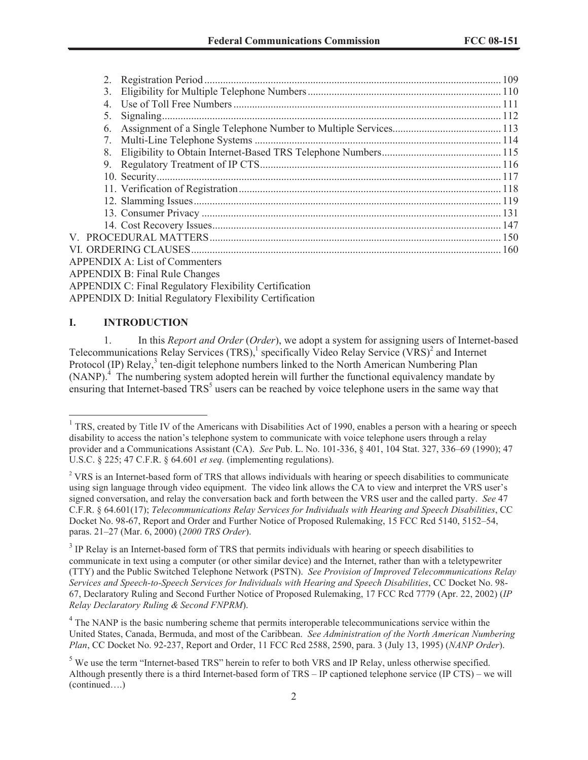2. Registration Period ... 109
3. Eligibility for Multiple Telephone Numbers ... 110
4. Use of Toll Free Numbers ... 111
5. Signaling ... 112
6. Assignment of a Single Telephone Number to Multiple Services ... 113
7. Multi-Line Telephone Systems ... 114
8. Eligibility to Obtain Internet-Based TRS Telephone Numbers ... 115
9. Regulatory Treatment of IP CTS ... 116
10. Security ... 117
11. Verification of Registration ... 118
12. Slamming Issues ... 119
13. Consumer Privacy ... 131
14. Cost Recovery Issues ... 147

V. PROCEDURAL MATTERS ... 150
VI. ORDERING CLAUSES ... 160
APPENDIX A: List of Commenters
APPENDIX B: Final Rule Changes
APPENDIX C: Final Regulatory Flexibility Certification
APPENDIX D: Initial Regulatory Flexibility Certification

## I. INTRODUCTION

1. In this *Report and Order* (*Order*), we adopt a system for assigning users of Internet-based Telecommunications Relay Services (TRS),[1] specifically Video Relay Service (VRS)[2] and Internet Protocol (IP) Relay,[3] ten-digit telephone numbers linked to the North American Numbering Plan (NANP).[4] The numbering system adopted herein will further the functional equivalency mandate by ensuring that Internet-based TRS[5] users can be reached by voice telephone users in the same way that

---

[1] TRS, created by Title IV of the Americans with Disabilities Act of 1990, enables a person with a hearing or speech disability to access the nation's telephone system to communicate with voice telephone users through a relay provider and a Communications Assistant (CA). *See* Pub. L. No. 101-336, § 401, 104 Stat. 327, 336–69 (1990); 47 U.S.C. § 225; 47 C.F.R. § 64.601 *et seq.* (implementing regulations).

[2] VRS is an Internet-based form of TRS that allows individuals with hearing or speech disabilities to communicate using sign language through video equipment. The video link allows the CA to view and interpret the VRS user's signed conversation, and relay the conversation back and forth between the VRS user and the called party. *See* 47 C.F.R. § 64.601(17); *Telecommunications Relay Services for Individuals with Hearing and Speech Disabilities*, CC Docket No. 98-67, Report and Order and Further Notice of Proposed Rulemaking, 15 FCC Rcd 5140, 5152–54, paras. 21–27 (Mar. 6, 2000) (*2000 TRS Order*).

[3] IP Relay is an Internet-based form of TRS that permits individuals with hearing or speech disabilities to communicate in text using a computer (or other similar device) and the Internet, rather than with a teletypewriter (TTY) and the Public Switched Telephone Network (PSTN). *See Provision of Improved Telecommunications Relay Services and Speech-to-Speech Services for Individuals with Hearing and Speech Disabilities*, CC Docket No. 98-67, Declaratory Ruling and Second Further Notice of Proposed Rulemaking, 17 FCC Rcd 7779 (Apr. 22, 2002) (*IP Relay Declaratory Ruling & Second FNPRM*).

[4] The NANP is the basic numbering scheme that permits interoperable telecommunications service within the United States, Canada, Bermuda, and most of the Caribbean. *See Administration of the North American Numbering Plan*, CC Docket No. 92-237, Report and Order, 11 FCC Rcd 2588, 2590, para. 3 (July 13, 1995) (*NANP Order*).

[5] We use the term "Internet-based TRS" herein to refer to both VRS and IP Relay, unless otherwise specified. Although presently there is a third Internet-based form of TRS – IP captioned telephone service (IP CTS) – we will (continued….)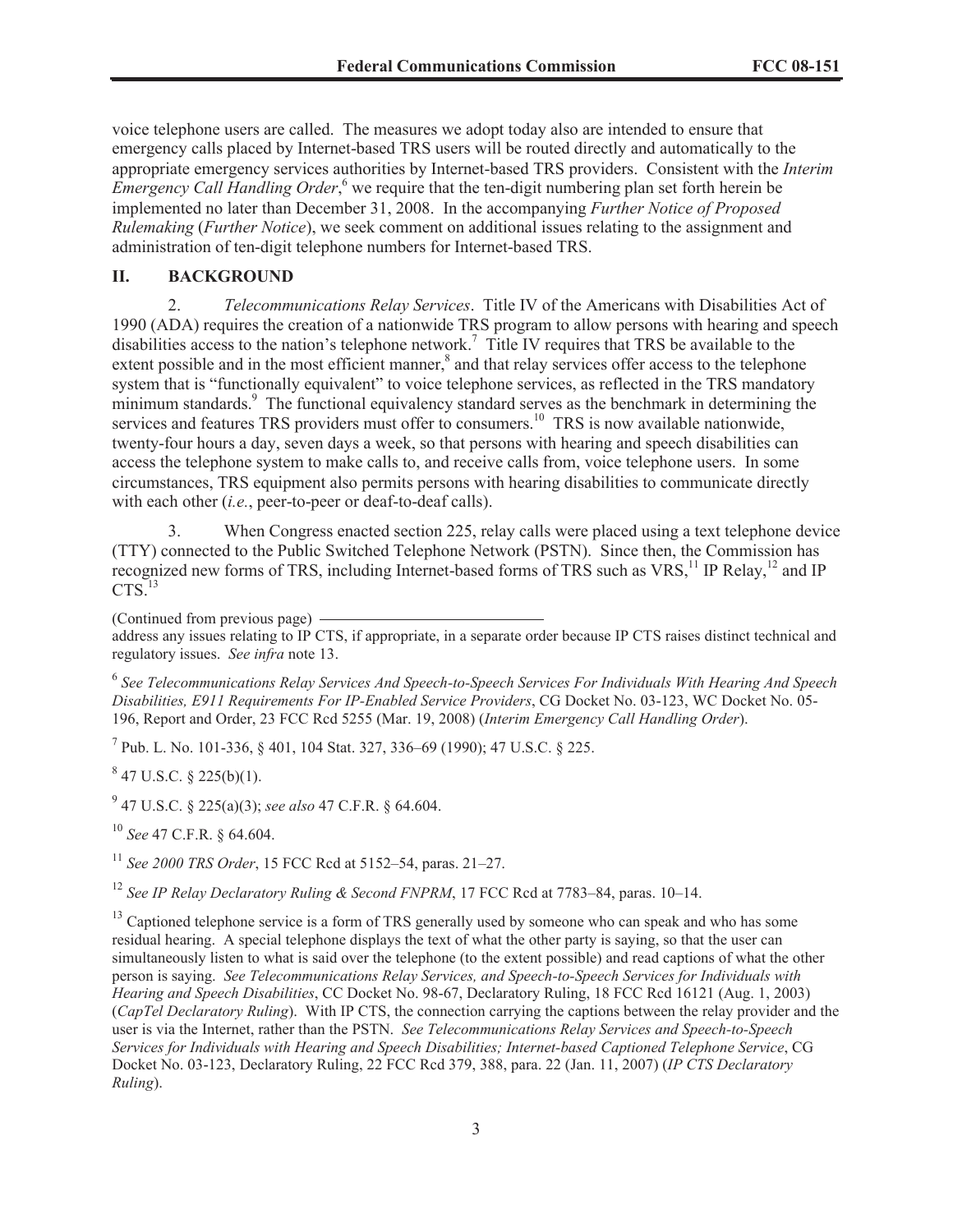voice telephone users are called. The measures we adopt today also are intended to ensure that emergency calls placed by Internet-based TRS users will be routed directly and automatically to the appropriate emergency services authorities by Internet-based TRS providers. Consistent with the *Interim Emergency Call Handling Order*,[6] we require that the ten-digit numbering plan set forth herein be implemented no later than December 31, 2008. In the accompanying *Further Notice of Proposed Rulemaking* (*Further Notice*), we seek comment on additional issues relating to the assignment and administration of ten-digit telephone numbers for Internet-based TRS.

## II. BACKGROUND

2. *Telecommunications Relay Services*. Title IV of the Americans with Disabilities Act of 1990 (ADA) requires the creation of a nationwide TRS program to allow persons with hearing and speech disabilities access to the nation's telephone network.[7] Title IV requires that TRS be available to the extent possible and in the most efficient manner,[8] and that relay services offer access to the telephone system that is "functionally equivalent" to voice telephone services, as reflected in the TRS mandatory minimum standards.[9] The functional equivalency standard serves as the benchmark in determining the services and features TRS providers must offer to consumers.[10] TRS is now available nationwide, twenty-four hours a day, seven days a week, so that persons with hearing and speech disabilities can access the telephone system to make calls to, and receive calls from, voice telephone users. In some circumstances, TRS equipment also permits persons with hearing disabilities to communicate directly with each other (*i.e.*, peer-to-peer or deaf-to-deaf calls).

3. When Congress enacted section 225, relay calls were placed using a text telephone device (TTY) connected to the Public Switched Telephone Network (PSTN). Since then, the Commission has recognized new forms of TRS, including Internet-based forms of TRS such as VRS,[11] IP Relay,[12] and IP CTS.[13]

(Continued from previous page)
address any issues relating to IP CTS, if appropriate, in a separate order because IP CTS raises distinct technical and regulatory issues. *See infra* note 13.

[6] *See Telecommunications Relay Services And Speech-to-Speech Services For Individuals With Hearing And Speech Disabilities, E911 Requirements For IP-Enabled Service Providers*, CG Docket No. 03-123, WC Docket No. 05-196, Report and Order, 23 FCC Rcd 5255 (Mar. 19, 2008) (*Interim Emergency Call Handling Order*).

[7] Pub. L. No. 101-336, § 401, 104 Stat. 327, 336–69 (1990); 47 U.S.C. § 225.

[8] 47 U.S.C. § 225(b)(1).

[9] 47 U.S.C. § 225(a)(3); *see also* 47 C.F.R. § 64.604.

[10] *See* 47 C.F.R. § 64.604.

[11] *See 2000 TRS Order*, 15 FCC Rcd at 5152–54, paras. 21–27.

[12] *See IP Relay Declaratory Ruling & Second FNPRM*, 17 FCC Rcd at 7783–84, paras. 10–14.

[13] Captioned telephone service is a form of TRS generally used by someone who can speak and who has some residual hearing. A special telephone displays the text of what the other party is saying, so that the user can simultaneously listen to what is said over the telephone (to the extent possible) and read captions of what the other person is saying. *See Telecommunications Relay Services, and Speech-to-Speech Services for Individuals with Hearing and Speech Disabilities*, CC Docket No. 98-67, Declaratory Ruling, 18 FCC Rcd 16121 (Aug. 1, 2003) (*CapTel Declaratory Ruling*). With IP CTS, the connection carrying the captions between the relay provider and the user is via the Internet, rather than the PSTN. *See Telecommunications Relay Services and Speech-to-Speech Services for Individuals with Hearing and Speech Disabilities; Internet-based Captioned Telephone Service*, CG Docket No. 03-123, Declaratory Ruling, 22 FCC Rcd 379, 388, para. 22 (Jan. 11, 2007) (*IP CTS Declaratory Ruling*).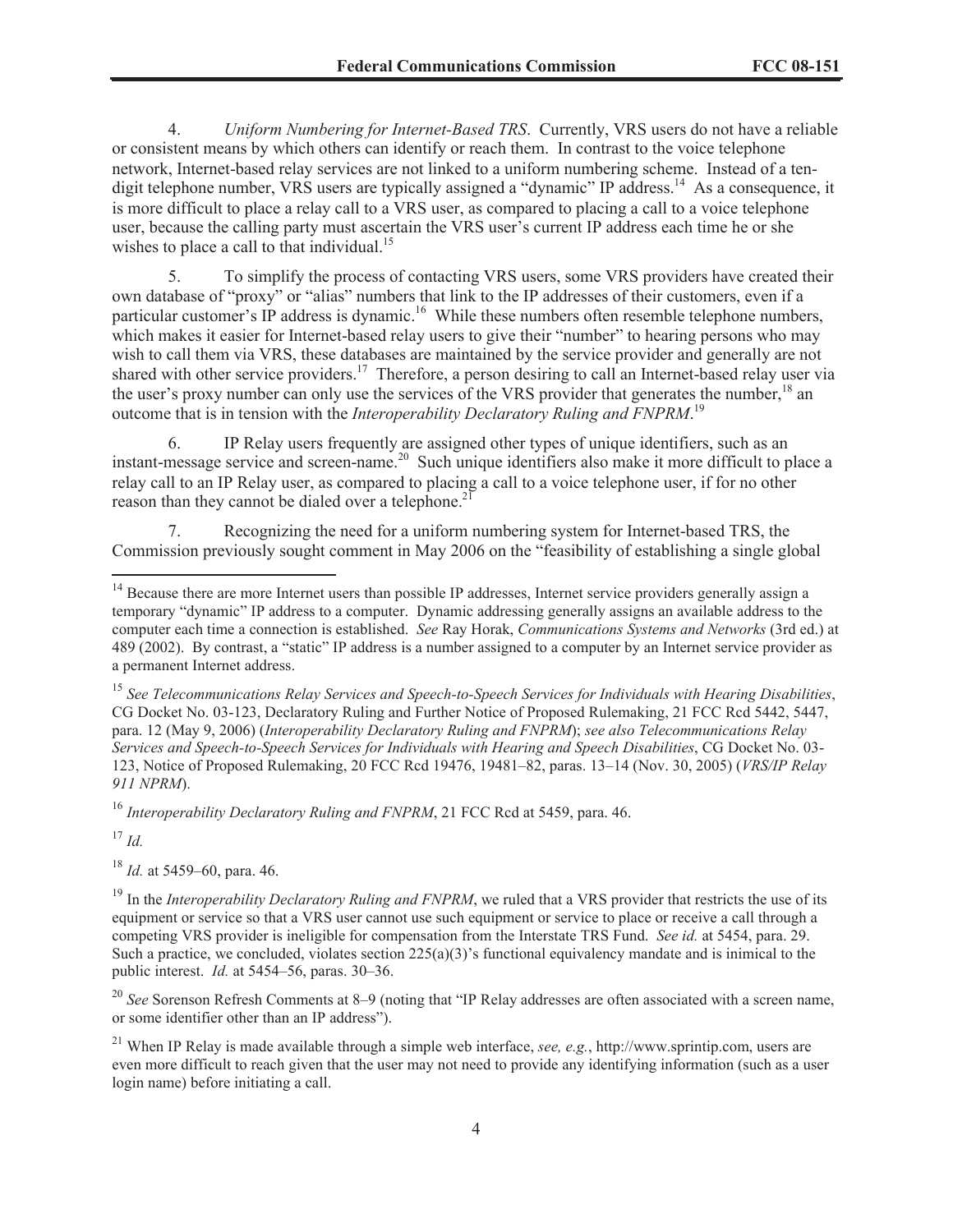4. *Uniform Numbering for Internet-Based TRS*. Currently, VRS users do not have a reliable or consistent means by which others can identify or reach them. In contrast to the voice telephone network, Internet-based relay services are not linked to a uniform numbering scheme. Instead of a ten-digit telephone number, VRS users are typically assigned a "dynamic" IP address.[14] As a consequence, it is more difficult to place a relay call to a VRS user, as compared to placing a call to a voice telephone user, because the calling party must ascertain the VRS user's current IP address each time he or she wishes to place a call to that individual.[15]

5. To simplify the process of contacting VRS users, some VRS providers have created their own database of "proxy" or "alias" numbers that link to the IP addresses of their customers, even if a particular customer's IP address is dynamic.[16] While these numbers often resemble telephone numbers, which makes it easier for Internet-based relay users to give their "number" to hearing persons who may wish to call them via VRS, these databases are maintained by the service provider and generally are not shared with other service providers.[17] Therefore, a person desiring to call an Internet-based relay user via the user's proxy number can only use the services of the VRS provider that generates the number,[18] an outcome that is in tension with the *Interoperability Declaratory Ruling and FNPRM*.[19]

6. IP Relay users frequently are assigned other types of unique identifiers, such as an instant-message service and screen-name.[20] Such unique identifiers also make it more difficult to place a relay call to an IP Relay user, as compared to placing a call to a voice telephone user, if for no other reason than they cannot be dialed over a telephone.[21]

7. Recognizing the need for a uniform numbering system for Internet-based TRS, the Commission previously sought comment in May 2006 on the "feasibility of establishing a single global

---

[14] Because there are more Internet users than possible IP addresses, Internet service providers generally assign a temporary "dynamic" IP address to a computer. Dynamic addressing generally assigns an available address to the computer each time a connection is established. *See* Ray Horak, *Communications Systems and Networks* (3rd ed.) at 489 (2002). By contrast, a "static" IP address is a number assigned to a computer by an Internet service provider as a permanent Internet address.

[15] *See Telecommunications Relay Services and Speech-to-Speech Services for Individuals with Hearing Disabilities*, CG Docket No. 03-123, Declaratory Ruling and Further Notice of Proposed Rulemaking, 21 FCC Rcd 5442, 5447, para. 12 (May 9, 2006) (*Interoperability Declaratory Ruling and FNPRM*); *see also Telecommunications Relay Services and Speech-to-Speech Services for Individuals with Hearing and Speech Disabilities*, CG Docket No. 03-123, Notice of Proposed Rulemaking, 20 FCC Rcd 19476, 19481–82, paras. 13–14 (Nov. 30, 2005) (*VRS/IP Relay 911 NPRM*).

[16] *Interoperability Declaratory Ruling and FNPRM*, 21 FCC Rcd at 5459, para. 46.

[17] *Id.*

[18] *Id.* at 5459–60, para. 46.

[19] In the *Interoperability Declaratory Ruling and FNPRM*, we ruled that a VRS provider that restricts the use of its equipment or service so that a VRS user cannot use such equipment or service to place or receive a call through a competing VRS provider is ineligible for compensation from the Interstate TRS Fund. *See id.* at 5454, para. 29. Such a practice, we concluded, violates section 225(a)(3)'s functional equivalency mandate and is inimical to the public interest. *Id.* at 5454–56, paras. 30–36.

[20] *See* Sorenson Refresh Comments at 8–9 (noting that "IP Relay addresses are often associated with a screen name, or some identifier other than an IP address").

[21] When IP Relay is made available through a simple web interface, *see, e.g.*, http://www.sprintip.com, users are even more difficult to reach given that the user may not need to provide any identifying information (such as a user login name) before initiating a call.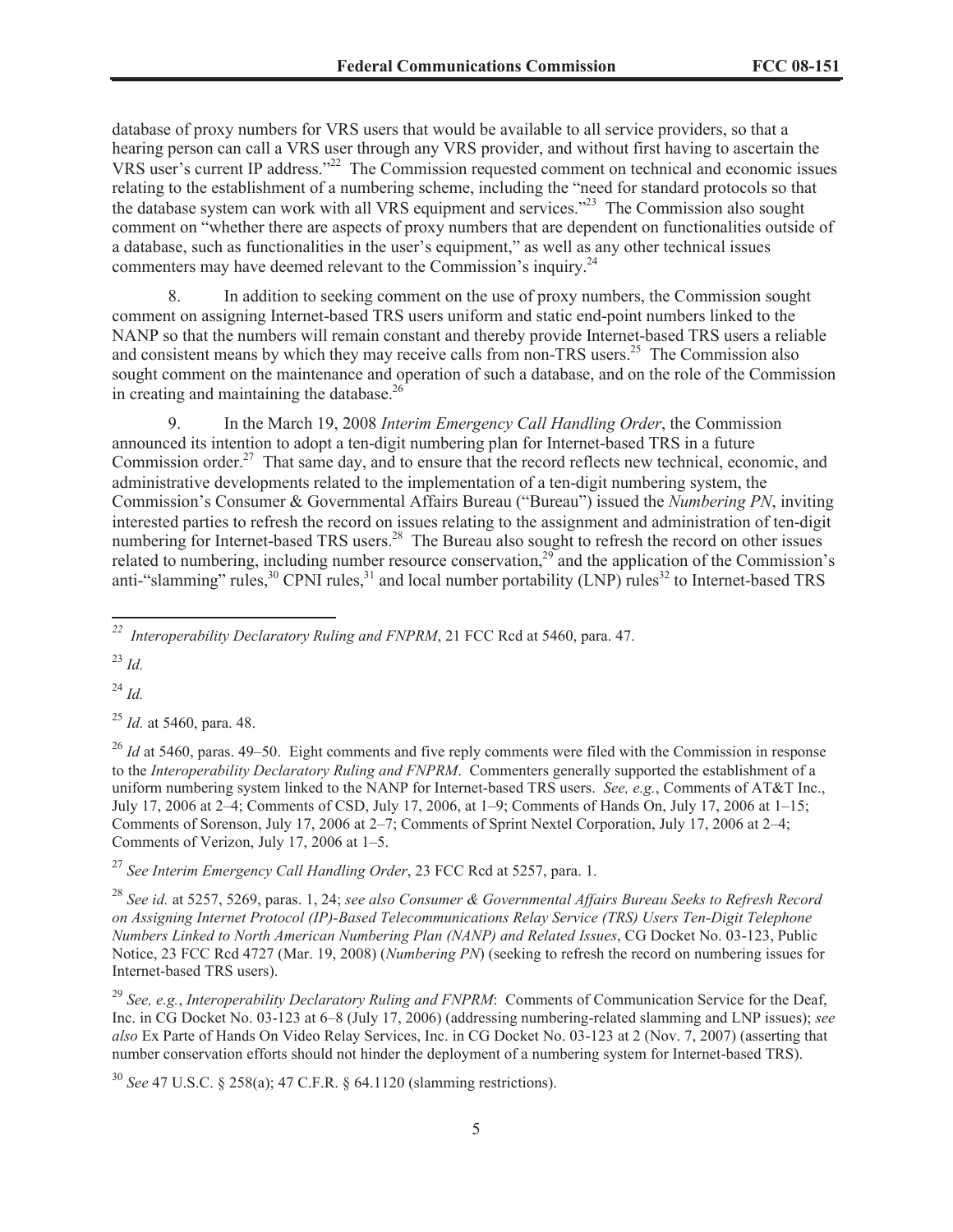database of proxy numbers for VRS users that would be available to all service providers, so that a hearing person can call a VRS user through any VRS provider, and without first having to ascertain the VRS user's current IP address."[22] The Commission requested comment on technical and economic issues relating to the establishment of a numbering scheme, including the "need for standard protocols so that the database system can work with all VRS equipment and services."[23] The Commission also sought comment on "whether there are aspects of proxy numbers that are dependent on functionalities outside of a database, such as functionalities in the user's equipment," as well as any other technical issues commenters may have deemed relevant to the Commission's inquiry.[24]

8. In addition to seeking comment on the use of proxy numbers, the Commission sought comment on assigning Internet-based TRS users uniform and static end-point numbers linked to the NANP so that the numbers will remain constant and thereby provide Internet-based TRS users a reliable and consistent means by which they may receive calls from non-TRS users.[25] The Commission also sought comment on the maintenance and operation of such a database, and on the role of the Commission in creating and maintaining the database.[26]

9. In the March 19, 2008 *Interim Emergency Call Handling Order*, the Commission announced its intention to adopt a ten-digit numbering plan for Internet-based TRS in a future Commission order.[27] That same day, and to ensure that the record reflects new technical, economic, and administrative developments related to the implementation of a ten-digit numbering system, the Commission's Consumer & Governmental Affairs Bureau ("Bureau") issued the *Numbering PN*, inviting interested parties to refresh the record on issues relating to the assignment and administration of ten-digit numbering for Internet-based TRS users.[28] The Bureau also sought to refresh the record on other issues related to numbering, including number resource conservation,[29] and the application of the Commission's anti-"slamming" rules,[30] CPNI rules,[31] and local number portability (LNP) rules[32] to Internet-based TRS

---

[22] *Interoperability Declaratory Ruling and FNPRM*, 21 FCC Rcd at 5460, para. 47.

[23] *Id.*

[24] *Id.*

[25] *Id.* at 5460, para. 48.

[26] *Id* at 5460, paras. 49–50. Eight comments and five reply comments were filed with the Commission in response to the *Interoperability Declaratory Ruling and FNPRM*. Commenters generally supported the establishment of a uniform numbering system linked to the NANP for Internet-based TRS users. *See, e.g.*, Comments of AT&T Inc., July 17, 2006 at 2–4; Comments of CSD, July 17, 2006, at 1–9; Comments of Hands On, July 17, 2006 at 1–15; Comments of Sorenson, July 17, 2006 at 2–7; Comments of Sprint Nextel Corporation, July 17, 2006 at 2–4; Comments of Verizon, July 17, 2006 at 1–5.

[27] *See Interim Emergency Call Handling Order*, 23 FCC Rcd at 5257, para. 1.

[28] *See id.* at 5257, 5269, paras. 1, 24; *see also Consumer & Governmental Affairs Bureau Seeks to Refresh Record on Assigning Internet Protocol (IP)-Based Telecommunications Relay Service (TRS) Users Ten-Digit Telephone Numbers Linked to North American Numbering Plan (NANP) and Related Issues*, CG Docket No. 03-123, Public Notice, 23 FCC Rcd 4727 (Mar. 19, 2008) (*Numbering PN*) (seeking to refresh the record on numbering issues for Internet-based TRS users).

[29] *See, e.g.*, *Interoperability Declaratory Ruling and FNPRM*: Comments of Communication Service for the Deaf, Inc. in CG Docket No. 03-123 at 6–8 (July 17, 2006) (addressing numbering-related slamming and LNP issues); *see also* Ex Parte of Hands On Video Relay Services, Inc. in CG Docket No. 03-123 at 2 (Nov. 7, 2007) (asserting that number conservation efforts should not hinder the deployment of a numbering system for Internet-based TRS).

[30] *See* 47 U.S.C. § 258(a); 47 C.F.R. § 64.1120 (slamming restrictions).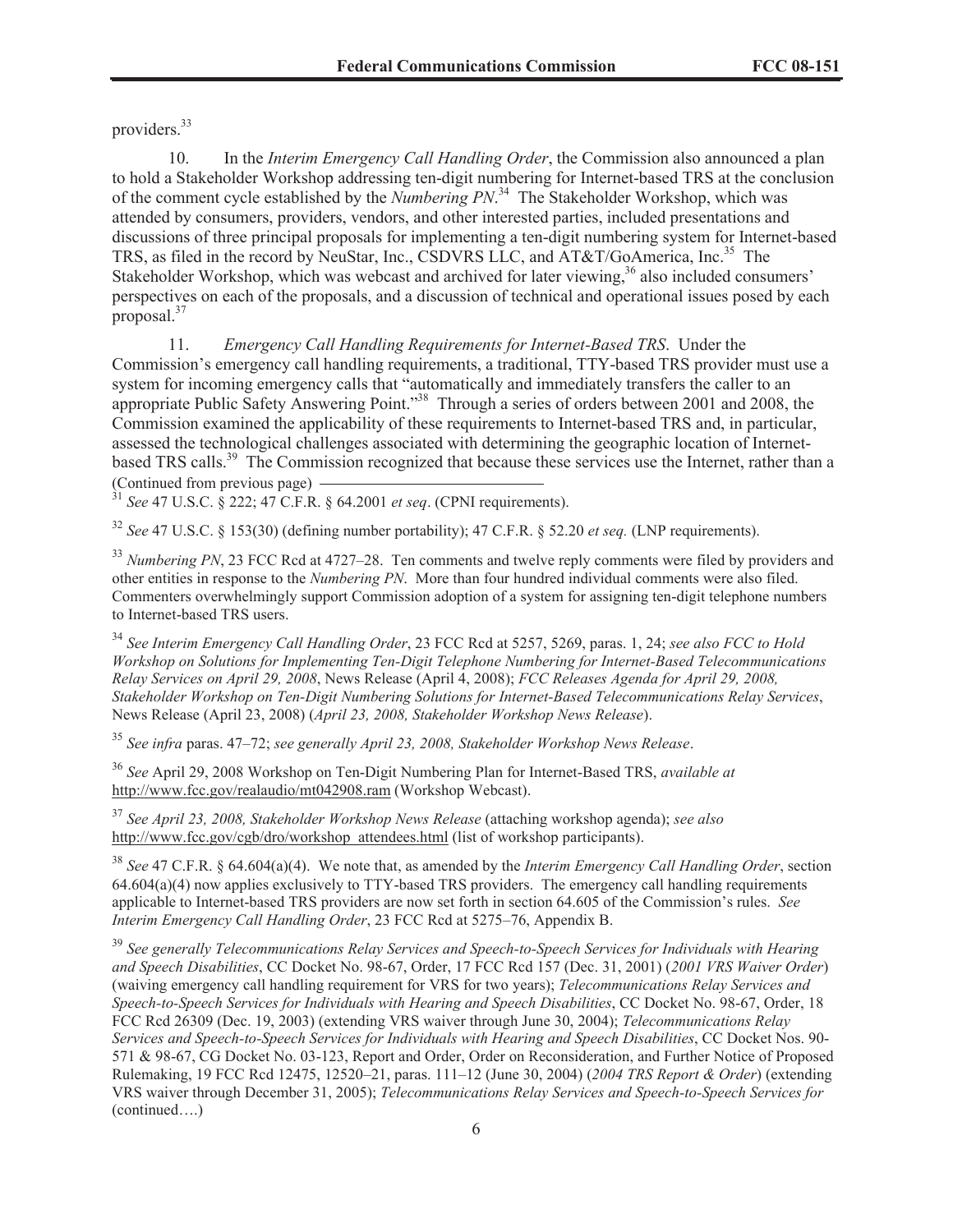providers.[33]

10. In the *Interim Emergency Call Handling Order*, the Commission also announced a plan to hold a Stakeholder Workshop addressing ten-digit numbering for Internet-based TRS at the conclusion of the comment cycle established by the *Numbering PN*.[34] The Stakeholder Workshop, which was attended by consumers, providers, vendors, and other interested parties, included presentations and discussions of three principal proposals for implementing a ten-digit numbering system for Internet-based TRS, as filed in the record by NeuStar, Inc., CSDVRS LLC, and AT&T/GoAmerica, Inc.[35] The Stakeholder Workshop, which was webcast and archived for later viewing,[36] also included consumers' perspectives on each of the proposals, and a discussion of technical and operational issues posed by each proposal.[37]

11. *Emergency Call Handling Requirements for Internet-Based TRS*. Under the Commission's emergency call handling requirements, a traditional, TTY-based TRS provider must use a system for incoming emergency calls that "automatically and immediately transfers the caller to an appropriate Public Safety Answering Point."[38] Through a series of orders between 2001 and 2008, the Commission examined the applicability of these requirements to Internet-based TRS and, in particular, assessed the technological challenges associated with determining the geographic location of Internet-based TRS calls.[39] The Commission recognized that because these services use the Internet, rather than a

(Continued from previous page)

[31] *See* 47 U.S.C. § 222; 47 C.F.R. § 64.2001 *et seq*. (CPNI requirements).

[32] *See* 47 U.S.C. § 153(30) (defining number portability); 47 C.F.R. § 52.20 *et seq.* (LNP requirements).

[33] *Numbering PN*, 23 FCC Rcd at 4727–28. Ten comments and twelve reply comments were filed by providers and other entities in response to the *Numbering PN*. More than four hundred individual comments were also filed. Commenters overwhelmingly support Commission adoption of a system for assigning ten-digit telephone numbers to Internet-based TRS users.

[34] *See Interim Emergency Call Handling Order*, 23 FCC Rcd at 5257, 5269, paras. 1, 24; *see also FCC to Hold Workshop on Solutions for Implementing Ten-Digit Telephone Numbering for Internet-Based Telecommunications Relay Services on April 29, 2008*, News Release (April 4, 2008); *FCC Releases Agenda for April 29, 2008, Stakeholder Workshop on Ten-Digit Numbering Solutions for Internet-Based Telecommunications Relay Services*, News Release (April 23, 2008) (*April 23, 2008, Stakeholder Workshop News Release*).

[35] *See infra* paras. 47–72; *see generally April 23, 2008, Stakeholder Workshop News Release*.

[36] *See* April 29, 2008 Workshop on Ten-Digit Numbering Plan for Internet-Based TRS, *available at* http://www.fcc.gov/realaudio/mt042908.ram (Workshop Webcast).

[37] *See April 23, 2008, Stakeholder Workshop News Release* (attaching workshop agenda); *see also* http://www.fcc.gov/cgb/dro/workshop_attendees.html (list of workshop participants).

[38] *See* 47 C.F.R. § 64.604(a)(4). We note that, as amended by the *Interim Emergency Call Handling Order*, section 64.604(a)(4) now applies exclusively to TTY-based TRS providers. The emergency call handling requirements applicable to Internet-based TRS providers are now set forth in section 64.605 of the Commission's rules. *See Interim Emergency Call Handling Order*, 23 FCC Rcd at 5275–76, Appendix B.

[39] *See generally Telecommunications Relay Services and Speech-to-Speech Services for Individuals with Hearing and Speech Disabilities*, CC Docket No. 98-67, Order, 17 FCC Rcd 157 (Dec. 31, 2001) (*2001 VRS Waiver Order*) (waiving emergency call handling requirement for VRS for two years); *Telecommunications Relay Services and Speech-to-Speech Services for Individuals with Hearing and Speech Disabilities*, CC Docket No. 98-67, Order, 18 FCC Rcd 26309 (Dec. 19, 2003) (extending VRS waiver through June 30, 2004); *Telecommunications Relay Services and Speech-to-Speech Services for Individuals with Hearing and Speech Disabilities*, CC Docket Nos. 90-571 & 98-67, CG Docket No. 03-123, Report and Order, Order on Reconsideration, and Further Notice of Proposed Rulemaking, 19 FCC Rcd 12475, 12520–21, paras. 111–12 (June 30, 2004) (*2004 TRS Report & Order*) (extending VRS waiver through December 31, 2005); *Telecommunications Relay Services and Speech-to-Speech Services for* (continued….)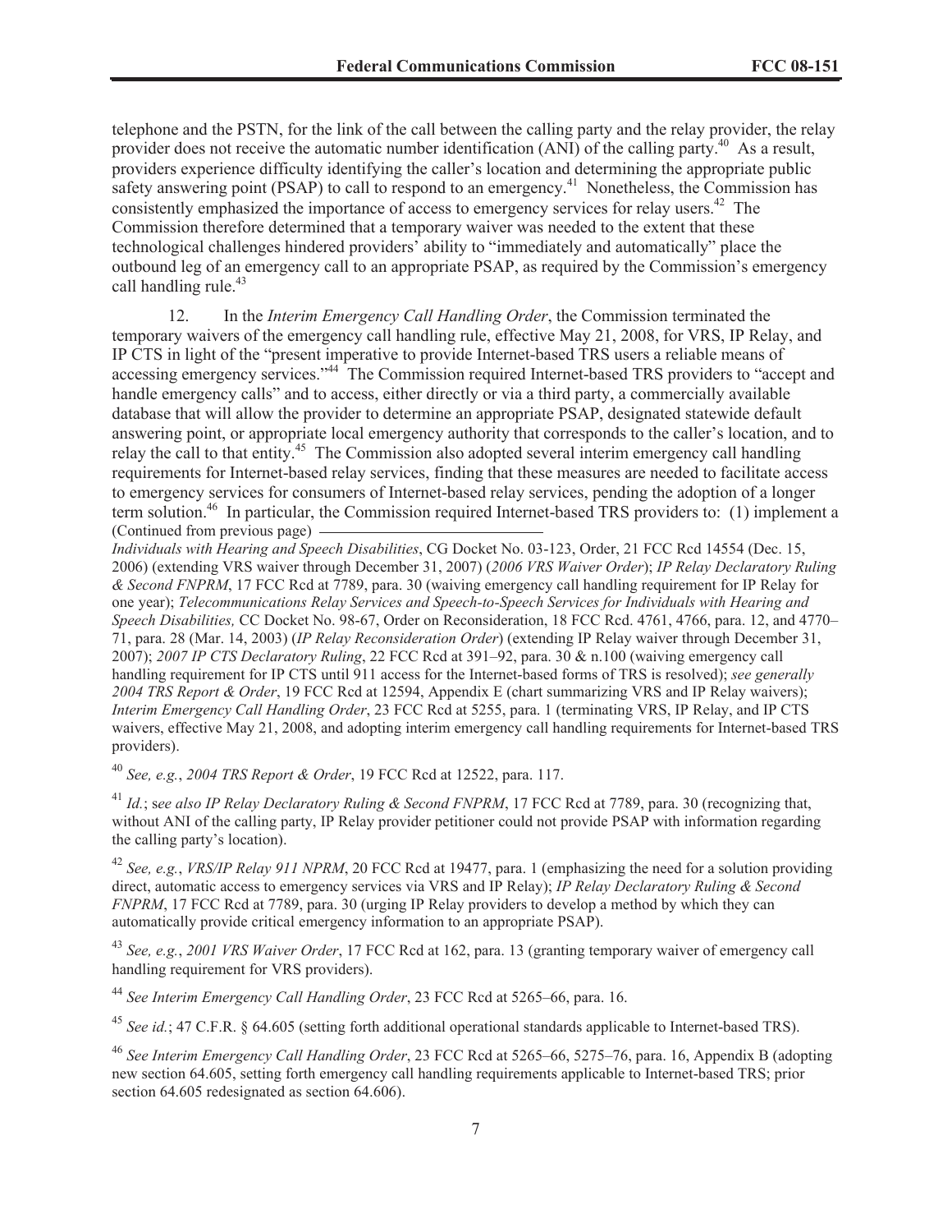telephone and the PSTN, for the link of the call between the calling party and the relay provider, the relay provider does not receive the automatic number identification (ANI) of the calling party.[40] As a result, providers experience difficulty identifying the caller's location and determining the appropriate public safety answering point (PSAP) to call to respond to an emergency.[41] Nonetheless, the Commission has consistently emphasized the importance of access to emergency services for relay users.[42] The Commission therefore determined that a temporary waiver was needed to the extent that these technological challenges hindered providers' ability to "immediately and automatically" place the outbound leg of an emergency call to an appropriate PSAP, as required by the Commission's emergency call handling rule.[43]

12. In the *Interim Emergency Call Handling Order*, the Commission terminated the temporary waivers of the emergency call handling rule, effective May 21, 2008, for VRS, IP Relay, and IP CTS in light of the "present imperative to provide Internet-based TRS users a reliable means of accessing emergency services."[44] The Commission required Internet-based TRS providers to "accept and handle emergency calls" and to access, either directly or via a third party, a commercially available database that will allow the provider to determine an appropriate PSAP, designated statewide default answering point, or appropriate local emergency authority that corresponds to the caller's location, and to relay the call to that entity.[45] The Commission also adopted several interim emergency call handling requirements for Internet-based relay services, finding that these measures are needed to facilitate access to emergency services for consumers of Internet-based relay services, pending the adoption of a longer term solution.[46] In particular, the Commission required Internet-based TRS providers to: (1) implement a

(Continued from previous page)
*Individuals with Hearing and Speech Disabilities*, CG Docket No. 03-123, Order, 21 FCC Rcd 14554 (Dec. 15, 2006) (extending VRS waiver through December 31, 2007) (*2006 VRS Waiver Order*); *IP Relay Declaratory Ruling & Second FNPRM*, 17 FCC Rcd at 7789, para. 30 (waiving emergency call handling requirement for IP Relay for one year); *Telecommunications Relay Services and Speech-to-Speech Services for Individuals with Hearing and Speech Disabilities,* CC Docket No. 98-67, Order on Reconsideration, 18 FCC Rcd. 4761, 4766, para. 12, and 4770–71, para. 28 (Mar. 14, 2003) (*IP Relay Reconsideration Order*) (extending IP Relay waiver through December 31, 2007); *2007 IP CTS Declaratory Ruling*, 22 FCC Rcd at 391–92, para. 30 & n.100 (waiving emergency call handling requirement for IP CTS until 911 access for the Internet-based forms of TRS is resolved); *see generally 2004 TRS Report & Order*, 19 FCC Rcd at 12594, Appendix E (chart summarizing VRS and IP Relay waivers); *Interim Emergency Call Handling Order*, 23 FCC Rcd at 5255, para. 1 (terminating VRS, IP Relay, and IP CTS waivers, effective May 21, 2008, and adopting interim emergency call handling requirements for Internet-based TRS providers).

[40] *See, e.g.*, *2004 TRS Report & Order*, 19 FCC Rcd at 12522, para. 117.

[41] *Id.*; s*ee also IP Relay Declaratory Ruling & Second FNPRM*, 17 FCC Rcd at 7789, para. 30 (recognizing that, without ANI of the calling party, IP Relay provider petitioner could not provide PSAP with information regarding the calling party's location).

[42] *See, e.g.*, *VRS/IP Relay 911 NPRM*, 20 FCC Rcd at 19477, para. 1 (emphasizing the need for a solution providing direct, automatic access to emergency services via VRS and IP Relay); *IP Relay Declaratory Ruling & Second FNPRM*, 17 FCC Rcd at 7789, para. 30 (urging IP Relay providers to develop a method by which they can automatically provide critical emergency information to an appropriate PSAP).

[43] *See, e.g.*, *2001 VRS Waiver Order*, 17 FCC Rcd at 162, para. 13 (granting temporary waiver of emergency call handling requirement for VRS providers).

[44] *See Interim Emergency Call Handling Order*, 23 FCC Rcd at 5265–66, para. 16.

[45] *See id.*; 47 C.F.R. § 64.605 (setting forth additional operational standards applicable to Internet-based TRS).

[46] *See Interim Emergency Call Handling Order*, 23 FCC Rcd at 5265–66, 5275–76, para. 16, Appendix B (adopting new section 64.605, setting forth emergency call handling requirements applicable to Internet-based TRS; prior section 64.605 redesignated as section 64.606).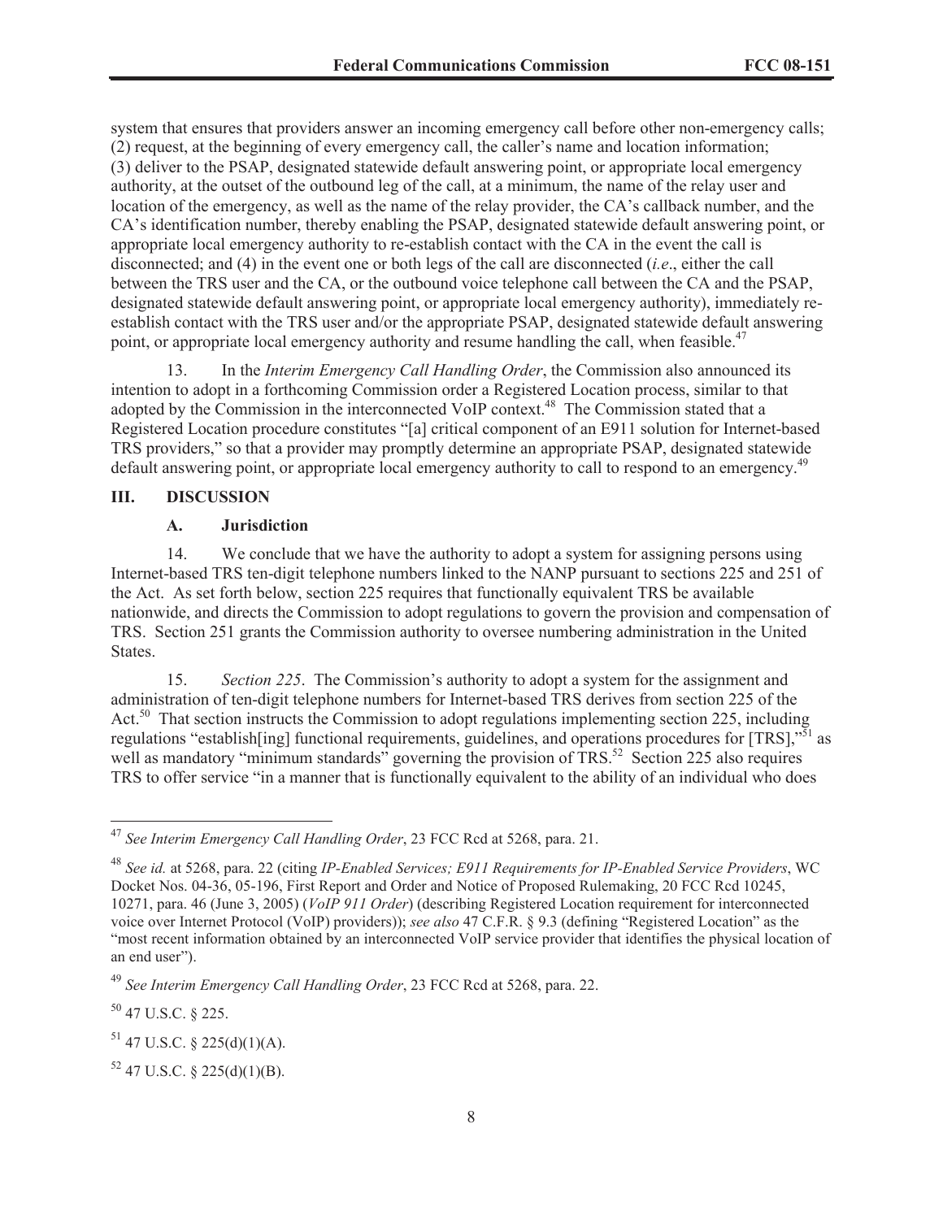system that ensures that providers answer an incoming emergency call before other non-emergency calls; (2) request, at the beginning of every emergency call, the caller's name and location information; (3) deliver to the PSAP, designated statewide default answering point, or appropriate local emergency authority, at the outset of the outbound leg of the call, at a minimum, the name of the relay user and location of the emergency, as well as the name of the relay provider, the CA's callback number, and the CA's identification number, thereby enabling the PSAP, designated statewide default answering point, or appropriate local emergency authority to re-establish contact with the CA in the event the call is disconnected; and (4) in the event one or both legs of the call are disconnected (*i.e*., either the call between the TRS user and the CA, or the outbound voice telephone call between the CA and the PSAP, designated statewide default answering point, or appropriate local emergency authority), immediately re-establish contact with the TRS user and/or the appropriate PSAP, designated statewide default answering point, or appropriate local emergency authority and resume handling the call, when feasible.[47]

13. In the *Interim Emergency Call Handling Order*, the Commission also announced its intention to adopt in a forthcoming Commission order a Registered Location process, similar to that adopted by the Commission in the interconnected VoIP context.[48] The Commission stated that a Registered Location procedure constitutes "[a] critical component of an E911 solution for Internet-based TRS providers," so that a provider may promptly determine an appropriate PSAP, designated statewide default answering point, or appropriate local emergency authority to call to respond to an emergency.[49]

## III. DISCUSSION

### A. Jurisdiction

14. We conclude that we have the authority to adopt a system for assigning persons using Internet-based TRS ten-digit telephone numbers linked to the NANP pursuant to sections 225 and 251 of the Act. As set forth below, section 225 requires that functionally equivalent TRS be available nationwide, and directs the Commission to adopt regulations to govern the provision and compensation of TRS. Section 251 grants the Commission authority to oversee numbering administration in the United States.

15. *Section 225*. The Commission's authority to adopt a system for the assignment and administration of ten-digit telephone numbers for Internet-based TRS derives from section 225 of the Act.[50] That section instructs the Commission to adopt regulations implementing section 225, including regulations "establish[ing] functional requirements, guidelines, and operations procedures for [TRS],"[51] as well as mandatory "minimum standards" governing the provision of TRS.[52] Section 225 also requires TRS to offer service "in a manner that is functionally equivalent to the ability of an individual who does

---

[47] *See Interim Emergency Call Handling Order*, 23 FCC Rcd at 5268, para. 21.

[48] *See id.* at 5268, para. 22 (citing *IP-Enabled Services; E911 Requirements for IP-Enabled Service Providers*, WC Docket Nos. 04-36, 05-196, First Report and Order and Notice of Proposed Rulemaking, 20 FCC Rcd 10245, 10271, para. 46 (June 3, 2005) (*VoIP 911 Order*) (describing Registered Location requirement for interconnected voice over Internet Protocol (VoIP) providers)); *see also* 47 C.F.R. § 9.3 (defining "Registered Location" as the "most recent information obtained by an interconnected VoIP service provider that identifies the physical location of an end user").

[49] *See Interim Emergency Call Handling Order*, 23 FCC Rcd at 5268, para. 22.

[50] 47 U.S.C. § 225.

[51] 47 U.S.C. § 225(d)(1)(A).

[52] 47 U.S.C. § 225(d)(1)(B).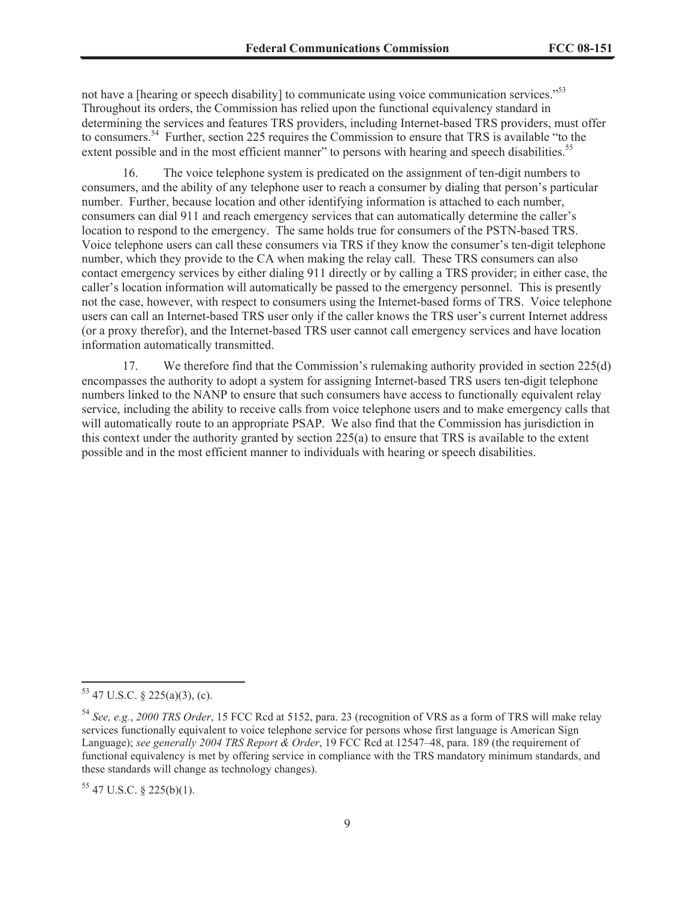not have a [hearing or speech disability] to communicate using voice communication services."[53] Throughout its orders, the Commission has relied upon the functional equivalency standard in determining the services and features TRS providers, including Internet-based TRS providers, must offer to consumers.[54] Further, section 225 requires the Commission to ensure that TRS is available "to the extent possible and in the most efficient manner" to persons with hearing and speech disabilities.[55]

16. The voice telephone system is predicated on the assignment of ten-digit numbers to consumers, and the ability of any telephone user to reach a consumer by dialing that person's particular number. Further, because location and other identifying information is attached to each number, consumers can dial 911 and reach emergency services that can automatically determine the caller's location to respond to the emergency. The same holds true for consumers of the PSTN-based TRS. Voice telephone users can call these consumers via TRS if they know the consumer's ten-digit telephone number, which they provide to the CA when making the relay call. These TRS consumers can also contact emergency services by either dialing 911 directly or by calling a TRS provider; in either case, the caller's location information will automatically be passed to the emergency personnel. This is presently not the case, however, with respect to consumers using the Internet-based forms of TRS. Voice telephone users can call an Internet-based TRS user only if the caller knows the TRS user's current Internet address (or a proxy therefor), and the Internet-based TRS user cannot call emergency services and have location information automatically transmitted.

17. We therefore find that the Commission's rulemaking authority provided in section 225(d) encompasses the authority to adopt a system for assigning Internet-based TRS users ten-digit telephone numbers linked to the NANP to ensure that such consumers have access to functionally equivalent relay service, including the ability to receive calls from voice telephone users and to make emergency calls that will automatically route to an appropriate PSAP. We also find that the Commission has jurisdiction in this context under the authority granted by section 225(a) to ensure that TRS is available to the extent possible and in the most efficient manner to individuals with hearing or speech disabilities.

---

[53] 47 U.S.C. § 225(a)(3), (c).

[54] *See, e.g.*, *2000 TRS Order*, 15 FCC Rcd at 5152, para. 23 (recognition of VRS as a form of TRS will make relay services functionally equivalent to voice telephone service for persons whose first language is American Sign Language); *see generally 2004 TRS Report & Order*, 19 FCC Rcd at 12547–48, para. 189 (the requirement of functional equivalency is met by offering service in compliance with the TRS mandatory minimum standards, and these standards will change as technology changes).

[55] 47 U.S.C. § 225(b)(1).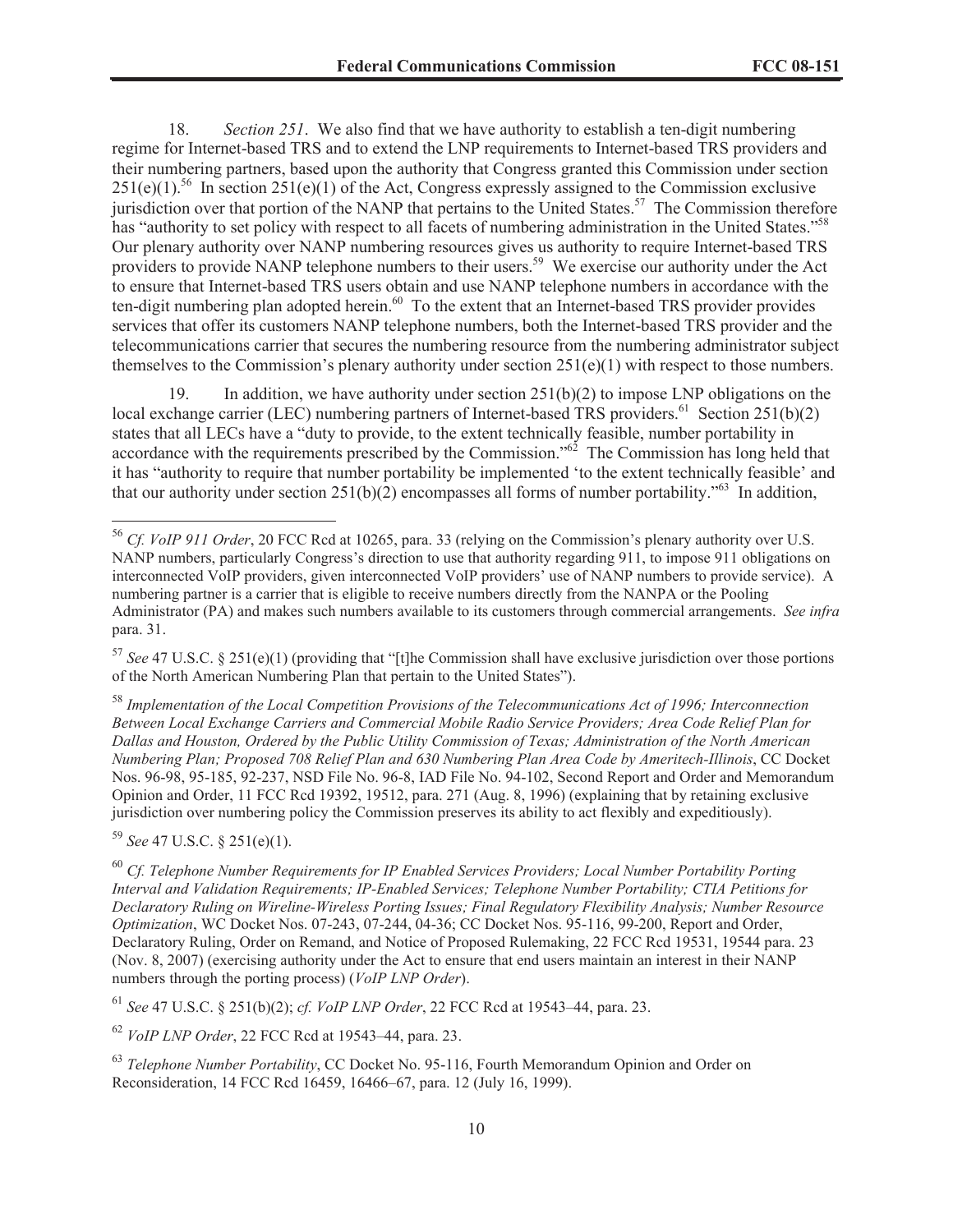18. *Section 251*. We also find that we have authority to establish a ten-digit numbering regime for Internet-based TRS and to extend the LNP requirements to Internet-based TRS providers and their numbering partners, based upon the authority that Congress granted this Commission under section 251(e)(1).[56] In section 251(e)(1) of the Act, Congress expressly assigned to the Commission exclusive jurisdiction over that portion of the NANP that pertains to the United States.[57] The Commission therefore has "authority to set policy with respect to all facets of numbering administration in the United States."[58] Our plenary authority over NANP numbering resources gives us authority to require Internet-based TRS providers to provide NANP telephone numbers to their users.[59] We exercise our authority under the Act to ensure that Internet-based TRS users obtain and use NANP telephone numbers in accordance with the ten-digit numbering plan adopted herein.[60] To the extent that an Internet-based TRS provider provides services that offer its customers NANP telephone numbers, both the Internet-based TRS provider and the telecommunications carrier that secures the numbering resource from the numbering administrator subject themselves to the Commission's plenary authority under section 251(e)(1) with respect to those numbers.

19. In addition, we have authority under section 251(b)(2) to impose LNP obligations on the local exchange carrier (LEC) numbering partners of Internet-based TRS providers.[61] Section 251(b)(2) states that all LECs have a "duty to provide, to the extent technically feasible, number portability in accordance with the requirements prescribed by the Commission."[62] The Commission has long held that it has "authority to require that number portability be implemented 'to the extent technically feasible' and that our authority under section 251(b)(2) encompasses all forms of number portability."[63] In addition,

---

[56] *Cf. VoIP 911 Order*, 20 FCC Rcd at 10265, para. 33 (relying on the Commission's plenary authority over U.S. NANP numbers, particularly Congress's direction to use that authority regarding 911, to impose 911 obligations on interconnected VoIP providers, given interconnected VoIP providers' use of NANP numbers to provide service). A numbering partner is a carrier that is eligible to receive numbers directly from the NANPA or the Pooling Administrator (PA) and makes such numbers available to its customers through commercial arrangements. *See infra* para. 31.

[57] *See* 47 U.S.C. § 251(e)(1) (providing that "[t]he Commission shall have exclusive jurisdiction over those portions of the North American Numbering Plan that pertain to the United States").

[58] *Implementation of the Local Competition Provisions of the Telecommunications Act of 1996; Interconnection Between Local Exchange Carriers and Commercial Mobile Radio Service Providers; Area Code Relief Plan for Dallas and Houston, Ordered by the Public Utility Commission of Texas; Administration of the North American Numbering Plan; Proposed 708 Relief Plan and 630 Numbering Plan Area Code by Ameritech-Illinois*, CC Docket Nos. 96-98, 95-185, 92-237, NSD File No. 96-8, IAD File No. 94-102, Second Report and Order and Memorandum Opinion and Order, 11 FCC Rcd 19392, 19512, para. 271 (Aug. 8, 1996) (explaining that by retaining exclusive jurisdiction over numbering policy the Commission preserves its ability to act flexibly and expeditiously).

[59] *See* 47 U.S.C. § 251(e)(1).

[60] *Cf. Telephone Number Requirements for IP Enabled Services Providers; Local Number Portability Porting Interval and Validation Requirements; IP-Enabled Services; Telephone Number Portability; CTIA Petitions for Declaratory Ruling on Wireline-Wireless Porting Issues; Final Regulatory Flexibility Analysis; Number Resource Optimization*, WC Docket Nos. 07-243, 07-244, 04-36; CC Docket Nos. 95-116, 99-200, Report and Order, Declaratory Ruling, Order on Remand, and Notice of Proposed Rulemaking, 22 FCC Rcd 19531, 19544 para. 23 (Nov. 8, 2007) (exercising authority under the Act to ensure that end users maintain an interest in their NANP numbers through the porting process) (*VoIP LNP Order*).

[61] *See* 47 U.S.C. § 251(b)(2); *cf. VoIP LNP Order*, 22 FCC Rcd at 19543–44, para. 23.

[62] *VoIP LNP Order*, 22 FCC Rcd at 19543–44, para. 23.

[63] *Telephone Number Portability*, CC Docket No. 95-116, Fourth Memorandum Opinion and Order on Reconsideration, 14 FCC Rcd 16459, 16466–67, para. 12 (July 16, 1999).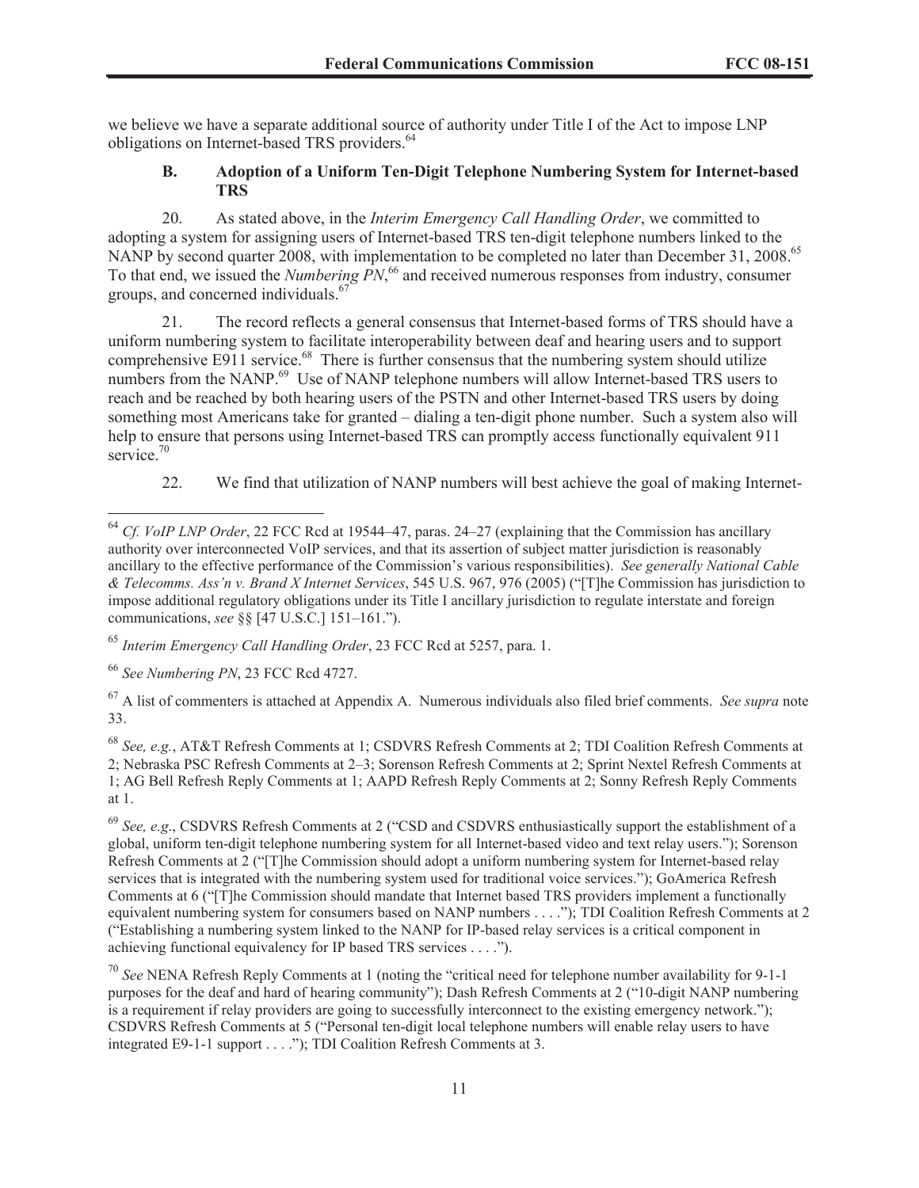we believe we have a separate additional source of authority under Title I of the Act to impose LNP obligations on Internet-based TRS providers.[64]

### B. Adoption of a Uniform Ten-Digit Telephone Numbering System for Internet-based TRS

20. As stated above, in the *Interim Emergency Call Handling Order*, we committed to adopting a system for assigning users of Internet-based TRS ten-digit telephone numbers linked to the NANP by second quarter 2008, with implementation to be completed no later than December 31, 2008.[65] To that end, we issued the *Numbering PN*,[66] and received numerous responses from industry, consumer groups, and concerned individuals.[67]

21. The record reflects a general consensus that Internet-based forms of TRS should have a uniform numbering system to facilitate interoperability between deaf and hearing users and to support comprehensive E911 service.[68] There is further consensus that the numbering system should utilize numbers from the NANP.[69] Use of NANP telephone numbers will allow Internet-based TRS users to reach and be reached by both hearing users of the PSTN and other Internet-based TRS users by doing something most Americans take for granted – dialing a ten-digit phone number. Such a system also will help to ensure that persons using Internet-based TRS can promptly access functionally equivalent 911 service.[70]

22. We find that utilization of NANP numbers will best achieve the goal of making Internet-

---

[64] *Cf. VoIP LNP Order*, 22 FCC Rcd at 19544–47, paras. 24–27 (explaining that the Commission has ancillary authority over interconnected VoIP services, and that its assertion of subject matter jurisdiction is reasonably ancillary to the effective performance of the Commission's various responsibilities). *See generally National Cable & Telecomms. Ass'n v. Brand X Internet Services*, 545 U.S. 967, 976 (2005) ("[T]he Commission has jurisdiction to impose additional regulatory obligations under its Title I ancillary jurisdiction to regulate interstate and foreign communications, *see* §§ [47 U.S.C.] 151–161.").

[65] *Interim Emergency Call Handling Order*, 23 FCC Rcd at 5257, para. 1.

[66] *See Numbering PN*, 23 FCC Rcd 4727.

[67] A list of commenters is attached at Appendix A. Numerous individuals also filed brief comments. *See supra* note 33.

[68] *See, e.g.*, AT&T Refresh Comments at 1; CSDVRS Refresh Comments at 2; TDI Coalition Refresh Comments at 2; Nebraska PSC Refresh Comments at 2–3; Sorenson Refresh Comments at 2; Sprint Nextel Refresh Comments at 1; AG Bell Refresh Reply Comments at 1; AAPD Refresh Reply Comments at 2; Sonny Refresh Reply Comments at 1.

[69] *See, e.g*., CSDVRS Refresh Comments at 2 ("CSD and CSDVRS enthusiastically support the establishment of a global, uniform ten-digit telephone numbering system for all Internet-based video and text relay users."); Sorenson Refresh Comments at 2 ("[T]he Commission should adopt a uniform numbering system for Internet-based relay services that is integrated with the numbering system used for traditional voice services."); GoAmerica Refresh Comments at 6 ("[T]he Commission should mandate that Internet based TRS providers implement a functionally equivalent numbering system for consumers based on NANP numbers . . . ."); TDI Coalition Refresh Comments at 2 ("Establishing a numbering system linked to the NANP for IP-based relay services is a critical component in achieving functional equivalency for IP based TRS services . . . .").

[70] *See* NENA Refresh Reply Comments at 1 (noting the "critical need for telephone number availability for 9-1-1 purposes for the deaf and hard of hearing community"); Dash Refresh Comments at 2 ("10-digit NANP numbering is a requirement if relay providers are going to successfully interconnect to the existing emergency network."); CSDVRS Refresh Comments at 5 ("Personal ten-digit local telephone numbers will enable relay users to have integrated E9-1-1 support . . . ."); TDI Coalition Refresh Comments at 3.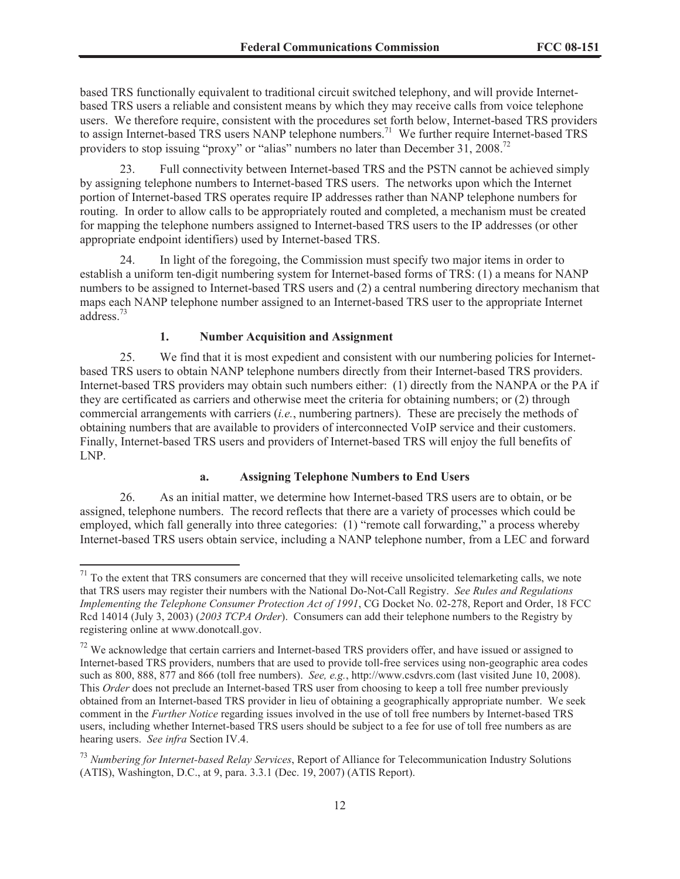based TRS functionally equivalent to traditional circuit switched telephony, and will provide Internet-based TRS users a reliable and consistent means by which they may receive calls from voice telephone users. We therefore require, consistent with the procedures set forth below, Internet-based TRS providers to assign Internet-based TRS users NANP telephone numbers.[71] We further require Internet-based TRS providers to stop issuing "proxy" or "alias" numbers no later than December 31, 2008.[72]

23. Full connectivity between Internet-based TRS and the PSTN cannot be achieved simply by assigning telephone numbers to Internet-based TRS users. The networks upon which the Internet portion of Internet-based TRS operates require IP addresses rather than NANP telephone numbers for routing. In order to allow calls to be appropriately routed and completed, a mechanism must be created for mapping the telephone numbers assigned to Internet-based TRS users to the IP addresses (or other appropriate endpoint identifiers) used by Internet-based TRS.

24. In light of the foregoing, the Commission must specify two major items in order to establish a uniform ten-digit numbering system for Internet-based forms of TRS: (1) a means for NANP numbers to be assigned to Internet-based TRS users and (2) a central numbering directory mechanism that maps each NANP telephone number assigned to an Internet-based TRS user to the appropriate Internet address.[73]

### 1. Number Acquisition and Assignment

25. We find that it is most expedient and consistent with our numbering policies for Internet-based TRS users to obtain NANP telephone numbers directly from their Internet-based TRS providers. Internet-based TRS providers may obtain such numbers either: (1) directly from the NANPA or the PA if they are certificated as carriers and otherwise meet the criteria for obtaining numbers; or (2) through commercial arrangements with carriers (*i.e.*, numbering partners). These are precisely the methods of obtaining numbers that are available to providers of interconnected VoIP service and their customers. Finally, Internet-based TRS users and providers of Internet-based TRS will enjoy the full benefits of LNP.

#### a. Assigning Telephone Numbers to End Users

26. As an initial matter, we determine how Internet-based TRS users are to obtain, or be assigned, telephone numbers. The record reflects that there are a variety of processes which could be employed, which fall generally into three categories: (1) "remote call forwarding," a process whereby Internet-based TRS users obtain service, including a NANP telephone number, from a LEC and forward

---

[71] To the extent that TRS consumers are concerned that they will receive unsolicited telemarketing calls, we note that TRS users may register their numbers with the National Do-Not-Call Registry. *See Rules and Regulations Implementing the Telephone Consumer Protection Act of 1991*, CG Docket No. 02-278, Report and Order, 18 FCC Rcd 14014 (July 3, 2003) (*2003 TCPA Order*). Consumers can add their telephone numbers to the Registry by registering online at www.donotcall.gov.

[72] We acknowledge that certain carriers and Internet-based TRS providers offer, and have issued or assigned to Internet-based TRS providers, numbers that are used to provide toll-free services using non-geographic area codes such as 800, 888, 877 and 866 (toll free numbers). *See, e.g.*, http://www.csdvrs.com (last visited June 10, 2008). This *Order* does not preclude an Internet-based TRS user from choosing to keep a toll free number previously obtained from an Internet-based TRS provider in lieu of obtaining a geographically appropriate number. We seek comment in the *Further Notice* regarding issues involved in the use of toll free numbers by Internet-based TRS users, including whether Internet-based TRS users should be subject to a fee for use of toll free numbers as are hearing users. *See infra* Section IV.4.

[73] *Numbering for Internet-based Relay Services*, Report of Alliance for Telecommunication Industry Solutions (ATIS), Washington, D.C., at 9, para. 3.3.1 (Dec. 19, 2007) (ATIS Report).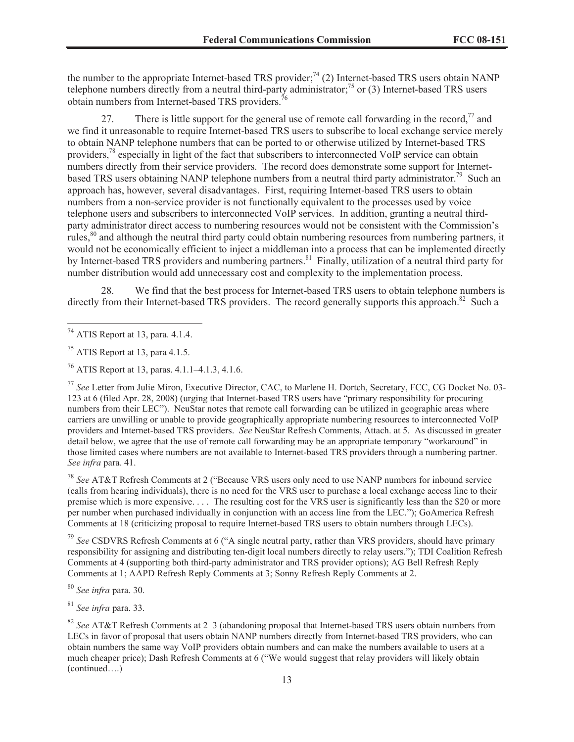the number to the appropriate Internet-based TRS provider;[74] (2) Internet-based TRS users obtain NANP telephone numbers directly from a neutral third-party administrator;[75] or (3) Internet-based TRS users obtain numbers from Internet-based TRS providers.[76]

27. There is little support for the general use of remote call forwarding in the record,[77] and we find it unreasonable to require Internet-based TRS users to subscribe to local exchange service merely to obtain NANP telephone numbers that can be ported to or otherwise utilized by Internet-based TRS providers,[78] especially in light of the fact that subscribers to interconnected VoIP service can obtain numbers directly from their service providers. The record does demonstrate some support for Internet-based TRS users obtaining NANP telephone numbers from a neutral third party administrator.[79] Such an approach has, however, several disadvantages. First, requiring Internet-based TRS users to obtain numbers from a non-service provider is not functionally equivalent to the processes used by voice telephone users and subscribers to interconnected VoIP services. In addition, granting a neutral third-party administrator direct access to numbering resources would not be consistent with the Commission's rules,[80] and although the neutral third party could obtain numbering resources from numbering partners, it would not be economically efficient to inject a middleman into a process that can be implemented directly by Internet-based TRS providers and numbering partners.[81] Finally, utilization of a neutral third party for number distribution would add unnecessary cost and complexity to the implementation process.

28. We find that the best process for Internet-based TRS users to obtain telephone numbers is directly from their Internet-based TRS providers. The record generally supports this approach.[82] Such a

---

[74] ATIS Report at 13, para. 4.1.4.

[75] ATIS Report at 13, para 4.1.5.

[76] ATIS Report at 13, paras. 4.1.1–4.1.3, 4.1.6.

[77] *See* Letter from Julie Miron, Executive Director, CAC, to Marlene H. Dortch, Secretary, FCC, CG Docket No. 03-123 at 6 (filed Apr. 28, 2008) (urging that Internet-based TRS users have "primary responsibility for procuring numbers from their LEC"). NeuStar notes that remote call forwarding can be utilized in geographic areas where carriers are unwilling or unable to provide geographically appropriate numbering resources to interconnected VoIP providers and Internet-based TRS providers. *See* NeuStar Refresh Comments, Attach. at 5. As discussed in greater detail below, we agree that the use of remote call forwarding may be an appropriate temporary "workaround" in those limited cases where numbers are not available to Internet-based TRS providers through a numbering partner. *See infra* para. 41.

[78] *See* AT&T Refresh Comments at 2 ("Because VRS users only need to use NANP numbers for inbound service (calls from hearing individuals), there is no need for the VRS user to purchase a local exchange access line to their premise which is more expensive. . . . The resulting cost for the VRS user is significantly less than the $20 or more per number when purchased individually in conjunction with an access line from the LEC."); GoAmerica Refresh Comments at 18 (criticizing proposal to require Internet-based TRS users to obtain numbers through LECs).

[79] *See* CSDVRS Refresh Comments at 6 ("A single neutral party, rather than VRS providers, should have primary responsibility for assigning and distributing ten-digit local numbers directly to relay users."); TDI Coalition Refresh Comments at 4 (supporting both third-party administrator and TRS provider options); AG Bell Refresh Reply Comments at 1; AAPD Refresh Reply Comments at 3; Sonny Refresh Reply Comments at 2.

[80] *See infra* para. 30.

[81] *See infra* para. 33.

[82] *See* AT&T Refresh Comments at 2–3 (abandoning proposal that Internet-based TRS users obtain numbers from LECs in favor of proposal that users obtain NANP numbers directly from Internet-based TRS providers, who can obtain numbers the same way VoIP providers obtain numbers and can make the numbers available to users at a much cheaper price); Dash Refresh Comments at 6 ("We would suggest that relay providers will likely obtain (continued….)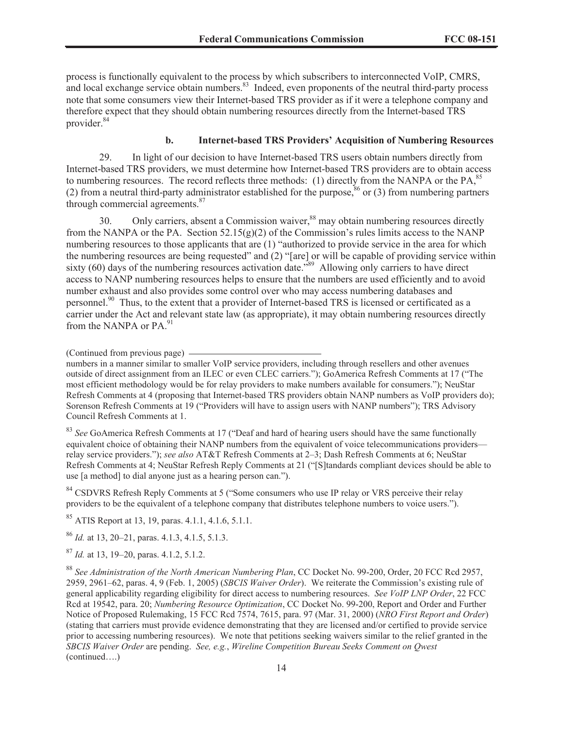process is functionally equivalent to the process by which subscribers to interconnected VoIP, CMRS, and local exchange service obtain numbers.[83] Indeed, even proponents of the neutral third-party process note that some consumers view their Internet-based TRS provider as if it were a telephone company and therefore expect that they should obtain numbering resources directly from the Internet-based TRS provider.[84]

### b. Internet-based TRS Providers' Acquisition of Numbering Resources

29. In light of our decision to have Internet-based TRS users obtain numbers directly from Internet-based TRS providers, we must determine how Internet-based TRS providers are to obtain access to numbering resources. The record reflects three methods: (1) directly from the NANPA or the PA,[85] (2) from a neutral third-party administrator established for the purpose,[86] or (3) from numbering partners through commercial agreements.[87]

30. Only carriers, absent a Commission waiver,[88] may obtain numbering resources directly from the NANPA or the PA. Section 52.15(g)(2) of the Commission's rules limits access to the NANP numbering resources to those applicants that are (1) "authorized to provide service in the area for which the numbering resources are being requested" and (2) "[are] or will be capable of providing service within sixty (60) days of the numbering resources activation date."[89] Allowing only carriers to have direct access to NANP numbering resources helps to ensure that the numbers are used efficiently and to avoid number exhaust and also provides some control over who may access numbering databases and personnel.[90] Thus, to the extent that a provider of Internet-based TRS is licensed or certificated as a carrier under the Act and relevant state law (as appropriate), it may obtain numbering resources directly from the NANPA or PA.[91]

(Continued from previous page)

numbers in a manner similar to smaller VoIP service providers, including through resellers and other avenues outside of direct assignment from an ILEC or even CLEC carriers."); GoAmerica Refresh Comments at 17 ("The most efficient methodology would be for relay providers to make numbers available for consumers."); NeuStar Refresh Comments at 4 (proposing that Internet-based TRS providers obtain NANP numbers as VoIP providers do); Sorenson Refresh Comments at 19 ("Providers will have to assign users with NANP numbers"); TRS Advisory Council Refresh Comments at 1.

[83] *See* GoAmerica Refresh Comments at 17 ("Deaf and hard of hearing users should have the same functionally equivalent choice of obtaining their NANP numbers from the equivalent of voice telecommunications providers—relay service providers."); *see also* AT&T Refresh Comments at 2–3; Dash Refresh Comments at 6; NeuStar Refresh Comments at 4; NeuStar Refresh Reply Comments at 21 ("[S]tandards compliant devices should be able to use [a method] to dial anyone just as a hearing person can.").

[84] CSDVRS Refresh Reply Comments at 5 ("Some consumers who use IP relay or VRS perceive their relay providers to be the equivalent of a telephone company that distributes telephone numbers to voice users.").

[85] ATIS Report at 13, 19, paras. 4.1.1, 4.1.6, 5.1.1.

[86] *Id.* at 13, 20–21, paras. 4.1.3, 4.1.5, 5.1.3.

[87] *Id.* at 13, 19–20, paras. 4.1.2, 5.1.2.

[88] *See Administration of the North American Numbering Plan*, CC Docket No. 99-200, Order, 20 FCC Rcd 2957, 2959, 2961–62, paras. 4, 9 (Feb. 1, 2005) (*SBCIS Waiver Order*). We reiterate the Commission's existing rule of general applicability regarding eligibility for direct access to numbering resources. *See VoIP LNP Order*, 22 FCC Rcd at 19542, para. 20; *Numbering Resource Optimization*, CC Docket No. 99-200, Report and Order and Further Notice of Proposed Rulemaking, 15 FCC Rcd 7574, 7615, para. 97 (Mar. 31, 2000) (*NRO First Report and Order*) (stating that carriers must provide evidence demonstrating that they are licensed and/or certified to provide service prior to accessing numbering resources). We note that petitions seeking waivers similar to the relief granted in the *SBCIS Waiver Order* are pending. *See, e.g.*, *Wireline Competition Bureau Seeks Comment on Qwest*

(continued….)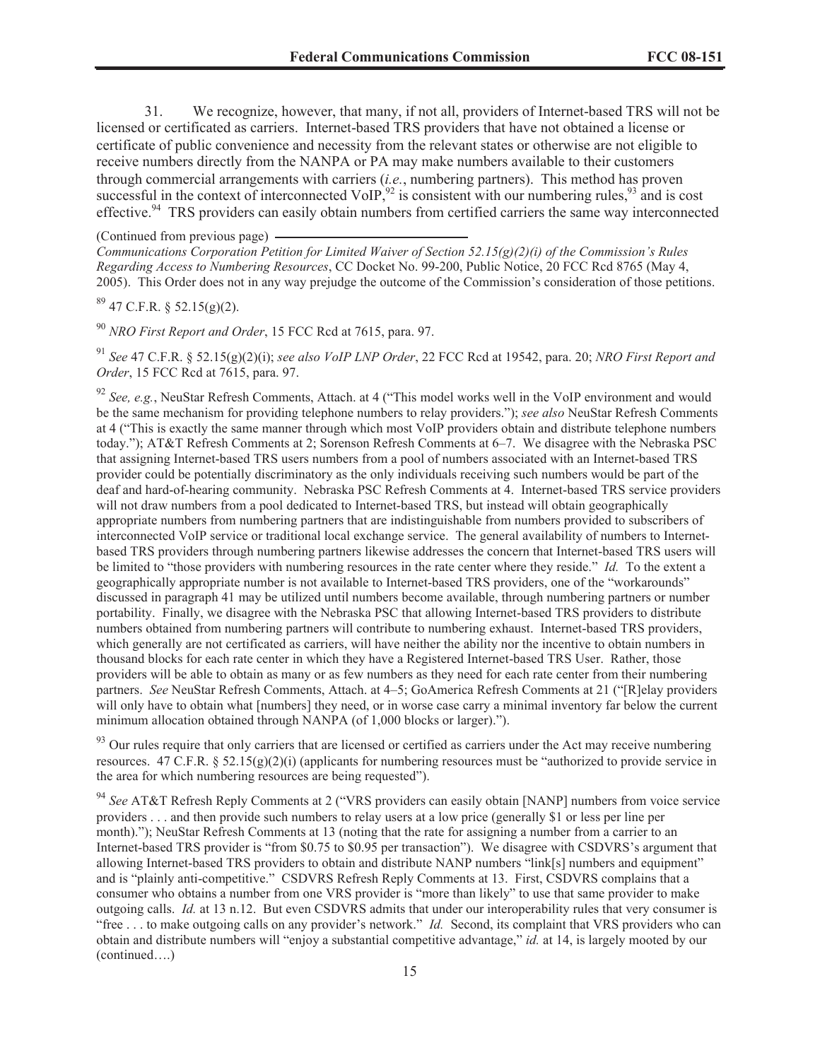31. We recognize, however, that many, if not all, providers of Internet-based TRS will not be licensed or certificated as carriers. Internet-based TRS providers that have not obtained a license or certificate of public convenience and necessity from the relevant states or otherwise are not eligible to receive numbers directly from the NANPA or PA may make numbers available to their customers through commercial arrangements with carriers (*i.e.*, numbering partners). This method has proven successful in the context of interconnected VoIP,[92] is consistent with our numbering rules,[93] and is cost effective.[94] TRS providers can easily obtain numbers from certified carriers the same way interconnected

(Continued from previous page)

*Communications Corporation Petition for Limited Waiver of Section 52.15(g)(2)(i) of the Commission's Rules Regarding Access to Numbering Resources*, CC Docket No. 99-200, Public Notice, 20 FCC Rcd 8765 (May 4, 2005). This Order does not in any way prejudge the outcome of the Commission's consideration of those petitions.

[89] 47 C.F.R. § 52.15(g)(2).

[90] *NRO First Report and Order*, 15 FCC Rcd at 7615, para. 97.

[91] *See* 47 C.F.R. § 52.15(g)(2)(i); *see also VoIP LNP Order*, 22 FCC Rcd at 19542, para. 20; *NRO First Report and Order*, 15 FCC Rcd at 7615, para. 97.

[92] *See, e.g.*, NeuStar Refresh Comments, Attach. at 4 ("This model works well in the VoIP environment and would be the same mechanism for providing telephone numbers to relay providers."); *see also* NeuStar Refresh Comments at 4 ("This is exactly the same manner through which most VoIP providers obtain and distribute telephone numbers today."); AT&T Refresh Comments at 2; Sorenson Refresh Comments at 6–7. We disagree with the Nebraska PSC that assigning Internet-based TRS users numbers from a pool of numbers associated with an Internet-based TRS provider could be potentially discriminatory as the only individuals receiving such numbers would be part of the deaf and hard-of-hearing community. Nebraska PSC Refresh Comments at 4. Internet-based TRS service providers will not draw numbers from a pool dedicated to Internet-based TRS, but instead will obtain geographically appropriate numbers from numbering partners that are indistinguishable from numbers provided to subscribers of interconnected VoIP service or traditional local exchange service. The general availability of numbers to Internet-based TRS providers through numbering partners likewise addresses the concern that Internet-based TRS users will be limited to "those providers with numbering resources in the rate center where they reside." *Id.* To the extent a geographically appropriate number is not available to Internet-based TRS providers, one of the "workarounds" discussed in paragraph 41 may be utilized until numbers become available, through numbering partners or number portability. Finally, we disagree with the Nebraska PSC that allowing Internet-based TRS providers to distribute numbers obtained from numbering partners will contribute to numbering exhaust. Internet-based TRS providers, which generally are not certificated as carriers, will have neither the ability nor the incentive to obtain numbers in thousand blocks for each rate center in which they have a Registered Internet-based TRS User. Rather, those providers will be able to obtain as many or as few numbers as they need for each rate center from their numbering partners. *See* NeuStar Refresh Comments, Attach. at 4–5; GoAmerica Refresh Comments at 21 ("[R]elay providers will only have to obtain what [numbers] they need, or in worse case carry a minimal inventory far below the current minimum allocation obtained through NANPA (of 1,000 blocks or larger).").

[93] Our rules require that only carriers that are licensed or certified as carriers under the Act may receive numbering resources. 47 C.F.R. § 52.15(g)(2)(i) (applicants for numbering resources must be "authorized to provide service in the area for which numbering resources are being requested").

[94] *See* AT&T Refresh Reply Comments at 2 ("VRS providers can easily obtain [NANP] numbers from voice service providers . . . and then provide such numbers to relay users at a low price (generally $1 or less per line per month)."); NeuStar Refresh Comments at 13 (noting that the rate for assigning a number from a carrier to an Internet-based TRS provider is "from $0.75 to $0.95 per transaction"). We disagree with CSDVRS's argument that allowing Internet-based TRS providers to obtain and distribute NANP numbers "link[s] numbers and equipment" and is "plainly anti-competitive." CSDVRS Refresh Reply Comments at 13. First, CSDVRS complains that a consumer who obtains a number from one VRS provider is "more than likely" to use that same provider to make outgoing calls. *Id.* at 13 n.12. But even CSDVRS admits that under our interoperability rules that very consumer is "free . . . to make outgoing calls on any provider's network." *Id.* Second, its complaint that VRS providers who can obtain and distribute numbers will "enjoy a substantial competitive advantage," *id.* at 14, is largely mooted by our (continued….)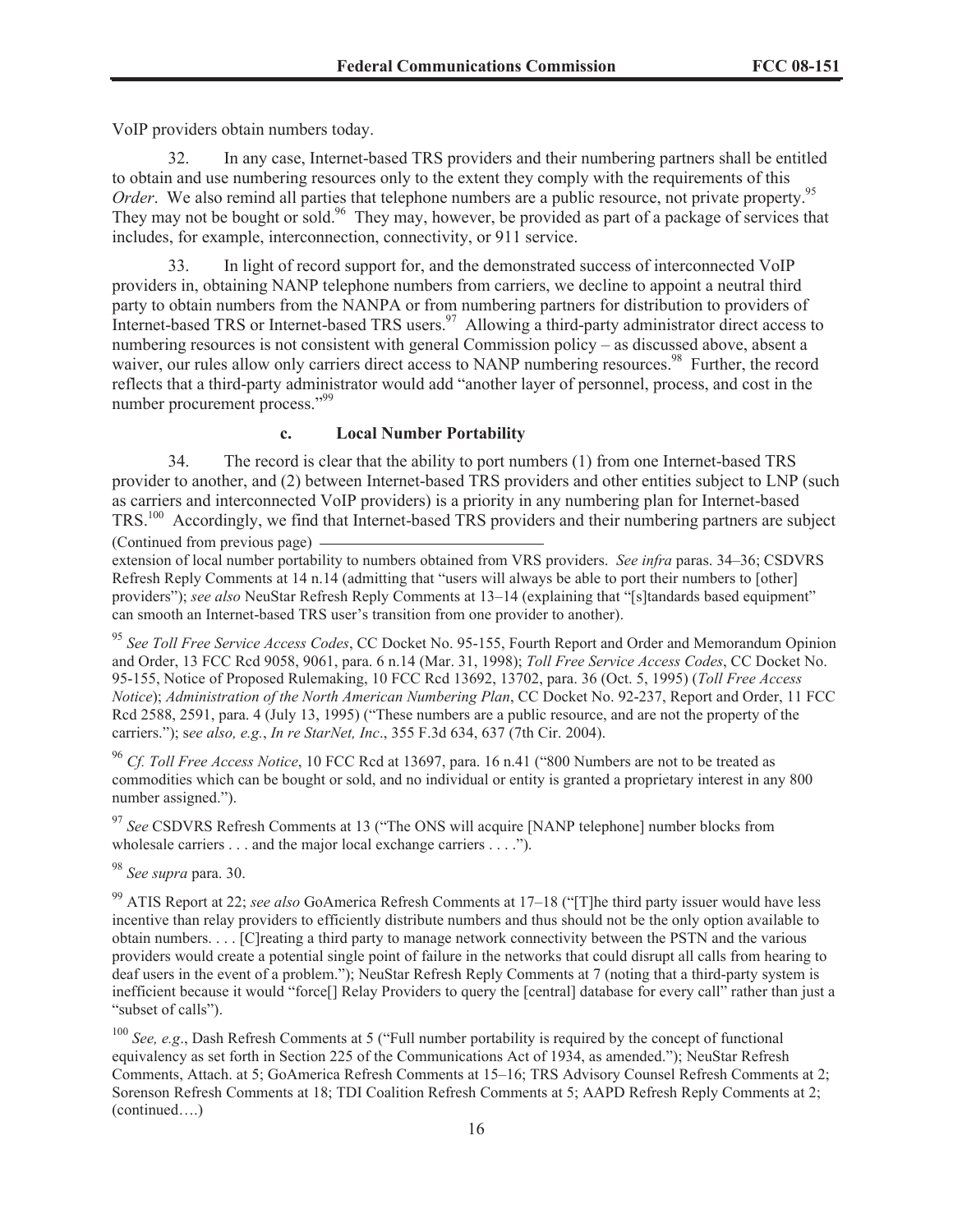VoIP providers obtain numbers today.

32. In any case, Internet-based TRS providers and their numbering partners shall be entitled to obtain and use numbering resources only to the extent they comply with the requirements of this *Order*. We also remind all parties that telephone numbers are a public resource, not private property.[95] They may not be bought or sold.[96] They may, however, be provided as part of a package of services that includes, for example, interconnection, connectivity, or 911 service.

33. In light of record support for, and the demonstrated success of interconnected VoIP providers in, obtaining NANP telephone numbers from carriers, we decline to appoint a neutral third party to obtain numbers from the NANPA or from numbering partners for distribution to providers of Internet-based TRS or Internet-based TRS users.[97] Allowing a third-party administrator direct access to numbering resources is not consistent with general Commission policy – as discussed above, absent a waiver, our rules allow only carriers direct access to NANP numbering resources.[98] Further, the record reflects that a third-party administrator would add "another layer of personnel, process, and cost in the number procurement process."[99]

#### c. Local Number Portability

34. The record is clear that the ability to port numbers (1) from one Internet-based TRS provider to another, and (2) between Internet-based TRS providers and other entities subject to LNP (such as carriers and interconnected VoIP providers) is a priority in any numbering plan for Internet-based TRS.[100] Accordingly, we find that Internet-based TRS providers and their numbering partners are subject

(Continued from previous page)

extension of local number portability to numbers obtained from VRS providers. *See infra* paras. 34–36; CSDVRS Refresh Reply Comments at 14 n.14 (admitting that "users will always be able to port their numbers to [other] providers"); *see also* NeuStar Refresh Reply Comments at 13–14 (explaining that "[s]tandards based equipment" can smooth an Internet-based TRS user's transition from one provider to another).

[95] *See Toll Free Service Access Codes*, CC Docket No. 95-155, Fourth Report and Order and Memorandum Opinion and Order, 13 FCC Rcd 9058, 9061, para. 6 n.14 (Mar. 31, 1998); *Toll Free Service Access Codes*, CC Docket No. 95-155, Notice of Proposed Rulemaking, 10 FCC Rcd 13692, 13702, para. 36 (Oct. 5, 1995) (*Toll Free Access Notice*); *Administration of the North American Numbering Plan*, CC Docket No. 92-237, Report and Order, 11 FCC Rcd 2588, 2591, para. 4 (July 13, 1995) ("These numbers are a public resource, and are not the property of the carriers."); s*ee also, e.g.*, *In re StarNet, Inc*., 355 F.3d 634, 637 (7th Cir. 2004).

[96] *Cf. Toll Free Access Notice*, 10 FCC Rcd at 13697, para. 16 n.41 ("800 Numbers are not to be treated as commodities which can be bought or sold, and no individual or entity is granted a proprietary interest in any 800 number assigned.").

[97] *See* CSDVRS Refresh Comments at 13 ("The ONS will acquire [NANP telephone] number blocks from wholesale carriers . . . and the major local exchange carriers . . . .").

[98] *See supra* para. 30.

[99] ATIS Report at 22; *see also* GoAmerica Refresh Comments at 17–18 ("[T]he third party issuer would have less incentive than relay providers to efficiently distribute numbers and thus should not be the only option available to obtain numbers. . . . [C]reating a third party to manage network connectivity between the PSTN and the various providers would create a potential single point of failure in the networks that could disrupt all calls from hearing to deaf users in the event of a problem."); NeuStar Refresh Reply Comments at 7 (noting that a third-party system is inefficient because it would "force[] Relay Providers to query the [central] database for every call" rather than just a "subset of calls").

[100] *See, e.g*., Dash Refresh Comments at 5 ("Full number portability is required by the concept of functional equivalency as set forth in Section 225 of the Communications Act of 1934, as amended."); NeuStar Refresh Comments, Attach. at 5; GoAmerica Refresh Comments at 15–16; TRS Advisory Counsel Refresh Comments at 2; Sorenson Refresh Comments at 18; TDI Coalition Refresh Comments at 5; AAPD Refresh Reply Comments at 2; (continued….)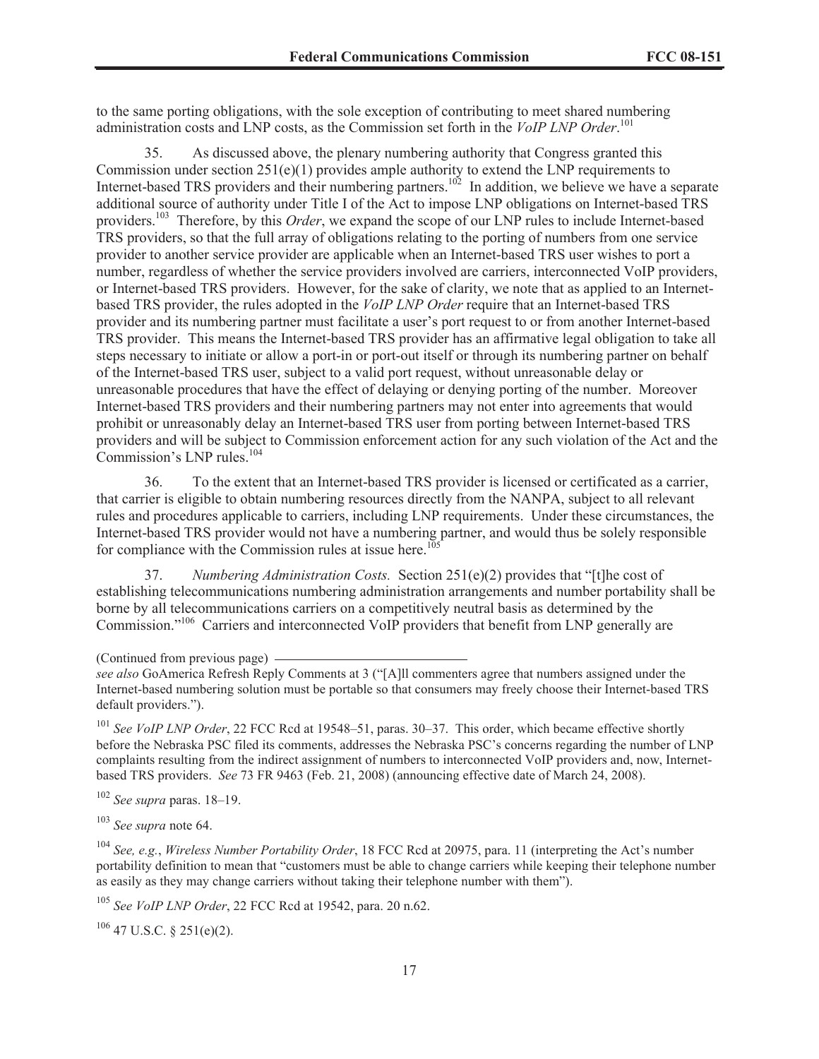to the same porting obligations, with the sole exception of contributing to meet shared numbering administration costs and LNP costs, as the Commission set forth in the *VoIP LNP Order*.[101]

35. As discussed above, the plenary numbering authority that Congress granted this Commission under section 251(e)(1) provides ample authority to extend the LNP requirements to Internet-based TRS providers and their numbering partners.[102] In addition, we believe we have a separate additional source of authority under Title I of the Act to impose LNP obligations on Internet-based TRS providers.[103] Therefore, by this *Order*, we expand the scope of our LNP rules to include Internet-based TRS providers, so that the full array of obligations relating to the porting of numbers from one service provider to another service provider are applicable when an Internet-based TRS user wishes to port a number, regardless of whether the service providers involved are carriers, interconnected VoIP providers, or Internet-based TRS providers. However, for the sake of clarity, we note that as applied to an Internet-based TRS provider, the rules adopted in the *VoIP LNP Order* require that an Internet-based TRS provider and its numbering partner must facilitate a user's port request to or from another Internet-based TRS provider. This means the Internet-based TRS provider has an affirmative legal obligation to take all steps necessary to initiate or allow a port-in or port-out itself or through its numbering partner on behalf of the Internet-based TRS user, subject to a valid port request, without unreasonable delay or unreasonable procedures that have the effect of delaying or denying porting of the number. Moreover Internet-based TRS providers and their numbering partners may not enter into agreements that would prohibit or unreasonably delay an Internet-based TRS user from porting between Internet-based TRS providers and will be subject to Commission enforcement action for any such violation of the Act and the Commission's LNP rules.[104]

36. To the extent that an Internet-based TRS provider is licensed or certificated as a carrier, that carrier is eligible to obtain numbering resources directly from the NANPA, subject to all relevant rules and procedures applicable to carriers, including LNP requirements. Under these circumstances, the Internet-based TRS provider would not have a numbering partner, and would thus be solely responsible for compliance with the Commission rules at issue here.[105]

37. *Numbering Administration Costs.* Section 251(e)(2) provides that "[t]he cost of establishing telecommunications numbering administration arrangements and number portability shall be borne by all telecommunications carriers on a competitively neutral basis as determined by the Commission."[106] Carriers and interconnected VoIP providers that benefit from LNP generally are

(Continued from previous page)

*see also* GoAmerica Refresh Reply Comments at 3 ("[A]ll commenters agree that numbers assigned under the Internet-based numbering solution must be portable so that consumers may freely choose their Internet-based TRS default providers.").

[101] *See VoIP LNP Order*, 22 FCC Rcd at 19548–51, paras. 30–37. This order, which became effective shortly before the Nebraska PSC filed its comments, addresses the Nebraska PSC's concerns regarding the number of LNP complaints resulting from the indirect assignment of numbers to interconnected VoIP providers and, now, Internet-based TRS providers. *See* 73 FR 9463 (Feb. 21, 2008) (announcing effective date of March 24, 2008).

[102] *See supra* paras. 18–19.

[103] *See supra* note 64.

[104] *See, e.g.*, *Wireless Number Portability Order*, 18 FCC Rcd at 20975, para. 11 (interpreting the Act's number portability definition to mean that "customers must be able to change carriers while keeping their telephone number as easily as they may change carriers without taking their telephone number with them").

[105] *See VoIP LNP Order*, 22 FCC Rcd at 19542, para. 20 n.62.

[106] 47 U.S.C. § 251(e)(2).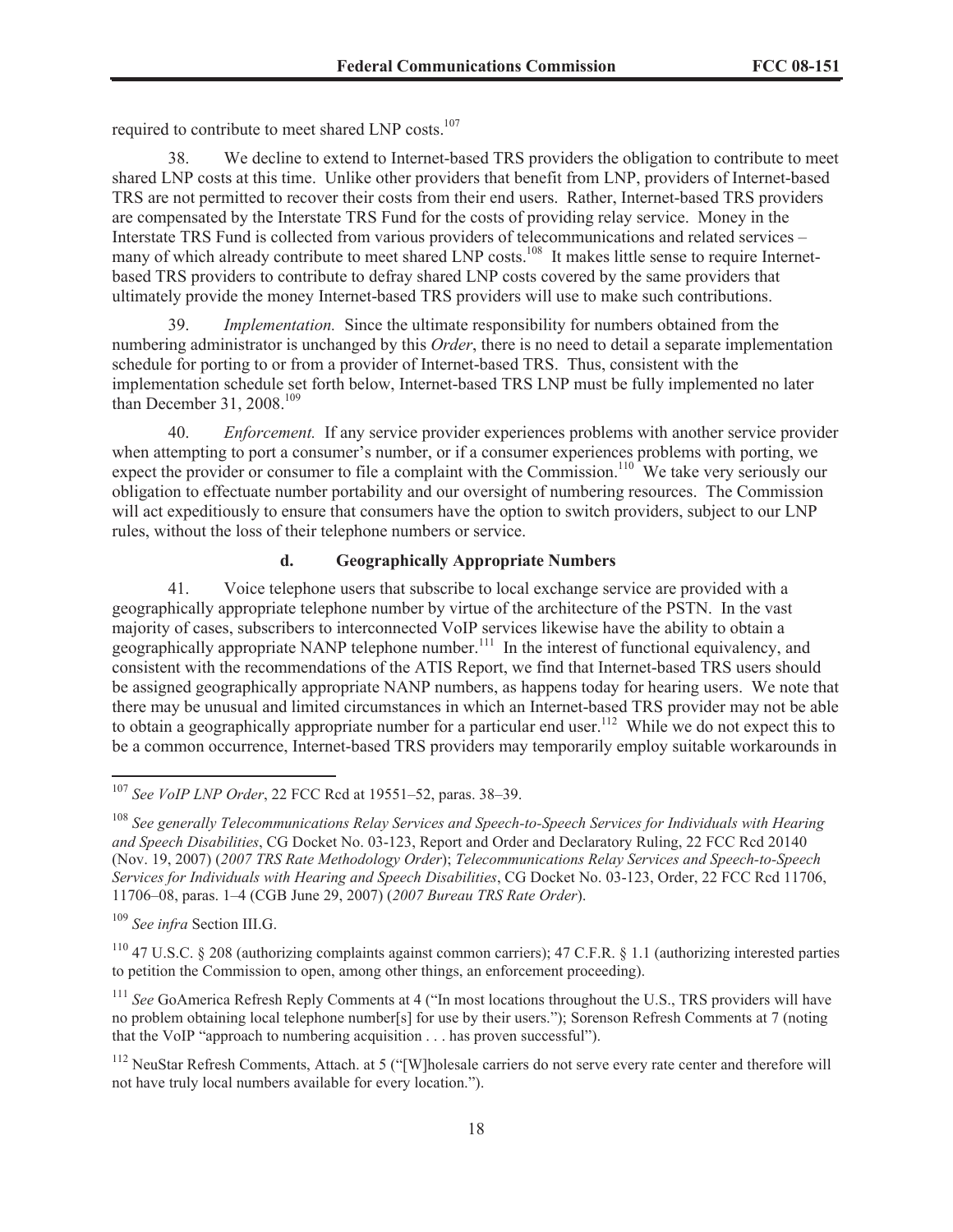required to contribute to meet shared LNP costs.[107]

38. We decline to extend to Internet-based TRS providers the obligation to contribute to meet shared LNP costs at this time. Unlike other providers that benefit from LNP, providers of Internet-based TRS are not permitted to recover their costs from their end users. Rather, Internet-based TRS providers are compensated by the Interstate TRS Fund for the costs of providing relay service. Money in the Interstate TRS Fund is collected from various providers of telecommunications and related services – many of which already contribute to meet shared LNP costs.[108] It makes little sense to require Internet-based TRS providers to contribute to defray shared LNP costs covered by the same providers that ultimately provide the money Internet-based TRS providers will use to make such contributions.

39. *Implementation.* Since the ultimate responsibility for numbers obtained from the numbering administrator is unchanged by this *Order*, there is no need to detail a separate implementation schedule for porting to or from a provider of Internet-based TRS. Thus, consistent with the implementation schedule set forth below, Internet-based TRS LNP must be fully implemented no later than December 31, 2008.[109]

40. *Enforcement.* If any service provider experiences problems with another service provider when attempting to port a consumer's number, or if a consumer experiences problems with porting, we expect the provider or consumer to file a complaint with the Commission.[110] We take very seriously our obligation to effectuate number portability and our oversight of numbering resources. The Commission will act expeditiously to ensure that consumers have the option to switch providers, subject to our LNP rules, without the loss of their telephone numbers or service.

#### d. Geographically Appropriate Numbers

41. Voice telephone users that subscribe to local exchange service are provided with a geographically appropriate telephone number by virtue of the architecture of the PSTN. In the vast majority of cases, subscribers to interconnected VoIP services likewise have the ability to obtain a geographically appropriate NANP telephone number.[111] In the interest of functional equivalency, and consistent with the recommendations of the ATIS Report, we find that Internet-based TRS users should be assigned geographically appropriate NANP numbers, as happens today for hearing users. We note that there may be unusual and limited circumstances in which an Internet-based TRS provider may not be able to obtain a geographically appropriate number for a particular end user.[112] While we do not expect this to be a common occurrence, Internet-based TRS providers may temporarily employ suitable workarounds in

---

[107] *See VoIP LNP Order*, 22 FCC Rcd at 19551–52, paras. 38–39.

[108] *See generally Telecommunications Relay Services and Speech-to-Speech Services for Individuals with Hearing and Speech Disabilities*, CG Docket No. 03-123, Report and Order and Declaratory Ruling, 22 FCC Rcd 20140 (Nov. 19, 2007) (*2007 TRS Rate Methodology Order*); *Telecommunications Relay Services and Speech-to-Speech Services for Individuals with Hearing and Speech Disabilities*, CG Docket No. 03-123, Order, 22 FCC Rcd 11706, 11706–08, paras. 1–4 (CGB June 29, 2007) (*2007 Bureau TRS Rate Order*).

[109] *See infra* Section III.G.

[110] 47 U.S.C. § 208 (authorizing complaints against common carriers); 47 C.F.R. § 1.1 (authorizing interested parties to petition the Commission to open, among other things, an enforcement proceeding).

[111] *See* GoAmerica Refresh Reply Comments at 4 ("In most locations throughout the U.S., TRS providers will have no problem obtaining local telephone number[s] for use by their users."); Sorenson Refresh Comments at 7 (noting that the VoIP "approach to numbering acquisition . . . has proven successful").

[112] NeuStar Refresh Comments, Attach. at 5 ("[W]holesale carriers do not serve every rate center and therefore will not have truly local numbers available for every location.").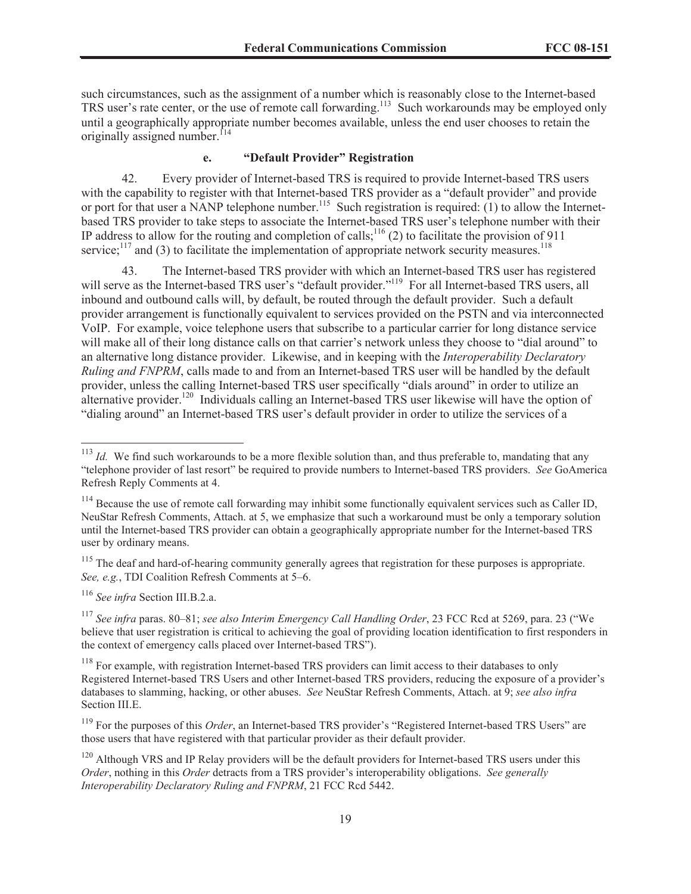such circumstances, such as the assignment of a number which is reasonably close to the Internet-based TRS user's rate center, or the use of remote call forwarding.[113] Such workarounds may be employed only until a geographically appropriate number becomes available, unless the end user chooses to retain the originally assigned number.[114]

#### e. "Default Provider" Registration

42. Every provider of Internet-based TRS is required to provide Internet-based TRS users with the capability to register with that Internet-based TRS provider as a "default provider" and provide or port for that user a NANP telephone number.[115] Such registration is required: (1) to allow the Internet-based TRS provider to take steps to associate the Internet-based TRS user's telephone number with their IP address to allow for the routing and completion of calls;[116] (2) to facilitate the provision of 911 service;[117] and (3) to facilitate the implementation of appropriate network security measures.[118]

43. The Internet-based TRS provider with which an Internet-based TRS user has registered will serve as the Internet-based TRS user's "default provider."[119] For all Internet-based TRS users, all inbound and outbound calls will, by default, be routed through the default provider. Such a default provider arrangement is functionally equivalent to services provided on the PSTN and via interconnected VoIP. For example, voice telephone users that subscribe to a particular carrier for long distance service will make all of their long distance calls on that carrier's network unless they choose to "dial around" to an alternative long distance provider. Likewise, and in keeping with the *Interoperability Declaratory Ruling and FNPRM*, calls made to and from an Internet-based TRS user will be handled by the default provider, unless the calling Internet-based TRS user specifically "dials around" in order to utilize an alternative provider.[120] Individuals calling an Internet-based TRS user likewise will have the option of "dialing around" an Internet-based TRS user's default provider in order to utilize the services of a

---

[113] *Id.* We find such workarounds to be a more flexible solution than, and thus preferable to, mandating that any "telephone provider of last resort" be required to provide numbers to Internet-based TRS providers. *See* GoAmerica Refresh Reply Comments at 4.

[114] Because the use of remote call forwarding may inhibit some functionally equivalent services such as Caller ID, NeuStar Refresh Comments, Attach. at 5, we emphasize that such a workaround must be only a temporary solution until the Internet-based TRS provider can obtain a geographically appropriate number for the Internet-based TRS user by ordinary means.

[115] The deaf and hard-of-hearing community generally agrees that registration for these purposes is appropriate. *See, e.g.*, TDI Coalition Refresh Comments at 5–6.

[116] *See infra* Section III.B.2.a.

[117] *See infra* paras. 80–81; *see also Interim Emergency Call Handling Order*, 23 FCC Rcd at 5269, para. 23 ("We believe that user registration is critical to achieving the goal of providing location identification to first responders in the context of emergency calls placed over Internet-based TRS").

[118] For example, with registration Internet-based TRS providers can limit access to their databases to only Registered Internet-based TRS Users and other Internet-based TRS providers, reducing the exposure of a provider's databases to slamming, hacking, or other abuses. *See* NeuStar Refresh Comments, Attach. at 9; *see also infra* Section III.E.

[119] For the purposes of this *Order*, an Internet-based TRS provider's "Registered Internet-based TRS Users" are those users that have registered with that particular provider as their default provider.

[120] Although VRS and IP Relay providers will be the default providers for Internet-based TRS users under this *Order*, nothing in this *Order* detracts from a TRS provider's interoperability obligations. *See generally Interoperability Declaratory Ruling and FNPRM*, 21 FCC Rcd 5442.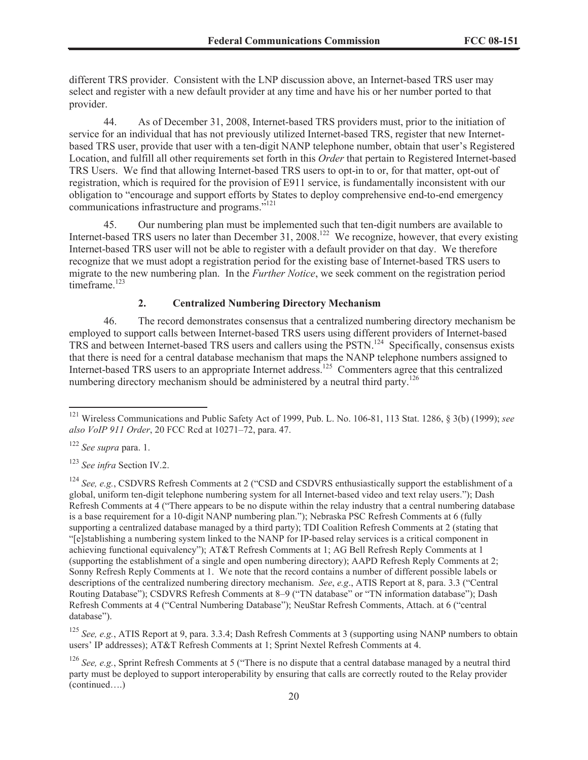different TRS provider. Consistent with the LNP discussion above, an Internet-based TRS user may select and register with a new default provider at any time and have his or her number ported to that provider.

44. As of December 31, 2008, Internet-based TRS providers must, prior to the initiation of service for an individual that has not previously utilized Internet-based TRS, register that new Internet-based TRS user, provide that user with a ten-digit NANP telephone number, obtain that user's Registered Location, and fulfill all other requirements set forth in this *Order* that pertain to Registered Internet-based TRS Users. We find that allowing Internet-based TRS users to opt-in to or, for that matter, opt-out of registration, which is required for the provision of E911 service, is fundamentally inconsistent with our obligation to "encourage and support efforts by States to deploy comprehensive end-to-end emergency communications infrastructure and programs."[121]

45. Our numbering plan must be implemented such that ten-digit numbers are available to Internet-based TRS users no later than December 31, 2008.[122] We recognize, however, that every existing Internet-based TRS user will not be able to register with a default provider on that day. We therefore recognize that we must adopt a registration period for the existing base of Internet-based TRS users to migrate to the new numbering plan. In the *Further Notice*, we seek comment on the registration period timeframe.[123]

### 2. Centralized Numbering Directory Mechanism

46. The record demonstrates consensus that a centralized numbering directory mechanism be employed to support calls between Internet-based TRS users using different providers of Internet-based TRS and between Internet-based TRS users and callers using the PSTN.[124] Specifically, consensus exists that there is need for a central database mechanism that maps the NANP telephone numbers assigned to Internet-based TRS users to an appropriate Internet address.[125] Commenters agree that this centralized numbering directory mechanism should be administered by a neutral third party.[126]

---

[121] Wireless Communications and Public Safety Act of 1999, Pub. L. No. 106-81, 113 Stat. 1286, § 3(b) (1999); *see also VoIP 911 Order*, 20 FCC Rcd at 10271–72, para. 47.

[122] *See supra* para. 1.

[123] *See infra* Section IV.2.

[124] *See, e.g.*, CSDVRS Refresh Comments at 2 ("CSD and CSDVRS enthusiastically support the establishment of a global, uniform ten-digit telephone numbering system for all Internet-based video and text relay users."); Dash Refresh Comments at 4 ("There appears to be no dispute within the relay industry that a central numbering database is a base requirement for a 10-digit NANP numbering plan."); Nebraska PSC Refresh Comments at 6 (fully supporting a centralized database managed by a third party); TDI Coalition Refresh Comments at 2 (stating that "[e]stablishing a numbering system linked to the NANP for IP-based relay services is a critical component in achieving functional equivalency"); AT&T Refresh Comments at 1; AG Bell Refresh Reply Comments at 1 (supporting the establishment of a single and open numbering directory); AAPD Refresh Reply Comments at 2; Sonny Refresh Reply Comments at 1. We note that the record contains a number of different possible labels or descriptions of the centralized numbering directory mechanism. *See*, *e.g*., ATIS Report at 8, para. 3.3 ("Central Routing Database"); CSDVRS Refresh Comments at 8–9 ("TN database" or "TN information database"); Dash Refresh Comments at 4 ("Central Numbering Database"); NeuStar Refresh Comments, Attach. at 6 ("central database").

[125] *See, e.g.*, ATIS Report at 9, para. 3.3.4; Dash Refresh Comments at 3 (supporting using NANP numbers to obtain users' IP addresses); AT&T Refresh Comments at 1; Sprint Nextel Refresh Comments at 4.

[126] *See, e.g.*, Sprint Refresh Comments at 5 ("There is no dispute that a central database managed by a neutral third party must be deployed to support interoperability by ensuring that calls are correctly routed to the Relay provider (continued….)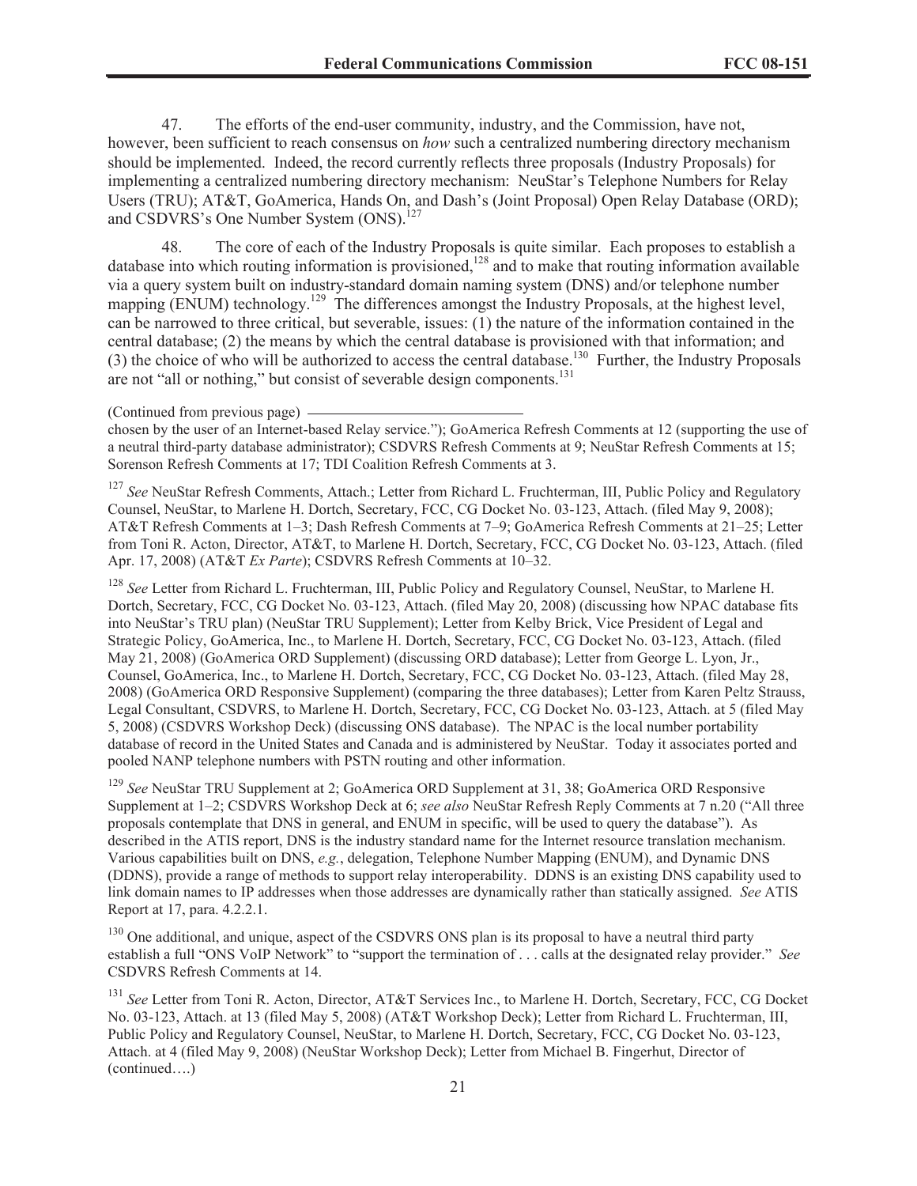47. The efforts of the end-user community, industry, and the Commission, have not, however, been sufficient to reach consensus on *how* such a centralized numbering directory mechanism should be implemented. Indeed, the record currently reflects three proposals (Industry Proposals) for implementing a centralized numbering directory mechanism: NeuStar's Telephone Numbers for Relay Users (TRU); AT&T, GoAmerica, Hands On, and Dash's (Joint Proposal) Open Relay Database (ORD); and CSDVRS's One Number System (ONS).[127]

48. The core of each of the Industry Proposals is quite similar. Each proposes to establish a database into which routing information is provisioned,[128] and to make that routing information available via a query system built on industry-standard domain naming system (DNS) and/or telephone number mapping (ENUM) technology.[129] The differences amongst the Industry Proposals, at the highest level, can be narrowed to three critical, but severable, issues: (1) the nature of the information contained in the central database; (2) the means by which the central database is provisioned with that information; and (3) the choice of who will be authorized to access the central database.[130] Further, the Industry Proposals are not "all or nothing," but consist of severable design components.[131]

(Continued from previous page)
chosen by the user of an Internet-based Relay service."); GoAmerica Refresh Comments at 12 (supporting the use of a neutral third-party database administrator); CSDVRS Refresh Comments at 9; NeuStar Refresh Comments at 15; Sorenson Refresh Comments at 17; TDI Coalition Refresh Comments at 3.

[127] *See* NeuStar Refresh Comments, Attach.; Letter from Richard L. Fruchterman, III, Public Policy and Regulatory Counsel, NeuStar, to Marlene H. Dortch, Secretary, FCC, CG Docket No. 03-123, Attach. (filed May 9, 2008); AT&T Refresh Comments at 1–3; Dash Refresh Comments at 7–9; GoAmerica Refresh Comments at 21–25; Letter from Toni R. Acton, Director, AT&T, to Marlene H. Dortch, Secretary, FCC, CG Docket No. 03-123, Attach. (filed Apr. 17, 2008) (AT&T *Ex Parte*); CSDVRS Refresh Comments at 10–32.

[128] *See* Letter from Richard L. Fruchterman, III, Public Policy and Regulatory Counsel, NeuStar, to Marlene H. Dortch, Secretary, FCC, CG Docket No. 03-123, Attach. (filed May 20, 2008) (discussing how NPAC database fits into NeuStar's TRU plan) (NeuStar TRU Supplement); Letter from Kelby Brick, Vice President of Legal and Strategic Policy, GoAmerica, Inc., to Marlene H. Dortch, Secretary, FCC, CG Docket No. 03-123, Attach. (filed May 21, 2008) (GoAmerica ORD Supplement) (discussing ORD database); Letter from George L. Lyon, Jr., Counsel, GoAmerica, Inc., to Marlene H. Dortch, Secretary, FCC, CG Docket No. 03-123, Attach. (filed May 28, 2008) (GoAmerica ORD Responsive Supplement) (comparing the three databases); Letter from Karen Peltz Strauss, Legal Consultant, CSDVRS, to Marlene H. Dortch, Secretary, FCC, CG Docket No. 03-123, Attach. at 5 (filed May 5, 2008) (CSDVRS Workshop Deck) (discussing ONS database). The NPAC is the local number portability database of record in the United States and Canada and is administered by NeuStar. Today it associates ported and pooled NANP telephone numbers with PSTN routing and other information.

[129] *See* NeuStar TRU Supplement at 2; GoAmerica ORD Supplement at 31, 38; GoAmerica ORD Responsive Supplement at 1–2; CSDVRS Workshop Deck at 6; *see also* NeuStar Refresh Reply Comments at 7 n.20 ("All three proposals contemplate that DNS in general, and ENUM in specific, will be used to query the database"). As described in the ATIS report, DNS is the industry standard name for the Internet resource translation mechanism. Various capabilities built on DNS, *e.g.*, delegation, Telephone Number Mapping (ENUM), and Dynamic DNS (DDNS), provide a range of methods to support relay interoperability. DDNS is an existing DNS capability used to link domain names to IP addresses when those addresses are dynamically rather than statically assigned. *See* ATIS Report at 17, para. 4.2.2.1.

[130] One additional, and unique, aspect of the CSDVRS ONS plan is its proposal to have a neutral third party establish a full "ONS VoIP Network" to "support the termination of . . . calls at the designated relay provider." *See* CSDVRS Refresh Comments at 14.

[131] *See* Letter from Toni R. Acton, Director, AT&T Services Inc., to Marlene H. Dortch, Secretary, FCC, CG Docket No. 03-123, Attach. at 13 (filed May 5, 2008) (AT&T Workshop Deck); Letter from Richard L. Fruchterman, III, Public Policy and Regulatory Counsel, NeuStar, to Marlene H. Dortch, Secretary, FCC, CG Docket No. 03-123, Attach. at 4 (filed May 9, 2008) (NeuStar Workshop Deck); Letter from Michael B. Fingerhut, Director of (continued….)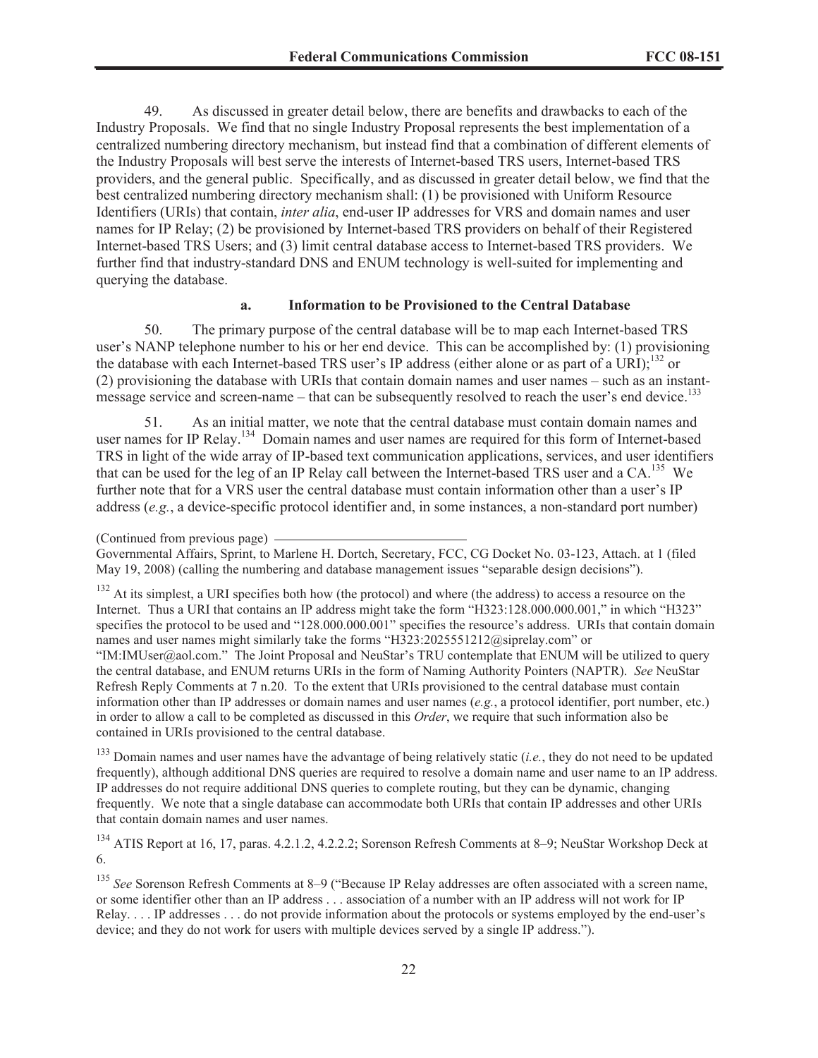49. As discussed in greater detail below, there are benefits and drawbacks to each of the Industry Proposals. We find that no single Industry Proposal represents the best implementation of a centralized numbering directory mechanism, but instead find that a combination of different elements of the Industry Proposals will best serve the interests of Internet-based TRS users, Internet-based TRS providers, and the general public. Specifically, and as discussed in greater detail below, we find that the best centralized numbering directory mechanism shall: (1) be provisioned with Uniform Resource Identifiers (URIs) that contain, *inter alia*, end-user IP addresses for VRS and domain names and user names for IP Relay; (2) be provisioned by Internet-based TRS providers on behalf of their Registered Internet-based TRS Users; and (3) limit central database access to Internet-based TRS providers. We further find that industry-standard DNS and ENUM technology is well-suited for implementing and querying the database.

### a. Information to be Provisioned to the Central Database

50. The primary purpose of the central database will be to map each Internet-based TRS user's NANP telephone number to his or her end device. This can be accomplished by: (1) provisioning the database with each Internet-based TRS user's IP address (either alone or as part of a URI);[132] or (2) provisioning the database with URIs that contain domain names and user names – such as an instant-message service and screen-name – that can be subsequently resolved to reach the user's end device.[133]

51. As an initial matter, we note that the central database must contain domain names and user names for IP Relay.[134] Domain names and user names are required for this form of Internet-based TRS in light of the wide array of IP-based text communication applications, services, and user identifiers that can be used for the leg of an IP Relay call between the Internet-based TRS user and a CA.[135] We further note that for a VRS user the central database must contain information other than a user's IP address (*e.g.*, a device-specific protocol identifier and, in some instances, a non-standard port number)

(Continued from previous page) Governmental Affairs, Sprint, to Marlene H. Dortch, Secretary, FCC, CG Docket No. 03-123, Attach. at 1 (filed May 19, 2008) (calling the numbering and database management issues "separable design decisions").

[132] At its simplest, a URI specifies both how (the protocol) and where (the address) to access a resource on the Internet. Thus a URI that contains an IP address might take the form "H323:128.000.000.001," in which "H323" specifies the protocol to be used and "128.000.000.001" specifies the resource's address. URIs that contain domain names and user names might similarly take the forms "H323:2025551212@siprelay.com" or "IM:IMUser@aol.com." The Joint Proposal and NeuStar's TRU contemplate that ENUM will be utilized to query the central database, and ENUM returns URIs in the form of Naming Authority Pointers (NAPTR). *See* NeuStar Refresh Reply Comments at 7 n.20. To the extent that URIs provisioned to the central database must contain information other than IP addresses or domain names and user names (*e.g.*, a protocol identifier, port number, etc.) in order to allow a call to be completed as discussed in this *Order*, we require that such information also be contained in URIs provisioned to the central database.

[133] Domain names and user names have the advantage of being relatively static (*i.e.*, they do not need to be updated frequently), although additional DNS queries are required to resolve a domain name and user name to an IP address. IP addresses do not require additional DNS queries to complete routing, but they can be dynamic, changing frequently. We note that a single database can accommodate both URIs that contain IP addresses and other URIs that contain domain names and user names.

[134] ATIS Report at 16, 17, paras. 4.2.1.2, 4.2.2.2; Sorenson Refresh Comments at 8–9; NeuStar Workshop Deck at 6.

[135] *See* Sorenson Refresh Comments at 8–9 ("Because IP Relay addresses are often associated with a screen name, or some identifier other than an IP address . . . association of a number with an IP address will not work for IP Relay. . . . IP addresses . . . do not provide information about the protocols or systems employed by the end-user's device; and they do not work for users with multiple devices served by a single IP address.").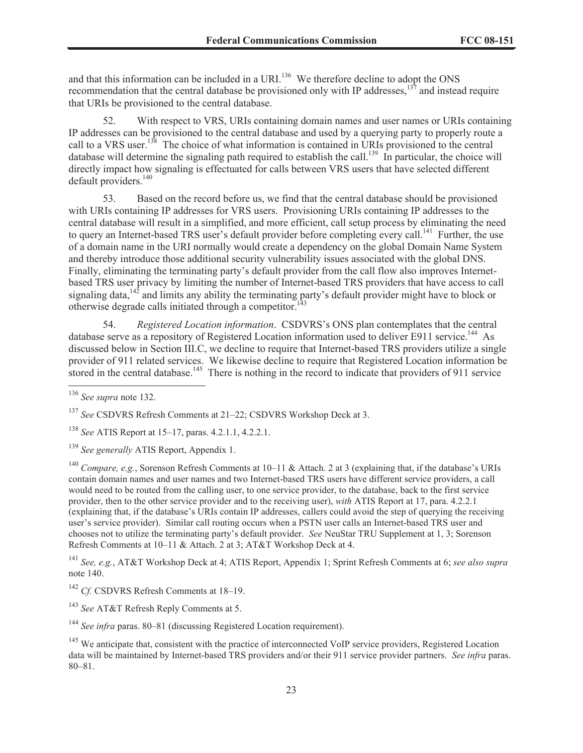and that this information can be included in a URI.[136] We therefore decline to adopt the ONS recommendation that the central database be provisioned only with IP addresses,[137] and instead require that URIs be provisioned to the central database.

52. With respect to VRS, URIs containing domain names and user names or URIs containing IP addresses can be provisioned to the central database and used by a querying party to properly route a call to a VRS user.[138] The choice of what information is contained in URIs provisioned to the central database will determine the signaling path required to establish the call.[139] In particular, the choice will directly impact how signaling is effectuated for calls between VRS users that have selected different default providers.[140]

53. Based on the record before us, we find that the central database should be provisioned with URIs containing IP addresses for VRS users. Provisioning URIs containing IP addresses to the central database will result in a simplified, and more efficient, call setup process by eliminating the need to query an Internet-based TRS user's default provider before completing every call.[141] Further, the use of a domain name in the URI normally would create a dependency on the global Domain Name System and thereby introduce those additional security vulnerability issues associated with the global DNS. Finally, eliminating the terminating party's default provider from the call flow also improves Internet-based TRS user privacy by limiting the number of Internet-based TRS providers that have access to call signaling data,[142] and limits any ability the terminating party's default provider might have to block or otherwise degrade calls initiated through a competitor.[143]

54. *Registered Location information*. CSDVRS's ONS plan contemplates that the central database serve as a repository of Registered Location information used to deliver E911 service.[144] As discussed below in Section III.C, we decline to require that Internet-based TRS providers utilize a single provider of 911 related services. We likewise decline to require that Registered Location information be stored in the central database.[145] There is nothing in the record to indicate that providers of 911 service

---

[136] *See supra* note 132.

[137] *See* CSDVRS Refresh Comments at 21–22; CSDVRS Workshop Deck at 3.

[138] *See* ATIS Report at 15–17, paras. 4.2.1.1, 4.2.2.1.

[139] *See generally* ATIS Report, Appendix 1.

[140] *Compare, e.g.*, Sorenson Refresh Comments at 10–11 & Attach. 2 at 3 (explaining that, if the database's URIs contain domain names and user names and two Internet-based TRS users have different service providers, a call would need to be routed from the calling user, to one service provider, to the database, back to the first service provider, then to the other service provider and to the receiving user), *with* ATIS Report at 17, para. 4.2.2.1 (explaining that, if the database's URIs contain IP addresses, callers could avoid the step of querying the receiving user's service provider). Similar call routing occurs when a PSTN user calls an Internet-based TRS user and chooses not to utilize the terminating party's default provider. *See* NeuStar TRU Supplement at 1, 3; Sorenson Refresh Comments at 10–11 & Attach. 2 at 3; AT&T Workshop Deck at 4.

[141] *See, e.g.*, AT&T Workshop Deck at 4; ATIS Report, Appendix 1; Sprint Refresh Comments at 6; *see also supra* note 140.

[142] *Cf.* CSDVRS Refresh Comments at 18–19.

[143] *See* AT&T Refresh Reply Comments at 5.

[144] *See infra* paras. 80–81 (discussing Registered Location requirement).

[145] We anticipate that, consistent with the practice of interconnected VoIP service providers, Registered Location data will be maintained by Internet-based TRS providers and/or their 911 service provider partners. *See infra* paras. 80–81.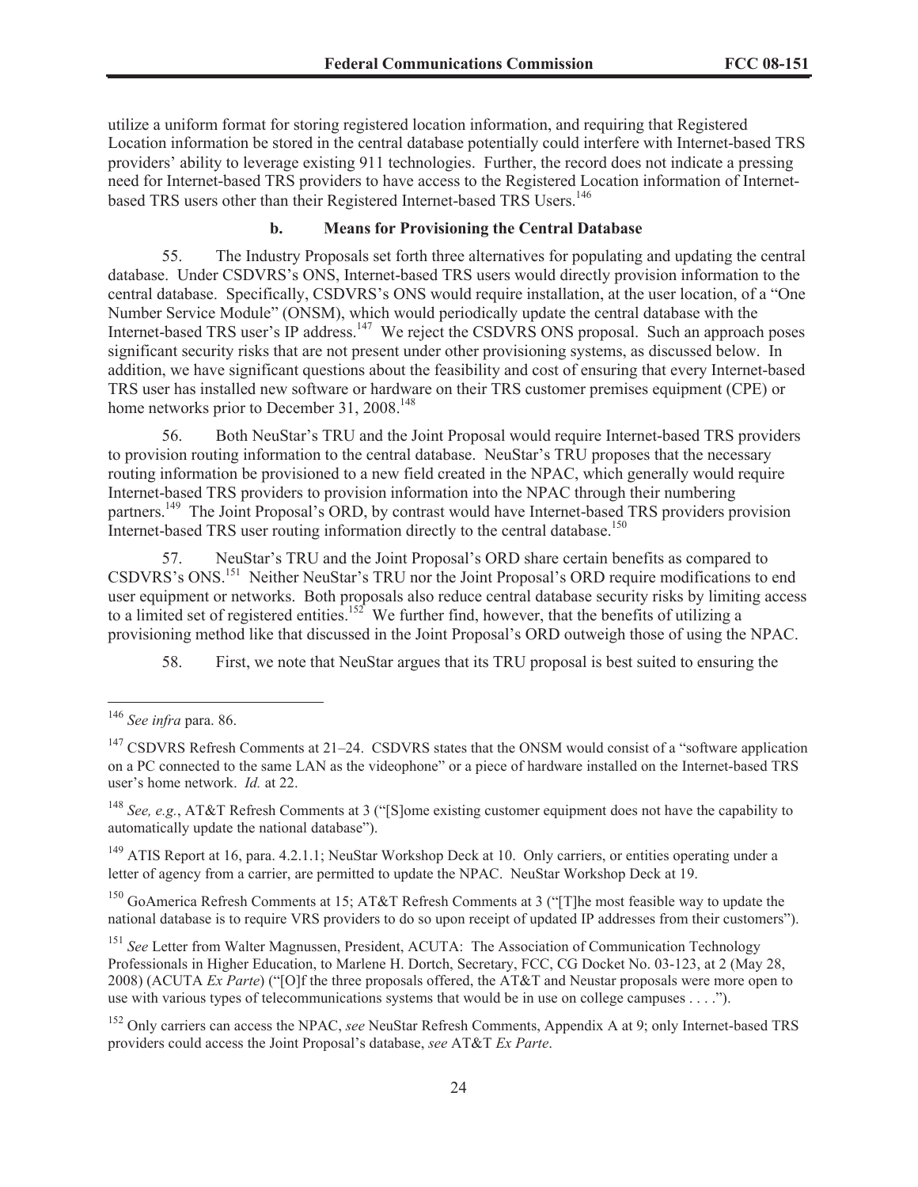utilize a uniform format for storing registered location information, and requiring that Registered Location information be stored in the central database potentially could interfere with Internet-based TRS providers' ability to leverage existing 911 technologies. Further, the record does not indicate a pressing need for Internet-based TRS providers to have access to the Registered Location information of Internet-based TRS users other than their Registered Internet-based TRS Users.[146]

### b. Means for Provisioning the Central Database

55. The Industry Proposals set forth three alternatives for populating and updating the central database. Under CSDVRS's ONS, Internet-based TRS users would directly provision information to the central database. Specifically, CSDVRS's ONS would require installation, at the user location, of a "One Number Service Module" (ONSM), which would periodically update the central database with the Internet-based TRS user's IP address.[147] We reject the CSDVRS ONS proposal. Such an approach poses significant security risks that are not present under other provisioning systems, as discussed below. In addition, we have significant questions about the feasibility and cost of ensuring that every Internet-based TRS user has installed new software or hardware on their TRS customer premises equipment (CPE) or home networks prior to December 31, 2008.[148]

56. Both NeuStar's TRU and the Joint Proposal would require Internet-based TRS providers to provision routing information to the central database. NeuStar's TRU proposes that the necessary routing information be provisioned to a new field created in the NPAC, which generally would require Internet-based TRS providers to provision information into the NPAC through their numbering partners.[149] The Joint Proposal's ORD, by contrast would have Internet-based TRS providers provision Internet-based TRS user routing information directly to the central database.[150]

57. NeuStar's TRU and the Joint Proposal's ORD share certain benefits as compared to CSDVRS's ONS.[151] Neither NeuStar's TRU nor the Joint Proposal's ORD require modifications to end user equipment or networks. Both proposals also reduce central database security risks by limiting access to a limited set of registered entities.[152] We further find, however, that the benefits of utilizing a provisioning method like that discussed in the Joint Proposal's ORD outweigh those of using the NPAC.

58. First, we note that NeuStar argues that its TRU proposal is best suited to ensuring the

---

[146] *See infra* para. 86.

[147] CSDVRS Refresh Comments at 21–24. CSDVRS states that the ONSM would consist of a "software application on a PC connected to the same LAN as the videophone" or a piece of hardware installed on the Internet-based TRS user's home network. *Id.* at 22.

[148] *See, e.g.*, AT&T Refresh Comments at 3 ("[S]ome existing customer equipment does not have the capability to automatically update the national database").

[149] ATIS Report at 16, para. 4.2.1.1; NeuStar Workshop Deck at 10. Only carriers, or entities operating under a letter of agency from a carrier, are permitted to update the NPAC. NeuStar Workshop Deck at 19.

[150] GoAmerica Refresh Comments at 15; AT&T Refresh Comments at 3 ("[T]he most feasible way to update the national database is to require VRS providers to do so upon receipt of updated IP addresses from their customers").

[151] *See* Letter from Walter Magnussen, President, ACUTA: The Association of Communication Technology Professionals in Higher Education, to Marlene H. Dortch, Secretary, FCC, CG Docket No. 03-123, at 2 (May 28, 2008) (ACUTA *Ex Parte*) ("[O]f the three proposals offered, the AT&T and Neustar proposals were more open to use with various types of telecommunications systems that would be in use on college campuses . . . .").

[152] Only carriers can access the NPAC, *see* NeuStar Refresh Comments, Appendix A at 9; only Internet-based TRS providers could access the Joint Proposal's database, *see* AT&T *Ex Parte*.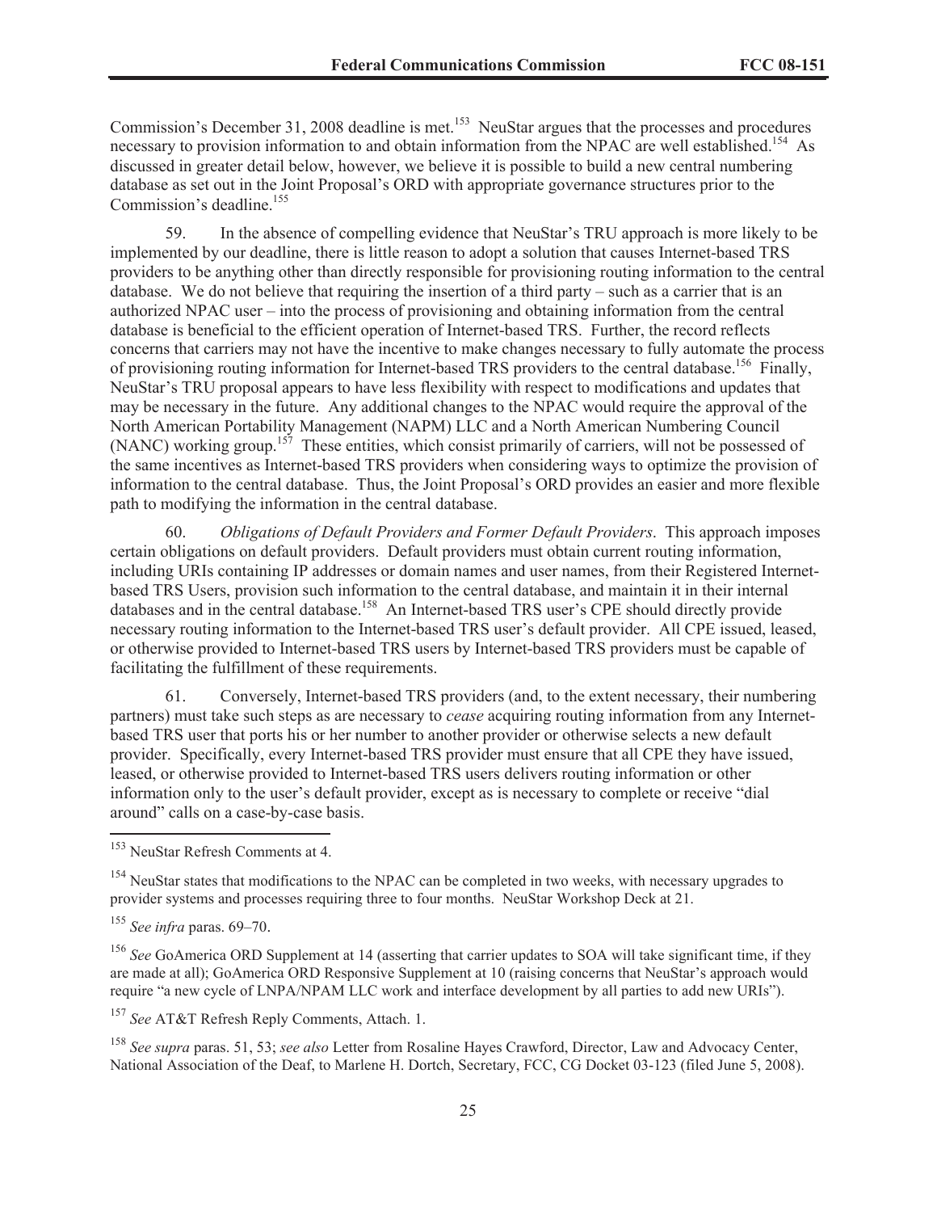Commission's December 31, 2008 deadline is met.[153] NeuStar argues that the processes and procedures necessary to provision information to and obtain information from the NPAC are well established.[154] As discussed in greater detail below, however, we believe it is possible to build a new central numbering database as set out in the Joint Proposal's ORD with appropriate governance structures prior to the Commission's deadline.[155]

59. In the absence of compelling evidence that NeuStar's TRU approach is more likely to be implemented by our deadline, there is little reason to adopt a solution that causes Internet-based TRS providers to be anything other than directly responsible for provisioning routing information to the central database. We do not believe that requiring the insertion of a third party – such as a carrier that is an authorized NPAC user – into the process of provisioning and obtaining information from the central database is beneficial to the efficient operation of Internet-based TRS. Further, the record reflects concerns that carriers may not have the incentive to make changes necessary to fully automate the process of provisioning routing information for Internet-based TRS providers to the central database.[156] Finally, NeuStar's TRU proposal appears to have less flexibility with respect to modifications and updates that may be necessary in the future. Any additional changes to the NPAC would require the approval of the North American Portability Management (NAPM) LLC and a North American Numbering Council (NANC) working group.[157] These entities, which consist primarily of carriers, will not be possessed of the same incentives as Internet-based TRS providers when considering ways to optimize the provision of information to the central database. Thus, the Joint Proposal's ORD provides an easier and more flexible path to modifying the information in the central database.

60. *Obligations of Default Providers and Former Default Providers*. This approach imposes certain obligations on default providers. Default providers must obtain current routing information, including URIs containing IP addresses or domain names and user names, from their Registered Internet-based TRS Users, provision such information to the central database, and maintain it in their internal databases and in the central database.[158] An Internet-based TRS user's CPE should directly provide necessary routing information to the Internet-based TRS user's default provider. All CPE issued, leased, or otherwise provided to Internet-based TRS users by Internet-based TRS providers must be capable of facilitating the fulfillment of these requirements.

61. Conversely, Internet-based TRS providers (and, to the extent necessary, their numbering partners) must take such steps as are necessary to *cease* acquiring routing information from any Internet-based TRS user that ports his or her number to another provider or otherwise selects a new default provider. Specifically, every Internet-based TRS provider must ensure that all CPE they have issued, leased, or otherwise provided to Internet-based TRS users delivers routing information or other information only to the user's default provider, except as is necessary to complete or receive "dial around" calls on a case-by-case basis.

---

[153] NeuStar Refresh Comments at 4.

[154] NeuStar states that modifications to the NPAC can be completed in two weeks, with necessary upgrades to provider systems and processes requiring three to four months. NeuStar Workshop Deck at 21.

[155] *See infra* paras. 69–70.

[156] *See* GoAmerica ORD Supplement at 14 (asserting that carrier updates to SOA will take significant time, if they are made at all); GoAmerica ORD Responsive Supplement at 10 (raising concerns that NeuStar's approach would require "a new cycle of LNPA/NPAM LLC work and interface development by all parties to add new URIs").

[157] *See* AT&T Refresh Reply Comments, Attach. 1.

[158] *See supra* paras. 51, 53; *see also* Letter from Rosaline Hayes Crawford, Director, Law and Advocacy Center, National Association of the Deaf, to Marlene H. Dortch, Secretary, FCC, CG Docket 03-123 (filed June 5, 2008).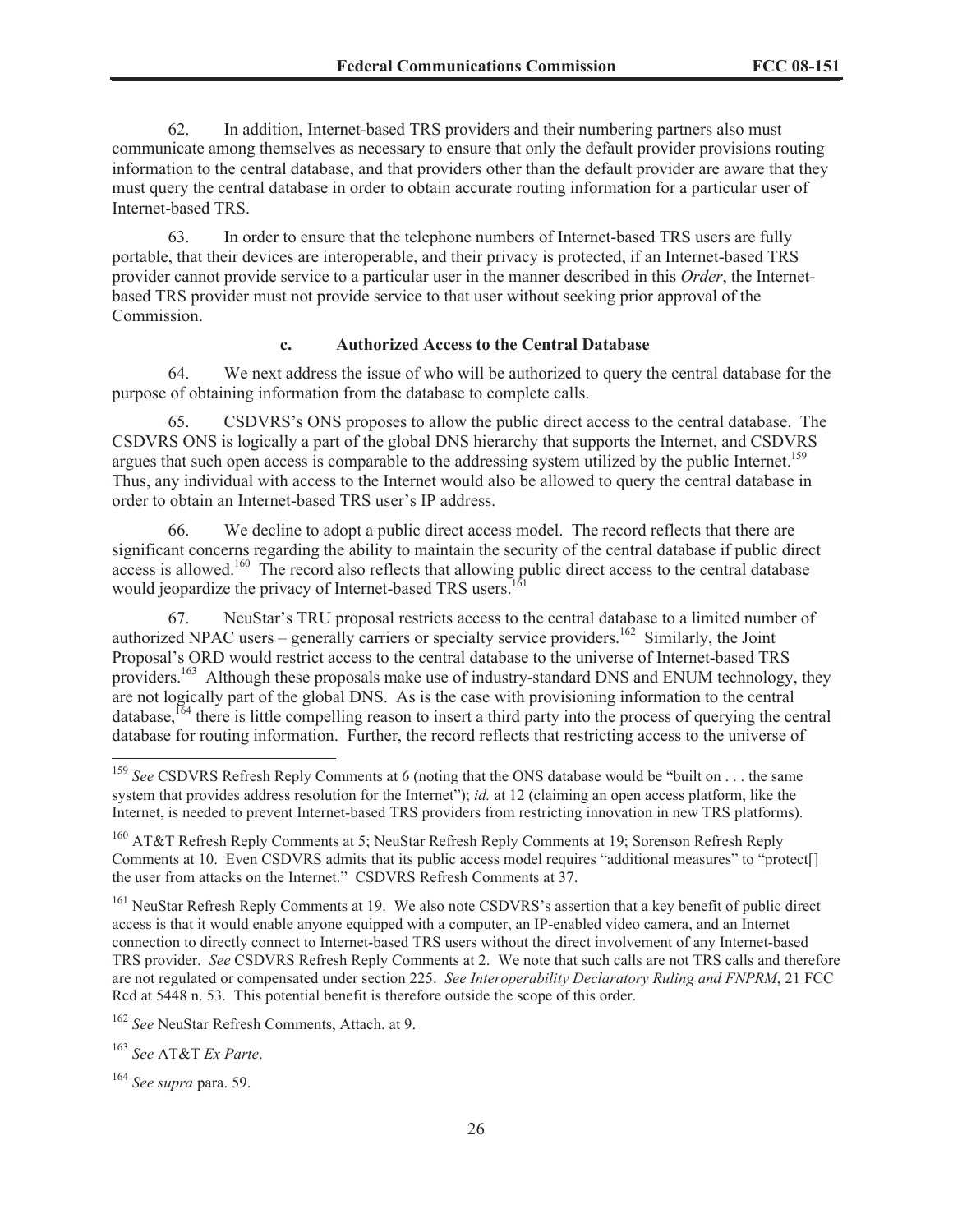62. In addition, Internet-based TRS providers and their numbering partners also must communicate among themselves as necessary to ensure that only the default provider provisions routing information to the central database, and that providers other than the default provider are aware that they must query the central database in order to obtain accurate routing information for a particular user of Internet-based TRS.

63. In order to ensure that the telephone numbers of Internet-based TRS users are fully portable, that their devices are interoperable, and their privacy is protected, if an Internet-based TRS provider cannot provide service to a particular user in the manner described in this *Order*, the Internet-based TRS provider must not provide service to that user without seeking prior approval of the Commission.

### c. Authorized Access to the Central Database

64. We next address the issue of who will be authorized to query the central database for the purpose of obtaining information from the database to complete calls.

65. CSDVRS's ONS proposes to allow the public direct access to the central database. The CSDVRS ONS is logically a part of the global DNS hierarchy that supports the Internet, and CSDVRS argues that such open access is comparable to the addressing system utilized by the public Internet.[159] Thus, any individual with access to the Internet would also be allowed to query the central database in order to obtain an Internet-based TRS user's IP address.

66. We decline to adopt a public direct access model. The record reflects that there are significant concerns regarding the ability to maintain the security of the central database if public direct access is allowed.[160] The record also reflects that allowing public direct access to the central database would jeopardize the privacy of Internet-based TRS users.[161]

67. NeuStar's TRU proposal restricts access to the central database to a limited number of authorized NPAC users – generally carriers or specialty service providers.[162] Similarly, the Joint Proposal's ORD would restrict access to the central database to the universe of Internet-based TRS providers.[163] Although these proposals make use of industry-standard DNS and ENUM technology, they are not logically part of the global DNS. As is the case with provisioning information to the central database,[164] there is little compelling reason to insert a third party into the process of querying the central database for routing information. Further, the record reflects that restricting access to the universe of

---

[159] *See* CSDVRS Refresh Reply Comments at 6 (noting that the ONS database would be "built on . . . the same system that provides address resolution for the Internet"); *id.* at 12 (claiming an open access platform, like the Internet, is needed to prevent Internet-based TRS providers from restricting innovation in new TRS platforms).

[160] AT&T Refresh Reply Comments at 5; NeuStar Refresh Reply Comments at 19; Sorenson Refresh Reply Comments at 10. Even CSDVRS admits that its public access model requires "additional measures" to "protect[] the user from attacks on the Internet." CSDVRS Refresh Comments at 37.

[161] NeuStar Refresh Reply Comments at 19. We also note CSDVRS's assertion that a key benefit of public direct access is that it would enable anyone equipped with a computer, an IP-enabled video camera, and an Internet connection to directly connect to Internet-based TRS users without the direct involvement of any Internet-based TRS provider. *See* CSDVRS Refresh Reply Comments at 2. We note that such calls are not TRS calls and therefore are not regulated or compensated under section 225. *See Interoperability Declaratory Ruling and FNPRM*, 21 FCC Rcd at 5448 n. 53. This potential benefit is therefore outside the scope of this order.

[162] *See* NeuStar Refresh Comments, Attach. at 9.

[163] *See* AT&T *Ex Parte*.

[164] *See supra* para. 59.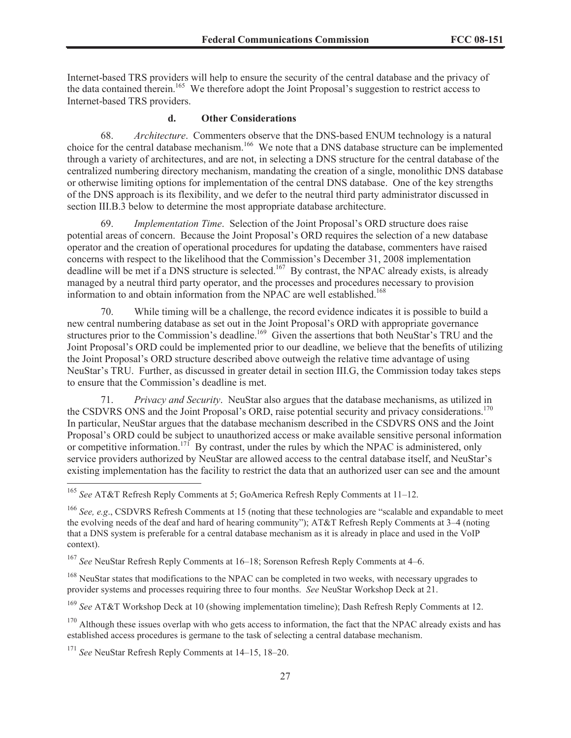Internet-based TRS providers will help to ensure the security of the central database and the privacy of the data contained therein.[165] We therefore adopt the Joint Proposal's suggestion to restrict access to Internet-based TRS providers.

#### d. Other Considerations

68. *Architecture*. Commenters observe that the DNS-based ENUM technology is a natural choice for the central database mechanism.[166] We note that a DNS database structure can be implemented through a variety of architectures, and are not, in selecting a DNS structure for the central database of the centralized numbering directory mechanism, mandating the creation of a single, monolithic DNS database or otherwise limiting options for implementation of the central DNS database. One of the key strengths of the DNS approach is its flexibility, and we defer to the neutral third party administrator discussed in section III.B.3 below to determine the most appropriate database architecture.

69. *Implementation Time*. Selection of the Joint Proposal's ORD structure does raise potential areas of concern. Because the Joint Proposal's ORD requires the selection of a new database operator and the creation of operational procedures for updating the database, commenters have raised concerns with respect to the likelihood that the Commission's December 31, 2008 implementation deadline will be met if a DNS structure is selected.[167] By contrast, the NPAC already exists, is already managed by a neutral third party operator, and the processes and procedures necessary to provision information to and obtain information from the NPAC are well established.[168]

70. While timing will be a challenge, the record evidence indicates it is possible to build a new central numbering database as set out in the Joint Proposal's ORD with appropriate governance structures prior to the Commission's deadline.[169] Given the assertions that both NeuStar's TRU and the Joint Proposal's ORD could be implemented prior to our deadline, we believe that the benefits of utilizing the Joint Proposal's ORD structure described above outweigh the relative time advantage of using NeuStar's TRU. Further, as discussed in greater detail in section III.G, the Commission today takes steps to ensure that the Commission's deadline is met.

71. *Privacy and Security*. NeuStar also argues that the database mechanisms, as utilized in the CSDVRS ONS and the Joint Proposal's ORD, raise potential security and privacy considerations.[170] In particular, NeuStar argues that the database mechanism described in the CSDVRS ONS and the Joint Proposal's ORD could be subject to unauthorized access or make available sensitive personal information or competitive information.[171] By contrast, under the rules by which the NPAC is administered, only service providers authorized by NeuStar are allowed access to the central database itself, and NeuStar's existing implementation has the facility to restrict the data that an authorized user can see and the amount

---

[165] *See* AT&T Refresh Reply Comments at 5; GoAmerica Refresh Reply Comments at 11–12.

[166] *See, e.g*., CSDVRS Refresh Comments at 15 (noting that these technologies are "scalable and expandable to meet the evolving needs of the deaf and hard of hearing community"); AT&T Refresh Reply Comments at 3–4 (noting that a DNS system is preferable for a central database mechanism as it is already in place and used in the VoIP context).

[167] *See* NeuStar Refresh Reply Comments at 16–18; Sorenson Refresh Reply Comments at 4–6.

[168] NeuStar states that modifications to the NPAC can be completed in two weeks, with necessary upgrades to provider systems and processes requiring three to four months. *See* NeuStar Workshop Deck at 21.

[169] *See* AT&T Workshop Deck at 10 (showing implementation timeline); Dash Refresh Reply Comments at 12.

[170] Although these issues overlap with who gets access to information, the fact that the NPAC already exists and has established access procedures is germane to the task of selecting a central database mechanism.

[171] *See* NeuStar Refresh Reply Comments at 14–15, 18–20.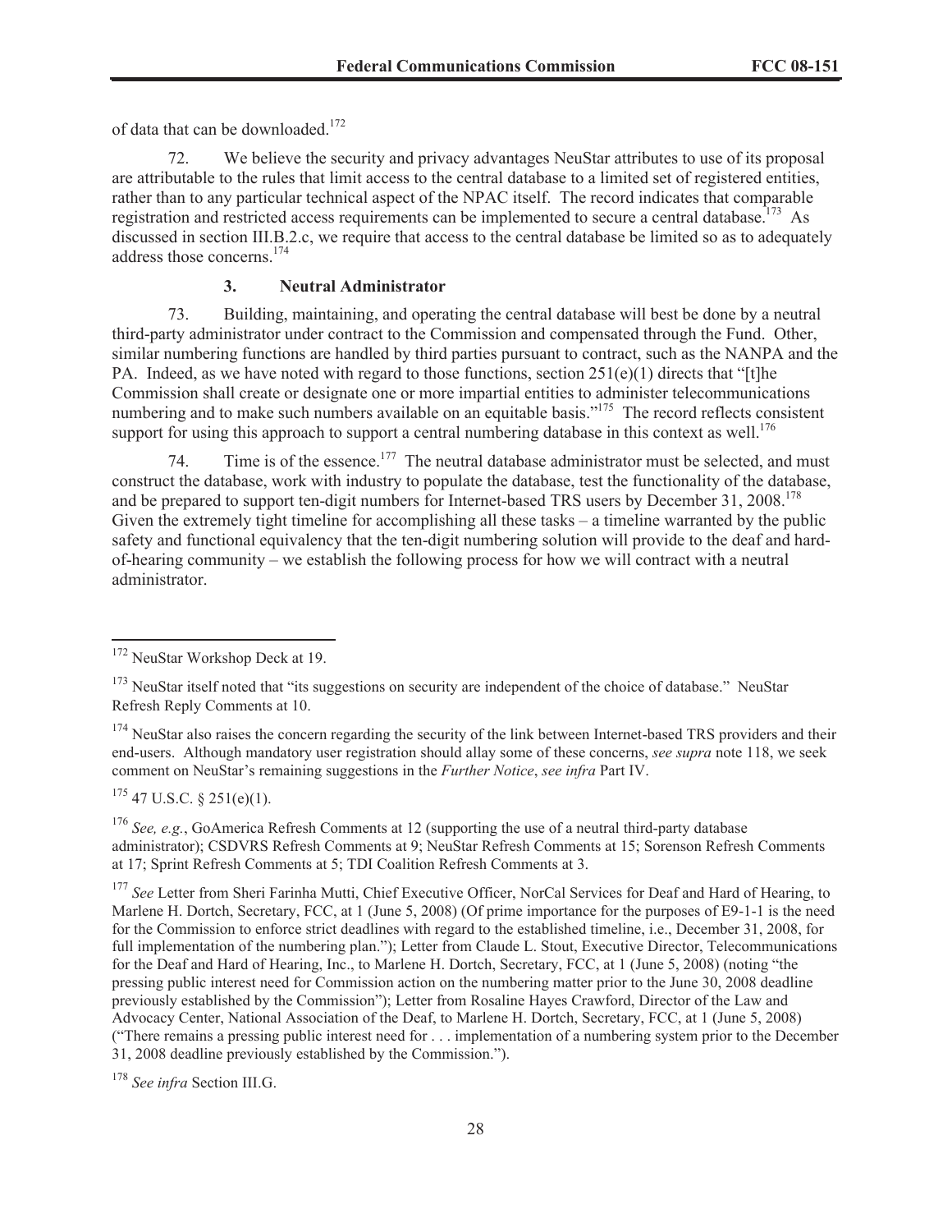of data that can be downloaded.[172]

72. We believe the security and privacy advantages NeuStar attributes to use of its proposal are attributable to the rules that limit access to the central database to a limited set of registered entities, rather than to any particular technical aspect of the NPAC itself. The record indicates that comparable registration and restricted access requirements can be implemented to secure a central database.[173] As discussed in section III.B.2.c, we require that access to the central database be limited so as to adequately address those concerns.[174]

### 3. Neutral Administrator

73. Building, maintaining, and operating the central database will best be done by a neutral third-party administrator under contract to the Commission and compensated through the Fund. Other, similar numbering functions are handled by third parties pursuant to contract, such as the NANPA and the PA. Indeed, as we have noted with regard to those functions, section 251(e)(1) directs that "[t]he Commission shall create or designate one or more impartial entities to administer telecommunications numbering and to make such numbers available on an equitable basis."[175] The record reflects consistent support for using this approach to support a central numbering database in this context as well.[176]

74. Time is of the essence.[177] The neutral database administrator must be selected, and must construct the database, work with industry to populate the database, test the functionality of the database, and be prepared to support ten-digit numbers for Internet-based TRS users by December 31, 2008.[178] Given the extremely tight timeline for accomplishing all these tasks – a timeline warranted by the public safety and functional equivalency that the ten-digit numbering solution will provide to the deaf and hard-of-hearing community – we establish the following process for how we will contract with a neutral administrator.

---

[172] NeuStar Workshop Deck at 19.

[173] NeuStar itself noted that "its suggestions on security are independent of the choice of database." NeuStar Refresh Reply Comments at 10.

[174] NeuStar also raises the concern regarding the security of the link between Internet-based TRS providers and their end-users. Although mandatory user registration should allay some of these concerns, *see supra* note 118, we seek comment on NeuStar's remaining suggestions in the *Further Notice*, *see infra* Part IV.

[175] 47 U.S.C. § 251(e)(1).

[176] *See, e.g.*, GoAmerica Refresh Comments at 12 (supporting the use of a neutral third-party database administrator); CSDVRS Refresh Comments at 9; NeuStar Refresh Comments at 15; Sorenson Refresh Comments at 17; Sprint Refresh Comments at 5; TDI Coalition Refresh Comments at 3.

[177] *See* Letter from Sheri Farinha Mutti, Chief Executive Officer, NorCal Services for Deaf and Hard of Hearing, to Marlene H. Dortch, Secretary, FCC, at 1 (June 5, 2008) (Of prime importance for the purposes of E9-1-1 is the need for the Commission to enforce strict deadlines with regard to the established timeline, i.e., December 31, 2008, for full implementation of the numbering plan."); Letter from Claude L. Stout, Executive Director, Telecommunications for the Deaf and Hard of Hearing, Inc., to Marlene H. Dortch, Secretary, FCC, at 1 (June 5, 2008) (noting "the pressing public interest need for Commission action on the numbering matter prior to the June 30, 2008 deadline previously established by the Commission"); Letter from Rosaline Hayes Crawford, Director of the Law and Advocacy Center, National Association of the Deaf, to Marlene H. Dortch, Secretary, FCC, at 1 (June 5, 2008) ("There remains a pressing public interest need for . . . implementation of a numbering system prior to the December 31, 2008 deadline previously established by the Commission.").

[178] *See infra* Section III.G.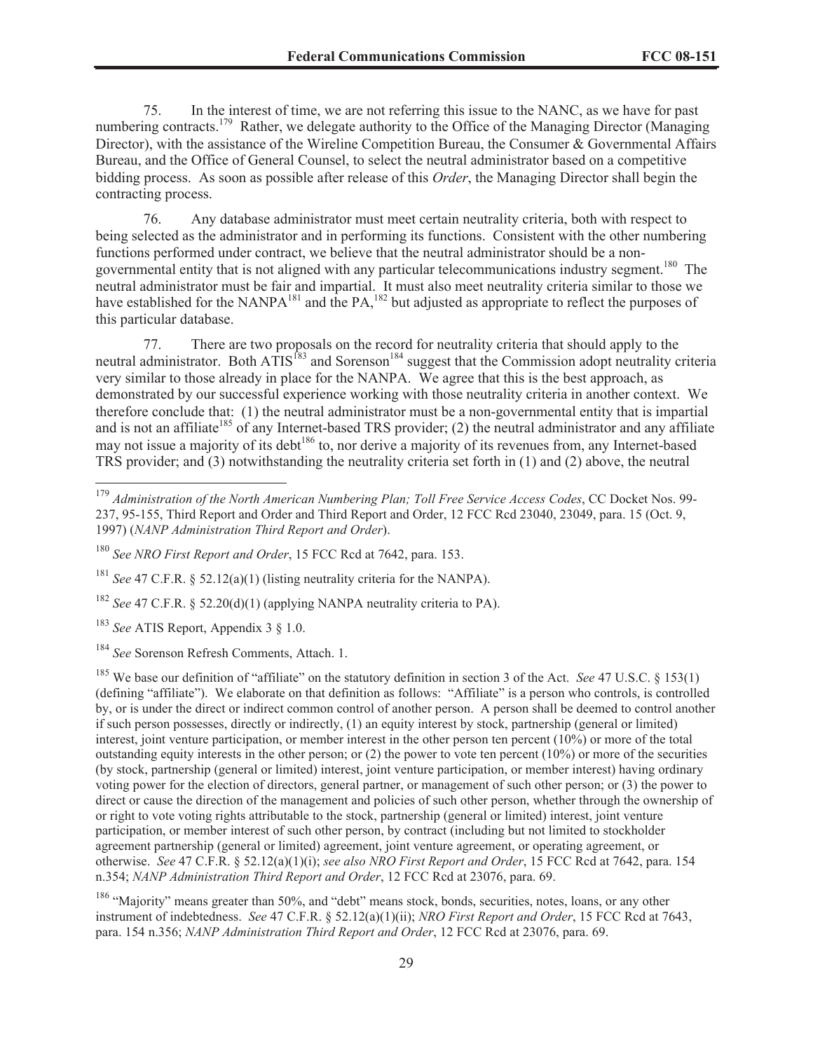75. In the interest of time, we are not referring this issue to the NANC, as we have for past numbering contracts.[179] Rather, we delegate authority to the Office of the Managing Director (Managing Director), with the assistance of the Wireline Competition Bureau, the Consumer & Governmental Affairs Bureau, and the Office of General Counsel, to select the neutral administrator based on a competitive bidding process. As soon as possible after release of this *Order*, the Managing Director shall begin the contracting process.

76. Any database administrator must meet certain neutrality criteria, both with respect to being selected as the administrator and in performing its functions. Consistent with the other numbering functions performed under contract, we believe that the neutral administrator should be a non-governmental entity that is not aligned with any particular telecommunications industry segment.[180] The neutral administrator must be fair and impartial. It must also meet neutrality criteria similar to those we have established for the NANPA[181] and the PA,[182] but adjusted as appropriate to reflect the purposes of this particular database.

77. There are two proposals on the record for neutrality criteria that should apply to the neutral administrator. Both ATIS[183] and Sorenson[184] suggest that the Commission adopt neutrality criteria very similar to those already in place for the NANPA. We agree that this is the best approach, as demonstrated by our successful experience working with those neutrality criteria in another context. We therefore conclude that: (1) the neutral administrator must be a non-governmental entity that is impartial and is not an affiliate[185] of any Internet-based TRS provider; (2) the neutral administrator and any affiliate may not issue a majority of its debt[186] to, nor derive a majority of its revenues from, any Internet-based TRS provider; and (3) notwithstanding the neutrality criteria set forth in (1) and (2) above, the neutral

---

[179] *Administration of the North American Numbering Plan; Toll Free Service Access Codes*, CC Docket Nos. 99-237, 95-155, Third Report and Order and Third Report and Order, 12 FCC Rcd 23040, 23049, para. 15 (Oct. 9, 1997) (*NANP Administration Third Report and Order*).

[180] *See NRO First Report and Order*, 15 FCC Rcd at 7642, para. 153.

[181] *See* 47 C.F.R. § 52.12(a)(1) (listing neutrality criteria for the NANPA).

[182] *See* 47 C.F.R. § 52.20(d)(1) (applying NANPA neutrality criteria to PA).

[183] *See* ATIS Report, Appendix 3 § 1.0.

[184] *See* Sorenson Refresh Comments, Attach. 1.

[185] We base our definition of "affiliate" on the statutory definition in section 3 of the Act. *See* 47 U.S.C. § 153(1) (defining "affiliate"). We elaborate on that definition as follows: "Affiliate" is a person who controls, is controlled by, or is under the direct or indirect common control of another person. A person shall be deemed to control another if such person possesses, directly or indirectly, (1) an equity interest by stock, partnership (general or limited) interest, joint venture participation, or member interest in the other person ten percent (10%) or more of the total outstanding equity interests in the other person; or (2) the power to vote ten percent (10%) or more of the securities (by stock, partnership (general or limited) interest, joint venture participation, or member interest) having ordinary voting power for the election of directors, general partner, or management of such other person; or (3) the power to direct or cause the direction of the management and policies of such other person, whether through the ownership of or right to vote voting rights attributable to the stock, partnership (general or limited) interest, joint venture participation, or member interest of such other person, by contract (including but not limited to stockholder agreement partnership (general or limited) agreement, joint venture agreement, or operating agreement, or otherwise. *See* 47 C.F.R. § 52.12(a)(1)(i); *see also NRO First Report and Order*, 15 FCC Rcd at 7642, para. 154 n.354; *NANP Administration Third Report and Order*, 12 FCC Rcd at 23076, para. 69.

[186] "Majority" means greater than 50%, and "debt" means stock, bonds, securities, notes, loans, or any other instrument of indebtedness. *See* 47 C.F.R. § 52.12(a)(1)(ii); *NRO First Report and Order*, 15 FCC Rcd at 7643, para. 154 n.356; *NANP Administration Third Report and Order*, 12 FCC Rcd at 23076, para. 69.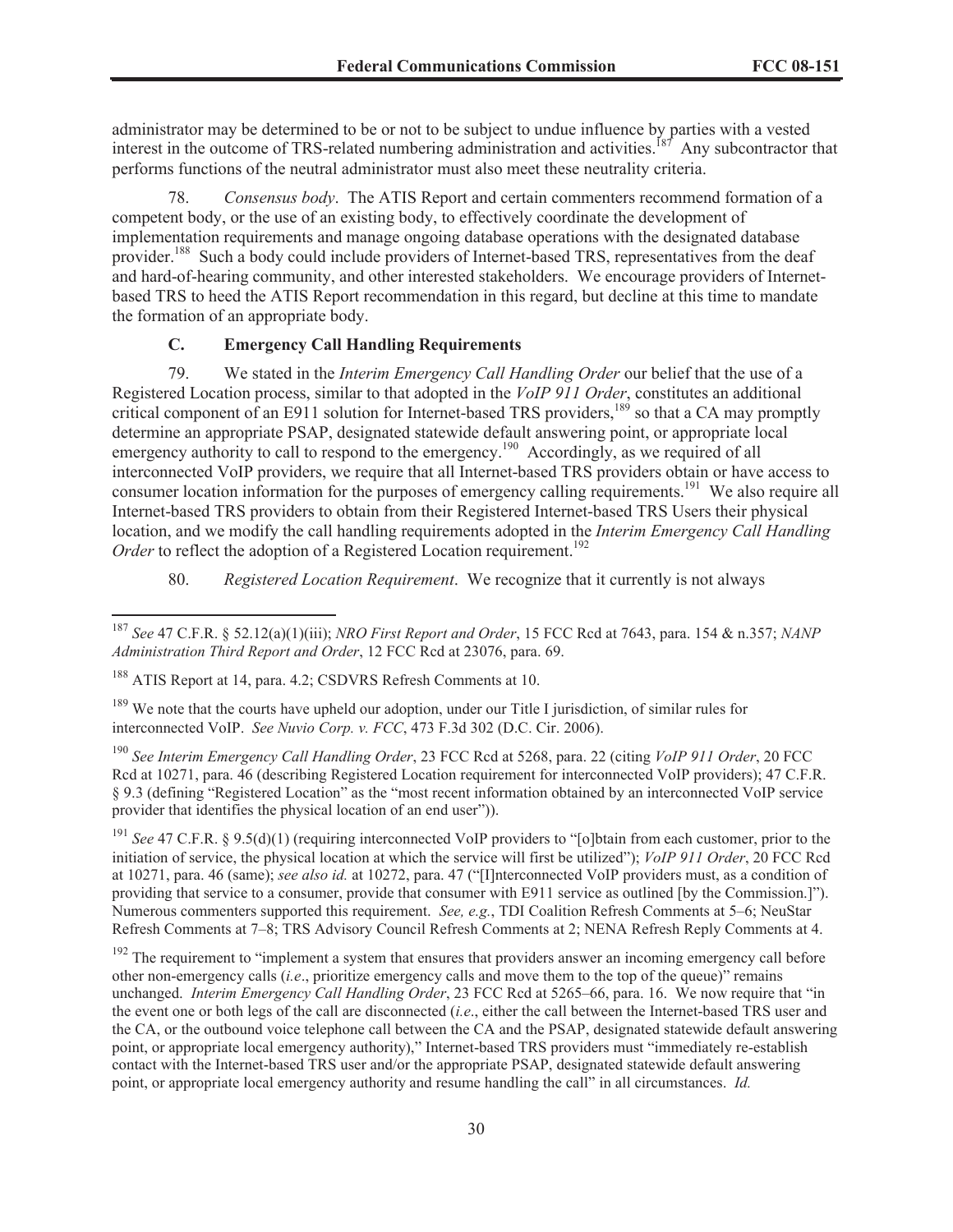administrator may be determined to be or not to be subject to undue influence by parties with a vested interest in the outcome of TRS-related numbering administration and activities.[187] Any subcontractor that performs functions of the neutral administrator must also meet these neutrality criteria.

78. *Consensus body*. The ATIS Report and certain commenters recommend formation of a competent body, or the use of an existing body, to effectively coordinate the development of implementation requirements and manage ongoing database operations with the designated database provider.[188] Such a body could include providers of Internet-based TRS, representatives from the deaf and hard-of-hearing community, and other interested stakeholders. We encourage providers of Internet-based TRS to heed the ATIS Report recommendation in this regard, but decline at this time to mandate the formation of an appropriate body.

### C. Emergency Call Handling Requirements

79. We stated in the *Interim Emergency Call Handling Order* our belief that the use of a Registered Location process, similar to that adopted in the *VoIP 911 Order*, constitutes an additional critical component of an E911 solution for Internet-based TRS providers,[189] so that a CA may promptly determine an appropriate PSAP, designated statewide default answering point, or appropriate local emergency authority to call to respond to the emergency.[190] Accordingly, as we required of all interconnected VoIP providers, we require that all Internet-based TRS providers obtain or have access to consumer location information for the purposes of emergency calling requirements.[191] We also require all Internet-based TRS providers to obtain from their Registered Internet-based TRS Users their physical location, and we modify the call handling requirements adopted in the *Interim Emergency Call Handling Order* to reflect the adoption of a Registered Location requirement.[192]

80. *Registered Location Requirement*. We recognize that it currently is not always

---

[187] *See* 47 C.F.R. § 52.12(a)(1)(iii); *NRO First Report and Order*, 15 FCC Rcd at 7643, para. 154 & n.357; *NANP Administration Third Report and Order*, 12 FCC Rcd at 23076, para. 69.

[188] ATIS Report at 14, para. 4.2; CSDVRS Refresh Comments at 10.

[189] We note that the courts have upheld our adoption, under our Title I jurisdiction, of similar rules for interconnected VoIP. *See Nuvio Corp. v. FCC*, 473 F.3d 302 (D.C. Cir. 2006).

[190] *See Interim Emergency Call Handling Order*, 23 FCC Rcd at 5268, para. 22 (citing *VoIP 911 Order*, 20 FCC Rcd at 10271, para. 46 (describing Registered Location requirement for interconnected VoIP providers); 47 C.F.R. § 9.3 (defining "Registered Location" as the "most recent information obtained by an interconnected VoIP service provider that identifies the physical location of an end user")).

[191] *See* 47 C.F.R. § 9.5(d)(1) (requiring interconnected VoIP providers to "[o]btain from each customer, prior to the initiation of service, the physical location at which the service will first be utilized"); *VoIP 911 Order*, 20 FCC Rcd at 10271, para. 46 (same); *see also id.* at 10272, para. 47 ("[I]nterconnected VoIP providers must, as a condition of providing that service to a consumer, provide that consumer with E911 service as outlined [by the Commission.]"). Numerous commenters supported this requirement. *See, e.g.*, TDI Coalition Refresh Comments at 5–6; NeuStar Refresh Comments at 7–8; TRS Advisory Council Refresh Comments at 2; NENA Refresh Reply Comments at 4.

[192] The requirement to "implement a system that ensures that providers answer an incoming emergency call before other non-emergency calls (*i.e*., prioritize emergency calls and move them to the top of the queue)" remains unchanged. *Interim Emergency Call Handling Order*, 23 FCC Rcd at 5265–66, para. 16. We now require that "in the event one or both legs of the call are disconnected (*i.e*., either the call between the Internet-based TRS user and the CA, or the outbound voice telephone call between the CA and the PSAP, designated statewide default answering point, or appropriate local emergency authority)," Internet-based TRS providers must "immediately re-establish contact with the Internet-based TRS user and/or the appropriate PSAP, designated statewide default answering point, or appropriate local emergency authority and resume handling the call" in all circumstances. *Id.*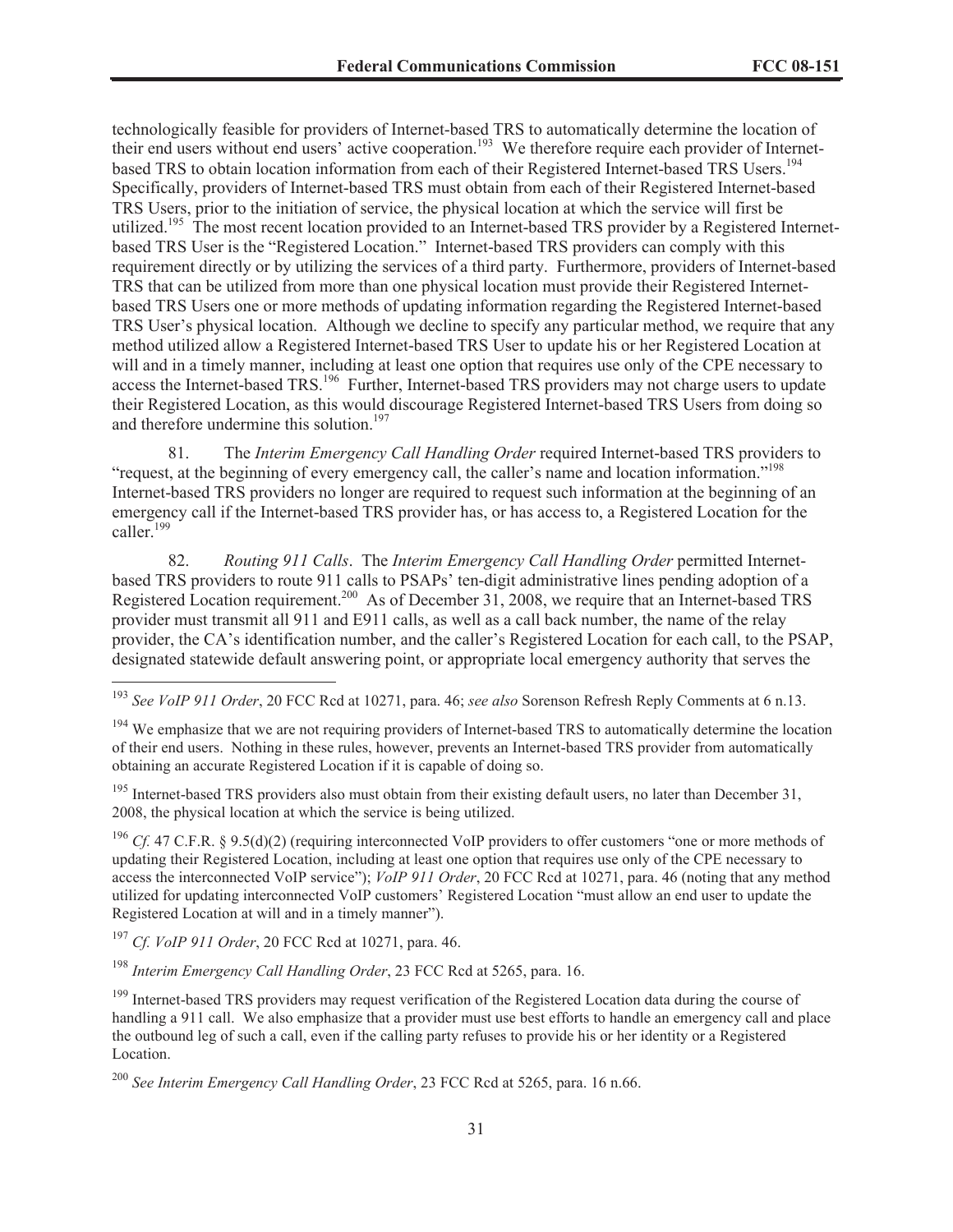technologically feasible for providers of Internet-based TRS to automatically determine the location of their end users without end users' active cooperation.[193] We therefore require each provider of Internet-based TRS to obtain location information from each of their Registered Internet-based TRS Users.[194] Specifically, providers of Internet-based TRS must obtain from each of their Registered Internet-based TRS Users, prior to the initiation of service, the physical location at which the service will first be utilized.[195] The most recent location provided to an Internet-based TRS provider by a Registered Internet-based TRS User is the "Registered Location." Internet-based TRS providers can comply with this requirement directly or by utilizing the services of a third party. Furthermore, providers of Internet-based TRS that can be utilized from more than one physical location must provide their Registered Internet-based TRS Users one or more methods of updating information regarding the Registered Internet-based TRS User's physical location. Although we decline to specify any particular method, we require that any method utilized allow a Registered Internet-based TRS User to update his or her Registered Location at will and in a timely manner, including at least one option that requires use only of the CPE necessary to access the Internet-based TRS.[196] Further, Internet-based TRS providers may not charge users to update their Registered Location, as this would discourage Registered Internet-based TRS Users from doing so and therefore undermine this solution.[197]

81. The *Interim Emergency Call Handling Order* required Internet-based TRS providers to "request, at the beginning of every emergency call, the caller's name and location information."[198] Internet-based TRS providers no longer are required to request such information at the beginning of an emergency call if the Internet-based TRS provider has, or has access to, a Registered Location for the caller.[199]

82. *Routing 911 Calls*. The *Interim Emergency Call Handling Order* permitted Internet-based TRS providers to route 911 calls to PSAPs' ten-digit administrative lines pending adoption of a Registered Location requirement.[200] As of December 31, 2008, we require that an Internet-based TRS provider must transmit all 911 and E911 calls, as well as a call back number, the name of the relay provider, the CA's identification number, and the caller's Registered Location for each call, to the PSAP, designated statewide default answering point, or appropriate local emergency authority that serves the

---

[193] *See VoIP 911 Order*, 20 FCC Rcd at 10271, para. 46; *see also* Sorenson Refresh Reply Comments at 6 n.13.

[194] We emphasize that we are not requiring providers of Internet-based TRS to automatically determine the location of their end users. Nothing in these rules, however, prevents an Internet-based TRS provider from automatically obtaining an accurate Registered Location if it is capable of doing so.

[195] Internet-based TRS providers also must obtain from their existing default users, no later than December 31, 2008, the physical location at which the service is being utilized.

[196] *Cf.* 47 C.F.R. § 9.5(d)(2) (requiring interconnected VoIP providers to offer customers "one or more methods of updating their Registered Location, including at least one option that requires use only of the CPE necessary to access the interconnected VoIP service"); *VoIP 911 Order*, 20 FCC Rcd at 10271, para. 46 (noting that any method utilized for updating interconnected VoIP customers' Registered Location "must allow an end user to update the Registered Location at will and in a timely manner").

[197] *Cf. VoIP 911 Order*, 20 FCC Rcd at 10271, para. 46.

[198] *Interim Emergency Call Handling Order*, 23 FCC Rcd at 5265, para. 16.

[199] Internet-based TRS providers may request verification of the Registered Location data during the course of handling a 911 call. We also emphasize that a provider must use best efforts to handle an emergency call and place the outbound leg of such a call, even if the calling party refuses to provide his or her identity or a Registered Location.

[200] *See Interim Emergency Call Handling Order*, 23 FCC Rcd at 5265, para. 16 n.66.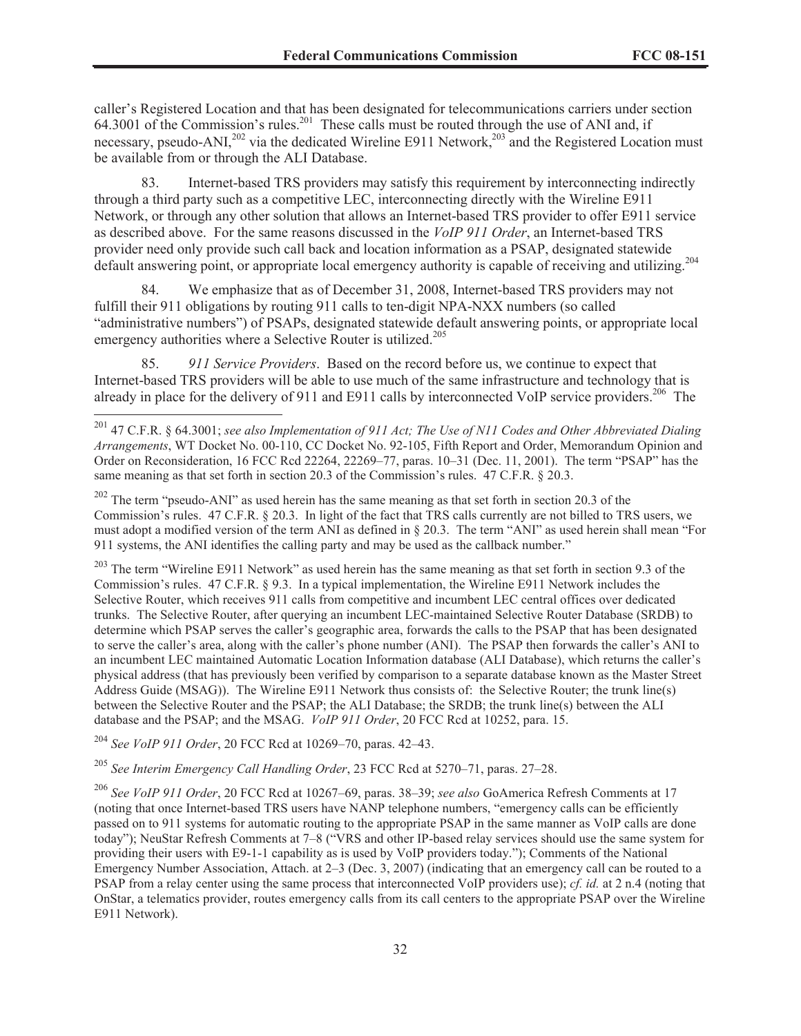caller's Registered Location and that has been designated for telecommunications carriers under section 64.3001 of the Commission's rules.[201] These calls must be routed through the use of ANI and, if necessary, pseudo-ANI,[202] via the dedicated Wireline E911 Network,[203] and the Registered Location must be available from or through the ALI Database.

83. Internet-based TRS providers may satisfy this requirement by interconnecting indirectly through a third party such as a competitive LEC, interconnecting directly with the Wireline E911 Network, or through any other solution that allows an Internet-based TRS provider to offer E911 service as described above. For the same reasons discussed in the *VoIP 911 Order*, an Internet-based TRS provider need only provide such call back and location information as a PSAP, designated statewide default answering point, or appropriate local emergency authority is capable of receiving and utilizing.[204]

84. We emphasize that as of December 31, 2008, Internet-based TRS providers may not fulfill their 911 obligations by routing 911 calls to ten-digit NPA-NXX numbers (so called "administrative numbers") of PSAPs, designated statewide default answering points, or appropriate local emergency authorities where a Selective Router is utilized.[205]

85. *911 Service Providers*. Based on the record before us, we continue to expect that Internet-based TRS providers will be able to use much of the same infrastructure and technology that is already in place for the delivery of 911 and E911 calls by interconnected VoIP service providers.[206] The

---

[201] 47 C.F.R. § 64.3001; *see also Implementation of 911 Act; The Use of N11 Codes and Other Abbreviated Dialing Arrangements*, WT Docket No. 00-110, CC Docket No. 92-105, Fifth Report and Order, Memorandum Opinion and Order on Reconsideration, 16 FCC Rcd 22264, 22269–77, paras. 10–31 (Dec. 11, 2001). The term "PSAP" has the same meaning as that set forth in section 20.3 of the Commission's rules. 47 C.F.R. § 20.3.

[202] The term "pseudo-ANI" as used herein has the same meaning as that set forth in section 20.3 of the Commission's rules. 47 C.F.R. § 20.3. In light of the fact that TRS calls currently are not billed to TRS users, we must adopt a modified version of the term ANI as defined in § 20.3. The term "ANI" as used herein shall mean "For 911 systems, the ANI identifies the calling party and may be used as the callback number."

[203] The term "Wireline E911 Network" as used herein has the same meaning as that set forth in section 9.3 of the Commission's rules. 47 C.F.R. § 9.3. In a typical implementation, the Wireline E911 Network includes the Selective Router, which receives 911 calls from competitive and incumbent LEC central offices over dedicated trunks. The Selective Router, after querying an incumbent LEC-maintained Selective Router Database (SRDB) to determine which PSAP serves the caller's geographic area, forwards the calls to the PSAP that has been designated to serve the caller's area, along with the caller's phone number (ANI). The PSAP then forwards the caller's ANI to an incumbent LEC maintained Automatic Location Information database (ALI Database), which returns the caller's physical address (that has previously been verified by comparison to a separate database known as the Master Street Address Guide (MSAG)). The Wireline E911 Network thus consists of: the Selective Router; the trunk line(s) between the Selective Router and the PSAP; the ALI Database; the SRDB; the trunk line(s) between the ALI database and the PSAP; and the MSAG. *VoIP 911 Order*, 20 FCC Rcd at 10252, para. 15.

[204] *See VoIP 911 Order*, 20 FCC Rcd at 10269–70, paras. 42–43.

[205] *See Interim Emergency Call Handling Order*, 23 FCC Rcd at 5270–71, paras. 27–28.

[206] *See VoIP 911 Order*, 20 FCC Rcd at 10267–69, paras. 38–39; *see also* GoAmerica Refresh Comments at 17 (noting that once Internet-based TRS users have NANP telephone numbers, "emergency calls can be efficiently passed on to 911 systems for automatic routing to the appropriate PSAP in the same manner as VoIP calls are done today"); NeuStar Refresh Comments at 7–8 ("VRS and other IP-based relay services should use the same system for providing their users with E9-1-1 capability as is used by VoIP providers today."); Comments of the National Emergency Number Association, Attach. at 2–3 (Dec. 3, 2007) (indicating that an emergency call can be routed to a PSAP from a relay center using the same process that interconnected VoIP providers use); *cf. id.* at 2 n.4 (noting that OnStar, a telematics provider, routes emergency calls from its call centers to the appropriate PSAP over the Wireline E911 Network).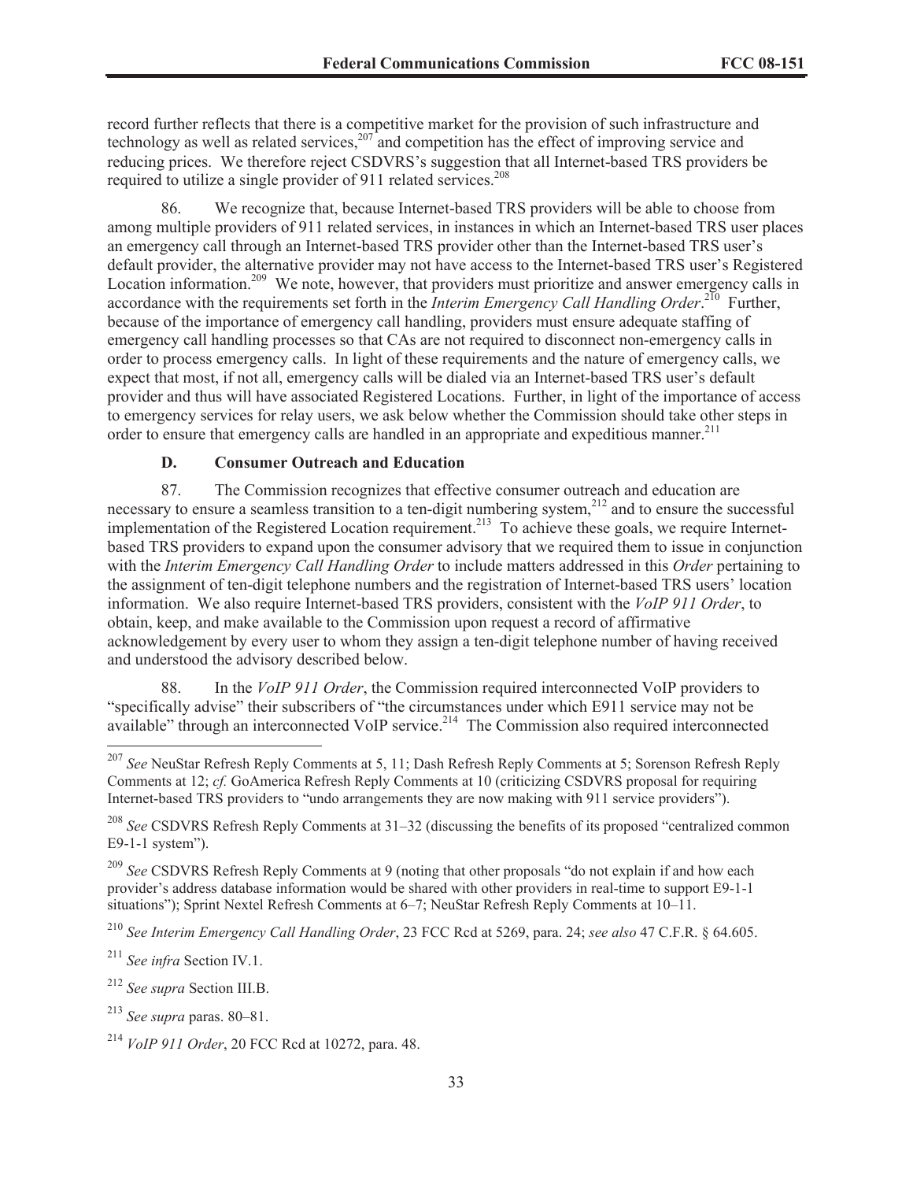record further reflects that there is a competitive market for the provision of such infrastructure and technology as well as related services,[207] and competition has the effect of improving service and reducing prices. We therefore reject CSDVRS's suggestion that all Internet-based TRS providers be required to utilize a single provider of 911 related services.[208]

86. We recognize that, because Internet-based TRS providers will be able to choose from among multiple providers of 911 related services, in instances in which an Internet-based TRS user places an emergency call through an Internet-based TRS provider other than the Internet-based TRS user's default provider, the alternative provider may not have access to the Internet-based TRS user's Registered Location information.[209] We note, however, that providers must prioritize and answer emergency calls in accordance with the requirements set forth in the *Interim Emergency Call Handling Order*.[210] Further, because of the importance of emergency call handling, providers must ensure adequate staffing of emergency call handling processes so that CAs are not required to disconnect non-emergency calls in order to process emergency calls. In light of these requirements and the nature of emergency calls, we expect that most, if not all, emergency calls will be dialed via an Internet-based TRS user's default provider and thus will have associated Registered Locations. Further, in light of the importance of access to emergency services for relay users, we ask below whether the Commission should take other steps in order to ensure that emergency calls are handled in an appropriate and expeditious manner.[211]

### D. Consumer Outreach and Education

87. The Commission recognizes that effective consumer outreach and education are necessary to ensure a seamless transition to a ten-digit numbering system,[212] and to ensure the successful implementation of the Registered Location requirement.[213] To achieve these goals, we require Internet-based TRS providers to expand upon the consumer advisory that we required them to issue in conjunction with the *Interim Emergency Call Handling Order* to include matters addressed in this *Order* pertaining to the assignment of ten-digit telephone numbers and the registration of Internet-based TRS users' location information. We also require Internet-based TRS providers, consistent with the *VoIP 911 Order*, to obtain, keep, and make available to the Commission upon request a record of affirmative acknowledgement by every user to whom they assign a ten-digit telephone number of having received and understood the advisory described below.

88. In the *VoIP 911 Order*, the Commission required interconnected VoIP providers to "specifically advise" their subscribers of "the circumstances under which E911 service may not be available" through an interconnected VoIP service.[214] The Commission also required interconnected

---

[207] *See* NeuStar Refresh Reply Comments at 5, 11; Dash Refresh Reply Comments at 5; Sorenson Refresh Reply Comments at 12; *cf.* GoAmerica Refresh Reply Comments at 10 (criticizing CSDVRS proposal for requiring Internet-based TRS providers to "undo arrangements they are now making with 911 service providers").

[208] *See* CSDVRS Refresh Reply Comments at 31–32 (discussing the benefits of its proposed "centralized common E9-1-1 system").

[209] *See* CSDVRS Refresh Reply Comments at 9 (noting that other proposals "do not explain if and how each provider's address database information would be shared with other providers in real-time to support E9-1-1 situations"); Sprint Nextel Refresh Comments at 6–7; NeuStar Refresh Reply Comments at 10–11.

[210] *See Interim Emergency Call Handling Order*, 23 FCC Rcd at 5269, para. 24; *see also* 47 C.F.R. § 64.605.

[211] *See infra* Section IV.1.

[212] *See supra* Section III.B.

[213] *See supra* paras. 80–81.

[214] *VoIP 911 Order*, 20 FCC Rcd at 10272, para. 48.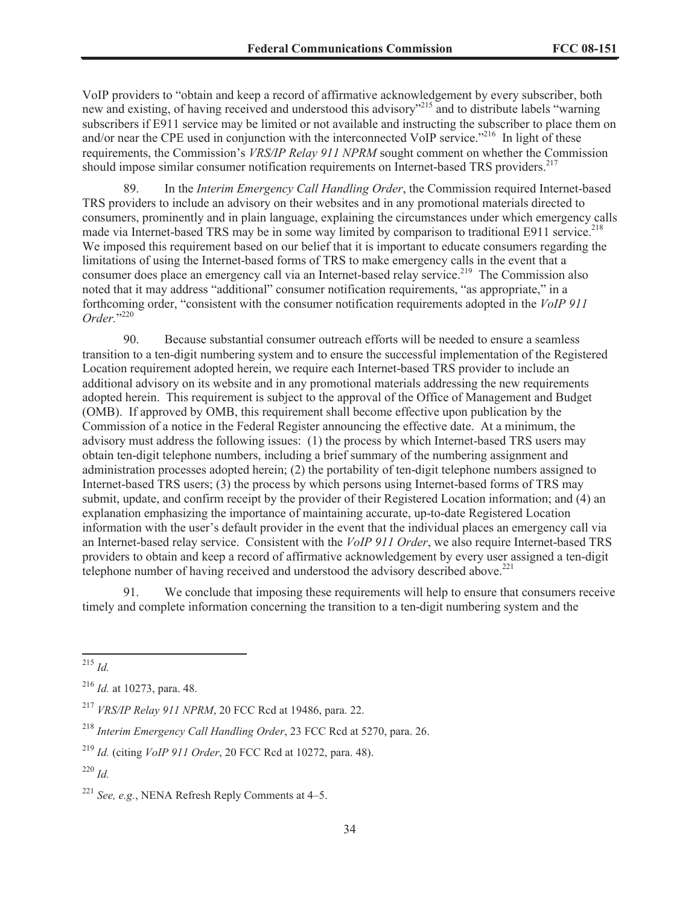VoIP providers to "obtain and keep a record of affirmative acknowledgement by every subscriber, both new and existing, of having received and understood this advisory"[215] and to distribute labels "warning subscribers if E911 service may be limited or not available and instructing the subscriber to place them on and/or near the CPE used in conjunction with the interconnected VoIP service."[216] In light of these requirements, the Commission's *VRS/IP Relay 911 NPRM* sought comment on whether the Commission should impose similar consumer notification requirements on Internet-based TRS providers.[217]

89. In the *Interim Emergency Call Handling Order*, the Commission required Internet-based TRS providers to include an advisory on their websites and in any promotional materials directed to consumers, prominently and in plain language, explaining the circumstances under which emergency calls made via Internet-based TRS may be in some way limited by comparison to traditional E911 service.[218] We imposed this requirement based on our belief that it is important to educate consumers regarding the limitations of using the Internet-based forms of TRS to make emergency calls in the event that a consumer does place an emergency call via an Internet-based relay service.[219] The Commission also noted that it may address "additional" consumer notification requirements, "as appropriate," in a forthcoming order, "consistent with the consumer notification requirements adopted in the *VoIP 911 Order*."[220]

90. Because substantial consumer outreach efforts will be needed to ensure a seamless transition to a ten-digit numbering system and to ensure the successful implementation of the Registered Location requirement adopted herein, we require each Internet-based TRS provider to include an additional advisory on its website and in any promotional materials addressing the new requirements adopted herein. This requirement is subject to the approval of the Office of Management and Budget (OMB). If approved by OMB, this requirement shall become effective upon publication by the Commission of a notice in the Federal Register announcing the effective date. At a minimum, the advisory must address the following issues: (1) the process by which Internet-based TRS users may obtain ten-digit telephone numbers, including a brief summary of the numbering assignment and administration processes adopted herein; (2) the portability of ten-digit telephone numbers assigned to Internet-based TRS users; (3) the process by which persons using Internet-based forms of TRS may submit, update, and confirm receipt by the provider of their Registered Location information; and (4) an explanation emphasizing the importance of maintaining accurate, up-to-date Registered Location information with the user's default provider in the event that the individual places an emergency call via an Internet-based relay service. Consistent with the *VoIP 911 Order*, we also require Internet-based TRS providers to obtain and keep a record of affirmative acknowledgement by every user assigned a ten-digit telephone number of having received and understood the advisory described above.[221]

91. We conclude that imposing these requirements will help to ensure that consumers receive timely and complete information concerning the transition to a ten-digit numbering system and the

---

[215] *Id.*

[216] *Id.* at 10273, para. 48.

[217] *VRS/IP Relay 911 NPRM*, 20 FCC Rcd at 19486, para. 22.

[218] *Interim Emergency Call Handling Order*, 23 FCC Rcd at 5270, para. 26.

[219] *Id.* (citing *VoIP 911 Order*, 20 FCC Rcd at 10272, para. 48).

[220] *Id.*

[221] *See, e.g.*, NENA Refresh Reply Comments at 4–5.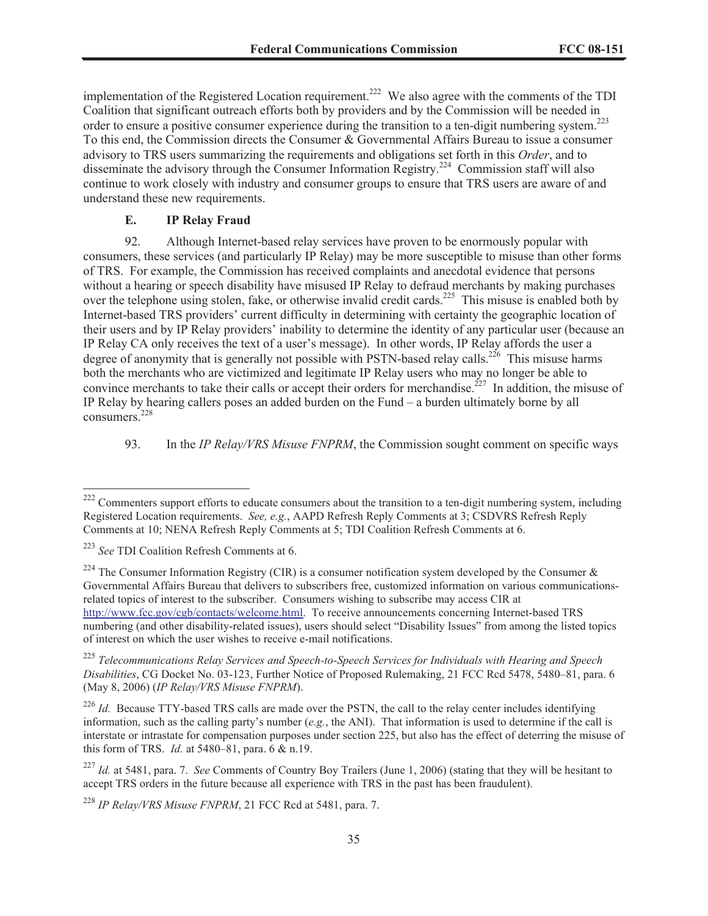implementation of the Registered Location requirement.[222] We also agree with the comments of the TDI Coalition that significant outreach efforts both by providers and by the Commission will be needed in order to ensure a positive consumer experience during the transition to a ten-digit numbering system.[223] To this end, the Commission directs the Consumer & Governmental Affairs Bureau to issue a consumer advisory to TRS users summarizing the requirements and obligations set forth in this *Order*, and to disseminate the advisory through the Consumer Information Registry.[224] Commission staff will also continue to work closely with industry and consumer groups to ensure that TRS users are aware of and understand these new requirements.

### E. IP Relay Fraud

92. Although Internet-based relay services have proven to be enormously popular with consumers, these services (and particularly IP Relay) may be more susceptible to misuse than other forms of TRS. For example, the Commission has received complaints and anecdotal evidence that persons without a hearing or speech disability have misused IP Relay to defraud merchants by making purchases over the telephone using stolen, fake, or otherwise invalid credit cards.[225] This misuse is enabled both by Internet-based TRS providers' current difficulty in determining with certainty the geographic location of their users and by IP Relay providers' inability to determine the identity of any particular user (because an IP Relay CA only receives the text of a user's message). In other words, IP Relay affords the user a degree of anonymity that is generally not possible with PSTN-based relay calls.[226] This misuse harms both the merchants who are victimized and legitimate IP Relay users who may no longer be able to convince merchants to take their calls or accept their orders for merchandise.[227] In addition, the misuse of IP Relay by hearing callers poses an added burden on the Fund – a burden ultimately borne by all consumers.[228]

93. In the *IP Relay/VRS Misuse FNPRM*, the Commission sought comment on specific ways

---

[222] Commenters support efforts to educate consumers about the transition to a ten-digit numbering system, including Registered Location requirements. *See, e.g.*, AAPD Refresh Reply Comments at 3; CSDVRS Refresh Reply Comments at 10; NENA Refresh Reply Comments at 5; TDI Coalition Refresh Comments at 6.

[223] *See* TDI Coalition Refresh Comments at 6.

[224] The Consumer Information Registry (CIR) is a consumer notification system developed by the Consumer & Governmental Affairs Bureau that delivers to subscribers free, customized information on various communications-related topics of interest to the subscriber. Consumers wishing to subscribe may access CIR at http://www.fcc.gov/cgb/contacts/welcome.html. To receive announcements concerning Internet-based TRS numbering (and other disability-related issues), users should select "Disability Issues" from among the listed topics of interest on which the user wishes to receive e-mail notifications.

[225] *Telecommunications Relay Services and Speech-to-Speech Services for Individuals with Hearing and Speech Disabilities*, CG Docket No. 03-123, Further Notice of Proposed Rulemaking, 21 FCC Rcd 5478, 5480–81, para. 6 (May 8, 2006) (*IP Relay/VRS Misuse FNPRM*).

[226] *Id.* Because TTY-based TRS calls are made over the PSTN, the call to the relay center includes identifying information, such as the calling party's number (*e.g.*, the ANI). That information is used to determine if the call is interstate or intrastate for compensation purposes under section 225, but also has the effect of deterring the misuse of this form of TRS. *Id.* at 5480–81, para. 6 & n.19.

[227] *Id.* at 5481, para. 7. *See* Comments of Country Boy Trailers (June 1, 2006) (stating that they will be hesitant to accept TRS orders in the future because all experience with TRS in the past has been fraudulent).

[228] *IP Relay/VRS Misuse FNPRM*, 21 FCC Rcd at 5481, para. 7.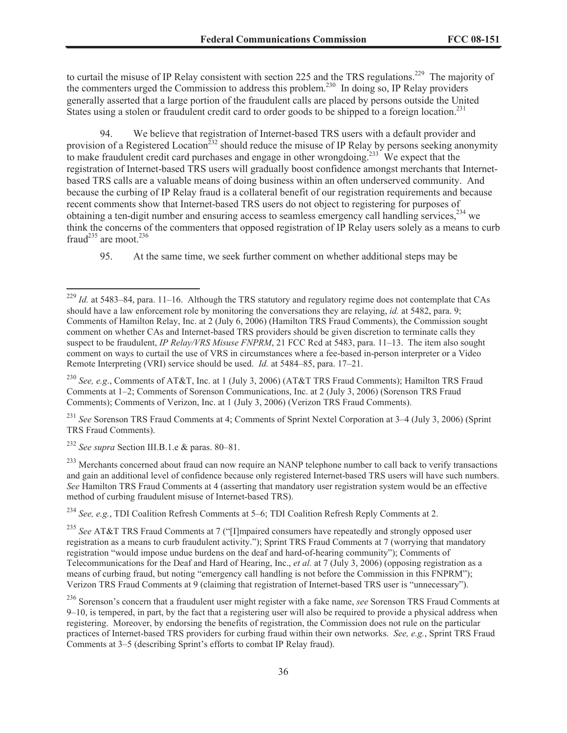to curtail the misuse of IP Relay consistent with section 225 and the TRS regulations.[229] The majority of the commenters urged the Commission to address this problem.[230] In doing so, IP Relay providers generally asserted that a large portion of the fraudulent calls are placed by persons outside the United States using a stolen or fraudulent credit card to order goods to be shipped to a foreign location.[231]

94. We believe that registration of Internet-based TRS users with a default provider and provision of a Registered Location[232] should reduce the misuse of IP Relay by persons seeking anonymity to make fraudulent credit card purchases and engage in other wrongdoing.[233] We expect that the registration of Internet-based TRS users will gradually boost confidence amongst merchants that Internet-based TRS calls are a valuable means of doing business within an often underserved community. And because the curbing of IP Relay fraud is a collateral benefit of our registration requirements and because recent comments show that Internet-based TRS users do not object to registering for purposes of obtaining a ten-digit number and ensuring access to seamless emergency call handling services,[234] we think the concerns of the commenters that opposed registration of IP Relay users solely as a means to curb fraud[235] are moot.[236]

95. At the same time, we seek further comment on whether additional steps may be

---

[229] *Id.* at 5483–84, para. 11–16. Although the TRS statutory and regulatory regime does not contemplate that CAs should have a law enforcement role by monitoring the conversations they are relaying, *id.* at 5482, para. 9; Comments of Hamilton Relay, Inc. at 2 (July 6, 2006) (Hamilton TRS Fraud Comments), the Commission sought comment on whether CAs and Internet-based TRS providers should be given discretion to terminate calls they suspect to be fraudulent, *IP Relay/VRS Misuse FNPRM*, 21 FCC Rcd at 5483, para. 11–13. The item also sought comment on ways to curtail the use of VRS in circumstances where a fee-based in-person interpreter or a Video Remote Interpreting (VRI) service should be used. *Id.* at 5484–85, para. 17–21.

[230] *See, e.g.*, Comments of AT&T, Inc. at 1 (July 3, 2006) (AT&T TRS Fraud Comments); Hamilton TRS Fraud Comments at 1–2; Comments of Sorenson Communications, Inc. at 2 (July 3, 2006) (Sorenson TRS Fraud Comments); Comments of Verizon, Inc. at 1 (July 3, 2006) (Verizon TRS Fraud Comments).

[231] *See* Sorenson TRS Fraud Comments at 4; Comments of Sprint Nextel Corporation at 3–4 (July 3, 2006) (Sprint TRS Fraud Comments).

[232] *See supra* Section III.B.1.e & paras. 80–81.

[233] Merchants concerned about fraud can now require an NANP telephone number to call back to verify transactions and gain an additional level of confidence because only registered Internet-based TRS users will have such numbers. *See* Hamilton TRS Fraud Comments at 4 (asserting that mandatory user registration system would be an effective method of curbing fraudulent misuse of Internet-based TRS).

[234] *See, e.g.*, TDI Coalition Refresh Comments at 5–6; TDI Coalition Refresh Reply Comments at 2.

[235] *See* AT&T TRS Fraud Comments at 7 ("[I]mpaired consumers have repeatedly and strongly opposed user registration as a means to curb fraudulent activity."); Sprint TRS Fraud Comments at 7 (worrying that mandatory registration "would impose undue burdens on the deaf and hard-of-hearing community"); Comments of Telecommunications for the Deaf and Hard of Hearing, Inc., *et al.* at 7 (July 3, 2006) (opposing registration as a means of curbing fraud, but noting "emergency call handling is not before the Commission in this FNPRM"); Verizon TRS Fraud Comments at 9 (claiming that registration of Internet-based TRS user is "unnecessary").

[236] Sorenson's concern that a fraudulent user might register with a fake name, *see* Sorenson TRS Fraud Comments at 9–10, is tempered, in part, by the fact that a registering user will also be required to provide a physical address when registering. Moreover, by endorsing the benefits of registration, the Commission does not rule on the particular practices of Internet-based TRS providers for curbing fraud within their own networks. *See, e.g.*, Sprint TRS Fraud Comments at 3–5 (describing Sprint's efforts to combat IP Relay fraud).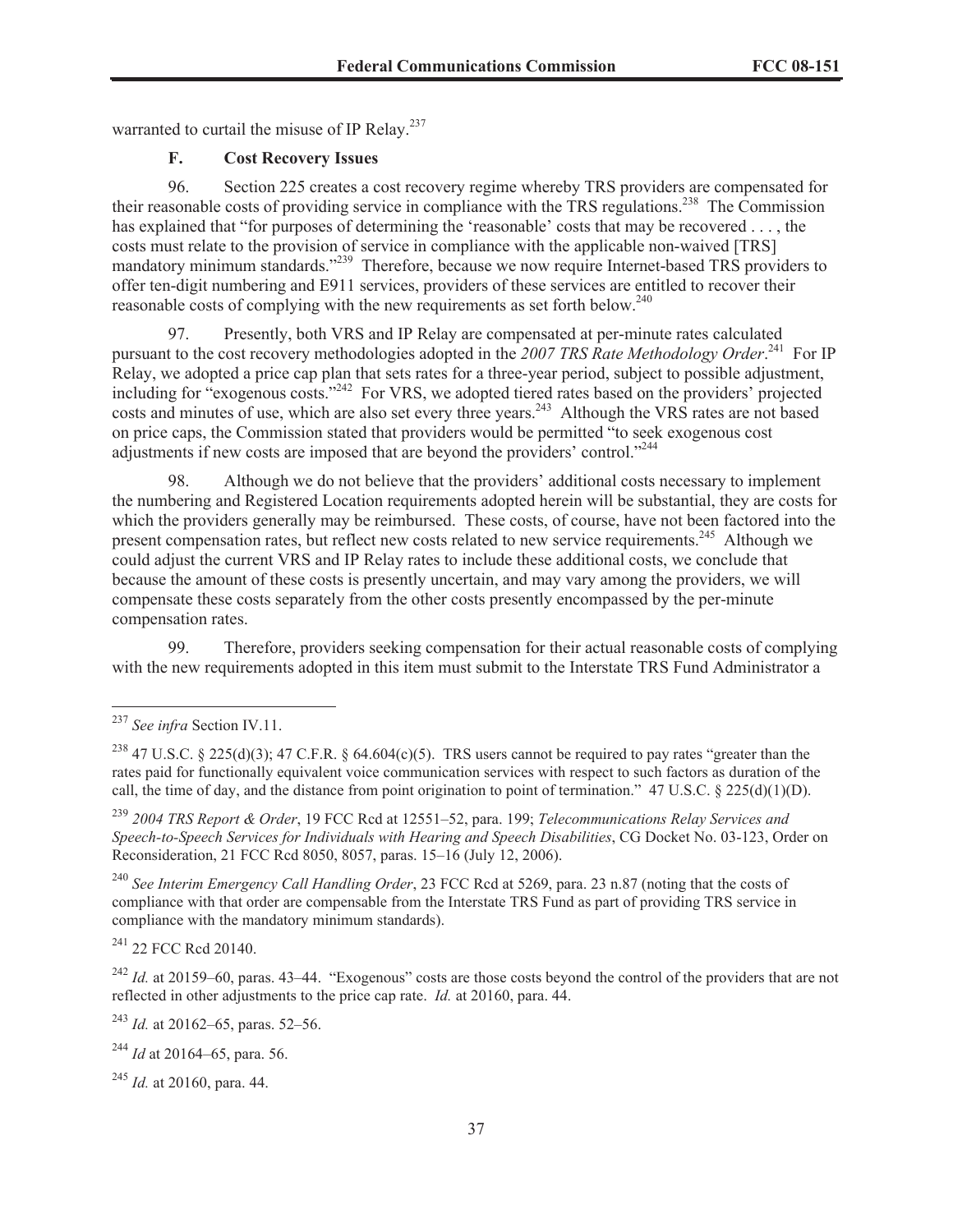warranted to curtail the misuse of IP Relay.[237]

### F. Cost Recovery Issues

96. Section 225 creates a cost recovery regime whereby TRS providers are compensated for their reasonable costs of providing service in compliance with the TRS regulations.[238] The Commission has explained that "for purposes of determining the 'reasonable' costs that may be recovered . . . , the costs must relate to the provision of service in compliance with the applicable non-waived [TRS] mandatory minimum standards."[239] Therefore, because we now require Internet-based TRS providers to offer ten-digit numbering and E911 services, providers of these services are entitled to recover their reasonable costs of complying with the new requirements as set forth below.[240]

97. Presently, both VRS and IP Relay are compensated at per-minute rates calculated pursuant to the cost recovery methodologies adopted in the *2007 TRS Rate Methodology Order*.[241] For IP Relay, we adopted a price cap plan that sets rates for a three-year period, subject to possible adjustment, including for "exogenous costs."[242] For VRS, we adopted tiered rates based on the providers' projected costs and minutes of use, which are also set every three years.[243] Although the VRS rates are not based on price caps, the Commission stated that providers would be permitted "to seek exogenous cost adjustments if new costs are imposed that are beyond the providers' control."[244]

98. Although we do not believe that the providers' additional costs necessary to implement the numbering and Registered Location requirements adopted herein will be substantial, they are costs for which the providers generally may be reimbursed. These costs, of course, have not been factored into the present compensation rates, but reflect new costs related to new service requirements.[245] Although we could adjust the current VRS and IP Relay rates to include these additional costs, we conclude that because the amount of these costs is presently uncertain, and may vary among the providers, we will compensate these costs separately from the other costs presently encompassed by the per-minute compensation rates.

99. Therefore, providers seeking compensation for their actual reasonable costs of complying with the new requirements adopted in this item must submit to the Interstate TRS Fund Administrator a

---

[237] *See infra* Section IV.11.

[238] 47 U.S.C. § 225(d)(3); 47 C.F.R. § 64.604(c)(5). TRS users cannot be required to pay rates "greater than the rates paid for functionally equivalent voice communication services with respect to such factors as duration of the call, the time of day, and the distance from point origination to point of termination." 47 U.S.C. § 225(d)(1)(D).

[239] *2004 TRS Report & Order*, 19 FCC Rcd at 12551–52, para. 199; *Telecommunications Relay Services and Speech-to-Speech Services for Individuals with Hearing and Speech Disabilities*, CG Docket No. 03-123, Order on Reconsideration, 21 FCC Rcd 8050, 8057, paras. 15–16 (July 12, 2006).

[240] *See Interim Emergency Call Handling Order*, 23 FCC Rcd at 5269, para. 23 n.87 (noting that the costs of compliance with that order are compensable from the Interstate TRS Fund as part of providing TRS service in compliance with the mandatory minimum standards).

[241] 22 FCC Rcd 20140.

[242] *Id.* at 20159–60, paras. 43–44. "Exogenous" costs are those costs beyond the control of the providers that are not reflected in other adjustments to the price cap rate. *Id.* at 20160, para. 44.

[243] *Id.* at 20162–65, paras. 52–56.

[244] *Id* at 20164–65, para. 56.

[245] *Id.* at 20160, para. 44.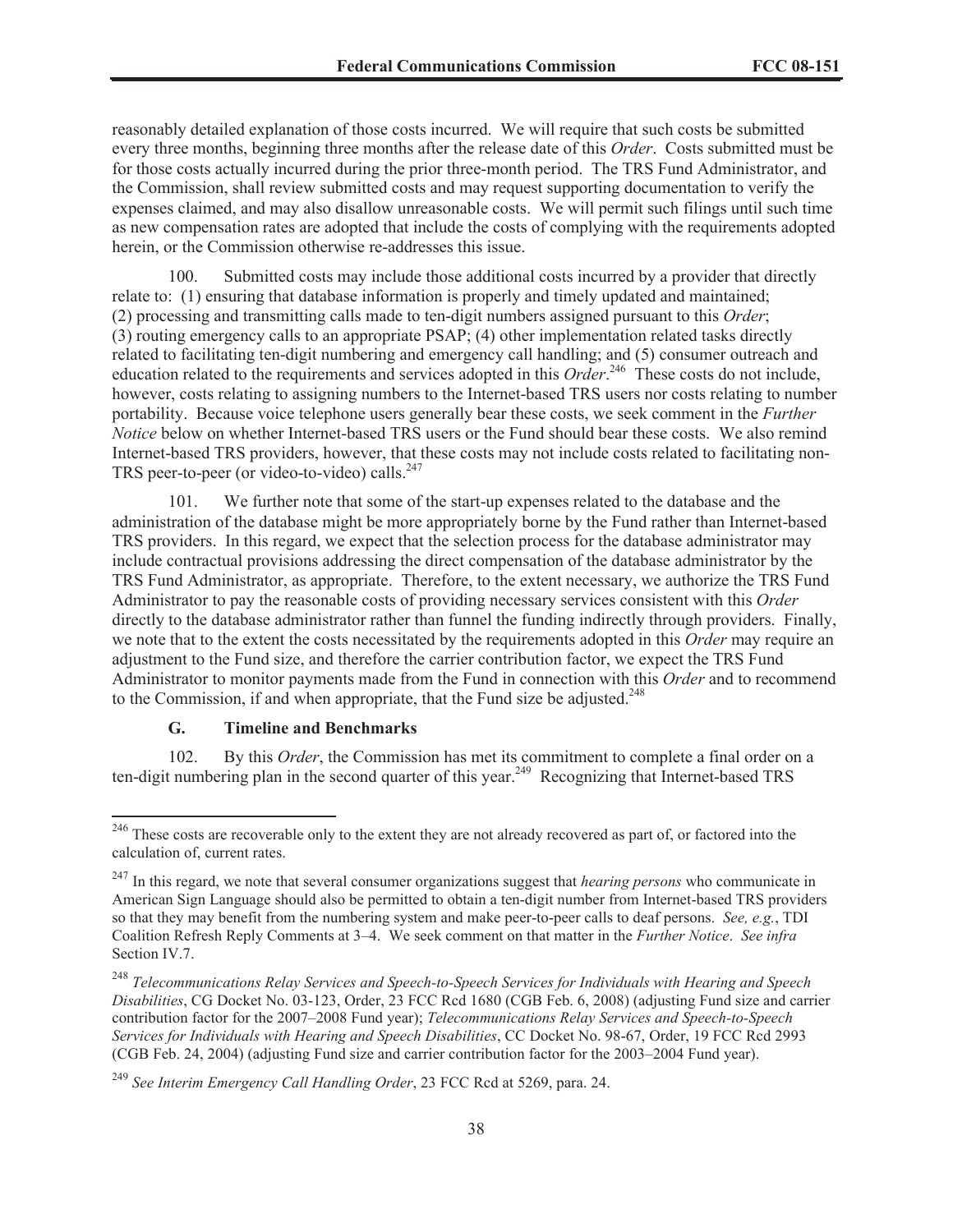reasonably detailed explanation of those costs incurred. We will require that such costs be submitted every three months, beginning three months after the release date of this *Order*. Costs submitted must be for those costs actually incurred during the prior three-month period. The TRS Fund Administrator, and the Commission, shall review submitted costs and may request supporting documentation to verify the expenses claimed, and may also disallow unreasonable costs. We will permit such filings until such time as new compensation rates are adopted that include the costs of complying with the requirements adopted herein, or the Commission otherwise re-addresses this issue.

100. Submitted costs may include those additional costs incurred by a provider that directly relate to: (1) ensuring that database information is properly and timely updated and maintained; (2) processing and transmitting calls made to ten-digit numbers assigned pursuant to this *Order*; (3) routing emergency calls to an appropriate PSAP; (4) other implementation related tasks directly related to facilitating ten-digit numbering and emergency call handling; and (5) consumer outreach and education related to the requirements and services adopted in this *Order*.[246] These costs do not include, however, costs relating to assigning numbers to the Internet-based TRS users nor costs relating to number portability. Because voice telephone users generally bear these costs, we seek comment in the *Further Notice* below on whether Internet-based TRS users or the Fund should bear these costs. We also remind Internet-based TRS providers, however, that these costs may not include costs related to facilitating non-TRS peer-to-peer (or video-to-video) calls.[247]

101. We further note that some of the start-up expenses related to the database and the administration of the database might be more appropriately borne by the Fund rather than Internet-based TRS providers. In this regard, we expect that the selection process for the database administrator may include contractual provisions addressing the direct compensation of the database administrator by the TRS Fund Administrator, as appropriate. Therefore, to the extent necessary, we authorize the TRS Fund Administrator to pay the reasonable costs of providing necessary services consistent with this *Order* directly to the database administrator rather than funnel the funding indirectly through providers. Finally, we note that to the extent the costs necessitated by the requirements adopted in this *Order* may require an adjustment to the Fund size, and therefore the carrier contribution factor, we expect the TRS Fund Administrator to monitor payments made from the Fund in connection with this *Order* and to recommend to the Commission, if and when appropriate, that the Fund size be adjusted.[248]

### G. Timeline and Benchmarks

102. By this *Order*, the Commission has met its commitment to complete a final order on a ten-digit numbering plan in the second quarter of this year.[249] Recognizing that Internet-based TRS

---

[246] These costs are recoverable only to the extent they are not already recovered as part of, or factored into the calculation of, current rates.

[247] In this regard, we note that several consumer organizations suggest that *hearing persons* who communicate in American Sign Language should also be permitted to obtain a ten-digit number from Internet-based TRS providers so that they may benefit from the numbering system and make peer-to-peer calls to deaf persons. *See, e.g.*, TDI Coalition Refresh Reply Comments at 3–4. We seek comment on that matter in the *Further Notice*. *See infra* Section IV.7.

[248] *Telecommunications Relay Services and Speech-to-Speech Services for Individuals with Hearing and Speech Disabilities*, CG Docket No. 03-123, Order, 23 FCC Rcd 1680 (CGB Feb. 6, 2008) (adjusting Fund size and carrier contribution factor for the 2007–2008 Fund year); *Telecommunications Relay Services and Speech-to-Speech Services for Individuals with Hearing and Speech Disabilities*, CC Docket No. 98-67, Order, 19 FCC Rcd 2993 (CGB Feb. 24, 2004) (adjusting Fund size and carrier contribution factor for the 2003–2004 Fund year).

[249] *See Interim Emergency Call Handling Order*, 23 FCC Rcd at 5269, para. 24.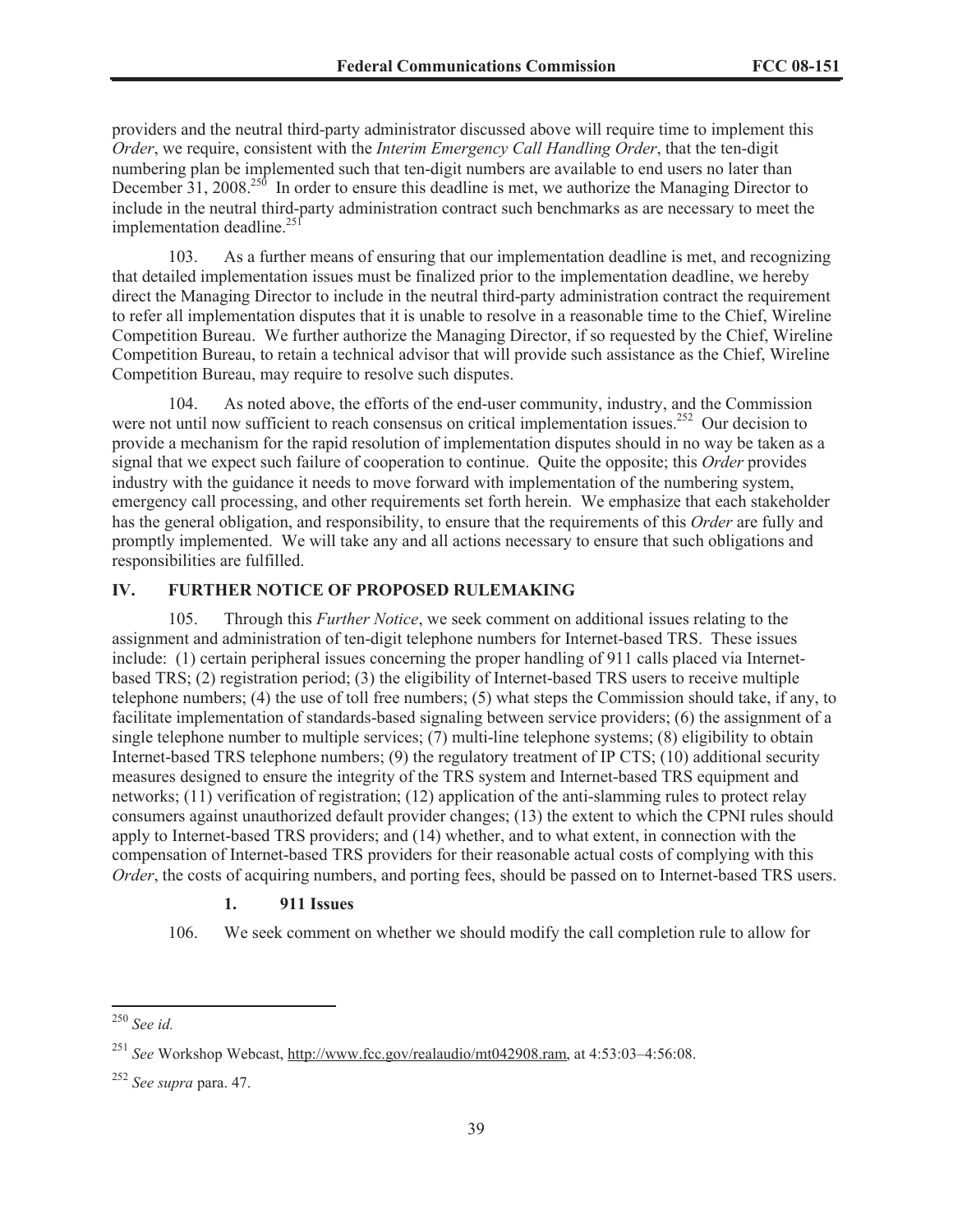providers and the neutral third-party administrator discussed above will require time to implement this *Order*, we require, consistent with the *Interim Emergency Call Handling Order*, that the ten-digit numbering plan be implemented such that ten-digit numbers are available to end users no later than December 31, 2008.[250] In order to ensure this deadline is met, we authorize the Managing Director to include in the neutral third-party administration contract such benchmarks as are necessary to meet the implementation deadline.[251]

103. As a further means of ensuring that our implementation deadline is met, and recognizing that detailed implementation issues must be finalized prior to the implementation deadline, we hereby direct the Managing Director to include in the neutral third-party administration contract the requirement to refer all implementation disputes that it is unable to resolve in a reasonable time to the Chief, Wireline Competition Bureau. We further authorize the Managing Director, if so requested by the Chief, Wireline Competition Bureau, to retain a technical advisor that will provide such assistance as the Chief, Wireline Competition Bureau, may require to resolve such disputes.

104. As noted above, the efforts of the end-user community, industry, and the Commission were not until now sufficient to reach consensus on critical implementation issues.[252] Our decision to provide a mechanism for the rapid resolution of implementation disputes should in no way be taken as a signal that we expect such failure of cooperation to continue. Quite the opposite; this *Order* provides industry with the guidance it needs to move forward with implementation of the numbering system, emergency call processing, and other requirements set forth herein. We emphasize that each stakeholder has the general obligation, and responsibility, to ensure that the requirements of this *Order* are fully and promptly implemented. We will take any and all actions necessary to ensure that such obligations and responsibilities are fulfilled.

## IV. FURTHER NOTICE OF PROPOSED RULEMAKING

105. Through this *Further Notice*, we seek comment on additional issues relating to the assignment and administration of ten-digit telephone numbers for Internet-based TRS. These issues include: (1) certain peripheral issues concerning the proper handling of 911 calls placed via Internet-based TRS; (2) registration period; (3) the eligibility of Internet-based TRS users to receive multiple telephone numbers; (4) the use of toll free numbers; (5) what steps the Commission should take, if any, to facilitate implementation of standards-based signaling between service providers; (6) the assignment of a single telephone number to multiple services; (7) multi-line telephone systems; (8) eligibility to obtain Internet-based TRS telephone numbers; (9) the regulatory treatment of IP CTS; (10) additional security measures designed to ensure the integrity of the TRS system and Internet-based TRS equipment and networks; (11) verification of registration; (12) application of the anti-slamming rules to protect relay consumers against unauthorized default provider changes; (13) the extent to which the CPNI rules should apply to Internet-based TRS providers; and (14) whether, and to what extent, in connection with the compensation of Internet-based TRS providers for their reasonable actual costs of complying with this *Order*, the costs of acquiring numbers, and porting fees, should be passed on to Internet-based TRS users.

### 1. 911 Issues

106. We seek comment on whether we should modify the call completion rule to allow for

---

[250] *See id.*

[251] *See* Workshop Webcast, http://www.fcc.gov/realaudio/mt042908.ram, at 4:53:03–4:56:08.

[252] *See supra* para. 47.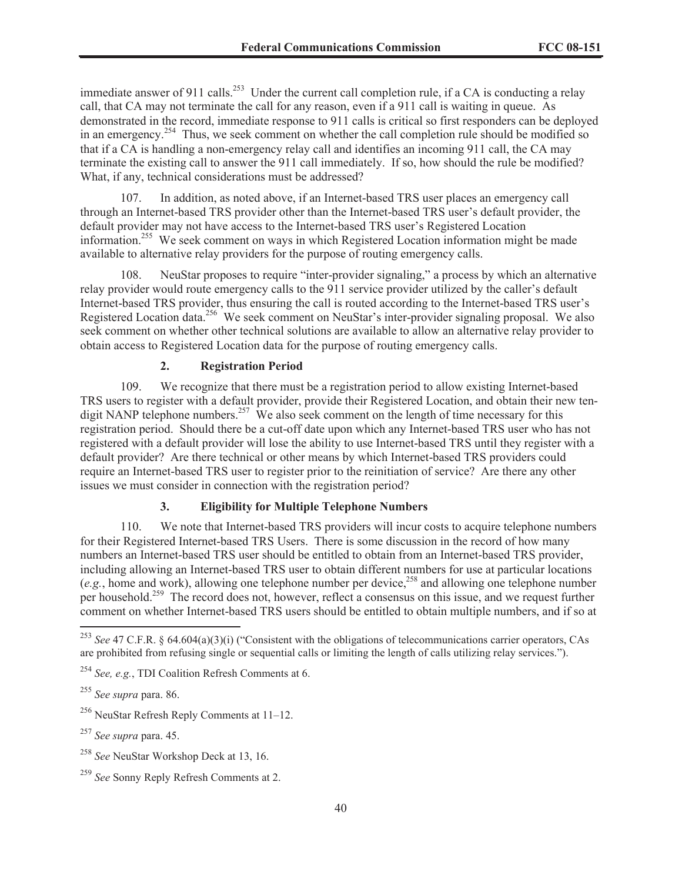immediate answer of 911 calls.[253] Under the current call completion rule, if a CA is conducting a relay call, that CA may not terminate the call for any reason, even if a 911 call is waiting in queue. As demonstrated in the record, immediate response to 911 calls is critical so first responders can be deployed in an emergency.[254] Thus, we seek comment on whether the call completion rule should be modified so that if a CA is handling a non-emergency relay call and identifies an incoming 911 call, the CA may terminate the existing call to answer the 911 call immediately. If so, how should the rule be modified? What, if any, technical considerations must be addressed?

107. In addition, as noted above, if an Internet-based TRS user places an emergency call through an Internet-based TRS provider other than the Internet-based TRS user's default provider, the default provider may not have access to the Internet-based TRS user's Registered Location information.[255] We seek comment on ways in which Registered Location information might be made available to alternative relay providers for the purpose of routing emergency calls.

108. NeuStar proposes to require "inter-provider signaling," a process by which an alternative relay provider would route emergency calls to the 911 service provider utilized by the caller's default Internet-based TRS provider, thus ensuring the call is routed according to the Internet-based TRS user's Registered Location data.[256] We seek comment on NeuStar's inter-provider signaling proposal. We also seek comment on whether other technical solutions are available to allow an alternative relay provider to obtain access to Registered Location data for the purpose of routing emergency calls.

### 2. Registration Period

109. We recognize that there must be a registration period to allow existing Internet-based TRS users to register with a default provider, provide their Registered Location, and obtain their new ten-digit NANP telephone numbers.[257] We also seek comment on the length of time necessary for this registration period. Should there be a cut-off date upon which any Internet-based TRS user who has not registered with a default provider will lose the ability to use Internet-based TRS until they register with a default provider? Are there technical or other means by which Internet-based TRS providers could require an Internet-based TRS user to register prior to the reinitiation of service? Are there any other issues we must consider in connection with the registration period?

### 3. Eligibility for Multiple Telephone Numbers

110. We note that Internet-based TRS providers will incur costs to acquire telephone numbers for their Registered Internet-based TRS Users. There is some discussion in the record of how many numbers an Internet-based TRS user should be entitled to obtain from an Internet-based TRS provider, including allowing an Internet-based TRS user to obtain different numbers for use at particular locations (*e.g.*, home and work), allowing one telephone number per device,[258] and allowing one telephone number per household.[259] The record does not, however, reflect a consensus on this issue, and we request further comment on whether Internet-based TRS users should be entitled to obtain multiple numbers, and if so at

---

[253] *See* 47 C.F.R. § 64.604(a)(3)(i) ("Consistent with the obligations of telecommunications carrier operators, CAs are prohibited from refusing single or sequential calls or limiting the length of calls utilizing relay services.").

[254] *See, e.g.*, TDI Coalition Refresh Comments at 6.

[255] *See supra* para. 86.

[256] NeuStar Refresh Reply Comments at 11–12.

[257] *See supra* para. 45.

[258] *See* NeuStar Workshop Deck at 13, 16.

[259] *See* Sonny Reply Refresh Comments at 2.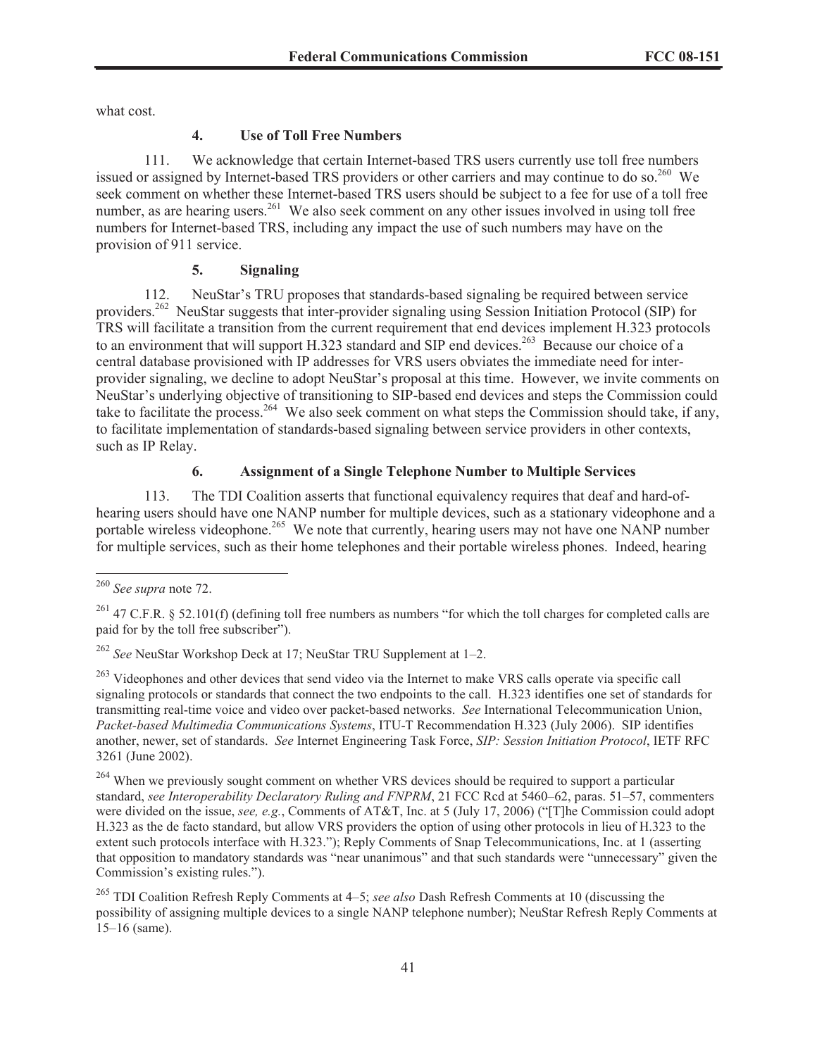what cost.

### 4. Use of Toll Free Numbers

111. We acknowledge that certain Internet-based TRS users currently use toll free numbers issued or assigned by Internet-based TRS providers or other carriers and may continue to do so.[260] We seek comment on whether these Internet-based TRS users should be subject to a fee for use of a toll free number, as are hearing users.[261] We also seek comment on any other issues involved in using toll free numbers for Internet-based TRS, including any impact the use of such numbers may have on the provision of 911 service.

### 5. Signaling

112. NeuStar's TRU proposes that standards-based signaling be required between service providers.[262] NeuStar suggests that inter-provider signaling using Session Initiation Protocol (SIP) for TRS will facilitate a transition from the current requirement that end devices implement H.323 protocols to an environment that will support H.323 standard and SIP end devices.[263] Because our choice of a central database provisioned with IP addresses for VRS users obviates the immediate need for inter-provider signaling, we decline to adopt NeuStar's proposal at this time. However, we invite comments on NeuStar's underlying objective of transitioning to SIP-based end devices and steps the Commission could take to facilitate the process.[264] We also seek comment on what steps the Commission should take, if any, to facilitate implementation of standards-based signaling between service providers in other contexts, such as IP Relay.

### 6. Assignment of a Single Telephone Number to Multiple Services

113. The TDI Coalition asserts that functional equivalency requires that deaf and hard-of-hearing users should have one NANP number for multiple devices, such as a stationary videophone and a portable wireless videophone.[265] We note that currently, hearing users may not have one NANP number for multiple services, such as their home telephones and their portable wireless phones. Indeed, hearing

---

[260] *See supra* note 72.

[261] 47 C.F.R. § 52.101(f) (defining toll free numbers as numbers "for which the toll charges for completed calls are paid for by the toll free subscriber").

[262] *See* NeuStar Workshop Deck at 17; NeuStar TRU Supplement at 1–2.

[263] Videophones and other devices that send video via the Internet to make VRS calls operate via specific call signaling protocols or standards that connect the two endpoints to the call. H.323 identifies one set of standards for transmitting real-time voice and video over packet-based networks. *See* International Telecommunication Union, *Packet-based Multimedia Communications Systems*, ITU-T Recommendation H.323 (July 2006). SIP identifies another, newer, set of standards. *See* Internet Engineering Task Force, *SIP: Session Initiation Protocol*, IETF RFC 3261 (June 2002).

[264] When we previously sought comment on whether VRS devices should be required to support a particular standard, *see Interoperability Declaratory Ruling and FNPRM*, 21 FCC Rcd at 5460–62, paras. 51–57, commenters were divided on the issue, *see, e.g.*, Comments of AT&T, Inc. at 5 (July 17, 2006) ("[T]he Commission could adopt H.323 as the de facto standard, but allow VRS providers the option of using other protocols in lieu of H.323 to the extent such protocols interface with H.323."); Reply Comments of Snap Telecommunications, Inc. at 1 (asserting that opposition to mandatory standards was "near unanimous" and that such standards were "unnecessary" given the Commission's existing rules.").

[265] TDI Coalition Refresh Reply Comments at 4–5; *see also* Dash Refresh Comments at 10 (discussing the possibility of assigning multiple devices to a single NANP telephone number); NeuStar Refresh Reply Comments at 15–16 (same).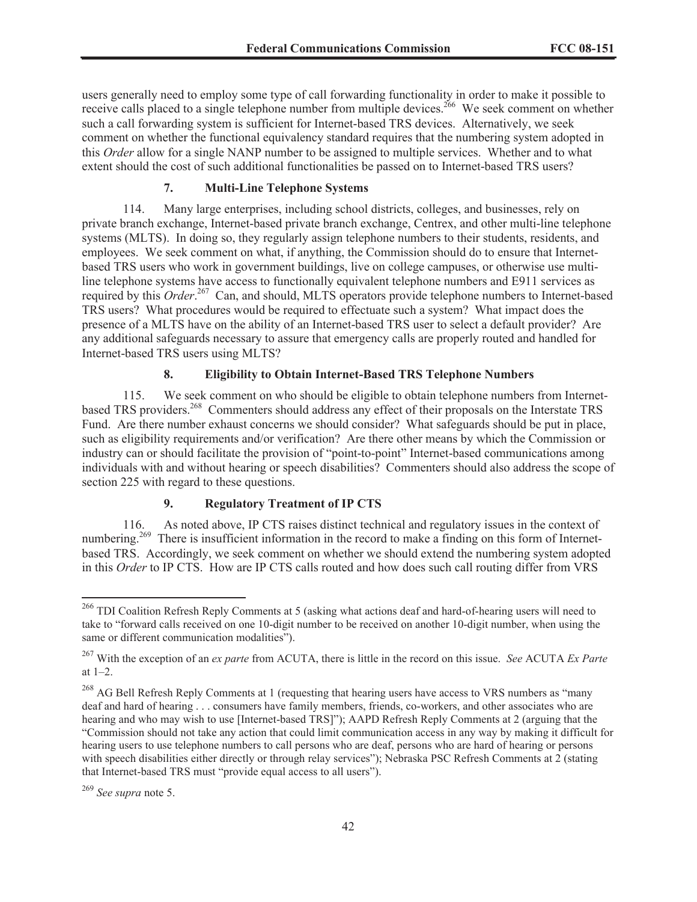users generally need to employ some type of call forwarding functionality in order to make it possible to receive calls placed to a single telephone number from multiple devices.[266] We seek comment on whether such a call forwarding system is sufficient for Internet-based TRS devices. Alternatively, we seek comment on whether the functional equivalency standard requires that the numbering system adopted in this *Order* allow for a single NANP number to be assigned to multiple services. Whether and to what extent should the cost of such additional functionalities be passed on to Internet-based TRS users?

### 7. Multi-Line Telephone Systems

114. Many large enterprises, including school districts, colleges, and businesses, rely on private branch exchange, Internet-based private branch exchange, Centrex, and other multi-line telephone systems (MLTS). In doing so, they regularly assign telephone numbers to their students, residents, and employees. We seek comment on what, if anything, the Commission should do to ensure that Internet-based TRS users who work in government buildings, live on college campuses, or otherwise use multi-line telephone systems have access to functionally equivalent telephone numbers and E911 services as required by this *Order*.[267] Can, and should, MLTS operators provide telephone numbers to Internet-based TRS users? What procedures would be required to effectuate such a system? What impact does the presence of a MLTS have on the ability of an Internet-based TRS user to select a default provider? Are any additional safeguards necessary to assure that emergency calls are properly routed and handled for Internet-based TRS users using MLTS?

### 8. Eligibility to Obtain Internet-Based TRS Telephone Numbers

115. We seek comment on who should be eligible to obtain telephone numbers from Internet-based TRS providers.[268] Commenters should address any effect of their proposals on the Interstate TRS Fund. Are there number exhaust concerns we should consider? What safeguards should be put in place, such as eligibility requirements and/or verification? Are there other means by which the Commission or industry can or should facilitate the provision of "point-to-point" Internet-based communications among individuals with and without hearing or speech disabilities? Commenters should also address the scope of section 225 with regard to these questions.

### 9. Regulatory Treatment of IP CTS

116. As noted above, IP CTS raises distinct technical and regulatory issues in the context of numbering.[269] There is insufficient information in the record to make a finding on this form of Internet-based TRS. Accordingly, we seek comment on whether we should extend the numbering system adopted in this *Order* to IP CTS. How are IP CTS calls routed and how does such call routing differ from VRS

---

[266] TDI Coalition Refresh Reply Comments at 5 (asking what actions deaf and hard-of-hearing users will need to take to "forward calls received on one 10-digit number to be received on another 10-digit number, when using the same or different communication modalities").

[267] With the exception of an *ex parte* from ACUTA, there is little in the record on this issue. *See* ACUTA *Ex Parte* at 1–2.

[268] AG Bell Refresh Reply Comments at 1 (requesting that hearing users have access to VRS numbers as "many deaf and hard of hearing . . . consumers have family members, friends, co-workers, and other associates who are hearing and who may wish to use [Internet-based TRS]"); AAPD Refresh Reply Comments at 2 (arguing that the "Commission should not take any action that could limit communication access in any way by making it difficult for hearing users to use telephone numbers to call persons who are deaf, persons who are hard of hearing or persons with speech disabilities either directly or through relay services"); Nebraska PSC Refresh Comments at 2 (stating that Internet-based TRS must "provide equal access to all users").

[269] *See supra* note 5.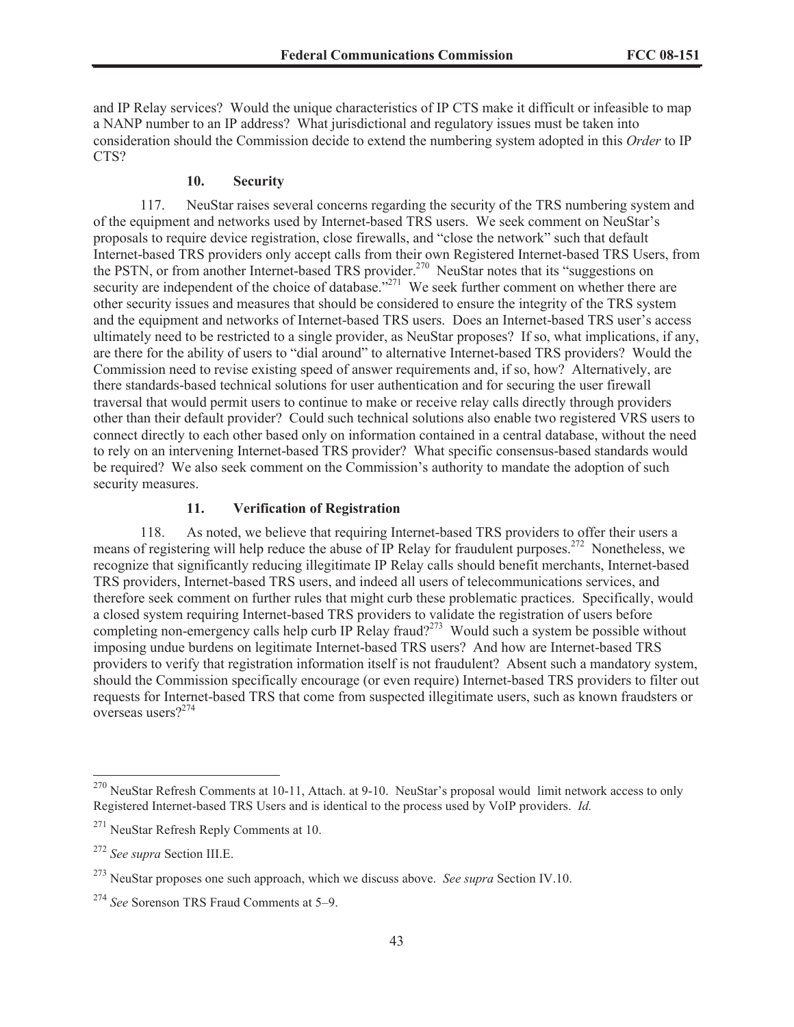and IP Relay services? Would the unique characteristics of IP CTS make it difficult or infeasible to map a NANP number to an IP address? What jurisdictional and regulatory issues must be taken into consideration should the Commission decide to extend the numbering system adopted in this *Order* to IP CTS?

### 10. Security

117. NeuStar raises several concerns regarding the security of the TRS numbering system and of the equipment and networks used by Internet-based TRS users. We seek comment on NeuStar's proposals to require device registration, close firewalls, and "close the network" such that default Internet-based TRS providers only accept calls from their own Registered Internet-based TRS Users, from the PSTN, or from another Internet-based TRS provider.[270] NeuStar notes that its "suggestions on security are independent of the choice of database."[271] We seek further comment on whether there are other security issues and measures that should be considered to ensure the integrity of the TRS system and the equipment and networks of Internet-based TRS users. Does an Internet-based TRS user's access ultimately need to be restricted to a single provider, as NeuStar proposes? If so, what implications, if any, are there for the ability of users to "dial around" to alternative Internet-based TRS providers? Would the Commission need to revise existing speed of answer requirements and, if so, how? Alternatively, are there standards-based technical solutions for user authentication and for securing the user firewall traversal that would permit users to continue to make or receive relay calls directly through providers other than their default provider? Could such technical solutions also enable two registered VRS users to connect directly to each other based only on information contained in a central database, without the need to rely on an intervening Internet-based TRS provider? What specific consensus-based standards would be required? We also seek comment on the Commission's authority to mandate the adoption of such security measures.

### 11. Verification of Registration

118. As noted, we believe that requiring Internet-based TRS providers to offer their users a means of registering will help reduce the abuse of IP Relay for fraudulent purposes.[272] Nonetheless, we recognize that significantly reducing illegitimate IP Relay calls should benefit merchants, Internet-based TRS providers, Internet-based TRS users, and indeed all users of telecommunications services, and therefore seek comment on further rules that might curb these problematic practices. Specifically, would a closed system requiring Internet-based TRS providers to validate the registration of users before completing non-emergency calls help curb IP Relay fraud?[273] Would such a system be possible without imposing undue burdens on legitimate Internet-based TRS users? And how are Internet-based TRS providers to verify that registration information itself is not fraudulent? Absent such a mandatory system, should the Commission specifically encourage (or even require) Internet-based TRS providers to filter out requests for Internet-based TRS that come from suspected illegitimate users, such as known fraudsters or overseas users?[274]

---

[270] NeuStar Refresh Comments at 10-11, Attach. at 9-10. NeuStar's proposal would limit network access to only Registered Internet-based TRS Users and is identical to the process used by VoIP providers. *Id.*

[271] NeuStar Refresh Reply Comments at 10.

[272] *See supra* Section III.E.

[273] NeuStar proposes one such approach, which we discuss above. *See supra* Section IV.10.

[274] *See* Sorenson TRS Fraud Comments at 5–9.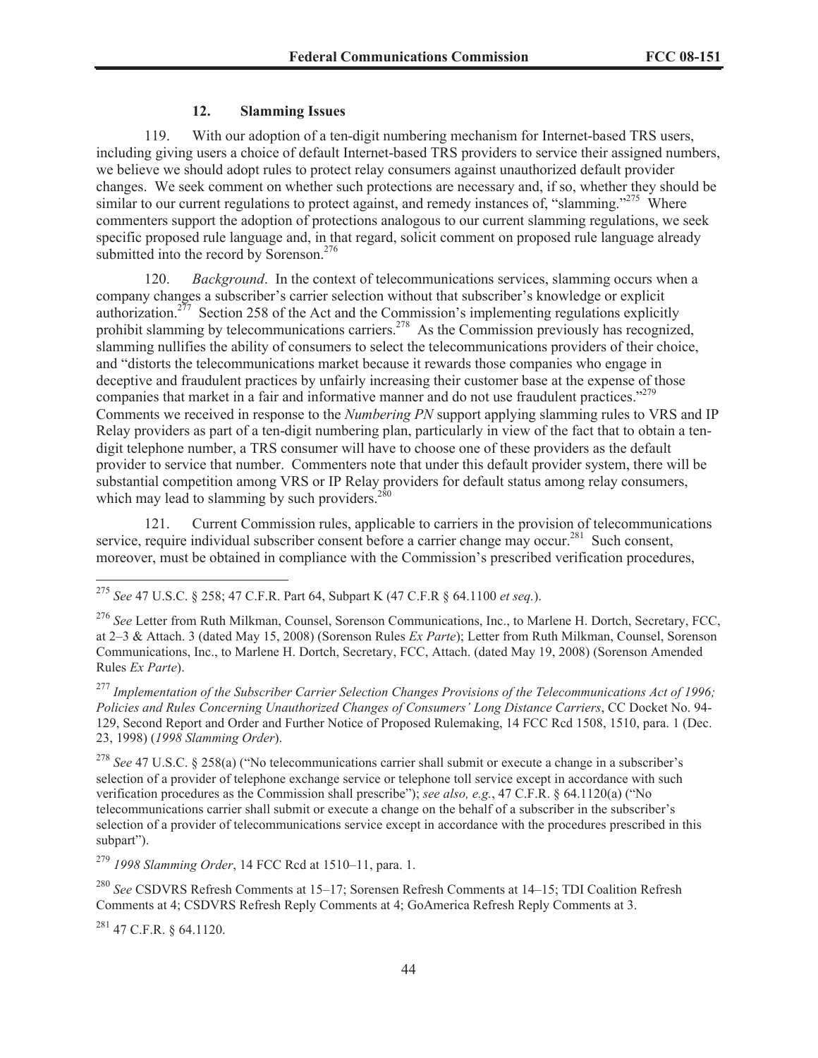#### 12. Slamming Issues

119. With our adoption of a ten-digit numbering mechanism for Internet-based TRS users, including giving users a choice of default Internet-based TRS providers to service their assigned numbers, we believe we should adopt rules to protect relay consumers against unauthorized default provider changes. We seek comment on whether such protections are necessary and, if so, whether they should be similar to our current regulations to protect against, and remedy instances of, "slamming."[275] Where commenters support the adoption of protections analogous to our current slamming regulations, we seek specific proposed rule language and, in that regard, solicit comment on proposed rule language already submitted into the record by Sorenson.[276]

120. *Background*. In the context of telecommunications services, slamming occurs when a company changes a subscriber's carrier selection without that subscriber's knowledge or explicit authorization.[277] Section 258 of the Act and the Commission's implementing regulations explicitly prohibit slamming by telecommunications carriers.[278] As the Commission previously has recognized, slamming nullifies the ability of consumers to select the telecommunications providers of their choice, and "distorts the telecommunications market because it rewards those companies who engage in deceptive and fraudulent practices by unfairly increasing their customer base at the expense of those companies that market in a fair and informative manner and do not use fraudulent practices."[279] Comments we received in response to the *Numbering PN* support applying slamming rules to VRS and IP Relay providers as part of a ten-digit numbering plan, particularly in view of the fact that to obtain a ten-digit telephone number, a TRS consumer will have to choose one of these providers as the default provider to service that number. Commenters note that under this default provider system, there will be substantial competition among VRS or IP Relay providers for default status among relay consumers, which may lead to slamming by such providers.[280]

121. Current Commission rules, applicable to carriers in the provision of telecommunications service, require individual subscriber consent before a carrier change may occur.[281] Such consent, moreover, must be obtained in compliance with the Commission's prescribed verification procedures,

---

[275] *See* 47 U.S.C. § 258; 47 C.F.R. Part 64, Subpart K (47 C.F.R § 64.1100 *et seq.*).

[276] *See* Letter from Ruth Milkman, Counsel, Sorenson Communications, Inc., to Marlene H. Dortch, Secretary, FCC, at 2–3 & Attach. 3 (dated May 15, 2008) (Sorenson Rules *Ex Parte*); Letter from Ruth Milkman, Counsel, Sorenson Communications, Inc., to Marlene H. Dortch, Secretary, FCC, Attach. (dated May 19, 2008) (Sorenson Amended Rules *Ex Parte*).

[277] *Implementation of the Subscriber Carrier Selection Changes Provisions of the Telecommunications Act of 1996; Policies and Rules Concerning Unauthorized Changes of Consumers' Long Distance Carriers*, CC Docket No. 94-129, Second Report and Order and Further Notice of Proposed Rulemaking, 14 FCC Rcd 1508, 1510, para. 1 (Dec. 23, 1998) (*1998 Slamming Order*).

[278] *See* 47 U.S.C. § 258(a) ("No telecommunications carrier shall submit or execute a change in a subscriber's selection of a provider of telephone exchange service or telephone toll service except in accordance with such verification procedures as the Commission shall prescribe"); *see also, e.g.*, 47 C.F.R. § 64.1120(a) ("No telecommunications carrier shall submit or execute a change on the behalf of a subscriber in the subscriber's selection of a provider of telecommunications service except in accordance with the procedures prescribed in this subpart").

[279] *1998 Slamming Order*, 14 FCC Rcd at 1510–11, para. 1.

[280] *See* CSDVRS Refresh Comments at 15–17; Sorensen Refresh Comments at 14–15; TDI Coalition Refresh Comments at 4; CSDVRS Refresh Reply Comments at 4; GoAmerica Refresh Reply Comments at 3.

[281] 47 C.F.R. § 64.1120.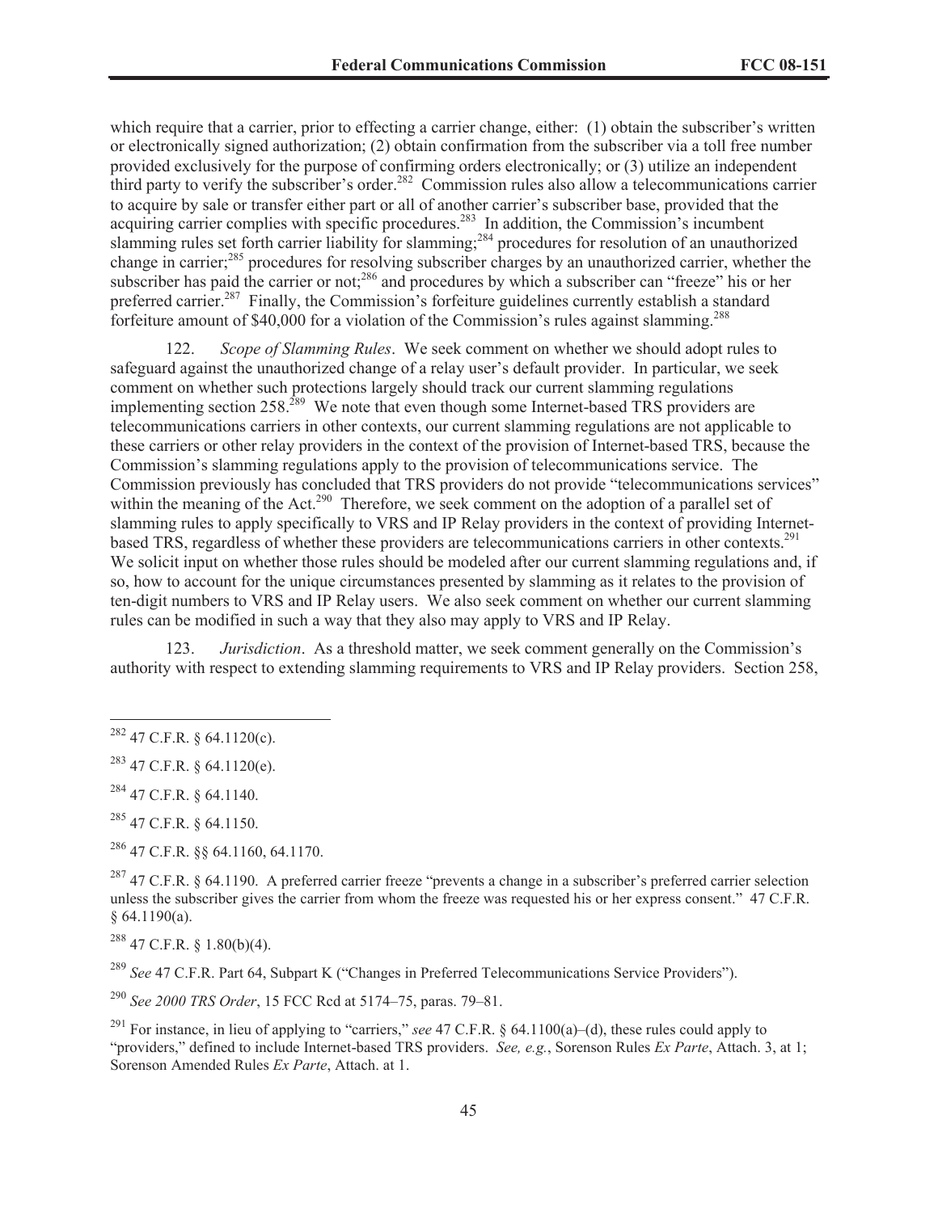which require that a carrier, prior to effecting a carrier change, either: (1) obtain the subscriber's written or electronically signed authorization; (2) obtain confirmation from the subscriber via a toll free number provided exclusively for the purpose of confirming orders electronically; or (3) utilize an independent third party to verify the subscriber's order.[282] Commission rules also allow a telecommunications carrier to acquire by sale or transfer either part or all of another carrier's subscriber base, provided that the acquiring carrier complies with specific procedures.[283] In addition, the Commission's incumbent slamming rules set forth carrier liability for slamming;[284] procedures for resolution of an unauthorized change in carrier;[285] procedures for resolving subscriber charges by an unauthorized carrier, whether the subscriber has paid the carrier or not;[286] and procedures by which a subscriber can "freeze" his or her preferred carrier.[287] Finally, the Commission's forfeiture guidelines currently establish a standard forfeiture amount of $40,000 for a violation of the Commission's rules against slamming.[288]

122. *Scope of Slamming Rules*. We seek comment on whether we should adopt rules to safeguard against the unauthorized change of a relay user's default provider. In particular, we seek comment on whether such protections largely should track our current slamming regulations implementing section 258.[289] We note that even though some Internet-based TRS providers are telecommunications carriers in other contexts, our current slamming regulations are not applicable to these carriers or other relay providers in the context of the provision of Internet-based TRS, because the Commission's slamming regulations apply to the provision of telecommunications service. The Commission previously has concluded that TRS providers do not provide "telecommunications services" within the meaning of the Act.[290] Therefore, we seek comment on the adoption of a parallel set of slamming rules to apply specifically to VRS and IP Relay providers in the context of providing Internet-based TRS, regardless of whether these providers are telecommunications carriers in other contexts.[291] We solicit input on whether those rules should be modeled after our current slamming regulations and, if so, how to account for the unique circumstances presented by slamming as it relates to the provision of ten-digit numbers to VRS and IP Relay users. We also seek comment on whether our current slamming rules can be modified in such a way that they also may apply to VRS and IP Relay.

123. *Jurisdiction*. As a threshold matter, we seek comment generally on the Commission's authority with respect to extending slamming requirements to VRS and IP Relay providers. Section 258,

---

[282] 47 C.F.R. § 64.1120(c).

[283] 47 C.F.R. § 64.1120(e).

[284] 47 C.F.R. § 64.1140.

[285] 47 C.F.R. § 64.1150.

[286] 47 C.F.R. §§ 64.1160, 64.1170.

[287] 47 C.F.R. § 64.1190. A preferred carrier freeze "prevents a change in a subscriber's preferred carrier selection unless the subscriber gives the carrier from whom the freeze was requested his or her express consent." 47 C.F.R. § 64.1190(a).

[288] 47 C.F.R. § 1.80(b)(4).

[289] *See* 47 C.F.R. Part 64, Subpart K ("Changes in Preferred Telecommunications Service Providers").

[290] *See 2000 TRS Order*, 15 FCC Rcd at 5174–75, paras. 79–81.

[291] For instance, in lieu of applying to "carriers," *see* 47 C.F.R. § 64.1100(a)–(d), these rules could apply to "providers," defined to include Internet-based TRS providers. *See, e.g.*, Sorenson Rules *Ex Parte*, Attach. 3, at 1; Sorenson Amended Rules *Ex Parte*, Attach. at 1.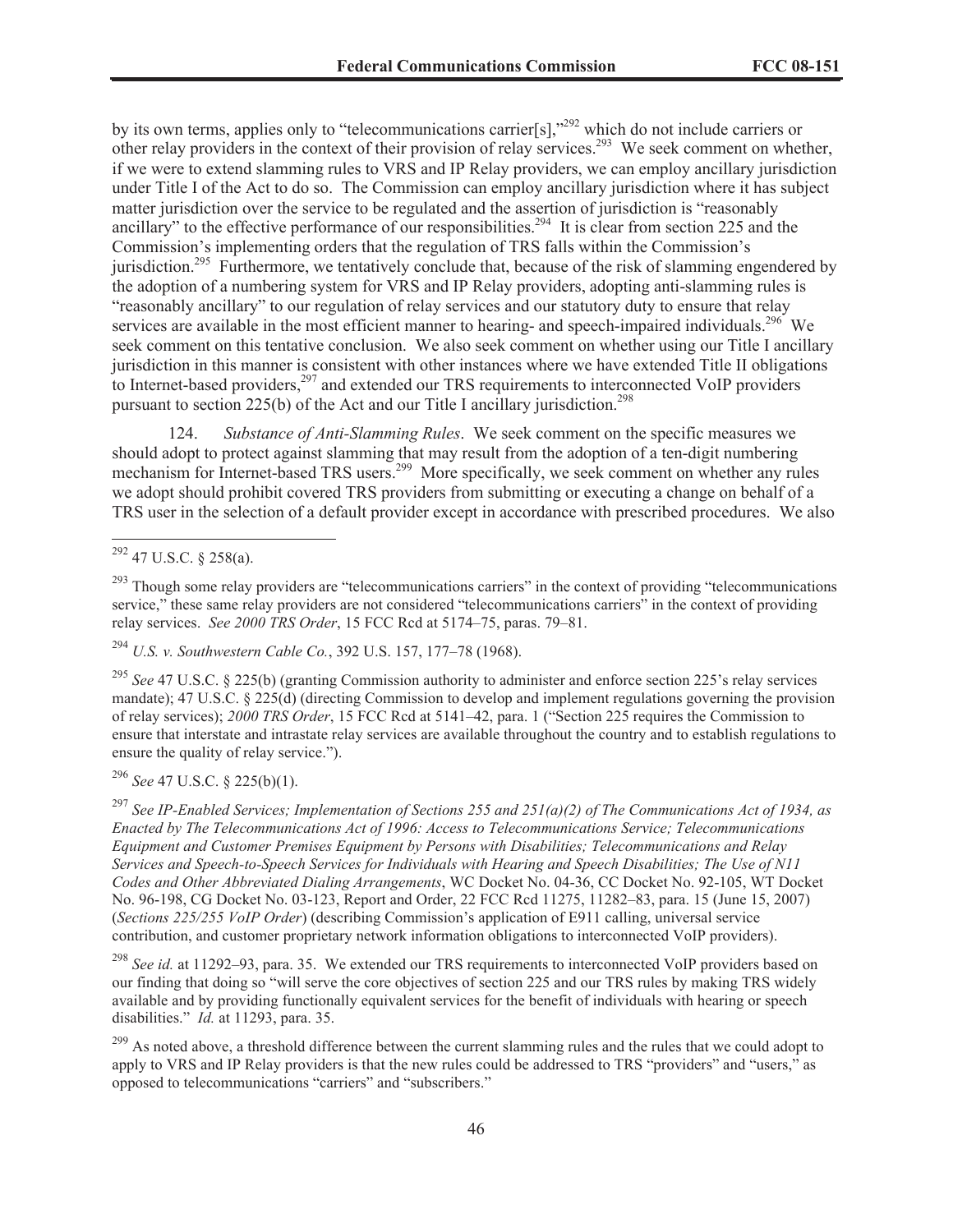by its own terms, applies only to "telecommunications carrier[s],"[292] which do not include carriers or other relay providers in the context of their provision of relay services.[293] We seek comment on whether, if we were to extend slamming rules to VRS and IP Relay providers, we can employ ancillary jurisdiction under Title I of the Act to do so. The Commission can employ ancillary jurisdiction where it has subject matter jurisdiction over the service to be regulated and the assertion of jurisdiction is "reasonably ancillary" to the effective performance of our responsibilities.[294] It is clear from section 225 and the Commission's implementing orders that the regulation of TRS falls within the Commission's jurisdiction.[295] Furthermore, we tentatively conclude that, because of the risk of slamming engendered by the adoption of a numbering system for VRS and IP Relay providers, adopting anti-slamming rules is "reasonably ancillary" to our regulation of relay services and our statutory duty to ensure that relay services are available in the most efficient manner to hearing- and speech-impaired individuals.[296] We seek comment on this tentative conclusion. We also seek comment on whether using our Title I ancillary jurisdiction in this manner is consistent with other instances where we have extended Title II obligations to Internet-based providers,[297] and extended our TRS requirements to interconnected VoIP providers pursuant to section 225(b) of the Act and our Title I ancillary jurisdiction.[298]

124. *Substance of Anti-Slamming Rules*. We seek comment on the specific measures we should adopt to protect against slamming that may result from the adoption of a ten-digit numbering mechanism for Internet-based TRS users.[299] More specifically, we seek comment on whether any rules we adopt should prohibit covered TRS providers from submitting or executing a change on behalf of a TRS user in the selection of a default provider except in accordance with prescribed procedures. We also

---

[292] 47 U.S.C. § 258(a).

[293] Though some relay providers are "telecommunications carriers" in the context of providing "telecommunications service," these same relay providers are not considered "telecommunications carriers" in the context of providing relay services. *See 2000 TRS Order*, 15 FCC Rcd at 5174–75, paras. 79–81.

[294] *U.S. v. Southwestern Cable Co.*, 392 U.S. 157, 177–78 (1968).

[295] *See* 47 U.S.C. § 225(b) (granting Commission authority to administer and enforce section 225's relay services mandate); 47 U.S.C. § 225(d) (directing Commission to develop and implement regulations governing the provision of relay services); *2000 TRS Order*, 15 FCC Rcd at 5141–42, para. 1 ("Section 225 requires the Commission to ensure that interstate and intrastate relay services are available throughout the country and to establish regulations to ensure the quality of relay service.").

[296] *See* 47 U.S.C. § 225(b)(1).

[297] *See IP-Enabled Services; Implementation of Sections 255 and 251(a)(2) of The Communications Act of 1934, as Enacted by The Telecommunications Act of 1996: Access to Telecommunications Service; Telecommunications Equipment and Customer Premises Equipment by Persons with Disabilities; Telecommunications and Relay Services and Speech-to-Speech Services for Individuals with Hearing and Speech Disabilities; The Use of N11 Codes and Other Abbreviated Dialing Arrangements*, WC Docket No. 04-36, CC Docket No. 92-105, WT Docket No. 96-198, CG Docket No. 03-123, Report and Order, 22 FCC Rcd 11275, 11282–83, para. 15 (June 15, 2007) (*Sections 225/255 VoIP Order*) (describing Commission's application of E911 calling, universal service contribution, and customer proprietary network information obligations to interconnected VoIP providers).

[298] *See id.* at 11292–93, para. 35. We extended our TRS requirements to interconnected VoIP providers based on our finding that doing so "will serve the core objectives of section 225 and our TRS rules by making TRS widely available and by providing functionally equivalent services for the benefit of individuals with hearing or speech disabilities." *Id.* at 11293, para. 35.

[299] As noted above, a threshold difference between the current slamming rules and the rules that we could adopt to apply to VRS and IP Relay providers is that the new rules could be addressed to TRS "providers" and "users," as opposed to telecommunications "carriers" and "subscribers."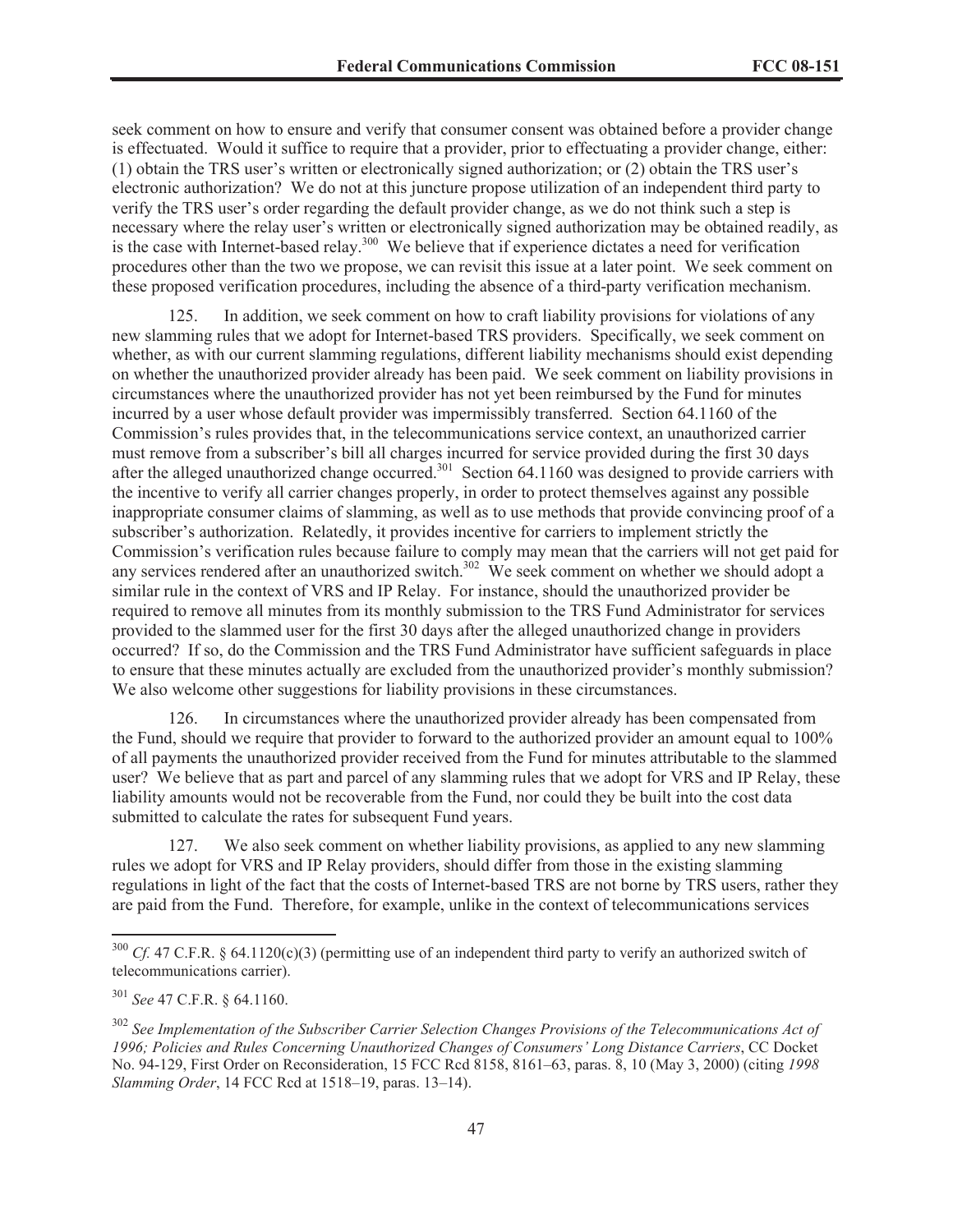seek comment on how to ensure and verify that consumer consent was obtained before a provider change is effectuated. Would it suffice to require that a provider, prior to effectuating a provider change, either: (1) obtain the TRS user's written or electronically signed authorization; or (2) obtain the TRS user's electronic authorization? We do not at this juncture propose utilization of an independent third party to verify the TRS user's order regarding the default provider change, as we do not think such a step is necessary where the relay user's written or electronically signed authorization may be obtained readily, as is the case with Internet-based relay.[300] We believe that if experience dictates a need for verification procedures other than the two we propose, we can revisit this issue at a later point. We seek comment on these proposed verification procedures, including the absence of a third-party verification mechanism.

125. In addition, we seek comment on how to craft liability provisions for violations of any new slamming rules that we adopt for Internet-based TRS providers. Specifically, we seek comment on whether, as with our current slamming regulations, different liability mechanisms should exist depending on whether the unauthorized provider already has been paid. We seek comment on liability provisions in circumstances where the unauthorized provider has not yet been reimbursed by the Fund for minutes incurred by a user whose default provider was impermissibly transferred. Section 64.1160 of the Commission's rules provides that, in the telecommunications service context, an unauthorized carrier must remove from a subscriber's bill all charges incurred for service provided during the first 30 days after the alleged unauthorized change occurred.[301] Section 64.1160 was designed to provide carriers with the incentive to verify all carrier changes properly, in order to protect themselves against any possible inappropriate consumer claims of slamming, as well as to use methods that provide convincing proof of a subscriber's authorization. Relatedly, it provides incentive for carriers to implement strictly the Commission's verification rules because failure to comply may mean that the carriers will not get paid for any services rendered after an unauthorized switch.[302] We seek comment on whether we should adopt a similar rule in the context of VRS and IP Relay. For instance, should the unauthorized provider be required to remove all minutes from its monthly submission to the TRS Fund Administrator for services provided to the slammed user for the first 30 days after the alleged unauthorized change in providers occurred? If so, do the Commission and the TRS Fund Administrator have sufficient safeguards in place to ensure that these minutes actually are excluded from the unauthorized provider's monthly submission? We also welcome other suggestions for liability provisions in these circumstances.

126. In circumstances where the unauthorized provider already has been compensated from the Fund, should we require that provider to forward to the authorized provider an amount equal to 100% of all payments the unauthorized provider received from the Fund for minutes attributable to the slammed user? We believe that as part and parcel of any slamming rules that we adopt for VRS and IP Relay, these liability amounts would not be recoverable from the Fund, nor could they be built into the cost data submitted to calculate the rates for subsequent Fund years.

127. We also seek comment on whether liability provisions, as applied to any new slamming rules we adopt for VRS and IP Relay providers, should differ from those in the existing slamming regulations in light of the fact that the costs of Internet-based TRS are not borne by TRS users, rather they are paid from the Fund. Therefore, for example, unlike in the context of telecommunications services

---

[300] *Cf.* 47 C.F.R. § 64.1120(c)(3) (permitting use of an independent third party to verify an authorized switch of telecommunications carrier).

[301] *See* 47 C.F.R. § 64.1160.

[302] *See Implementation of the Subscriber Carrier Selection Changes Provisions of the Telecommunications Act of 1996; Policies and Rules Concerning Unauthorized Changes of Consumers' Long Distance Carriers*, CC Docket No. 94-129, First Order on Reconsideration, 15 FCC Rcd 8158, 8161–63, paras. 8, 10 (May 3, 2000) (citing *1998 Slamming Order*, 14 FCC Rcd at 1518–19, paras. 13–14).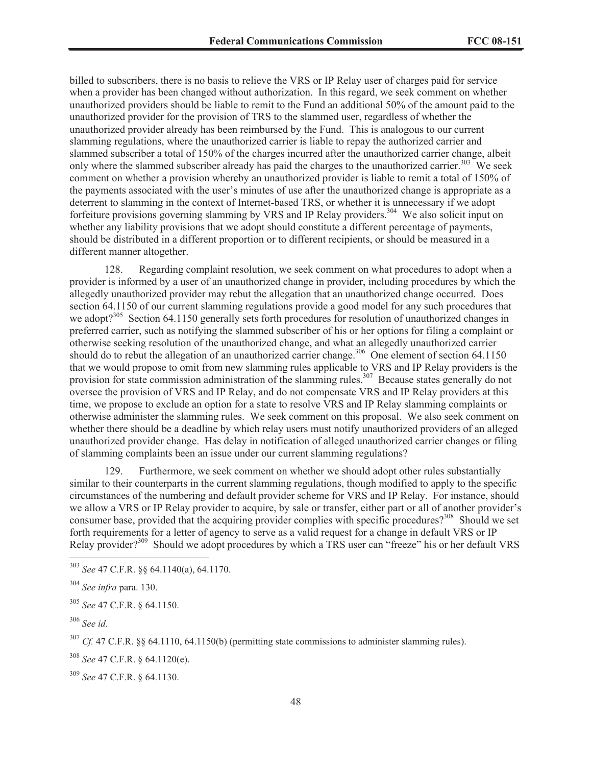billed to subscribers, there is no basis to relieve the VRS or IP Relay user of charges paid for service when a provider has been changed without authorization. In this regard, we seek comment on whether unauthorized providers should be liable to remit to the Fund an additional 50% of the amount paid to the unauthorized provider for the provision of TRS to the slammed user, regardless of whether the unauthorized provider already has been reimbursed by the Fund. This is analogous to our current slamming regulations, where the unauthorized carrier is liable to repay the authorized carrier and slammed subscriber a total of 150% of the charges incurred after the unauthorized carrier change, albeit only where the slammed subscriber already has paid the charges to the unauthorized carrier.[303] We seek comment on whether a provision whereby an unauthorized provider is liable to remit a total of 150% of the payments associated with the user's minutes of use after the unauthorized change is appropriate as a deterrent to slamming in the context of Internet-based TRS, or whether it is unnecessary if we adopt forfeiture provisions governing slamming by VRS and IP Relay providers.[304] We also solicit input on whether any liability provisions that we adopt should constitute a different percentage of payments, should be distributed in a different proportion or to different recipients, or should be measured in a different manner altogether.

128. Regarding complaint resolution, we seek comment on what procedures to adopt when a provider is informed by a user of an unauthorized change in provider, including procedures by which the allegedly unauthorized provider may rebut the allegation that an unauthorized change occurred. Does section 64.1150 of our current slamming regulations provide a good model for any such procedures that we adopt?[305] Section 64.1150 generally sets forth procedures for resolution of unauthorized changes in preferred carrier, such as notifying the slammed subscriber of his or her options for filing a complaint or otherwise seeking resolution of the unauthorized change, and what an allegedly unauthorized carrier should do to rebut the allegation of an unauthorized carrier change.[306] One element of section 64.1150 that we would propose to omit from new slamming rules applicable to VRS and IP Relay providers is the provision for state commission administration of the slamming rules.[307] Because states generally do not oversee the provision of VRS and IP Relay, and do not compensate VRS and IP Relay providers at this time, we propose to exclude an option for a state to resolve VRS and IP Relay slamming complaints or otherwise administer the slamming rules. We seek comment on this proposal. We also seek comment on whether there should be a deadline by which relay users must notify unauthorized providers of an alleged unauthorized provider change. Has delay in notification of alleged unauthorized carrier changes or filing of slamming complaints been an issue under our current slamming regulations?

129. Furthermore, we seek comment on whether we should adopt other rules substantially similar to their counterparts in the current slamming regulations, though modified to apply to the specific circumstances of the numbering and default provider scheme for VRS and IP Relay. For instance, should we allow a VRS or IP Relay provider to acquire, by sale or transfer, either part or all of another provider's consumer base, provided that the acquiring provider complies with specific procedures?[308] Should we set forth requirements for a letter of agency to serve as a valid request for a change in default VRS or IP Relay provider?[309] Should we adopt procedures by which a TRS user can "freeze" his or her default VRS

---

[303] *See* 47 C.F.R. §§ 64.1140(a), 64.1170.

[304] *See infra* para. 130.

[305] *See* 47 C.F.R. § 64.1150.

[306] *See id.*

[307] *Cf.* 47 C.F.R. §§ 64.1110, 64.1150(b) (permitting state commissions to administer slamming rules).

[308] *See* 47 C.F.R. § 64.1120(e).

[309] *See* 47 C.F.R. § 64.1130.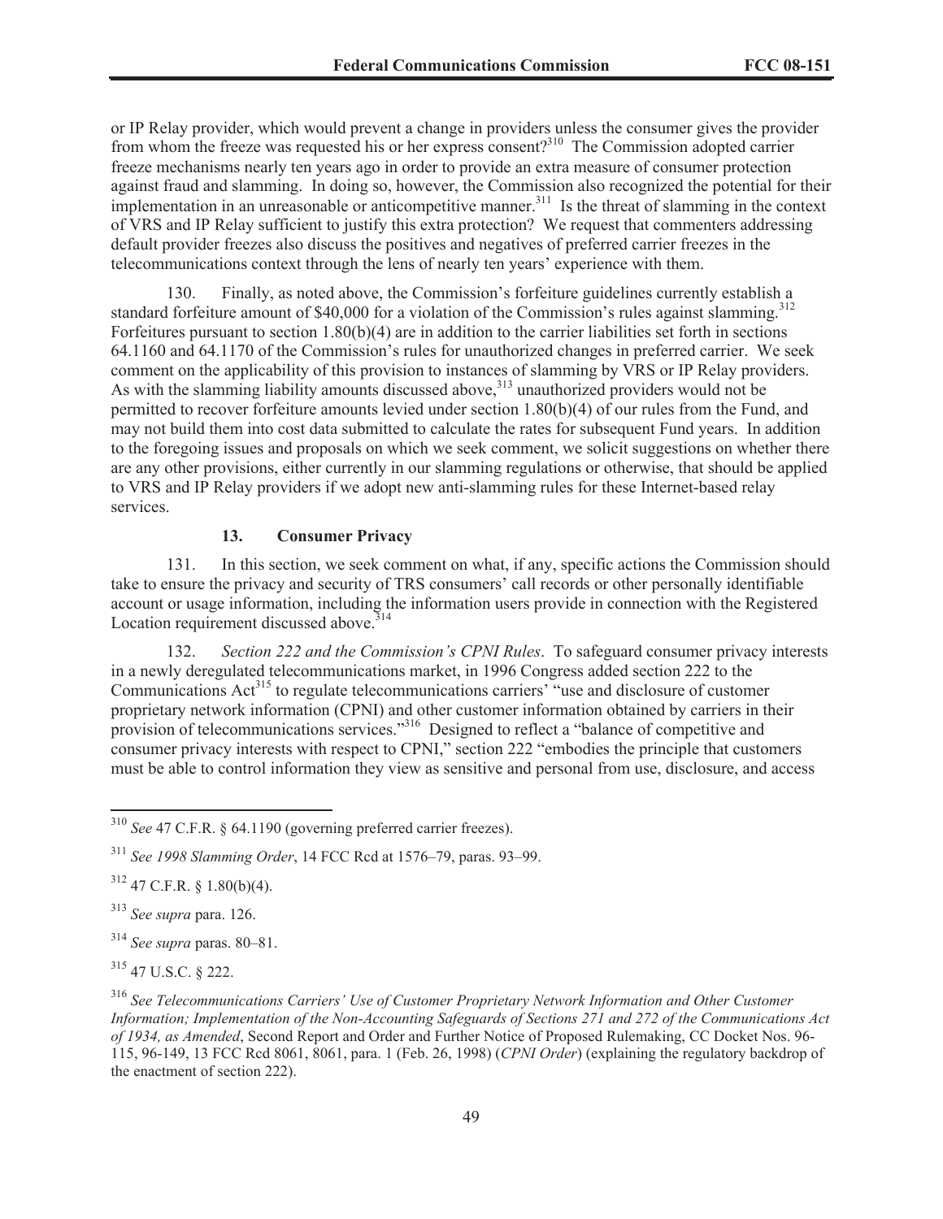or IP Relay provider, which would prevent a change in providers unless the consumer gives the provider from whom the freeze was requested his or her express consent?[310] The Commission adopted carrier freeze mechanisms nearly ten years ago in order to provide an extra measure of consumer protection against fraud and slamming. In doing so, however, the Commission also recognized the potential for their implementation in an unreasonable or anticompetitive manner.[311] Is the threat of slamming in the context of VRS and IP Relay sufficient to justify this extra protection? We request that commenters addressing default provider freezes also discuss the positives and negatives of preferred carrier freezes in the telecommunications context through the lens of nearly ten years' experience with them.

130. Finally, as noted above, the Commission's forfeiture guidelines currently establish a standard forfeiture amount of $40,000 for a violation of the Commission's rules against slamming.[312] Forfeitures pursuant to section 1.80(b)(4) are in addition to the carrier liabilities set forth in sections 64.1160 and 64.1170 of the Commission's rules for unauthorized changes in preferred carrier. We seek comment on the applicability of this provision to instances of slamming by VRS or IP Relay providers. As with the slamming liability amounts discussed above,[313] unauthorized providers would not be permitted to recover forfeiture amounts levied under section 1.80(b)(4) of our rules from the Fund, and may not build them into cost data submitted to calculate the rates for subsequent Fund years. In addition to the foregoing issues and proposals on which we seek comment, we solicit suggestions on whether there are any other provisions, either currently in our slamming regulations or otherwise, that should be applied to VRS and IP Relay providers if we adopt new anti-slamming rules for these Internet-based relay services.

### 13. Consumer Privacy

131. In this section, we seek comment on what, if any, specific actions the Commission should take to ensure the privacy and security of TRS consumers' call records or other personally identifiable account or usage information, including the information users provide in connection with the Registered Location requirement discussed above.[314]

132. *Section 222 and the Commission's CPNI Rules*. To safeguard consumer privacy interests in a newly deregulated telecommunications market, in 1996 Congress added section 222 to the Communications Act[315] to regulate telecommunications carriers' "use and disclosure of customer proprietary network information (CPNI) and other customer information obtained by carriers in their provision of telecommunications services."[316] Designed to reflect a "balance of competitive and consumer privacy interests with respect to CPNI," section 222 "embodies the principle that customers must be able to control information they view as sensitive and personal from use, disclosure, and access

---

[310] *See* 47 C.F.R. § 64.1190 (governing preferred carrier freezes).

[311] *See 1998 Slamming Order*, 14 FCC Rcd at 1576–79, paras. 93–99.

[312] 47 C.F.R. § 1.80(b)(4).

[313] *See supra* para. 126.

[314] *See supra* paras. 80–81.

[315] 47 U.S.C. § 222.

[316] *See Telecommunications Carriers' Use of Customer Proprietary Network Information and Other Customer Information; Implementation of the Non-Accounting Safeguards of Sections 271 and 272 of the Communications Act of 1934, as Amended*, Second Report and Order and Further Notice of Proposed Rulemaking, CC Docket Nos. 96-115, 96-149, 13 FCC Rcd 8061, 8061, para. 1 (Feb. 26, 1998) (*CPNI Order*) (explaining the regulatory backdrop of the enactment of section 222).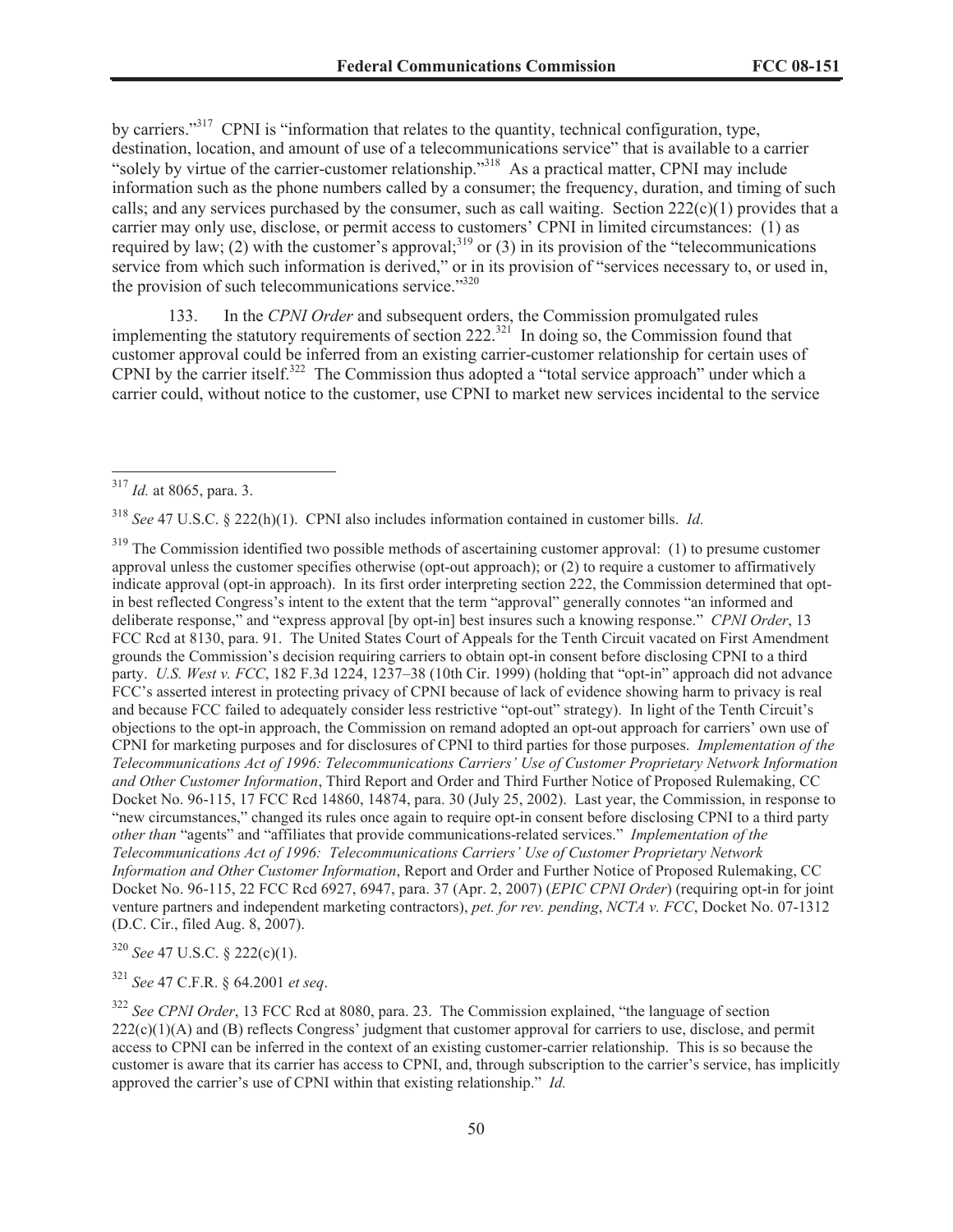by carriers."[317] CPNI is "information that relates to the quantity, technical configuration, type, destination, location, and amount of use of a telecommunications service" that is available to a carrier "solely by virtue of the carrier-customer relationship."[318] As a practical matter, CPNI may include information such as the phone numbers called by a consumer; the frequency, duration, and timing of such calls; and any services purchased by the consumer, such as call waiting. Section 222(c)(1) provides that a carrier may only use, disclose, or permit access to customers' CPNI in limited circumstances: (1) as required by law; (2) with the customer's approval;[319] or (3) in its provision of the "telecommunications service from which such information is derived," or in its provision of "services necessary to, or used in, the provision of such telecommunications service."[320]

133. In the *CPNI Order* and subsequent orders, the Commission promulgated rules implementing the statutory requirements of section 222.[321] In doing so, the Commission found that customer approval could be inferred from an existing carrier-customer relationship for certain uses of CPNI by the carrier itself.[322] The Commission thus adopted a "total service approach" under which a carrier could, without notice to the customer, use CPNI to market new services incidental to the service

---

[317] *Id.* at 8065, para. 3.

[318] *See* 47 U.S.C. § 222(h)(1). CPNI also includes information contained in customer bills. *Id.*

[319] The Commission identified two possible methods of ascertaining customer approval: (1) to presume customer approval unless the customer specifies otherwise (opt-out approach); or (2) to require a customer to affirmatively indicate approval (opt-in approach). In its first order interpreting section 222, the Commission determined that opt-in best reflected Congress's intent to the extent that the term "approval" generally connotes "an informed and deliberate response," and "express approval [by opt-in] best insures such a knowing response." *CPNI Order*, 13 FCC Rcd at 8130, para. 91. The United States Court of Appeals for the Tenth Circuit vacated on First Amendment grounds the Commission's decision requiring carriers to obtain opt-in consent before disclosing CPNI to a third party. *U.S. West v. FCC*, 182 F.3d 1224, 1237–38 (10th Cir. 1999) (holding that "opt-in" approach did not advance FCC's asserted interest in protecting privacy of CPNI because of lack of evidence showing harm to privacy is real and because FCC failed to adequately consider less restrictive "opt-out" strategy). In light of the Tenth Circuit's objections to the opt-in approach, the Commission on remand adopted an opt-out approach for carriers' own use of CPNI for marketing purposes and for disclosures of CPNI to third parties for those purposes. *Implementation of the Telecommunications Act of 1996: Telecommunications Carriers' Use of Customer Proprietary Network Information and Other Customer Information*, Third Report and Order and Third Further Notice of Proposed Rulemaking, CC Docket No. 96-115, 17 FCC Rcd 14860, 14874, para. 30 (July 25, 2002). Last year, the Commission, in response to "new circumstances," changed its rules once again to require opt-in consent before disclosing CPNI to a third party *other than* "agents" and "affiliates that provide communications-related services." *Implementation of the Telecommunications Act of 1996: Telecommunications Carriers' Use of Customer Proprietary Network Information and Other Customer Information*, Report and Order and Further Notice of Proposed Rulemaking, CC Docket No. 96-115, 22 FCC Rcd 6927, 6947, para. 37 (Apr. 2, 2007) (*EPIC CPNI Order*) (requiring opt-in for joint venture partners and independent marketing contractors), *pet. for rev. pending*, *NCTA v. FCC*, Docket No. 07-1312 (D.C. Cir., filed Aug. 8, 2007).

[320] *See* 47 U.S.C. § 222(c)(1).

[321] *See* 47 C.F.R. § 64.2001 *et seq*.

[322] *See CPNI Order*, 13 FCC Rcd at 8080, para. 23. The Commission explained, "the language of section 222(c)(1)(A) and (B) reflects Congress' judgment that customer approval for carriers to use, disclose, and permit access to CPNI can be inferred in the context of an existing customer-carrier relationship. This is so because the customer is aware that its carrier has access to CPNI, and, through subscription to the carrier's service, has implicitly approved the carrier's use of CPNI within that existing relationship." *Id.*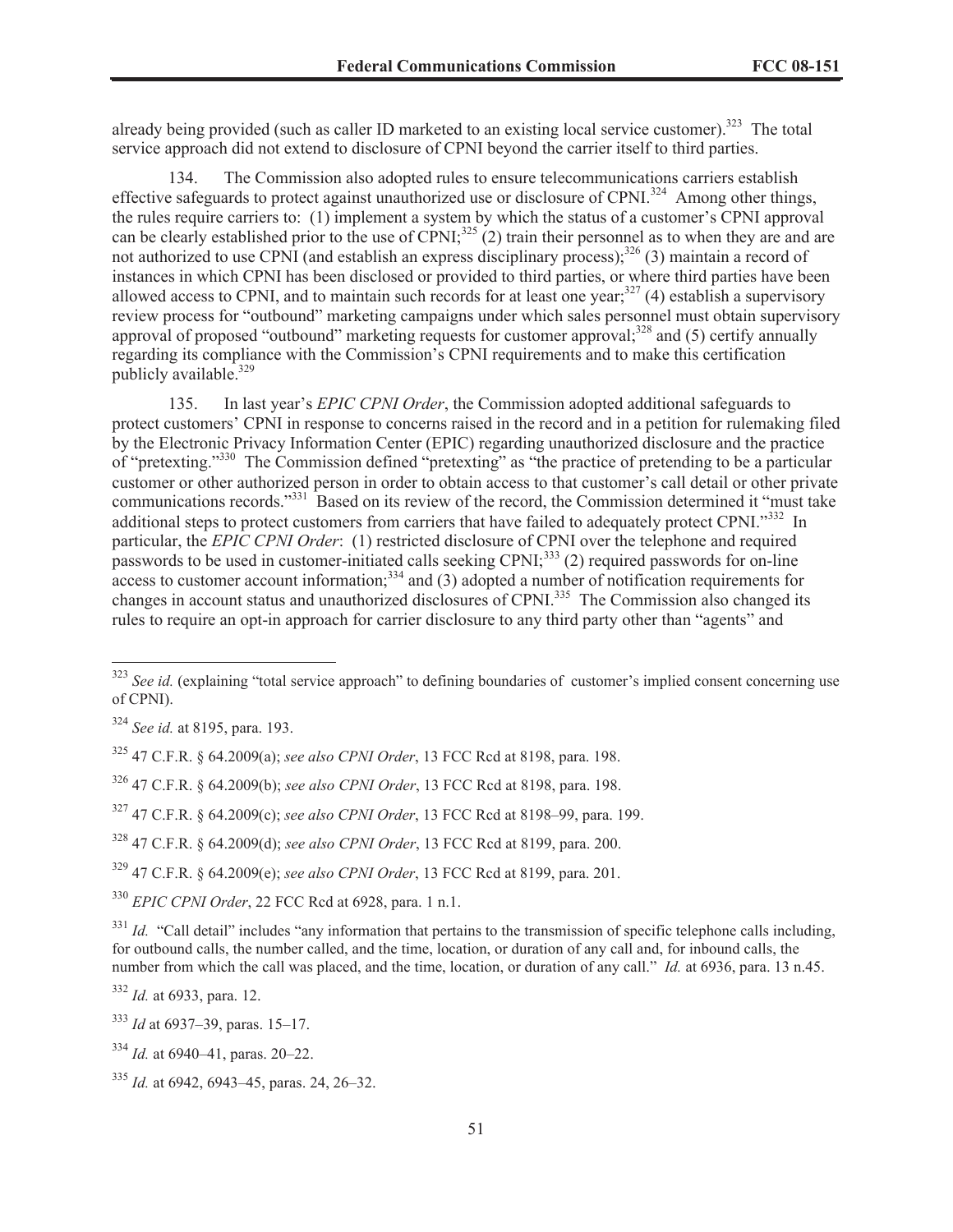already being provided (such as caller ID marketed to an existing local service customer).[323] The total service approach did not extend to disclosure of CPNI beyond the carrier itself to third parties.

134. The Commission also adopted rules to ensure telecommunications carriers establish effective safeguards to protect against unauthorized use or disclosure of CPNI.[324] Among other things, the rules require carriers to: (1) implement a system by which the status of a customer's CPNI approval can be clearly established prior to the use of CPNI;[325] (2) train their personnel as to when they are and are not authorized to use CPNI (and establish an express disciplinary process);[326] (3) maintain a record of instances in which CPNI has been disclosed or provided to third parties, or where third parties have been allowed access to CPNI, and to maintain such records for at least one year;[327] (4) establish a supervisory review process for "outbound" marketing campaigns under which sales personnel must obtain supervisory approval of proposed "outbound" marketing requests for customer approval;[328] and (5) certify annually regarding its compliance with the Commission's CPNI requirements and to make this certification publicly available.[329]

135. In last year's *EPIC CPNI Order*, the Commission adopted additional safeguards to protect customers' CPNI in response to concerns raised in the record and in a petition for rulemaking filed by the Electronic Privacy Information Center (EPIC) regarding unauthorized disclosure and the practice of "pretexting."[330] The Commission defined "pretexting" as "the practice of pretending to be a particular customer or other authorized person in order to obtain access to that customer's call detail or other private communications records."[331] Based on its review of the record, the Commission determined it "must take additional steps to protect customers from carriers that have failed to adequately protect CPNI."[332] In particular, the *EPIC CPNI Order*: (1) restricted disclosure of CPNI over the telephone and required passwords to be used in customer-initiated calls seeking CPNI;[333] (2) required passwords for on-line access to customer account information;[334] and (3) adopted a number of notification requirements for changes in account status and unauthorized disclosures of CPNI.[335] The Commission also changed its rules to require an opt-in approach for carrier disclosure to any third party other than "agents" and

---

[323] *See id.* (explaining "total service approach" to defining boundaries of customer's implied consent concerning use of CPNI).

[324] *See id.* at 8195, para. 193.

[325] 47 C.F.R. § 64.2009(a); *see also CPNI Order*, 13 FCC Rcd at 8198, para. 198.

[326] 47 C.F.R. § 64.2009(b); *see also CPNI Order*, 13 FCC Rcd at 8198, para. 198.

[327] 47 C.F.R. § 64.2009(c); *see also CPNI Order*, 13 FCC Rcd at 8198–99, para. 199.

[328] 47 C.F.R. § 64.2009(d); *see also CPNI Order*, 13 FCC Rcd at 8199, para. 200.

[329] 47 C.F.R. § 64.2009(e); *see also CPNI Order*, 13 FCC Rcd at 8199, para. 201.

[330] *EPIC CPNI Order*, 22 FCC Rcd at 6928, para. 1 n.1.

[331] *Id.* "Call detail" includes "any information that pertains to the transmission of specific telephone calls including, for outbound calls, the number called, and the time, location, or duration of any call and, for inbound calls, the number from which the call was placed, and the time, location, or duration of any call." *Id.* at 6936, para. 13 n.45.

[332] *Id.* at 6933, para. 12.

[333] *Id* at 6937–39, paras. 15–17.

[334] *Id.* at 6940–41, paras. 20–22.

[335] *Id.* at 6942, 6943–45, paras. 24, 26–32.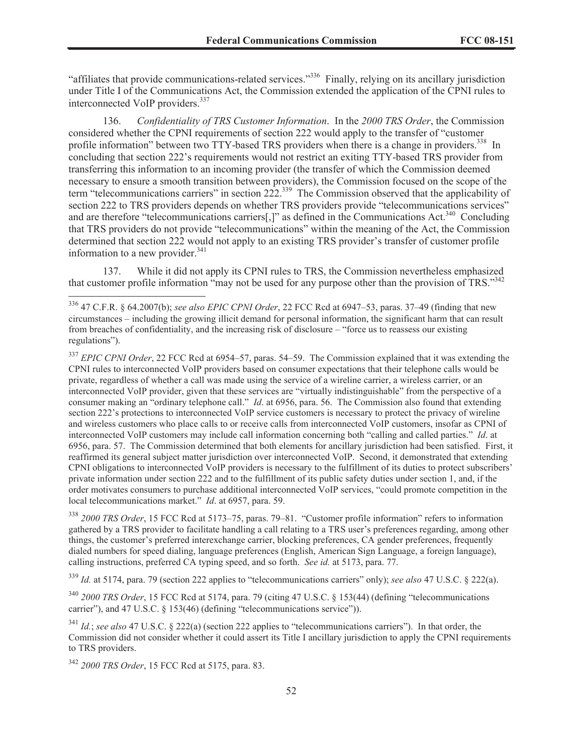"affiliates that provide communications-related services."[336] Finally, relying on its ancillary jurisdiction under Title I of the Communications Act, the Commission extended the application of the CPNI rules to interconnected VoIP providers.[337]

136. *Confidentiality of TRS Customer Information*. In the *2000 TRS Order*, the Commission considered whether the CPNI requirements of section 222 would apply to the transfer of "customer profile information" between two TTY-based TRS providers when there is a change in providers.[338] In concluding that section 222's requirements would not restrict an exiting TTY-based TRS provider from transferring this information to an incoming provider (the transfer of which the Commission deemed necessary to ensure a smooth transition between providers), the Commission focused on the scope of the term "telecommunications carriers" in section 222.[339] The Commission observed that the applicability of section 222 to TRS providers depends on whether TRS providers provide "telecommunications services" and are therefore "telecommunications carriers[,]" as defined in the Communications Act.[340] Concluding that TRS providers do not provide "telecommunications" within the meaning of the Act, the Commission determined that section 222 would not apply to an existing TRS provider's transfer of customer profile information to a new provider.[341]

137. While it did not apply its CPNI rules to TRS, the Commission nevertheless emphasized that customer profile information "may not be used for any purpose other than the provision of TRS."[342]

---

[336] 47 C.F.R. § 64.2007(b); *see also EPIC CPNI Order*, 22 FCC Rcd at 6947–53, paras. 37–49 (finding that new circumstances – including the growing illicit demand for personal information, the significant harm that can result from breaches of confidentiality, and the increasing risk of disclosure – "force us to reassess our existing regulations").

[337] *EPIC CPNI Order*, 22 FCC Rcd at 6954–57, paras. 54–59. The Commission explained that it was extending the CPNI rules to interconnected VoIP providers based on consumer expectations that their telephone calls would be private, regardless of whether a call was made using the service of a wireline carrier, a wireless carrier, or an interconnected VoIP provider, given that these services are "virtually indistinguishable" from the perspective of a consumer making an "ordinary telephone call." *Id*. at 6956, para. 56. The Commission also found that extending section 222's protections to interconnected VoIP service customers is necessary to protect the privacy of wireline and wireless customers who place calls to or receive calls from interconnected VoIP customers, insofar as CPNI of interconnected VoIP customers may include call information concerning both "calling and called parties." *Id*. at 6956, para. 57. The Commission determined that both elements for ancillary jurisdiction had been satisfied. First, it reaffirmed its general subject matter jurisdiction over interconnected VoIP. Second, it demonstrated that extending CPNI obligations to interconnected VoIP providers is necessary to the fulfillment of its duties to protect subscribers' private information under section 222 and to the fulfillment of its public safety duties under section 1, and, if the order motivates consumers to purchase additional interconnected VoIP services, "could promote competition in the local telecommunications market." *Id*. at 6957, para. 59.

[338] *2000 TRS Order*, 15 FCC Rcd at 5173–75, paras. 79–81. "Customer profile information" refers to information gathered by a TRS provider to facilitate handling a call relating to a TRS user's preferences regarding, among other things, the customer's preferred interexchange carrier, blocking preferences, CA gender preferences, frequently dialed numbers for speed dialing, language preferences (English, American Sign Language, a foreign language), calling instructions, preferred CA typing speed, and so forth. *See id.* at 5173, para. 77.

[339] *Id.* at 5174, para. 79 (section 222 applies to "telecommunications carriers" only); *see also* 47 U.S.C. § 222(a).

[340] *2000 TRS Order*, 15 FCC Rcd at 5174, para. 79 (citing 47 U.S.C. § 153(44) (defining "telecommunications carrier"), and 47 U.S.C. § 153(46) (defining "telecommunications service")).

[341] *Id.*; *see also* 47 U.S.C. § 222(a) (section 222 applies to "telecommunications carriers"). In that order, the Commission did not consider whether it could assert its Title I ancillary jurisdiction to apply the CPNI requirements to TRS providers.

[342] *2000 TRS Order*, 15 FCC Rcd at 5175, para. 83.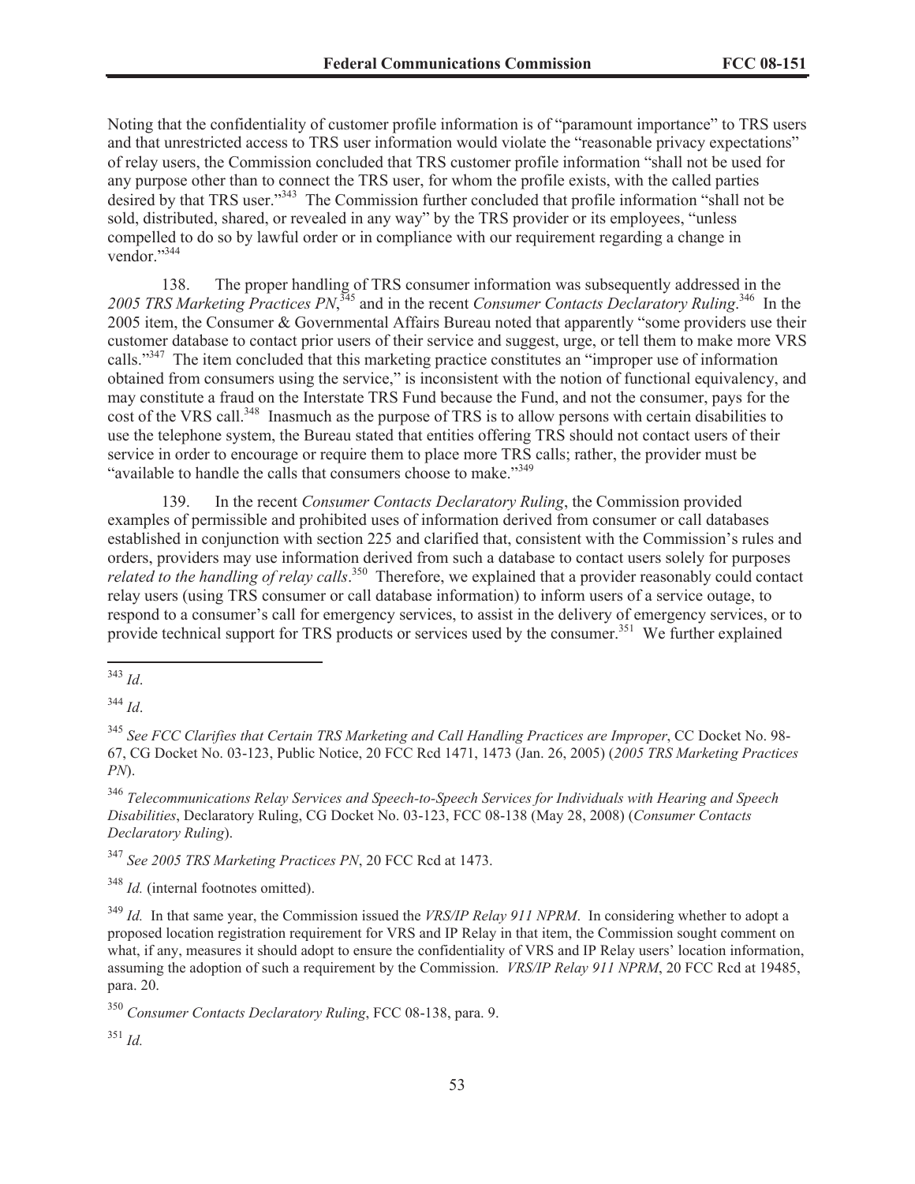Noting that the confidentiality of customer profile information is of "paramount importance" to TRS users and that unrestricted access to TRS user information would violate the "reasonable privacy expectations" of relay users, the Commission concluded that TRS customer profile information "shall not be used for any purpose other than to connect the TRS user, for whom the profile exists, with the called parties desired by that TRS user."[343] The Commission further concluded that profile information "shall not be sold, distributed, shared, or revealed in any way" by the TRS provider or its employees, "unless compelled to do so by lawful order or in compliance with our requirement regarding a change in vendor."[344]

138. The proper handling of TRS consumer information was subsequently addressed in the *2005 TRS Marketing Practices PN*,[345] and in the recent *Consumer Contacts Declaratory Ruling*.[346] In the 2005 item, the Consumer & Governmental Affairs Bureau noted that apparently "some providers use their customer database to contact prior users of their service and suggest, urge, or tell them to make more VRS calls."[347] The item concluded that this marketing practice constitutes an "improper use of information obtained from consumers using the service," is inconsistent with the notion of functional equivalency, and may constitute a fraud on the Interstate TRS Fund because the Fund, and not the consumer, pays for the cost of the VRS call.[348] Inasmuch as the purpose of TRS is to allow persons with certain disabilities to use the telephone system, the Bureau stated that entities offering TRS should not contact users of their service in order to encourage or require them to place more TRS calls; rather, the provider must be "available to handle the calls that consumers choose to make."[349]

139. In the recent *Consumer Contacts Declaratory Ruling*, the Commission provided examples of permissible and prohibited uses of information derived from consumer or call databases established in conjunction with section 225 and clarified that, consistent with the Commission's rules and orders, providers may use information derived from such a database to contact users solely for purposes *related to the handling of relay calls*.[350] Therefore, we explained that a provider reasonably could contact relay users (using TRS consumer or call database information) to inform users of a service outage, to respond to a consumer's call for emergency services, to assist in the delivery of emergency services, or to provide technical support for TRS products or services used by the consumer.[351] We further explained

---

[343] *Id*.

[344] *Id*.

[345] *See FCC Clarifies that Certain TRS Marketing and Call Handling Practices are Improper*, CC Docket No. 98-67, CG Docket No. 03-123, Public Notice, 20 FCC Rcd 1471, 1473 (Jan. 26, 2005) (*2005 TRS Marketing Practices PN*).

[346] *Telecommunications Relay Services and Speech-to-Speech Services for Individuals with Hearing and Speech Disabilities*, Declaratory Ruling, CG Docket No. 03-123, FCC 08-138 (May 28, 2008) (*Consumer Contacts Declaratory Ruling*).

[347] *See 2005 TRS Marketing Practices PN*, 20 FCC Rcd at 1473.

[348] *Id.* (internal footnotes omitted).

[349] *Id.* In that same year, the Commission issued the *VRS/IP Relay 911 NPRM*. In considering whether to adopt a proposed location registration requirement for VRS and IP Relay in that item, the Commission sought comment on what, if any, measures it should adopt to ensure the confidentiality of VRS and IP Relay users' location information, assuming the adoption of such a requirement by the Commission. *VRS/IP Relay 911 NPRM*, 20 FCC Rcd at 19485, para. 20.

[350] *Consumer Contacts Declaratory Ruling*, FCC 08-138, para. 9.

[351] *Id.*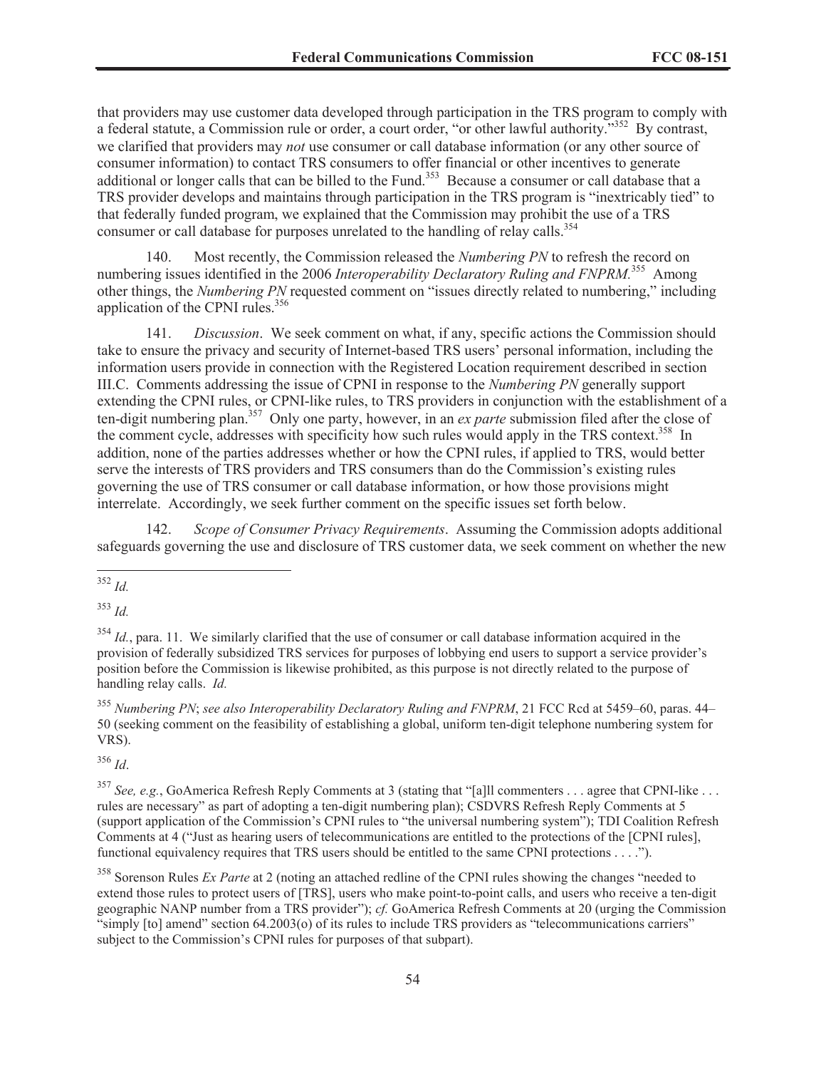that providers may use customer data developed through participation in the TRS program to comply with a federal statute, a Commission rule or order, a court order, "or other lawful authority."[352] By contrast, we clarified that providers may *not* use consumer or call database information (or any other source of consumer information) to contact TRS consumers to offer financial or other incentives to generate additional or longer calls that can be billed to the Fund.[353] Because a consumer or call database that a TRS provider develops and maintains through participation in the TRS program is "inextricably tied" to that federally funded program, we explained that the Commission may prohibit the use of a TRS consumer or call database for purposes unrelated to the handling of relay calls.[354]

140. Most recently, the Commission released the *Numbering PN* to refresh the record on numbering issues identified in the 2006 *Interoperability Declaratory Ruling and FNPRM*.[355] Among other things, the *Numbering PN* requested comment on "issues directly related to numbering," including application of the CPNI rules.[356]

141. *Discussion*. We seek comment on what, if any, specific actions the Commission should take to ensure the privacy and security of Internet-based TRS users' personal information, including the information users provide in connection with the Registered Location requirement described in section III.C. Comments addressing the issue of CPNI in response to the *Numbering PN* generally support extending the CPNI rules, or CPNI-like rules, to TRS providers in conjunction with the establishment of a ten-digit numbering plan.[357] Only one party, however, in an *ex parte* submission filed after the close of the comment cycle, addresses with specificity how such rules would apply in the TRS context.[358] In addition, none of the parties addresses whether or how the CPNI rules, if applied to TRS, would better serve the interests of TRS providers and TRS consumers than do the Commission's existing rules governing the use of TRS consumer or call database information, or how those provisions might interrelate. Accordingly, we seek further comment on the specific issues set forth below.

142. *Scope of Consumer Privacy Requirements*. Assuming the Commission adopts additional safeguards governing the use and disclosure of TRS customer data, we seek comment on whether the new

---

[352] *Id.*

[353] *Id.*

[354] *Id.*, para. 11. We similarly clarified that the use of consumer or call database information acquired in the provision of federally subsidized TRS services for purposes of lobbying end users to support a service provider's position before the Commission is likewise prohibited, as this purpose is not directly related to the purpose of handling relay calls. *Id.*

[355] *Numbering PN*; *see also Interoperability Declaratory Ruling and FNPRM*, 21 FCC Rcd at 5459–60, paras. 44–50 (seeking comment on the feasibility of establishing a global, uniform ten-digit telephone numbering system for VRS).

[356] *Id*.

[357] *See, e.g.*, GoAmerica Refresh Reply Comments at 3 (stating that "[a]ll commenters . . . agree that CPNI-like . . . rules are necessary" as part of adopting a ten-digit numbering plan); CSDVRS Refresh Reply Comments at 5 (support application of the Commission's CPNI rules to "the universal numbering system"); TDI Coalition Refresh Comments at 4 ("Just as hearing users of telecommunications are entitled to the protections of the [CPNI rules], functional equivalency requires that TRS users should be entitled to the same CPNI protections . . . .").

[358] Sorenson Rules *Ex Parte* at 2 (noting an attached redline of the CPNI rules showing the changes "needed to extend those rules to protect users of [TRS], users who make point-to-point calls, and users who receive a ten-digit geographic NANP number from a TRS provider"); *cf.* GoAmerica Refresh Comments at 20 (urging the Commission "simply [to] amend" section 64.2003(o) of its rules to include TRS providers as "telecommunications carriers" subject to the Commission's CPNI rules for purposes of that subpart).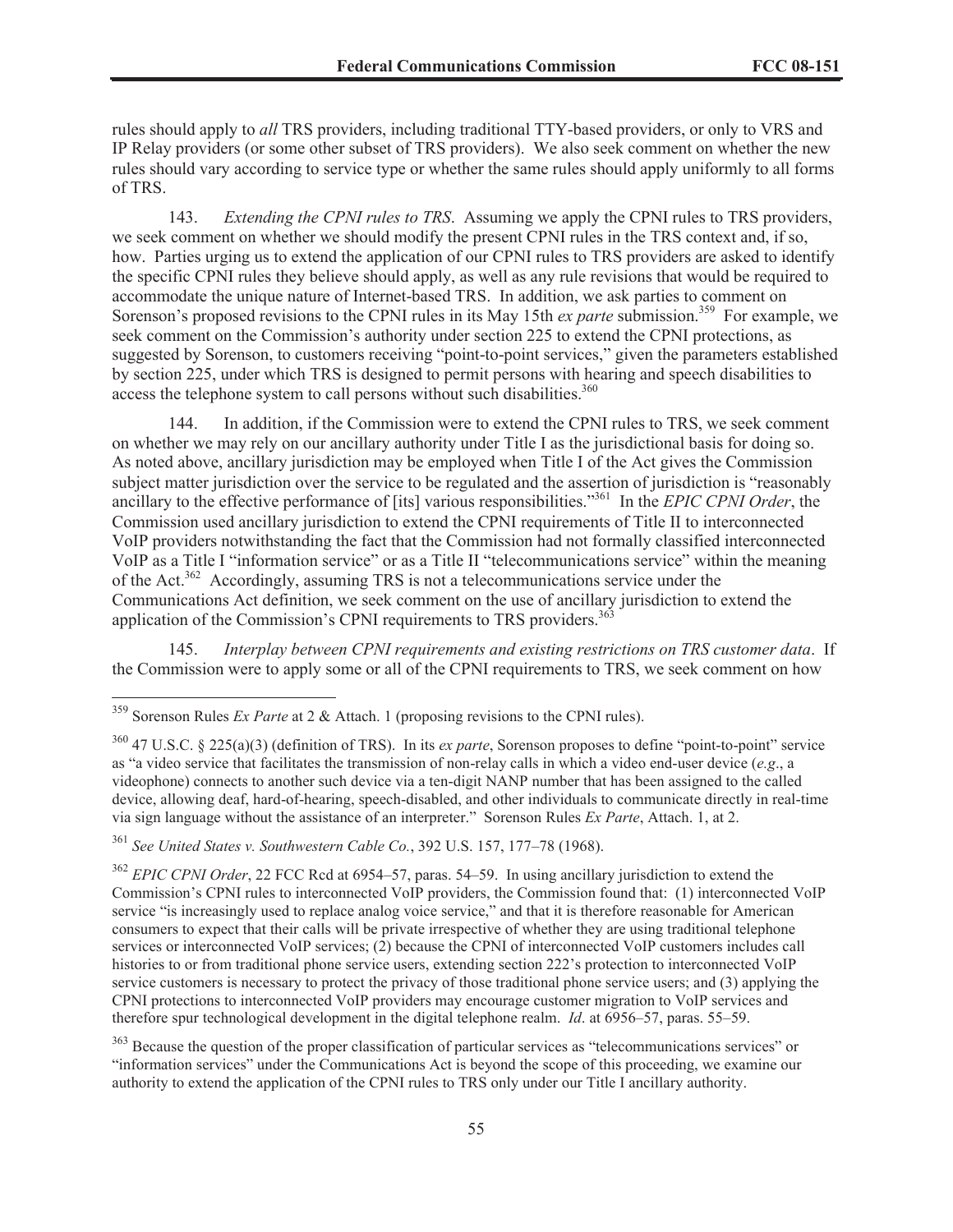rules should apply to *all* TRS providers, including traditional TTY-based providers, or only to VRS and IP Relay providers (or some other subset of TRS providers). We also seek comment on whether the new rules should vary according to service type or whether the same rules should apply uniformly to all forms of TRS.

143. *Extending the CPNI rules to TRS*. Assuming we apply the CPNI rules to TRS providers, we seek comment on whether we should modify the present CPNI rules in the TRS context and, if so, how. Parties urging us to extend the application of our CPNI rules to TRS providers are asked to identify the specific CPNI rules they believe should apply, as well as any rule revisions that would be required to accommodate the unique nature of Internet-based TRS. In addition, we ask parties to comment on Sorenson's proposed revisions to the CPNI rules in its May 15th *ex parte* submission.[359] For example, we seek comment on the Commission's authority under section 225 to extend the CPNI protections, as suggested by Sorenson, to customers receiving "point-to-point services," given the parameters established by section 225, under which TRS is designed to permit persons with hearing and speech disabilities to access the telephone system to call persons without such disabilities.[360]

144. In addition, if the Commission were to extend the CPNI rules to TRS, we seek comment on whether we may rely on our ancillary authority under Title I as the jurisdictional basis for doing so. As noted above, ancillary jurisdiction may be employed when Title I of the Act gives the Commission subject matter jurisdiction over the service to be regulated and the assertion of jurisdiction is "reasonably ancillary to the effective performance of [its] various responsibilities."[361] In the *EPIC CPNI Order*, the Commission used ancillary jurisdiction to extend the CPNI requirements of Title II to interconnected VoIP providers notwithstanding the fact that the Commission had not formally classified interconnected VoIP as a Title I "information service" or as a Title II "telecommunications service" within the meaning of the Act.[362] Accordingly, assuming TRS is not a telecommunications service under the Communications Act definition, we seek comment on the use of ancillary jurisdiction to extend the application of the Commission's CPNI requirements to TRS providers.[363]

145. *Interplay between CPNI requirements and existing restrictions on TRS customer data*. If the Commission were to apply some or all of the CPNI requirements to TRS, we seek comment on how

---

[359] Sorenson Rules *Ex Parte* at 2 & Attach. 1 (proposing revisions to the CPNI rules).

[360] 47 U.S.C. § 225(a)(3) (definition of TRS). In its *ex parte*, Sorenson proposes to define "point-to-point" service as "a video service that facilitates the transmission of non-relay calls in which a video end-user device (*e.g*., a videophone) connects to another such device via a ten-digit NANP number that has been assigned to the called device, allowing deaf, hard-of-hearing, speech-disabled, and other individuals to communicate directly in real-time via sign language without the assistance of an interpreter." Sorenson Rules *Ex Parte*, Attach. 1, at 2.

[361] *See United States v. Southwestern Cable Co.*, 392 U.S. 157, 177–78 (1968).

[362] *EPIC CPNI Order*, 22 FCC Rcd at 6954–57, paras. 54–59. In using ancillary jurisdiction to extend the Commission's CPNI rules to interconnected VoIP providers, the Commission found that: (1) interconnected VoIP service "is increasingly used to replace analog voice service," and that it is therefore reasonable for American consumers to expect that their calls will be private irrespective of whether they are using traditional telephone services or interconnected VoIP services; (2) because the CPNI of interconnected VoIP customers includes call histories to or from traditional phone service users, extending section 222's protection to interconnected VoIP service customers is necessary to protect the privacy of those traditional phone service users; and (3) applying the CPNI protections to interconnected VoIP providers may encourage customer migration to VoIP services and therefore spur technological development in the digital telephone realm. *Id*. at 6956–57, paras. 55–59.

[363] Because the question of the proper classification of particular services as "telecommunications services" or "information services" under the Communications Act is beyond the scope of this proceeding, we examine our authority to extend the application of the CPNI rules to TRS only under our Title I ancillary authority.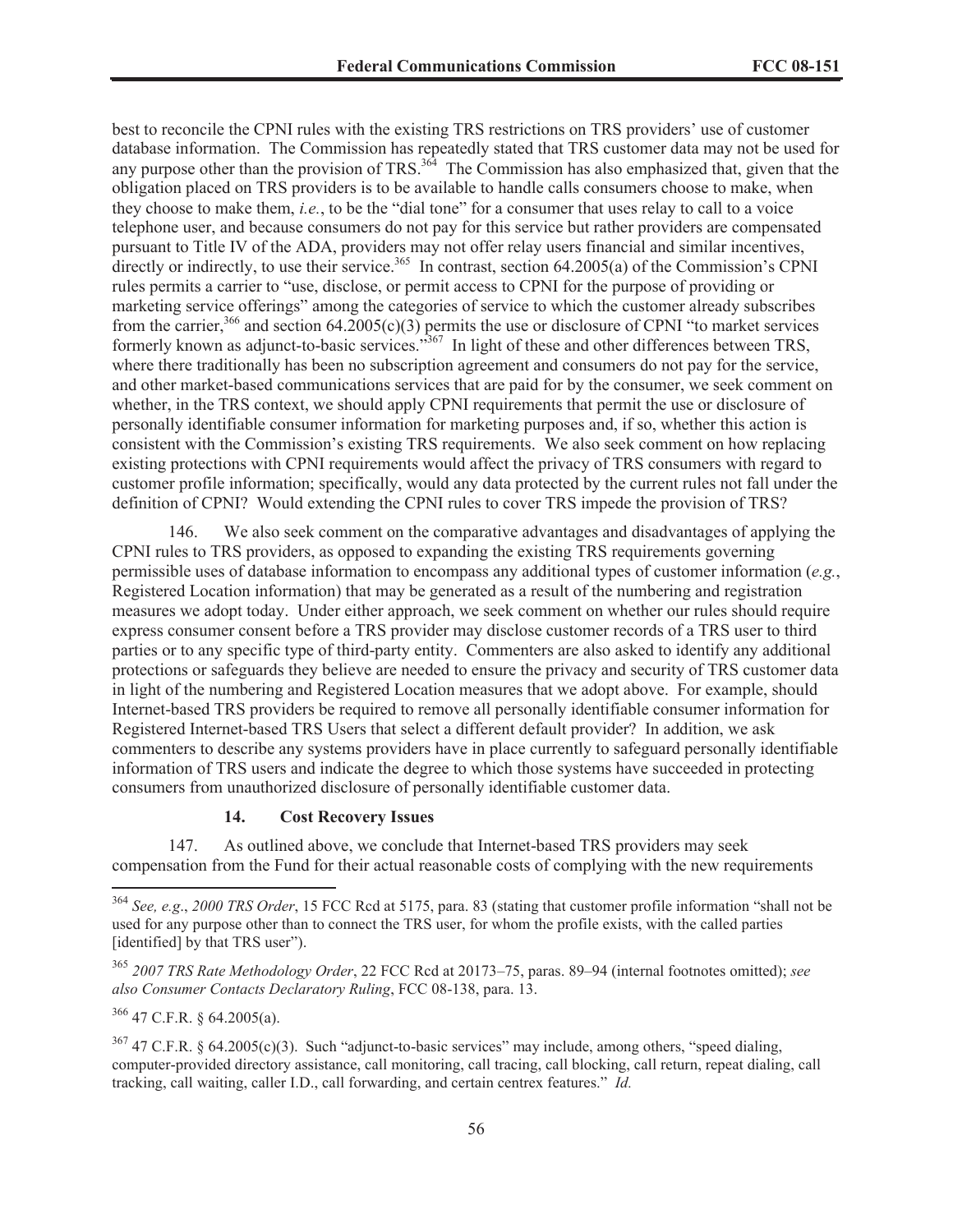best to reconcile the CPNI rules with the existing TRS restrictions on TRS providers' use of customer database information. The Commission has repeatedly stated that TRS customer data may not be used for any purpose other than the provision of TRS.[364] The Commission has also emphasized that, given that the obligation placed on TRS providers is to be available to handle calls consumers choose to make, when they choose to make them, *i.e.*, to be the "dial tone" for a consumer that uses relay to call to a voice telephone user, and because consumers do not pay for this service but rather providers are compensated pursuant to Title IV of the ADA, providers may not offer relay users financial and similar incentives, directly or indirectly, to use their service.[365] In contrast, section 64.2005(a) of the Commission's CPNI rules permits a carrier to "use, disclose, or permit access to CPNI for the purpose of providing or marketing service offerings" among the categories of service to which the customer already subscribes from the carrier,[366] and section 64.2005(c)(3) permits the use or disclosure of CPNI "to market services formerly known as adjunct-to-basic services."[367] In light of these and other differences between TRS, where there traditionally has been no subscription agreement and consumers do not pay for the service, and other market-based communications services that are paid for by the consumer, we seek comment on whether, in the TRS context, we should apply CPNI requirements that permit the use or disclosure of personally identifiable consumer information for marketing purposes and, if so, whether this action is consistent with the Commission's existing TRS requirements. We also seek comment on how replacing existing protections with CPNI requirements would affect the privacy of TRS consumers with regard to customer profile information; specifically, would any data protected by the current rules not fall under the definition of CPNI? Would extending the CPNI rules to cover TRS impede the provision of TRS?

146. We also seek comment on the comparative advantages and disadvantages of applying the CPNI rules to TRS providers, as opposed to expanding the existing TRS requirements governing permissible uses of database information to encompass any additional types of customer information (*e.g.*, Registered Location information) that may be generated as a result of the numbering and registration measures we adopt today. Under either approach, we seek comment on whether our rules should require express consumer consent before a TRS provider may disclose customer records of a TRS user to third parties or to any specific type of third-party entity. Commenters are also asked to identify any additional protections or safeguards they believe are needed to ensure the privacy and security of TRS customer data in light of the numbering and Registered Location measures that we adopt above. For example, should Internet-based TRS providers be required to remove all personally identifiable consumer information for Registered Internet-based TRS Users that select a different default provider? In addition, we ask commenters to describe any systems providers have in place currently to safeguard personally identifiable information of TRS users and indicate the degree to which those systems have succeeded in protecting consumers from unauthorized disclosure of personally identifiable customer data.

### 14. Cost Recovery Issues

147. As outlined above, we conclude that Internet-based TRS providers may seek compensation from the Fund for their actual reasonable costs of complying with the new requirements

---

[364] *See, e.g.*, *2000 TRS Order*, 15 FCC Rcd at 5175, para. 83 (stating that customer profile information "shall not be used for any purpose other than to connect the TRS user, for whom the profile exists, with the called parties [identified] by that TRS user").

[365] *2007 TRS Rate Methodology Order*, 22 FCC Rcd at 20173–75, paras. 89–94 (internal footnotes omitted); *see also Consumer Contacts Declaratory Ruling*, FCC 08-138, para. 13.

[366] 47 C.F.R. § 64.2005(a).

[367] 47 C.F.R. § 64.2005(c)(3). Such "adjunct-to-basic services" may include, among others, "speed dialing, computer-provided directory assistance, call monitoring, call tracing, call blocking, call return, repeat dialing, call tracking, call waiting, caller I.D., call forwarding, and certain centrex features." *Id.*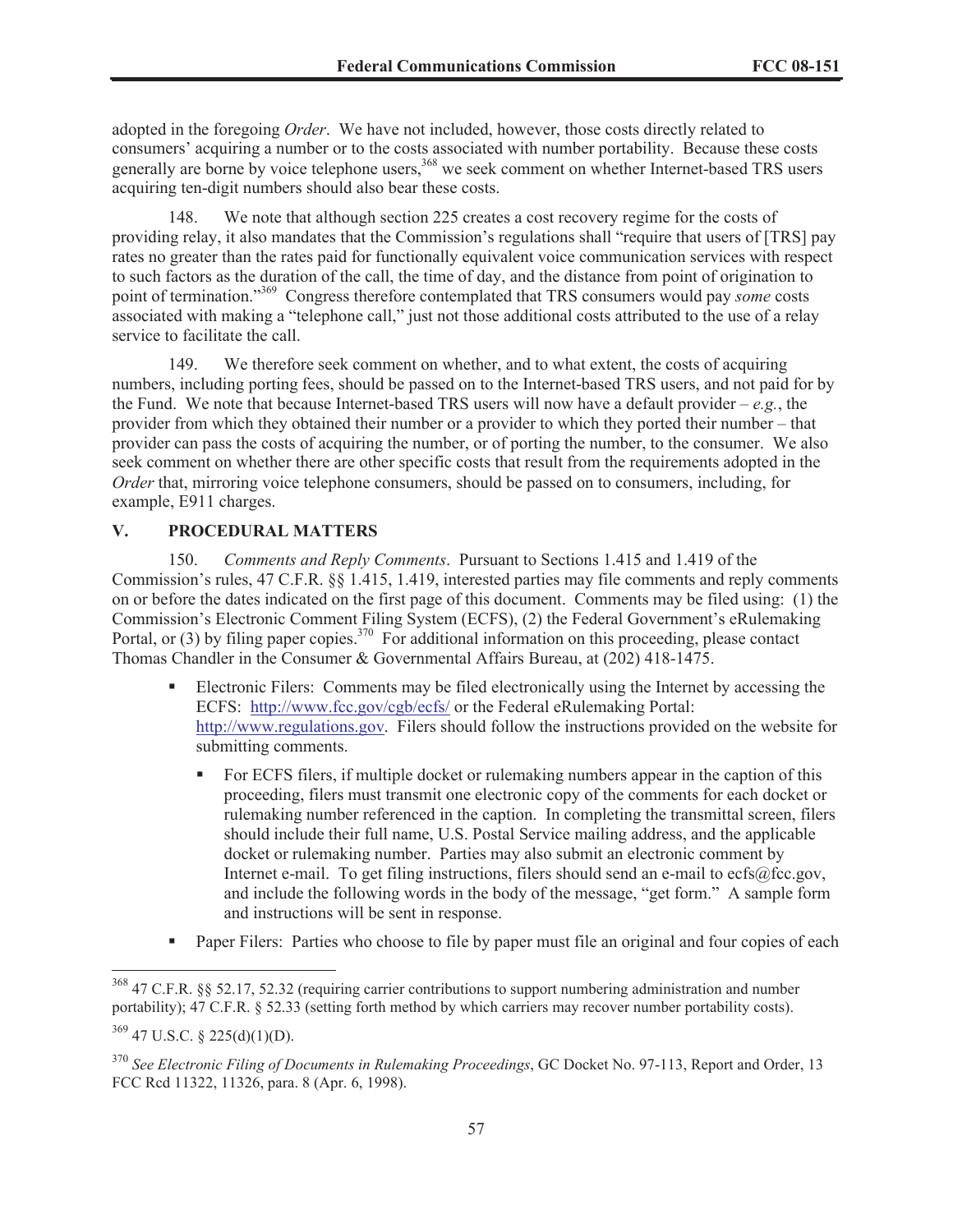adopted in the foregoing *Order*. We have not included, however, those costs directly related to consumers' acquiring a number or to the costs associated with number portability. Because these costs generally are borne by voice telephone users,[368] we seek comment on whether Internet-based TRS users acquiring ten-digit numbers should also bear these costs.

148. We note that although section 225 creates a cost recovery regime for the costs of providing relay, it also mandates that the Commission's regulations shall "require that users of [TRS] pay rates no greater than the rates paid for functionally equivalent voice communication services with respect to such factors as the duration of the call, the time of day, and the distance from point of origination to point of termination."[369] Congress therefore contemplated that TRS consumers would pay *some* costs associated with making a "telephone call," just not those additional costs attributed to the use of a relay service to facilitate the call.

149. We therefore seek comment on whether, and to what extent, the costs of acquiring numbers, including porting fees, should be passed on to the Internet-based TRS users, and not paid for by the Fund. We note that because Internet-based TRS users will now have a default provider – *e.g.*, the provider from which they obtained their number or a provider to which they ported their number – that provider can pass the costs of acquiring the number, or of porting the number, to the consumer. We also seek comment on whether there are other specific costs that result from the requirements adopted in the *Order* that, mirroring voice telephone consumers, should be passed on to consumers, including, for example, E911 charges.

## V. PROCEDURAL MATTERS

150. *Comments and Reply Comments*. Pursuant to Sections 1.415 and 1.419 of the Commission's rules, 47 C.F.R. §§ 1.415, 1.419, interested parties may file comments and reply comments on or before the dates indicated on the first page of this document. Comments may be filed using: (1) the Commission's Electronic Comment Filing System (ECFS), (2) the Federal Government's eRulemaking Portal, or (3) by filing paper copies.[370] For additional information on this proceeding, please contact Thomas Chandler in the Consumer & Governmental Affairs Bureau, at (202) 418-1475.

- Electronic Filers: Comments may be filed electronically using the Internet by accessing the ECFS: http://www.fcc.gov/cgb/ecfs/ or the Federal eRulemaking Portal: http://www.regulations.gov. Filers should follow the instructions provided on the website for submitting comments.
  - For ECFS filers, if multiple docket or rulemaking numbers appear in the caption of this proceeding, filers must transmit one electronic copy of the comments for each docket or rulemaking number referenced in the caption. In completing the transmittal screen, filers should include their full name, U.S. Postal Service mailing address, and the applicable docket or rulemaking number. Parties may also submit an electronic comment by Internet e-mail. To get filing instructions, filers should send an e-mail to ecfs@fcc.gov, and include the following words in the body of the message, "get form." A sample form and instructions will be sent in response.
- Paper Filers: Parties who choose to file by paper must file an original and four copies of each

---

[368] 47 C.F.R. §§ 52.17, 52.32 (requiring carrier contributions to support numbering administration and number portability); 47 C.F.R. § 52.33 (setting forth method by which carriers may recover number portability costs).

[369] 47 U.S.C. § 225(d)(1)(D).

[370] *See Electronic Filing of Documents in Rulemaking Proceedings*, GC Docket No. 97-113, Report and Order, 13 FCC Rcd 11322, 11326, para. 8 (Apr. 6, 1998).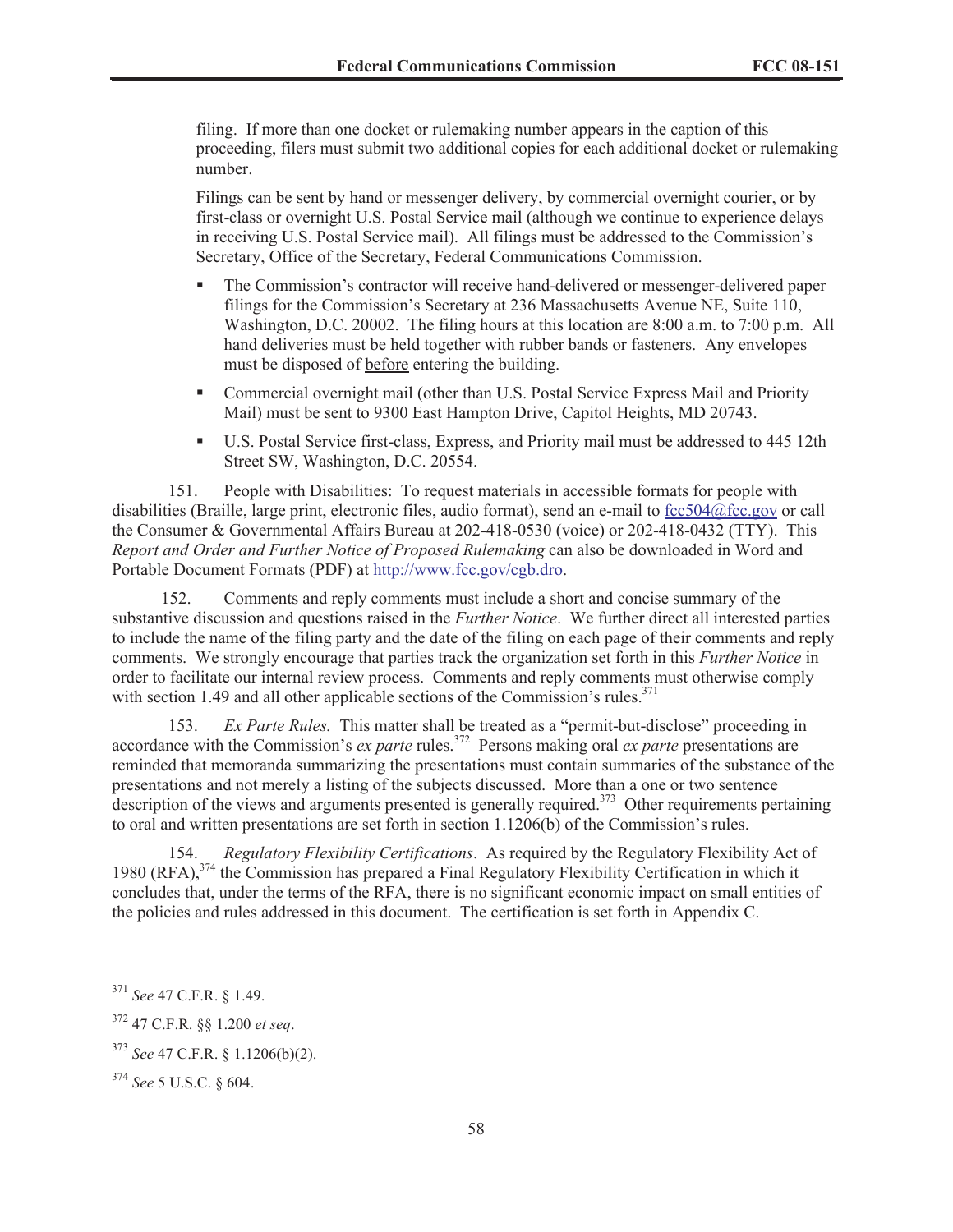filing. If more than one docket or rulemaking number appears in the caption of this proceeding, filers must submit two additional copies for each additional docket or rulemaking number.

Filings can be sent by hand or messenger delivery, by commercial overnight courier, or by first-class or overnight U.S. Postal Service mail (although we continue to experience delays in receiving U.S. Postal Service mail). All filings must be addressed to the Commission's Secretary, Office of the Secretary, Federal Communications Commission.

- The Commission's contractor will receive hand-delivered or messenger-delivered paper filings for the Commission's Secretary at 236 Massachusetts Avenue NE, Suite 110, Washington, D.C. 20002. The filing hours at this location are 8:00 a.m. to 7:00 p.m. All hand deliveries must be held together with rubber bands or fasteners. Any envelopes must be disposed of before entering the building.
- Commercial overnight mail (other than U.S. Postal Service Express Mail and Priority Mail) must be sent to 9300 East Hampton Drive, Capitol Heights, MD 20743.
- U.S. Postal Service first-class, Express, and Priority mail must be addressed to 445 12th Street SW, Washington, D.C. 20554.

151. People with Disabilities: To request materials in accessible formats for people with disabilities (Braille, large print, electronic files, audio format), send an e-mail to fcc504@fcc.gov or call the Consumer & Governmental Affairs Bureau at 202-418-0530 (voice) or 202-418-0432 (TTY). This *Report and Order and Further Notice of Proposed Rulemaking* can also be downloaded in Word and Portable Document Formats (PDF) at http://www.fcc.gov/cgb.dro.

152. Comments and reply comments must include a short and concise summary of the substantive discussion and questions raised in the *Further Notice*. We further direct all interested parties to include the name of the filing party and the date of the filing on each page of their comments and reply comments. We strongly encourage that parties track the organization set forth in this *Further Notice* in order to facilitate our internal review process. Comments and reply comments must otherwise comply with section 1.49 and all other applicable sections of the Commission's rules.[371]

153. *Ex Parte Rules.* This matter shall be treated as a "permit-but-disclose" proceeding in accordance with the Commission's *ex parte* rules.[372] Persons making oral *ex parte* presentations are reminded that memoranda summarizing the presentations must contain summaries of the substance of the presentations and not merely a listing of the subjects discussed. More than a one or two sentence description of the views and arguments presented is generally required.[373] Other requirements pertaining to oral and written presentations are set forth in section 1.1206(b) of the Commission's rules.

154. *Regulatory Flexibility Certifications*. As required by the Regulatory Flexibility Act of 1980 (RFA),[374] the Commission has prepared a Final Regulatory Flexibility Certification in which it concludes that, under the terms of the RFA, there is no significant economic impact on small entities of the policies and rules addressed in this document. The certification is set forth in Appendix C.

---

[371] *See* 47 C.F.R. § 1.49.

[372] 47 C.F.R. §§ 1.200 *et seq*.

[373] *See* 47 C.F.R. § 1.1206(b)(2).

[374] *See* 5 U.S.C. § 604.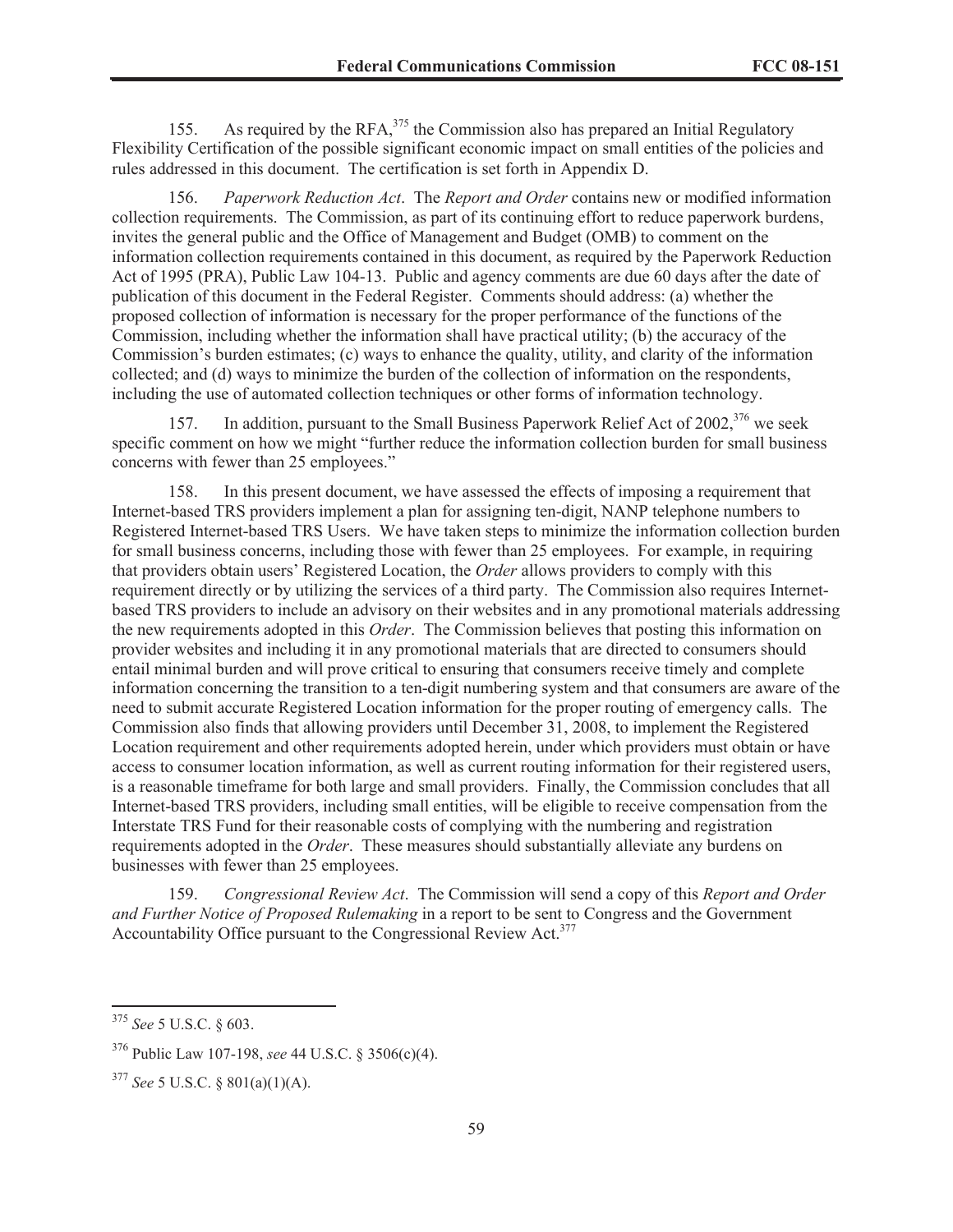155. As required by the RFA,[375] the Commission also has prepared an Initial Regulatory Flexibility Certification of the possible significant economic impact on small entities of the policies and rules addressed in this document. The certification is set forth in Appendix D.

156. *Paperwork Reduction Act*. The *Report and Order* contains new or modified information collection requirements. The Commission, as part of its continuing effort to reduce paperwork burdens, invites the general public and the Office of Management and Budget (OMB) to comment on the information collection requirements contained in this document, as required by the Paperwork Reduction Act of 1995 (PRA), Public Law 104-13. Public and agency comments are due 60 days after the date of publication of this document in the Federal Register. Comments should address: (a) whether the proposed collection of information is necessary for the proper performance of the functions of the Commission, including whether the information shall have practical utility; (b) the accuracy of the Commission's burden estimates; (c) ways to enhance the quality, utility, and clarity of the information collected; and (d) ways to minimize the burden of the collection of information on the respondents, including the use of automated collection techniques or other forms of information technology.

157. In addition, pursuant to the Small Business Paperwork Relief Act of 2002,[376] we seek specific comment on how we might "further reduce the information collection burden for small business concerns with fewer than 25 employees."

158. In this present document, we have assessed the effects of imposing a requirement that Internet-based TRS providers implement a plan for assigning ten-digit, NANP telephone numbers to Registered Internet-based TRS Users. We have taken steps to minimize the information collection burden for small business concerns, including those with fewer than 25 employees. For example, in requiring that providers obtain users' Registered Location, the *Order* allows providers to comply with this requirement directly or by utilizing the services of a third party. The Commission also requires Internet-based TRS providers to include an advisory on their websites and in any promotional materials addressing the new requirements adopted in this *Order*. The Commission believes that posting this information on provider websites and including it in any promotional materials that are directed to consumers should entail minimal burden and will prove critical to ensuring that consumers receive timely and complete information concerning the transition to a ten-digit numbering system and that consumers are aware of the need to submit accurate Registered Location information for the proper routing of emergency calls. The Commission also finds that allowing providers until December 31, 2008, to implement the Registered Location requirement and other requirements adopted herein, under which providers must obtain or have access to consumer location information, as well as current routing information for their registered users, is a reasonable timeframe for both large and small providers. Finally, the Commission concludes that all Internet-based TRS providers, including small entities, will be eligible to receive compensation from the Interstate TRS Fund for their reasonable costs of complying with the numbering and registration requirements adopted in the *Order*. These measures should substantially alleviate any burdens on businesses with fewer than 25 employees.

159. *Congressional Review Act*. The Commission will send a copy of this *Report and Order and Further Notice of Proposed Rulemaking* in a report to be sent to Congress and the Government Accountability Office pursuant to the Congressional Review Act.[377]

---

[375] *See* 5 U.S.C. § 603.

[376] Public Law 107-198, *see* 44 U.S.C. § 3506(c)(4).

[377] *See* 5 U.S.C. § 801(a)(1)(A).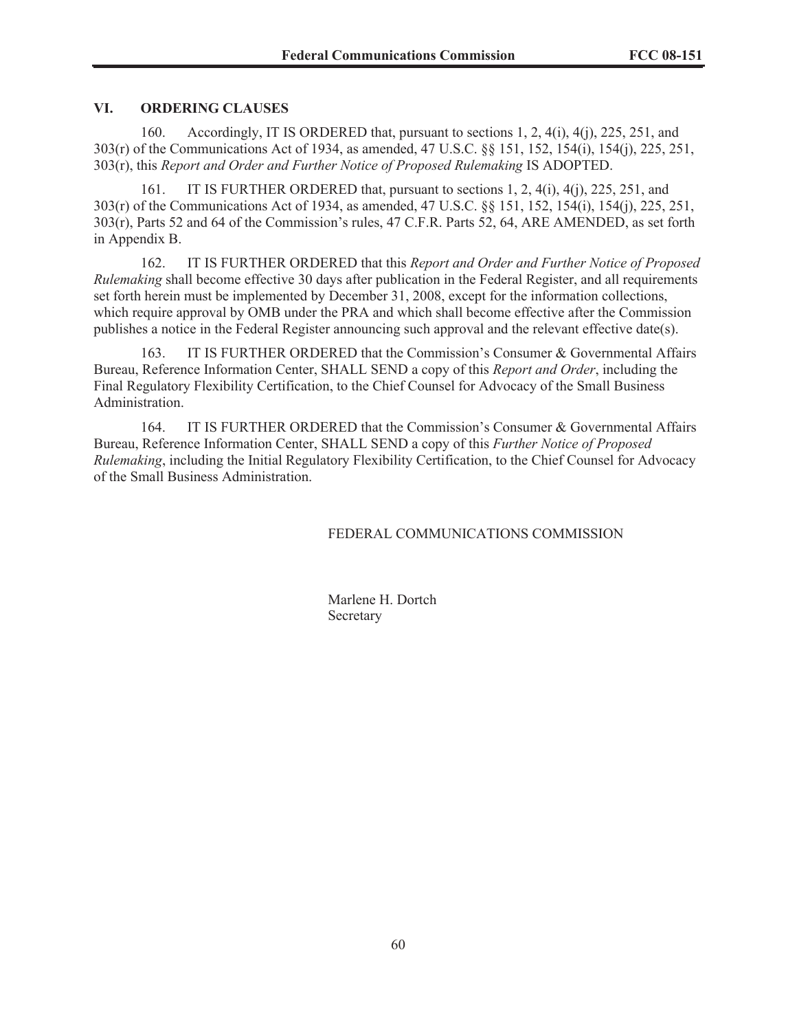## VI. ORDERING CLAUSES

160. Accordingly, IT IS ORDERED that, pursuant to sections 1, 2, 4(i), 4(j), 225, 251, and 303(r) of the Communications Act of 1934, as amended, 47 U.S.C. §§ 151, 152, 154(i), 154(j), 225, 251, 303(r), this *Report and Order and Further Notice of Proposed Rulemaking* IS ADOPTED.

161. IT IS FURTHER ORDERED that, pursuant to sections 1, 2, 4(i), 4(j), 225, 251, and 303(r) of the Communications Act of 1934, as amended, 47 U.S.C. §§ 151, 152, 154(i), 154(j), 225, 251, 303(r), Parts 52 and 64 of the Commission's rules, 47 C.F.R. Parts 52, 64, ARE AMENDED, as set forth in Appendix B.

162. IT IS FURTHER ORDERED that this *Report and Order and Further Notice of Proposed Rulemaking* shall become effective 30 days after publication in the Federal Register, and all requirements set forth herein must be implemented by December 31, 2008, except for the information collections, which require approval by OMB under the PRA and which shall become effective after the Commission publishes a notice in the Federal Register announcing such approval and the relevant effective date(s).

163. IT IS FURTHER ORDERED that the Commission's Consumer & Governmental Affairs Bureau, Reference Information Center, SHALL SEND a copy of this *Report and Order*, including the Final Regulatory Flexibility Certification, to the Chief Counsel for Advocacy of the Small Business Administration.

164. IT IS FURTHER ORDERED that the Commission's Consumer & Governmental Affairs Bureau, Reference Information Center, SHALL SEND a copy of this *Further Notice of Proposed Rulemaking*, including the Initial Regulatory Flexibility Certification, to the Chief Counsel for Advocacy of the Small Business Administration.

FEDERAL COMMUNICATIONS COMMISSION

Marlene H. Dortch
Secretary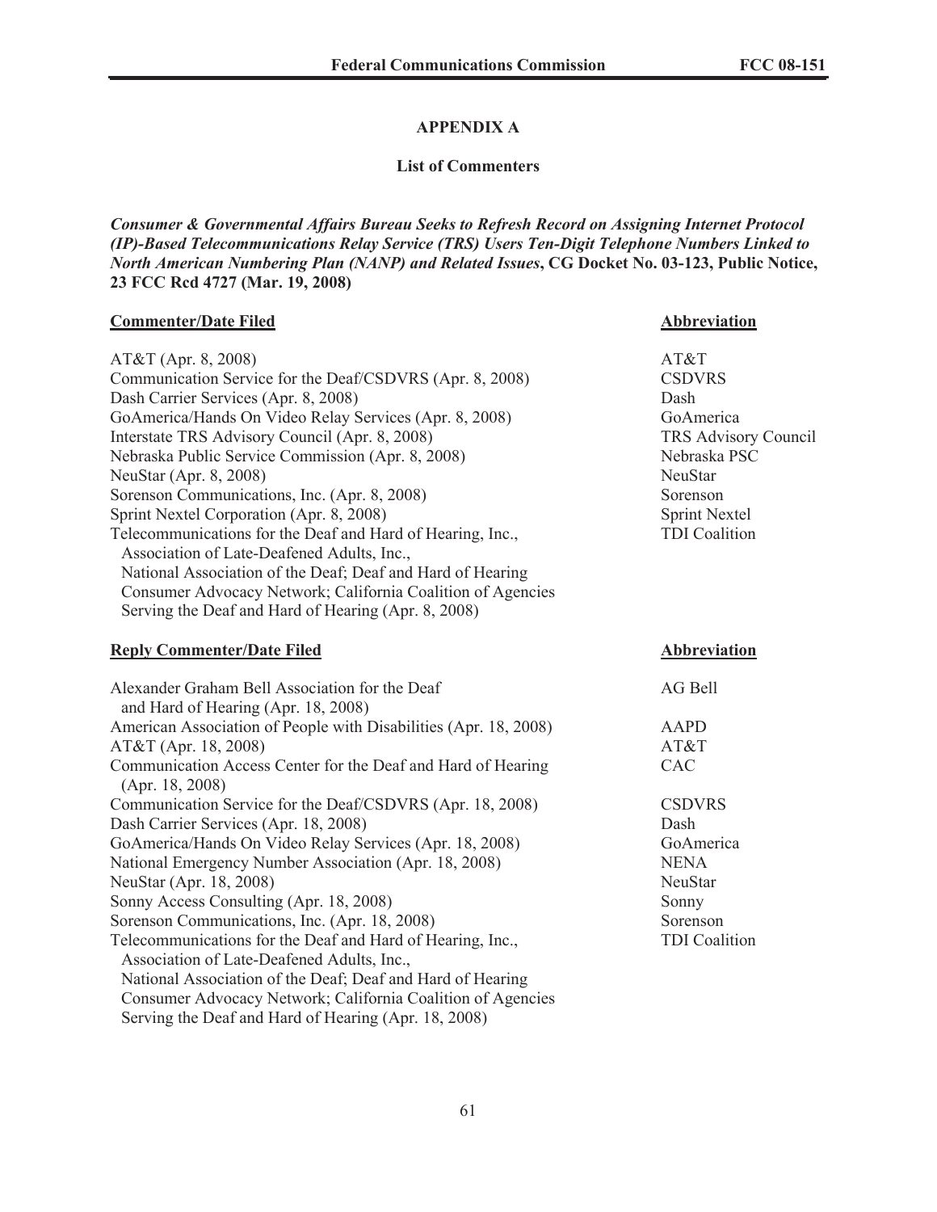## APPENDIX A

### List of Commenters

***Consumer & Governmental Affairs Bureau Seeks to Refresh Record on Assigning Internet Protocol (IP)-Based Telecommunications Relay Service (TRS) Users Ten-Digit Telephone Numbers Linked to North American Numbering Plan (NANP) and Related Issues*, CG Docket No. 03-123, Public Notice, 23 FCC Rcd 4727 (Mar. 19, 2008)**

| **Commenter/Date Filed** | **Abbreviation** |
| --- | --- |
| AT&T (Apr. 8, 2008) | AT&T |
| Communication Service for the Deaf/CSDVRS (Apr. 8, 2008) | CSDVRS |
| Dash Carrier Services (Apr. 8, 2008) | Dash |
| GoAmerica/Hands On Video Relay Services (Apr. 8, 2008) | GoAmerica |
| Interstate TRS Advisory Council (Apr. 8, 2008) | TRS Advisory Council |
| Nebraska Public Service Commission (Apr. 8, 2008) | Nebraska PSC |
| NeuStar (Apr. 8, 2008) | NeuStar |
| Sorenson Communications, Inc. (Apr. 8, 2008) | Sorenson |
| Sprint Nextel Corporation (Apr. 8, 2008) | Sprint Nextel |
| Telecommunications for the Deaf and Hard of Hearing, Inc., Association of Late-Deafened Adults, Inc., National Association of the Deaf; Deaf and Hard of Hearing Consumer Advocacy Network; California Coalition of Agencies Serving the Deaf and Hard of Hearing (Apr. 8, 2008) | TDI Coalition |

| **Reply Commenter/Date Filed** | **Abbreviation** |
| --- | --- |
| Alexander Graham Bell Association for the Deaf and Hard of Hearing (Apr. 18, 2008) | AG Bell |
| American Association of People with Disabilities (Apr. 18, 2008) | AAPD |
| AT&T (Apr. 18, 2008) | AT&T |
| Communication Access Center for the Deaf and Hard of Hearing (Apr. 18, 2008) | CAC |
| Communication Service for the Deaf/CSDVRS (Apr. 18, 2008) | CSDVRS |
| Dash Carrier Services (Apr. 18, 2008) | Dash |
| GoAmerica/Hands On Video Relay Services (Apr. 18, 2008) | GoAmerica |
| National Emergency Number Association (Apr. 18, 2008) | NENA |
| NeuStar (Apr. 18, 2008) | NeuStar |
| Sonny Access Consulting (Apr. 18, 2008) | Sonny |
| Sorenson Communications, Inc. (Apr. 18, 2008) | Sorenson |
| Telecommunications for the Deaf and Hard of Hearing, Inc., Association of Late-Deafened Adults, Inc., National Association of the Deaf; Deaf and Hard of Hearing Consumer Advocacy Network; California Coalition of Agencies Serving the Deaf and Hard of Hearing (Apr. 18, 2008) | TDI Coalition |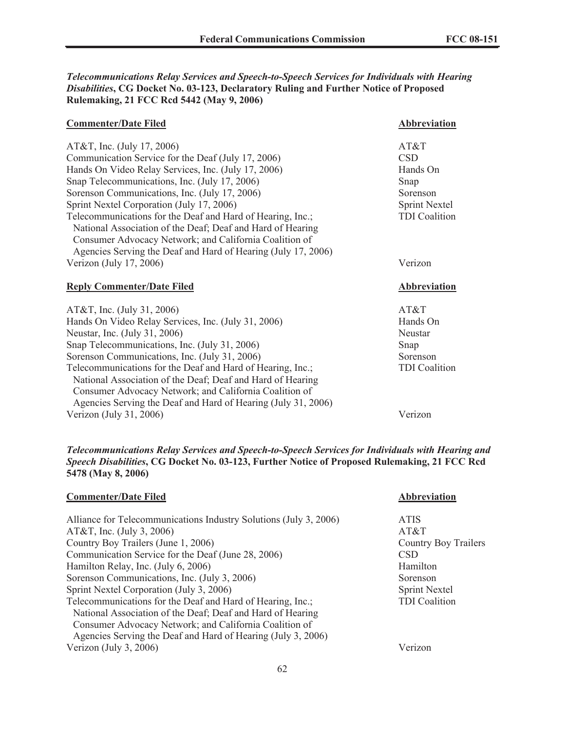***Telecommunications Relay Services and Speech-to-Speech Services for Individuals with Hearing Disabilities*, CG Docket No. 03-123, Declaratory Ruling and Further Notice of Proposed Rulemaking, 21 FCC Rcd 5442 (May 9, 2006)**

| **Commenter/Date Filed** | **Abbreviation** |
|---|---|
| AT&T, Inc. (July 17, 2006) | AT&T |
| Communication Service for the Deaf (July 17, 2006) | CSD |
| Hands On Video Relay Services, Inc. (July 17, 2006) | Hands On |
| Snap Telecommunications, Inc. (July 17, 2006) | Snap |
| Sorenson Communications, Inc. (July 17, 2006) | Sorenson |
| Sprint Nextel Corporation (July 17, 2006) | Sprint Nextel |
| Telecommunications for the Deaf and Hard of Hearing, Inc.; National Association of the Deaf; Deaf and Hard of Hearing Consumer Advocacy Network; and California Coalition of Agencies Serving the Deaf and Hard of Hearing (July 17, 2006) | TDI Coalition |
| Verizon (July 17, 2006) | Verizon |

| **Reply Commenter/Date Filed** | **Abbreviation** |
|---|---|
| AT&T, Inc. (July 31, 2006) | AT&T |
| Hands On Video Relay Services, Inc. (July 31, 2006) | Hands On |
| Neustar, Inc. (July 31, 2006) | Neustar |
| Snap Telecommunications, Inc. (July 31, 2006) | Snap |
| Sorenson Communications, Inc. (July 31, 2006) | Sorenson |
| Telecommunications for the Deaf and Hard of Hearing, Inc.; National Association of the Deaf; Deaf and Hard of Hearing Consumer Advocacy Network; and California Coalition of Agencies Serving the Deaf and Hard of Hearing (July 31, 2006) | TDI Coalition |
| Verizon (July 31, 2006) | Verizon |

***Telecommunications Relay Services and Speech-to-Speech Services for Individuals with Hearing and Speech Disabilities*, CG Docket No. 03-123, Further Notice of Proposed Rulemaking, 21 FCC Rcd 5478 (May 8, 2006)**

| **Commenter/Date Filed** | **Abbreviation** |
|---|---|
| Alliance for Telecommunications Industry Solutions (July 3, 2006) | ATIS |
| AT&T, Inc. (July 3, 2006) | AT&T |
| Country Boy Trailers (June 1, 2006) | Country Boy Trailers |
| Communication Service for the Deaf (June 28, 2006) | CSD |
| Hamilton Relay, Inc. (July 6, 2006) | Hamilton |
| Sorenson Communications, Inc. (July 3, 2006) | Sorenson |
| Sprint Nextel Corporation (July 3, 2006) | Sprint Nextel |
| Telecommunications for the Deaf and Hard of Hearing, Inc.; National Association of the Deaf; Deaf and Hard of Hearing Consumer Advocacy Network; and California Coalition of Agencies Serving the Deaf and Hard of Hearing (July 3, 2006) | TDI Coalition |
| Verizon (July 3, 2006) | Verizon |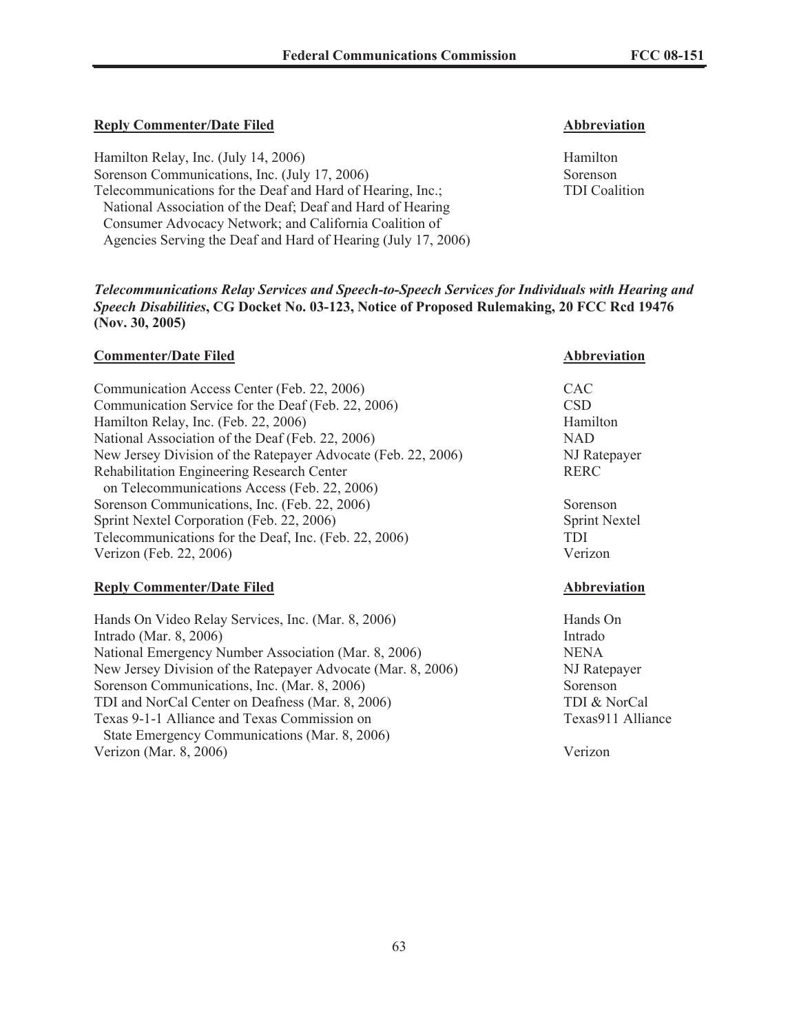| Reply Commenter/Date Filed | Abbreviation |
|---|---|
| Hamilton Relay, Inc. (July 14, 2006) | Hamilton |
| Sorenson Communications, Inc. (July 17, 2006) | Sorenson |
| Telecommunications for the Deaf and Hard of Hearing, Inc.; National Association of the Deaf; Deaf and Hard of Hearing Consumer Advocacy Network; and California Coalition of Agencies Serving the Deaf and Hard of Hearing (July 17, 2006) | TDI Coalition |

***Telecommunications Relay Services and Speech-to-Speech Services for Individuals with Hearing and Speech Disabilities*, CG Docket No. 03-123, Notice of Proposed Rulemaking, 20 FCC Rcd 19476 (Nov. 30, 2005)**

| Commenter/Date Filed | Abbreviation |
|---|---|
| Communication Access Center (Feb. 22, 2006) | CAC |
| Communication Service for the Deaf (Feb. 22, 2006) | CSD |
| Hamilton Relay, Inc. (Feb. 22, 2006) | Hamilton |
| National Association of the Deaf (Feb. 22, 2006) | NAD |
| New Jersey Division of the Ratepayer Advocate (Feb. 22, 2006) | NJ Ratepayer |
| Rehabilitation Engineering Research Center on Telecommunications Access (Feb. 22, 2006) | RERC |
| Sorenson Communications, Inc. (Feb. 22, 2006) | Sorenson |
| Sprint Nextel Corporation (Feb. 22, 2006) | Sprint Nextel |
| Telecommunications for the Deaf, Inc. (Feb. 22, 2006) | TDI |
| Verizon (Feb. 22, 2006) | Verizon |

| Reply Commenter/Date Filed | Abbreviation |
|---|---|
| Hands On Video Relay Services, Inc. (Mar. 8, 2006) | Hands On |
| Intrado (Mar. 8, 2006) | Intrado |
| National Emergency Number Association (Mar. 8, 2006) | NENA |
| New Jersey Division of the Ratepayer Advocate (Mar. 8, 2006) | NJ Ratepayer |
| Sorenson Communications, Inc. (Mar. 8, 2006) | Sorenson |
| TDI and NorCal Center on Deafness (Mar. 8, 2006) | TDI & NorCal |
| Texas 9-1-1 Alliance and Texas Commission on State Emergency Communications (Mar. 8, 2006) | Texas911 Alliance |
| Verizon (Mar. 8, 2006) | Verizon |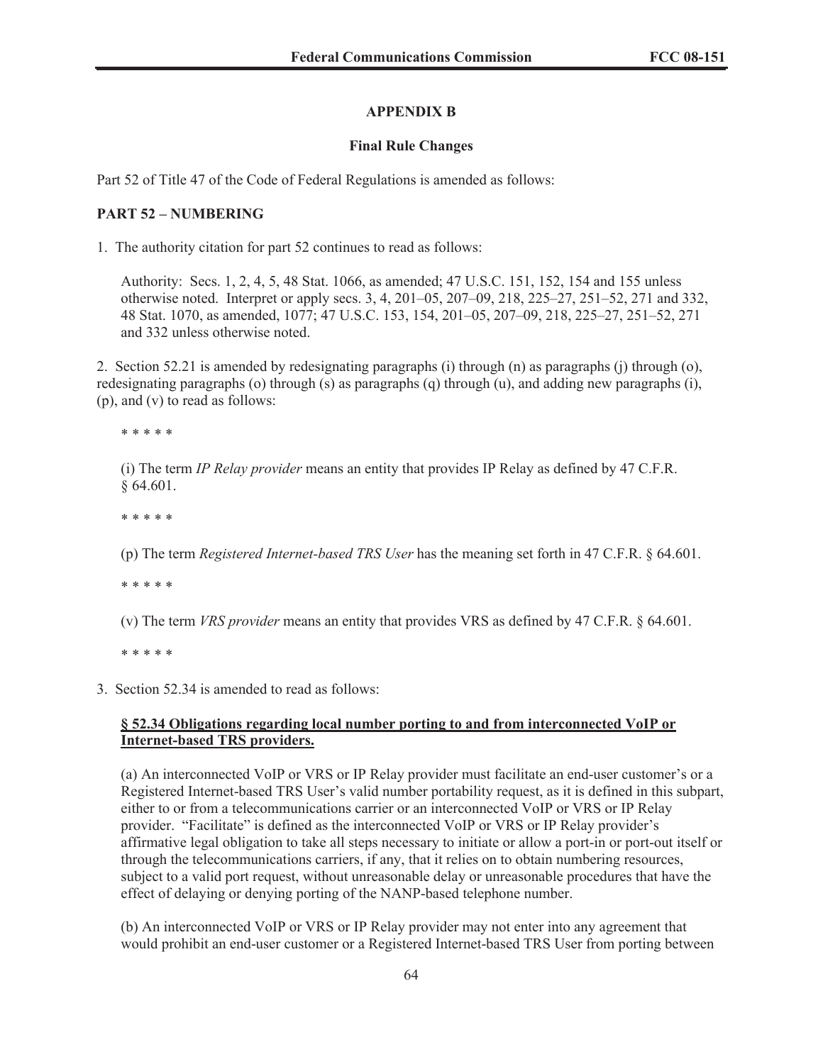## APPENDIX B

### Final Rule Changes

Part 52 of Title 47 of the Code of Federal Regulations is amended as follows:

**PART 52 – NUMBERING**

1. The authority citation for part 52 continues to read as follows:

> Authority: Secs. 1, 2, 4, 5, 48 Stat. 1066, as amended; 47 U.S.C. 151, 152, 154 and 155 unless otherwise noted. Interpret or apply secs. 3, 4, 201–05, 207–09, 218, 225–27, 251–52, 271 and 332, 48 Stat. 1070, as amended, 1077; 47 U.S.C. 153, 154, 201–05, 207–09, 218, 225–27, 251–52, 271 and 332 unless otherwise noted.

2. Section 52.21 is amended by redesignating paragraphs (i) through (n) as paragraphs (j) through (o), redesignating paragraphs (o) through (s) as paragraphs (q) through (u), and adding new paragraphs (i), (p), and (v) to read as follows:

> \* \* \* \* \*
>
> (i) The term *IP Relay provider* means an entity that provides IP Relay as defined by 47 C.F.R. § 64.601.
>
> \* \* \* \* \*
>
> (p) The term *Registered Internet-based TRS User* has the meaning set forth in 47 C.F.R. § 64.601.
>
> \* \* \* \* \*
>
> (v) The term *VRS provider* means an entity that provides VRS as defined by 47 C.F.R. § 64.601.
>
> \* \* \* \* \*

3. Section 52.34 is amended to read as follows:

> **<u>§ 52.34 Obligations regarding local number porting to and from interconnected VoIP or Internet-based TRS providers.</u>**
>
> (a) An interconnected VoIP or VRS or IP Relay provider must facilitate an end-user customer's or a Registered Internet-based TRS User's valid number portability request, as it is defined in this subpart, either to or from a telecommunications carrier or an interconnected VoIP or VRS or IP Relay provider. "Facilitate" is defined as the interconnected VoIP or VRS or IP Relay provider's affirmative legal obligation to take all steps necessary to initiate or allow a port-in or port-out itself or through the telecommunications carriers, if any, that it relies on to obtain numbering resources, subject to a valid port request, without unreasonable delay or unreasonable procedures that have the effect of delaying or denying porting of the NANP-based telephone number.
>
> (b) An interconnected VoIP or VRS or IP Relay provider may not enter into any agreement that would prohibit an end-user customer or a Registered Internet-based TRS User from porting between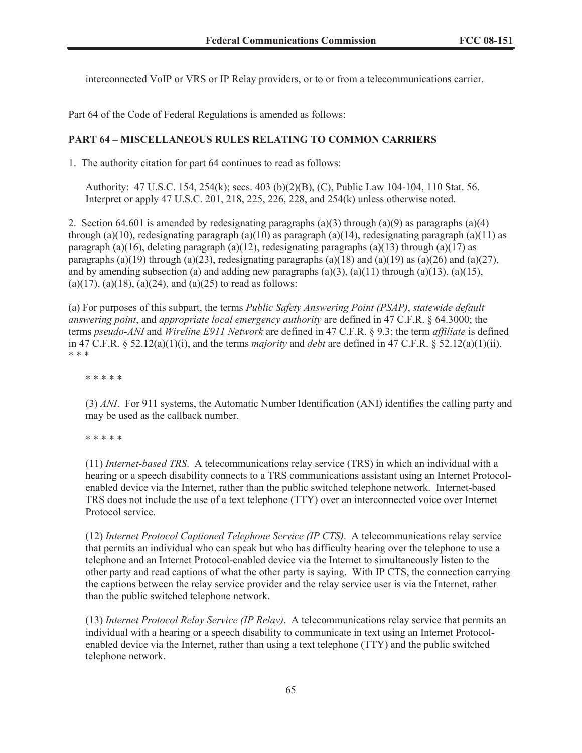interconnected VoIP or VRS or IP Relay providers, or to or from a telecommunications carrier.

Part 64 of the Code of Federal Regulations is amended as follows:

**PART 64 – MISCELLANEOUS RULES RELATING TO COMMON CARRIERS**

1. The authority citation for part 64 continues to read as follows:

> Authority: 47 U.S.C. 154, 254(k); secs. 403 (b)(2)(B), (C), Public Law 104-104, 110 Stat. 56. Interpret or apply 47 U.S.C. 201, 218, 225, 226, 228, and 254(k) unless otherwise noted.

2. Section 64.601 is amended by redesignating paragraphs (a)(3) through (a)(9) as paragraphs (a)(4) through (a)(10), redesignating paragraph (a)(10) as paragraph (a)(14), redesignating paragraph (a)(11) as paragraph (a)(16), deleting paragraph (a)(12), redesignating paragraphs (a)(13) through (a)(17) as paragraphs (a)(19) through (a)(23), redesignating paragraphs (a)(18) and (a)(19) as (a)(26) and (a)(27), and by amending subsection (a) and adding new paragraphs (a)(3), (a)(11) through (a)(13), (a)(15), (a)(17), (a)(18), (a)(24), and (a)(25) to read as follows:

(a) For purposes of this subpart, the terms *Public Safety Answering Point (PSAP)*, *statewide default answering point*, and *appropriate local emergency authority* are defined in 47 C.F.R. § 64.3000; the terms *pseudo-ANI* and *Wireline E911 Network* are defined in 47 C.F.R. § 9.3; the term *affiliate* is defined in 47 C.F.R. § 52.12(a)(1)(i), and the terms *majority* and *debt* are defined in 47 C.F.R. § 52.12(a)(1)(ii). * * *

> * * * * *
>
> (3) *ANI*. For 911 systems, the Automatic Number Identification (ANI) identifies the calling party and may be used as the callback number.
>
> * * * * *
>
> (11) *Internet-based TRS*. A telecommunications relay service (TRS) in which an individual with a hearing or a speech disability connects to a TRS communications assistant using an Internet Protocol-enabled device via the Internet, rather than the public switched telephone network. Internet-based TRS does not include the use of a text telephone (TTY) over an interconnected voice over Internet Protocol service.
>
> (12) *Internet Protocol Captioned Telephone Service (IP CTS)*. A telecommunications relay service that permits an individual who can speak but who has difficulty hearing over the telephone to use a telephone and an Internet Protocol-enabled device via the Internet to simultaneously listen to the other party and read captions of what the other party is saying. With IP CTS, the connection carrying the captions between the relay service provider and the relay service user is via the Internet, rather than the public switched telephone network.
>
> (13) *Internet Protocol Relay Service (IP Relay)*. A telecommunications relay service that permits an individual with a hearing or a speech disability to communicate in text using an Internet Protocol-enabled device via the Internet, rather than using a text telephone (TTY) and the public switched telephone network.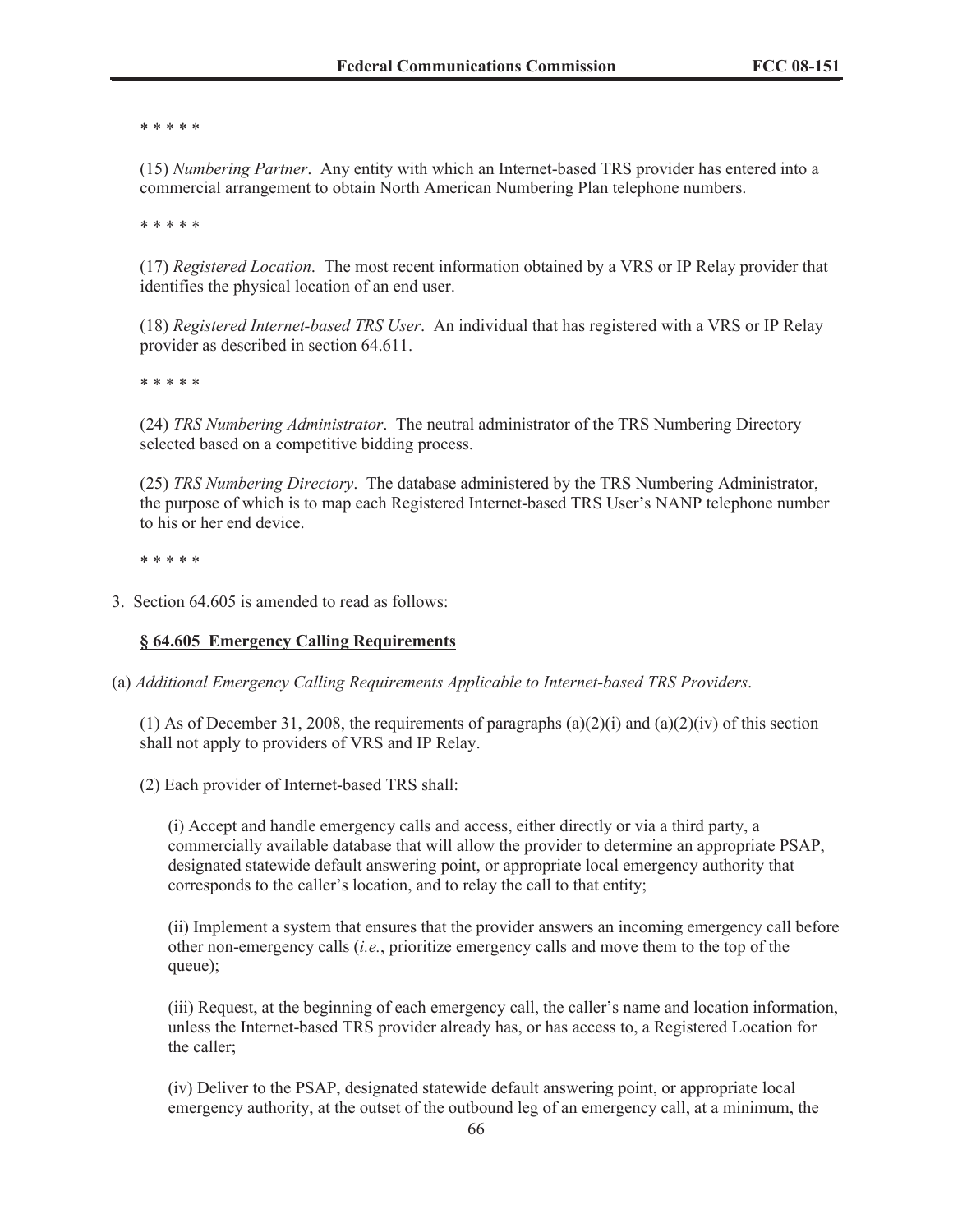* * * * *

(15) *Numbering Partner*. Any entity with which an Internet-based TRS provider has entered into a commercial arrangement to obtain North American Numbering Plan telephone numbers.

* * * * *

(17) *Registered Location*. The most recent information obtained by a VRS or IP Relay provider that identifies the physical location of an end user.

(18) *Registered Internet-based TRS User*. An individual that has registered with a VRS or IP Relay provider as described in section 64.611.

* * * * *

(24) *TRS Numbering Administrator*. The neutral administrator of the TRS Numbering Directory selected based on a competitive bidding process.

(25) *TRS Numbering Directory*. The database administered by the TRS Numbering Administrator, the purpose of which is to map each Registered Internet-based TRS User's NANP telephone number to his or her end device.

* * * * *

3. Section 64.605 is amended to read as follows:

**§ 64.605 Emergency Calling Requirements**

(a) *Additional Emergency Calling Requirements Applicable to Internet-based TRS Providers*.

(1) As of December 31, 2008, the requirements of paragraphs (a)(2)(i) and (a)(2)(iv) of this section shall not apply to providers of VRS and IP Relay.

(2) Each provider of Internet-based TRS shall:

(i) Accept and handle emergency calls and access, either directly or via a third party, a commercially available database that will allow the provider to determine an appropriate PSAP, designated statewide default answering point, or appropriate local emergency authority that corresponds to the caller's location, and to relay the call to that entity;

(ii) Implement a system that ensures that the provider answers an incoming emergency call before other non-emergency calls (*i.e.*, prioritize emergency calls and move them to the top of the queue);

(iii) Request, at the beginning of each emergency call, the caller's name and location information, unless the Internet-based TRS provider already has, or has access to, a Registered Location for the caller;

(iv) Deliver to the PSAP, designated statewide default answering point, or appropriate local emergency authority, at the outset of the outbound leg of an emergency call, at a minimum, the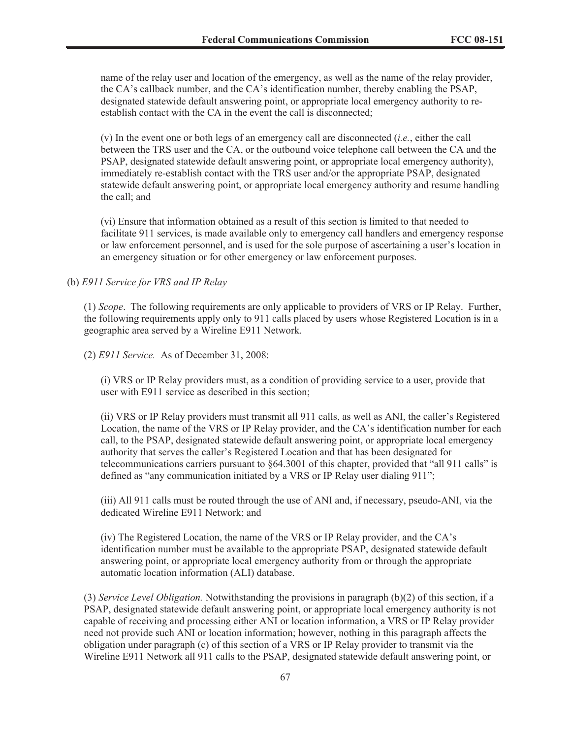name of the relay user and location of the emergency, as well as the name of the relay provider, the CA's callback number, and the CA's identification number, thereby enabling the PSAP, designated statewide default answering point, or appropriate local emergency authority to re-establish contact with the CA in the event the call is disconnected;

(v) In the event one or both legs of an emergency call are disconnected (*i.e.*, either the call between the TRS user and the CA, or the outbound voice telephone call between the CA and the PSAP, designated statewide default answering point, or appropriate local emergency authority), immediately re-establish contact with the TRS user and/or the appropriate PSAP, designated statewide default answering point, or appropriate local emergency authority and resume handling the call; and

(vi) Ensure that information obtained as a result of this section is limited to that needed to facilitate 911 services, is made available only to emergency call handlers and emergency response or law enforcement personnel, and is used for the sole purpose of ascertaining a user's location in an emergency situation or for other emergency or law enforcement purposes.

(b) *E911 Service for VRS and IP Relay*

(1) *Scope*. The following requirements are only applicable to providers of VRS or IP Relay. Further, the following requirements apply only to 911 calls placed by users whose Registered Location is in a geographic area served by a Wireline E911 Network.

(2) *E911 Service.* As of December 31, 2008:

(i) VRS or IP Relay providers must, as a condition of providing service to a user, provide that user with E911 service as described in this section;

(ii) VRS or IP Relay providers must transmit all 911 calls, as well as ANI, the caller's Registered Location, the name of the VRS or IP Relay provider, and the CA's identification number for each call, to the PSAP, designated statewide default answering point, or appropriate local emergency authority that serves the caller's Registered Location and that has been designated for telecommunications carriers pursuant to §64.3001 of this chapter, provided that "all 911 calls" is defined as "any communication initiated by a VRS or IP Relay user dialing 911";

(iii) All 911 calls must be routed through the use of ANI and, if necessary, pseudo-ANI, via the dedicated Wireline E911 Network; and

(iv) The Registered Location, the name of the VRS or IP Relay provider, and the CA's identification number must be available to the appropriate PSAP, designated statewide default answering point, or appropriate local emergency authority from or through the appropriate automatic location information (ALI) database.

(3) *Service Level Obligation.* Notwithstanding the provisions in paragraph (b)(2) of this section, if a PSAP, designated statewide default answering point, or appropriate local emergency authority is not capable of receiving and processing either ANI or location information, a VRS or IP Relay provider need not provide such ANI or location information; however, nothing in this paragraph affects the obligation under paragraph (c) of this section of a VRS or IP Relay provider to transmit via the Wireline E911 Network all 911 calls to the PSAP, designated statewide default answering point, or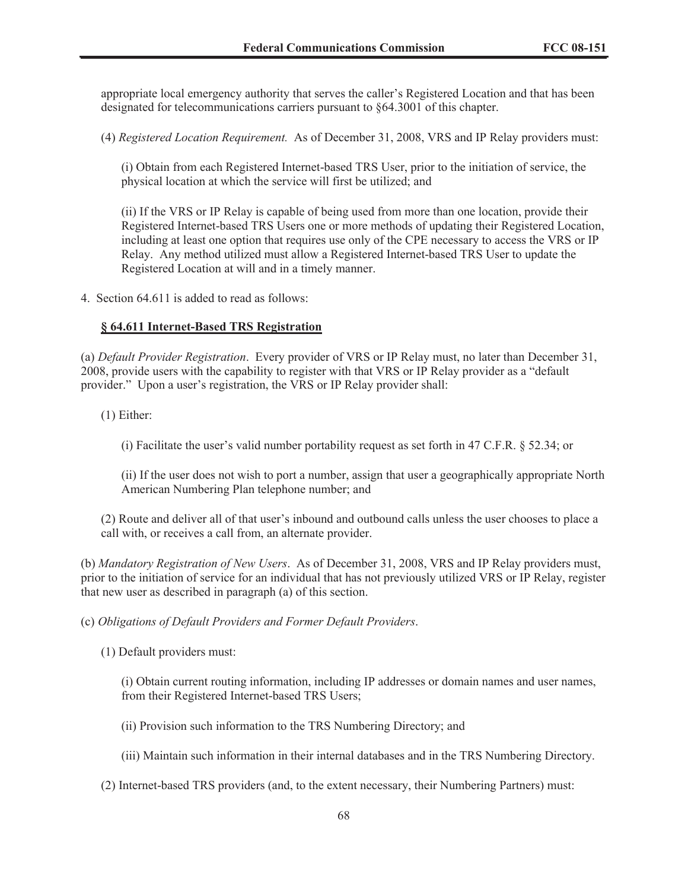appropriate local emergency authority that serves the caller's Registered Location and that has been designated for telecommunications carriers pursuant to §64.3001 of this chapter.

(4) *Registered Location Requirement.* As of December 31, 2008, VRS and IP Relay providers must:

(i) Obtain from each Registered Internet-based TRS User, prior to the initiation of service, the physical location at which the service will first be utilized; and

(ii) If the VRS or IP Relay is capable of being used from more than one location, provide their Registered Internet-based TRS Users one or more methods of updating their Registered Location, including at least one option that requires use only of the CPE necessary to access the VRS or IP Relay. Any method utilized must allow a Registered Internet-based TRS User to update the Registered Location at will and in a timely manner.

4. Section 64.611 is added to read as follows:

**§ 64.611 Internet-Based TRS Registration**

(a) *Default Provider Registration*. Every provider of VRS or IP Relay must, no later than December 31, 2008, provide users with the capability to register with that VRS or IP Relay provider as a "default provider." Upon a user's registration, the VRS or IP Relay provider shall:

(1) Either:

(i) Facilitate the user's valid number portability request as set forth in 47 C.F.R. § 52.34; or

(ii) If the user does not wish to port a number, assign that user a geographically appropriate North American Numbering Plan telephone number; and

(2) Route and deliver all of that user's inbound and outbound calls unless the user chooses to place a call with, or receives a call from, an alternate provider.

(b) *Mandatory Registration of New Users*. As of December 31, 2008, VRS and IP Relay providers must, prior to the initiation of service for an individual that has not previously utilized VRS or IP Relay, register that new user as described in paragraph (a) of this section.

(c) *Obligations of Default Providers and Former Default Providers*.

(1) Default providers must:

(i) Obtain current routing information, including IP addresses or domain names and user names, from their Registered Internet-based TRS Users;

(ii) Provision such information to the TRS Numbering Directory; and

(iii) Maintain such information in their internal databases and in the TRS Numbering Directory.

(2) Internet-based TRS providers (and, to the extent necessary, their Numbering Partners) must: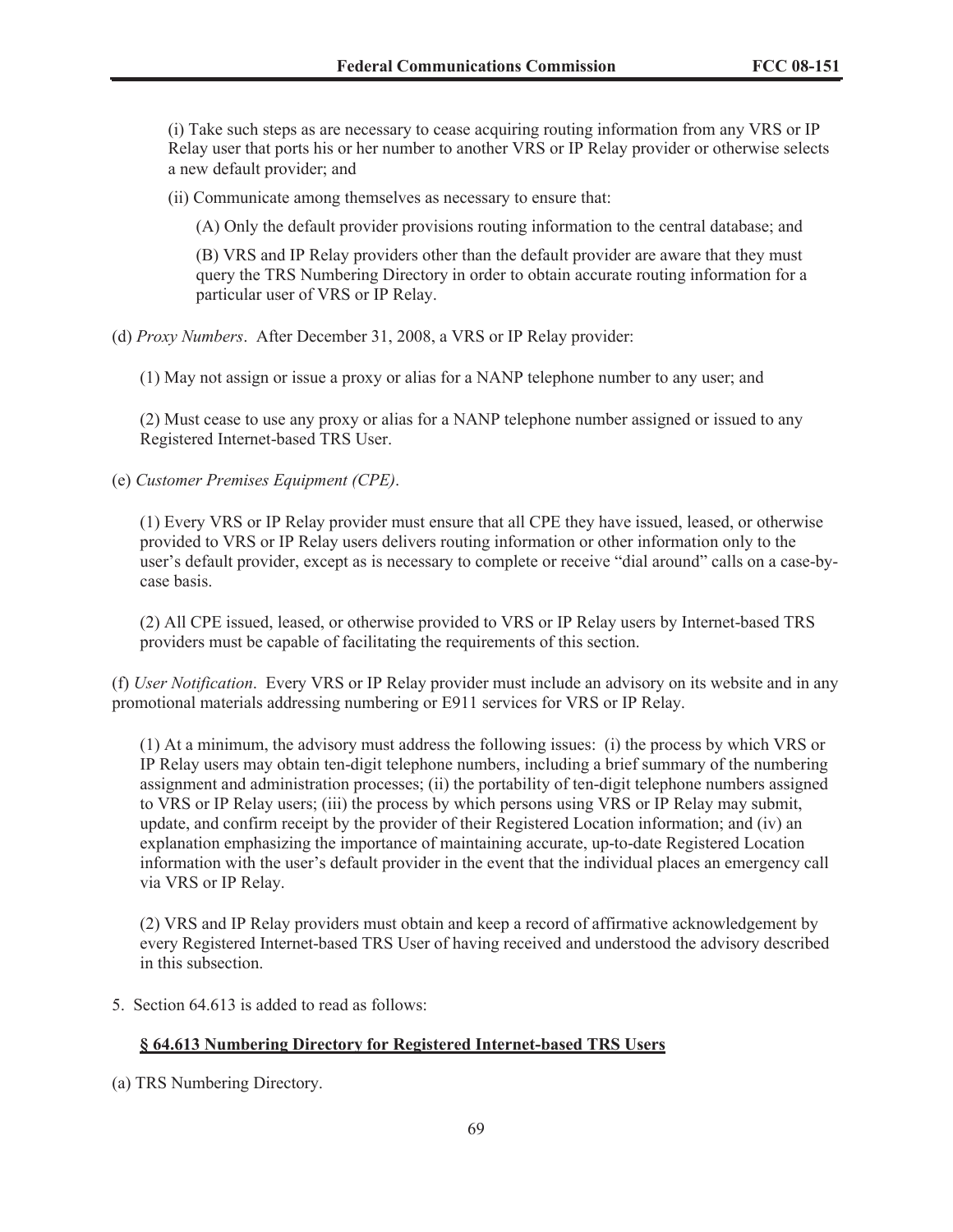(i) Take such steps as are necessary to cease acquiring routing information from any VRS or IP Relay user that ports his or her number to another VRS or IP Relay provider or otherwise selects a new default provider; and

(ii) Communicate among themselves as necessary to ensure that:

(A) Only the default provider provisions routing information to the central database; and

(B) VRS and IP Relay providers other than the default provider are aware that they must query the TRS Numbering Directory in order to obtain accurate routing information for a particular user of VRS or IP Relay.

(d) *Proxy Numbers*. After December 31, 2008, a VRS or IP Relay provider:

(1) May not assign or issue a proxy or alias for a NANP telephone number to any user; and

(2) Must cease to use any proxy or alias for a NANP telephone number assigned or issued to any Registered Internet-based TRS User.

(e) *Customer Premises Equipment (CPE)*.

(1) Every VRS or IP Relay provider must ensure that all CPE they have issued, leased, or otherwise provided to VRS or IP Relay users delivers routing information or other information only to the user's default provider, except as is necessary to complete or receive "dial around" calls on a case-by-case basis.

(2) All CPE issued, leased, or otherwise provided to VRS or IP Relay users by Internet-based TRS providers must be capable of facilitating the requirements of this section.

(f) *User Notification*. Every VRS or IP Relay provider must include an advisory on its website and in any promotional materials addressing numbering or E911 services for VRS or IP Relay.

(1) At a minimum, the advisory must address the following issues: (i) the process by which VRS or IP Relay users may obtain ten-digit telephone numbers, including a brief summary of the numbering assignment and administration processes; (ii) the portability of ten-digit telephone numbers assigned to VRS or IP Relay users; (iii) the process by which persons using VRS or IP Relay may submit, update, and confirm receipt by the provider of their Registered Location information; and (iv) an explanation emphasizing the importance of maintaining accurate, up-to-date Registered Location information with the user's default provider in the event that the individual places an emergency call via VRS or IP Relay.

(2) VRS and IP Relay providers must obtain and keep a record of affirmative acknowledgement by every Registered Internet-based TRS User of having received and understood the advisory described in this subsection.

5. Section 64.613 is added to read as follows:

**§ 64.613 Numbering Directory for Registered Internet-based TRS Users**

(a) TRS Numbering Directory.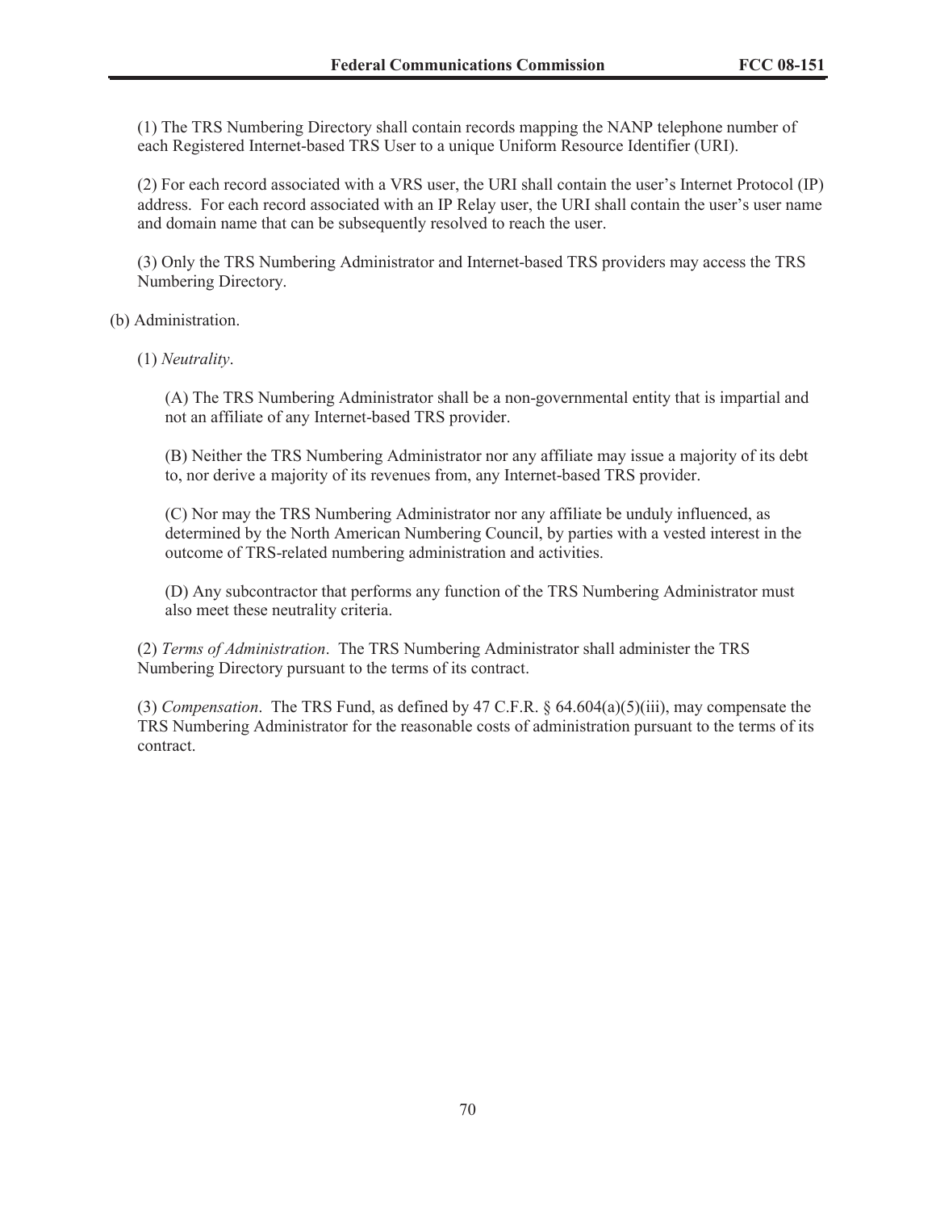(1) The TRS Numbering Directory shall contain records mapping the NANP telephone number of each Registered Internet-based TRS User to a unique Uniform Resource Identifier (URI).

(2) For each record associated with a VRS user, the URI shall contain the user's Internet Protocol (IP) address. For each record associated with an IP Relay user, the URI shall contain the user's user name and domain name that can be subsequently resolved to reach the user.

(3) Only the TRS Numbering Administrator and Internet-based TRS providers may access the TRS Numbering Directory.

(b) Administration.

(1) *Neutrality*.

(A) The TRS Numbering Administrator shall be a non-governmental entity that is impartial and not an affiliate of any Internet-based TRS provider.

(B) Neither the TRS Numbering Administrator nor any affiliate may issue a majority of its debt to, nor derive a majority of its revenues from, any Internet-based TRS provider.

(C) Nor may the TRS Numbering Administrator nor any affiliate be unduly influenced, as determined by the North American Numbering Council, by parties with a vested interest in the outcome of TRS-related numbering administration and activities.

(D) Any subcontractor that performs any function of the TRS Numbering Administrator must also meet these neutrality criteria.

(2) *Terms of Administration*. The TRS Numbering Administrator shall administer the TRS Numbering Directory pursuant to the terms of its contract.

(3) *Compensation*. The TRS Fund, as defined by 47 C.F.R. § 64.604(a)(5)(iii), may compensate the TRS Numbering Administrator for the reasonable costs of administration pursuant to the terms of its contract.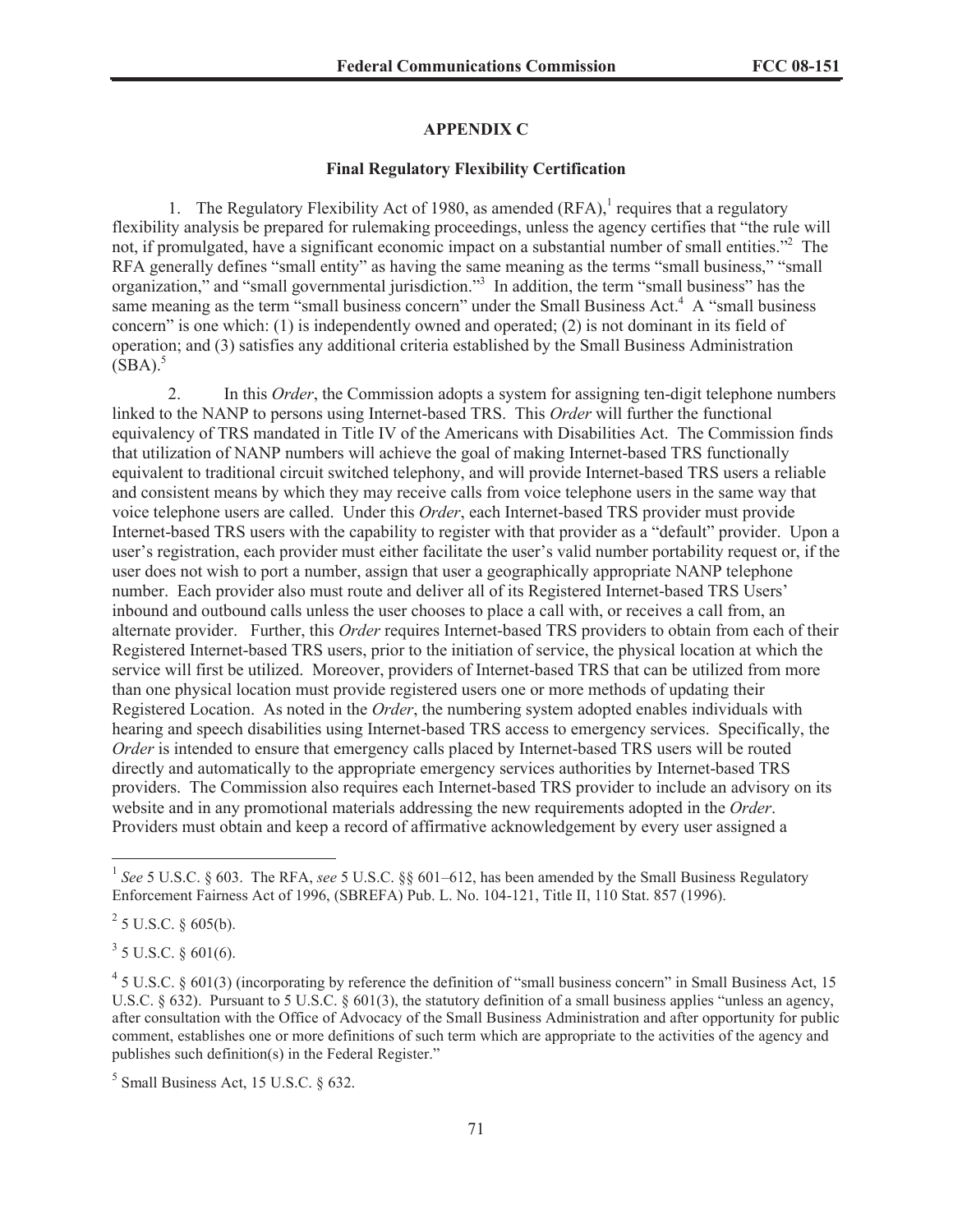## APPENDIX C

### Final Regulatory Flexibility Certification

1. The Regulatory Flexibility Act of 1980, as amended (RFA),[1] requires that a regulatory flexibility analysis be prepared for rulemaking proceedings, unless the agency certifies that "the rule will not, if promulgated, have a significant economic impact on a substantial number of small entities."[2] The RFA generally defines "small entity" as having the same meaning as the terms "small business," "small organization," and "small governmental jurisdiction."[3] In addition, the term "small business" has the same meaning as the term "small business concern" under the Small Business Act.[4] A "small business concern" is one which: (1) is independently owned and operated; (2) is not dominant in its field of operation; and (3) satisfies any additional criteria established by the Small Business Administration (SBA).[5]

2. In this *Order*, the Commission adopts a system for assigning ten-digit telephone numbers linked to the NANP to persons using Internet-based TRS. This *Order* will further the functional equivalency of TRS mandated in Title IV of the Americans with Disabilities Act. The Commission finds that utilization of NANP numbers will achieve the goal of making Internet-based TRS functionally equivalent to traditional circuit switched telephony, and will provide Internet-based TRS users a reliable and consistent means by which they may receive calls from voice telephone users in the same way that voice telephone users are called. Under this *Order*, each Internet-based TRS provider must provide Internet-based TRS users with the capability to register with that provider as a "default" provider. Upon a user's registration, each provider must either facilitate the user's valid number portability request or, if the user does not wish to port a number, assign that user a geographically appropriate NANP telephone number. Each provider also must route and deliver all of its Registered Internet-based TRS Users' inbound and outbound calls unless the user chooses to place a call with, or receives a call from, an alternate provider. Further, this *Order* requires Internet-based TRS providers to obtain from each of their Registered Internet-based TRS users, prior to the initiation of service, the physical location at which the service will first be utilized. Moreover, providers of Internet-based TRS that can be utilized from more than one physical location must provide registered users one or more methods of updating their Registered Location. As noted in the *Order*, the numbering system adopted enables individuals with hearing and speech disabilities using Internet-based TRS access to emergency services. Specifically, the *Order* is intended to ensure that emergency calls placed by Internet-based TRS users will be routed directly and automatically to the appropriate emergency services authorities by Internet-based TRS providers. The Commission also requires each Internet-based TRS provider to include an advisory on its website and in any promotional materials addressing the new requirements adopted in the *Order*. Providers must obtain and keep a record of affirmative acknowledgement by every user assigned a

---

[1] *See* 5 U.S.C. § 603. The RFA, *see* 5 U.S.C. §§ 601–612, has been amended by the Small Business Regulatory Enforcement Fairness Act of 1996, (SBREFA) Pub. L. No. 104-121, Title II, 110 Stat. 857 (1996).

[2] 5 U.S.C. § 605(b).

[3] 5 U.S.C. § 601(6).

[4] 5 U.S.C. § 601(3) (incorporating by reference the definition of "small business concern" in Small Business Act, 15 U.S.C. § 632). Pursuant to 5 U.S.C. § 601(3), the statutory definition of a small business applies "unless an agency, after consultation with the Office of Advocacy of the Small Business Administration and after opportunity for public comment, establishes one or more definitions of such term which are appropriate to the activities of the agency and publishes such definition(s) in the Federal Register."

[5] Small Business Act, 15 U.S.C. § 632.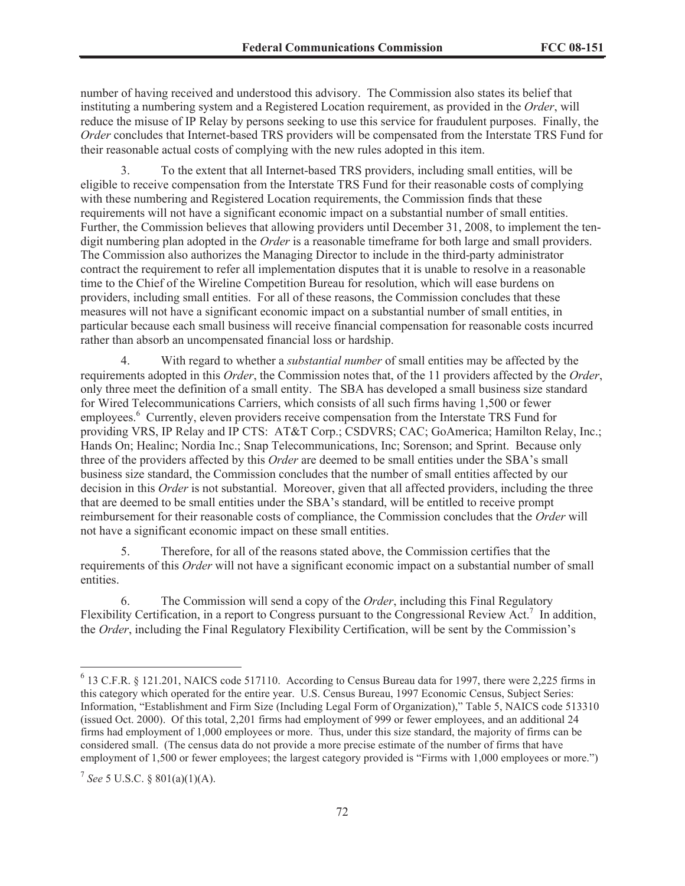number of having received and understood this advisory. The Commission also states its belief that instituting a numbering system and a Registered Location requirement, as provided in the *Order*, will reduce the misuse of IP Relay by persons seeking to use this service for fraudulent purposes. Finally, the *Order* concludes that Internet-based TRS providers will be compensated from the Interstate TRS Fund for their reasonable actual costs of complying with the new rules adopted in this item.

3. To the extent that all Internet-based TRS providers, including small entities, will be eligible to receive compensation from the Interstate TRS Fund for their reasonable costs of complying with these numbering and Registered Location requirements, the Commission finds that these requirements will not have a significant economic impact on a substantial number of small entities. Further, the Commission believes that allowing providers until December 31, 2008, to implement the ten-digit numbering plan adopted in the *Order* is a reasonable timeframe for both large and small providers. The Commission also authorizes the Managing Director to include in the third-party administrator contract the requirement to refer all implementation disputes that it is unable to resolve in a reasonable time to the Chief of the Wireline Competition Bureau for resolution, which will ease burdens on providers, including small entities. For all of these reasons, the Commission concludes that these measures will not have a significant economic impact on a substantial number of small entities, in particular because each small business will receive financial compensation for reasonable costs incurred rather than absorb an uncompensated financial loss or hardship.

4. With regard to whether a *substantial number* of small entities may be affected by the requirements adopted in this *Order*, the Commission notes that, of the 11 providers affected by the *Order*, only three meet the definition of a small entity. The SBA has developed a small business size standard for Wired Telecommunications Carriers, which consists of all such firms having 1,500 or fewer employees.[6] Currently, eleven providers receive compensation from the Interstate TRS Fund for providing VRS, IP Relay and IP CTS: AT&T Corp.; CSDVRS; CAC; GoAmerica; Hamilton Relay, Inc.; Hands On; Healinc; Nordia Inc.; Snap Telecommunications, Inc; Sorenson; and Sprint. Because only three of the providers affected by this *Order* are deemed to be small entities under the SBA's small business size standard, the Commission concludes that the number of small entities affected by our decision in this *Order* is not substantial. Moreover, given that all affected providers, including the three that are deemed to be small entities under the SBA's standard, will be entitled to receive prompt reimbursement for their reasonable costs of compliance, the Commission concludes that the *Order* will not have a significant economic impact on these small entities.

5. Therefore, for all of the reasons stated above, the Commission certifies that the requirements of this *Order* will not have a significant economic impact on a substantial number of small entities.

6. The Commission will send a copy of the *Order*, including this Final Regulatory Flexibility Certification, in a report to Congress pursuant to the Congressional Review Act.[7] In addition, the *Order*, including the Final Regulatory Flexibility Certification, will be sent by the Commission's

---

[6] 13 C.F.R. § 121.201, NAICS code 517110. According to Census Bureau data for 1997, there were 2,225 firms in this category which operated for the entire year. U.S. Census Bureau, 1997 Economic Census, Subject Series: Information, "Establishment and Firm Size (Including Legal Form of Organization)," Table 5, NAICS code 513310 (issued Oct. 2000). Of this total, 2,201 firms had employment of 999 or fewer employees, and an additional 24 firms had employment of 1,000 employees or more. Thus, under this size standard, the majority of firms can be considered small. (The census data do not provide a more precise estimate of the number of firms that have employment of 1,500 or fewer employees; the largest category provided is "Firms with 1,000 employees or more.")

[7] *See* 5 U.S.C. § 801(a)(1)(A).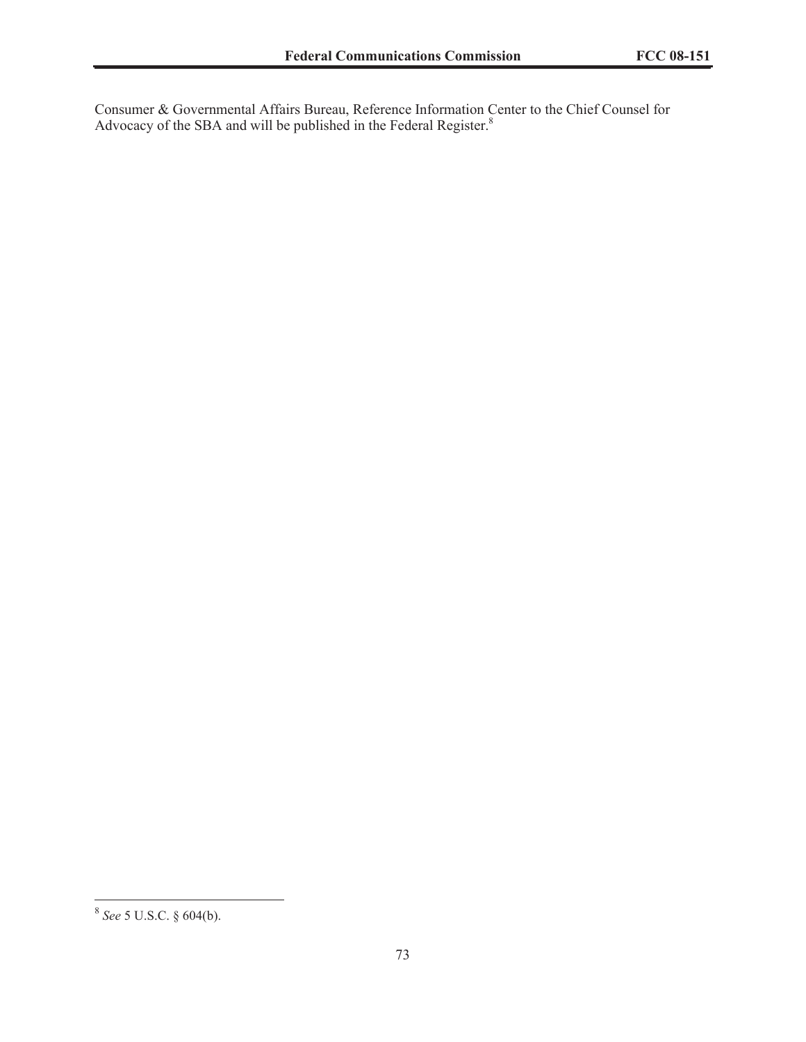Consumer & Governmental Affairs Bureau, Reference Information Center to the Chief Counsel for Advocacy of the SBA and will be published in the Federal Register.[8]

---

[8] *See* 5 U.S.C. § 604(b).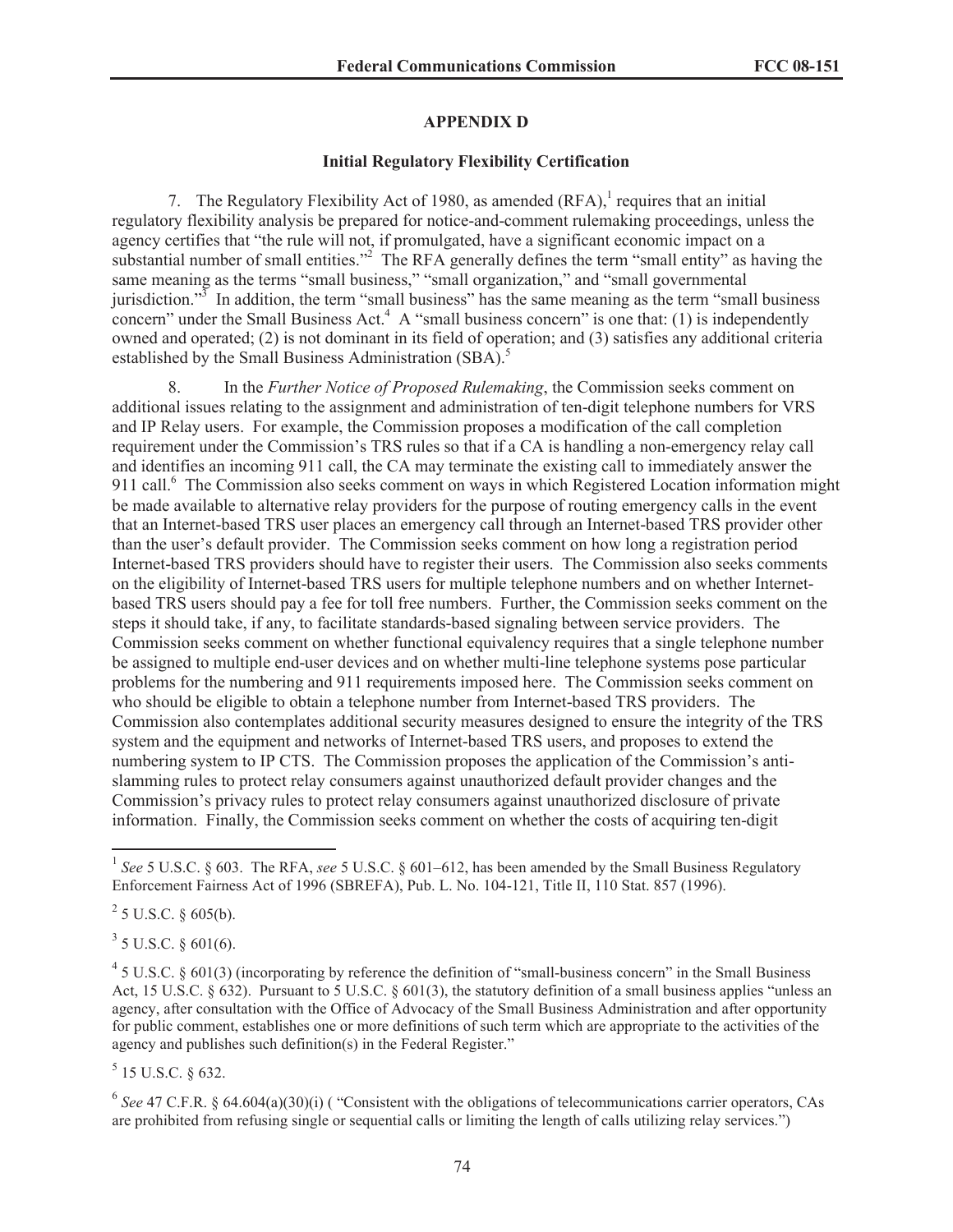## APPENDIX D

### Initial Regulatory Flexibility Certification

7. The Regulatory Flexibility Act of 1980, as amended (RFA),[1] requires that an initial regulatory flexibility analysis be prepared for notice-and-comment rulemaking proceedings, unless the agency certifies that "the rule will not, if promulgated, have a significant economic impact on a substantial number of small entities."[2] The RFA generally defines the term "small entity" as having the same meaning as the terms "small business," "small organization," and "small governmental jurisdiction."[3] In addition, the term "small business" has the same meaning as the term "small business concern" under the Small Business Act.[4] A "small business concern" is one that: (1) is independently owned and operated; (2) is not dominant in its field of operation; and (3) satisfies any additional criteria established by the Small Business Administration (SBA).[5]

8. In the *Further Notice of Proposed Rulemaking*, the Commission seeks comment on additional issues relating to the assignment and administration of ten-digit telephone numbers for VRS and IP Relay users. For example, the Commission proposes a modification of the call completion requirement under the Commission's TRS rules so that if a CA is handling a non-emergency relay call and identifies an incoming 911 call, the CA may terminate the existing call to immediately answer the 911 call.[6] The Commission also seeks comment on ways in which Registered Location information might be made available to alternative relay providers for the purpose of routing emergency calls in the event that an Internet-based TRS user places an emergency call through an Internet-based TRS provider other than the user's default provider. The Commission seeks comment on how long a registration period Internet-based TRS providers should have to register their users. The Commission also seeks comments on the eligibility of Internet-based TRS users for multiple telephone numbers and on whether Internet-based TRS users should pay a fee for toll free numbers. Further, the Commission seeks comment on the steps it should take, if any, to facilitate standards-based signaling between service providers. The Commission seeks comment on whether functional equivalency requires that a single telephone number be assigned to multiple end-user devices and on whether multi-line telephone systems pose particular problems for the numbering and 911 requirements imposed here. The Commission seeks comment on who should be eligible to obtain a telephone number from Internet-based TRS providers. The Commission also contemplates additional security measures designed to ensure the integrity of the TRS system and the equipment and networks of Internet-based TRS users, and proposes to extend the numbering system to IP CTS. The Commission proposes the application of the Commission's anti-slamming rules to protect relay consumers against unauthorized default provider changes and the Commission's privacy rules to protect relay consumers against unauthorized disclosure of private information. Finally, the Commission seeks comment on whether the costs of acquiring ten-digit

---

[1] *See* 5 U.S.C. § 603. The RFA, *see* 5 U.S.C. § 601–612, has been amended by the Small Business Regulatory Enforcement Fairness Act of 1996 (SBREFA), Pub. L. No. 104-121, Title II, 110 Stat. 857 (1996).

[2] 5 U.S.C. § 605(b).

[3] 5 U.S.C. § 601(6).

[4] 5 U.S.C. § 601(3) (incorporating by reference the definition of "small-business concern" in the Small Business Act, 15 U.S.C. § 632). Pursuant to 5 U.S.C. § 601(3), the statutory definition of a small business applies "unless an agency, after consultation with the Office of Advocacy of the Small Business Administration and after opportunity for public comment, establishes one or more definitions of such term which are appropriate to the activities of the agency and publishes such definition(s) in the Federal Register."

[5] 15 U.S.C. § 632.

[6] *See* 47 C.F.R. § 64.604(a)(30)(i) ( "Consistent with the obligations of telecommunications carrier operators, CAs are prohibited from refusing single or sequential calls or limiting the length of calls utilizing relay services.")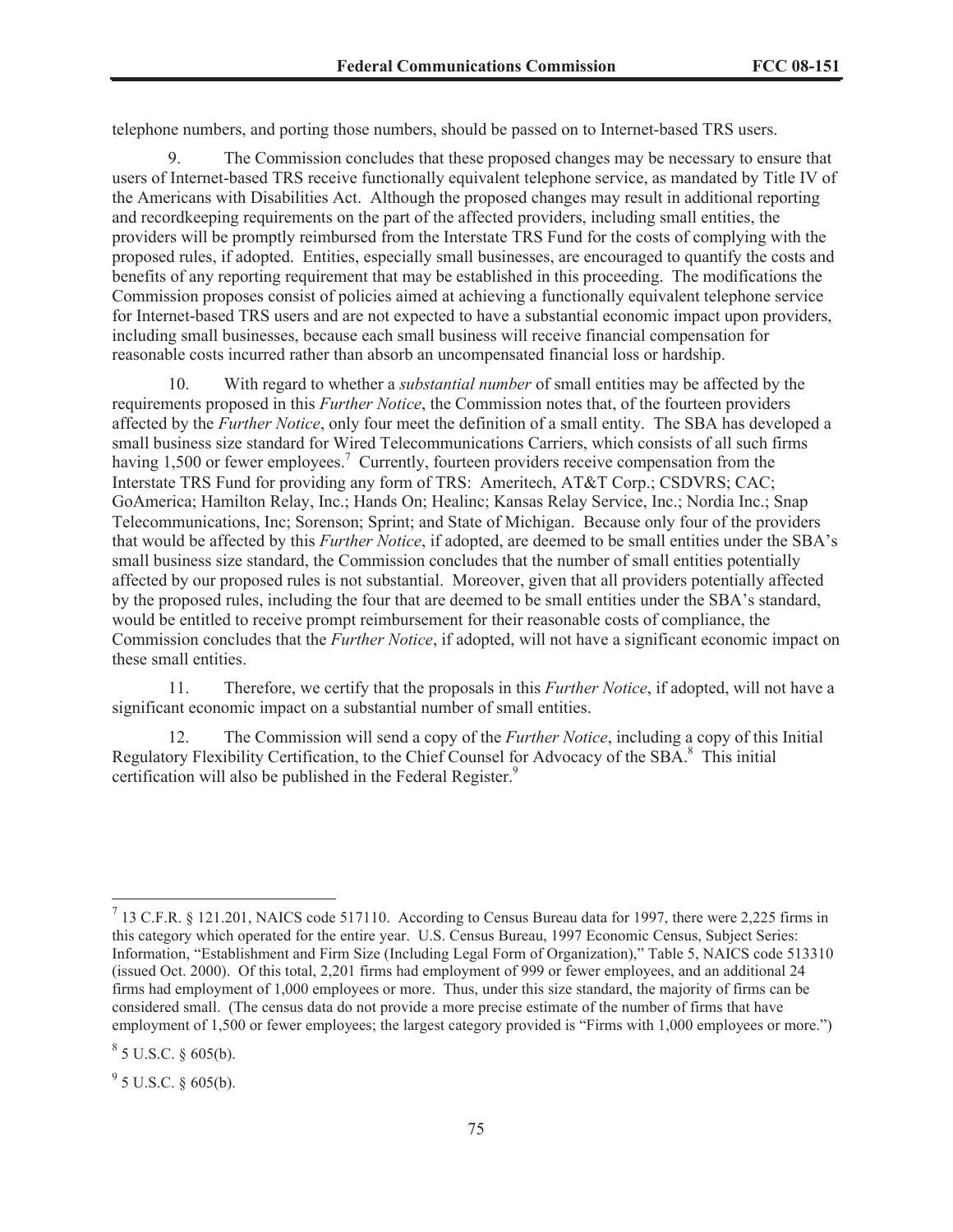telephone numbers, and porting those numbers, should be passed on to Internet-based TRS users.

9. The Commission concludes that these proposed changes may be necessary to ensure that users of Internet-based TRS receive functionally equivalent telephone service, as mandated by Title IV of the Americans with Disabilities Act. Although the proposed changes may result in additional reporting and recordkeeping requirements on the part of the affected providers, including small entities, the providers will be promptly reimbursed from the Interstate TRS Fund for the costs of complying with the proposed rules, if adopted. Entities, especially small businesses, are encouraged to quantify the costs and benefits of any reporting requirement that may be established in this proceeding. The modifications the Commission proposes consist of policies aimed at achieving a functionally equivalent telephone service for Internet-based TRS users and are not expected to have a substantial economic impact upon providers, including small businesses, because each small business will receive financial compensation for reasonable costs incurred rather than absorb an uncompensated financial loss or hardship.

10. With regard to whether a *substantial number* of small entities may be affected by the requirements proposed in this *Further Notice*, the Commission notes that, of the fourteen providers affected by the *Further Notice*, only four meet the definition of a small entity. The SBA has developed a small business size standard for Wired Telecommunications Carriers, which consists of all such firms having 1,500 or fewer employees.[7] Currently, fourteen providers receive compensation from the Interstate TRS Fund for providing any form of TRS: Ameritech, AT&T Corp.; CSDVRS; CAC; GoAmerica; Hamilton Relay, Inc.; Hands On; Healinc; Kansas Relay Service, Inc.; Nordia Inc.; Snap Telecommunications, Inc; Sorenson; Sprint; and State of Michigan. Because only four of the providers that would be affected by this *Further Notice*, if adopted, are deemed to be small entities under the SBA's small business size standard, the Commission concludes that the number of small entities potentially affected by our proposed rules is not substantial. Moreover, given that all providers potentially affected by the proposed rules, including the four that are deemed to be small entities under the SBA's standard, would be entitled to receive prompt reimbursement for their reasonable costs of compliance, the Commission concludes that the *Further Notice*, if adopted, will not have a significant economic impact on these small entities.

11. Therefore, we certify that the proposals in this *Further Notice*, if adopted, will not have a significant economic impact on a substantial number of small entities.

12. The Commission will send a copy of the *Further Notice*, including a copy of this Initial Regulatory Flexibility Certification, to the Chief Counsel for Advocacy of the SBA.[8] This initial certification will also be published in the Federal Register.[9]

---

[7] 13 C.F.R. § 121.201, NAICS code 517110. According to Census Bureau data for 1997, there were 2,225 firms in this category which operated for the entire year. U.S. Census Bureau, 1997 Economic Census, Subject Series: Information, "Establishment and Firm Size (Including Legal Form of Organization)," Table 5, NAICS code 513310 (issued Oct. 2000). Of this total, 2,201 firms had employment of 999 or fewer employees, and an additional 24 firms had employment of 1,000 employees or more. Thus, under this size standard, the majority of firms can be considered small. (The census data do not provide a more precise estimate of the number of firms that have employment of 1,500 or fewer employees; the largest category provided is "Firms with 1,000 employees or more.")

[8] 5 U.S.C. § 605(b).

[9] 5 U.S.C. § 605(b).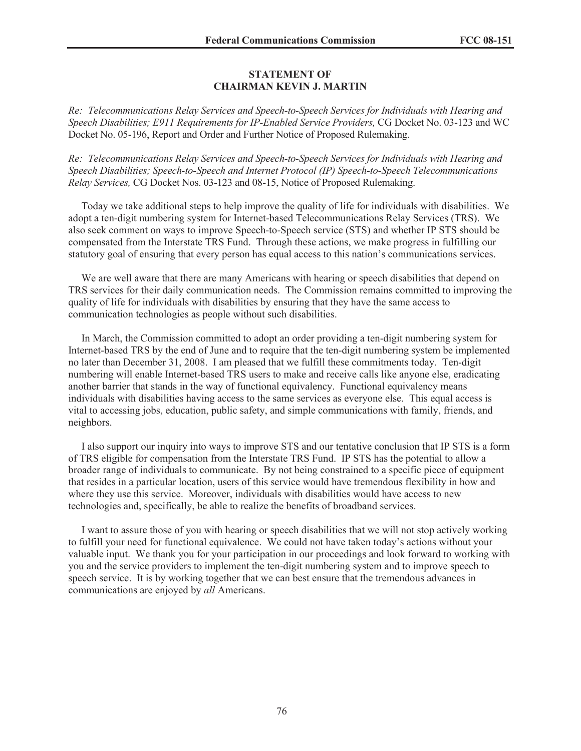## STATEMENT OF
## CHAIRMAN KEVIN J. MARTIN

*Re: Telecommunications Relay Services and Speech-to-Speech Services for Individuals with Hearing and Speech Disabilities; E911 Requirements for IP-Enabled Service Providers,* CG Docket No. 03-123 and WC Docket No. 05-196, Report and Order and Further Notice of Proposed Rulemaking.

*Re: Telecommunications Relay Services and Speech-to-Speech Services for Individuals with Hearing and Speech Disabilities; Speech-to-Speech and Internet Protocol (IP) Speech-to-Speech Telecommunications Relay Services,* CG Docket Nos. 03-123 and 08-15, Notice of Proposed Rulemaking.

Today we take additional steps to help improve the quality of life for individuals with disabilities. We adopt a ten-digit numbering system for Internet-based Telecommunications Relay Services (TRS). We also seek comment on ways to improve Speech-to-Speech service (STS) and whether IP STS should be compensated from the Interstate TRS Fund. Through these actions, we make progress in fulfilling our statutory goal of ensuring that every person has equal access to this nation's communications services.

We are well aware that there are many Americans with hearing or speech disabilities that depend on TRS services for their daily communication needs. The Commission remains committed to improving the quality of life for individuals with disabilities by ensuring that they have the same access to communication technologies as people without such disabilities.

In March, the Commission committed to adopt an order providing a ten-digit numbering system for Internet-based TRS by the end of June and to require that the ten-digit numbering system be implemented no later than December 31, 2008. I am pleased that we fulfill these commitments today. Ten-digit numbering will enable Internet-based TRS users to make and receive calls like anyone else, eradicating another barrier that stands in the way of functional equivalency. Functional equivalency means individuals with disabilities having access to the same services as everyone else. This equal access is vital to accessing jobs, education, public safety, and simple communications with family, friends, and neighbors.

I also support our inquiry into ways to improve STS and our tentative conclusion that IP STS is a form of TRS eligible for compensation from the Interstate TRS Fund. IP STS has the potential to allow a broader range of individuals to communicate. By not being constrained to a specific piece of equipment that resides in a particular location, users of this service would have tremendous flexibility in how and where they use this service. Moreover, individuals with disabilities would have access to new technologies and, specifically, be able to realize the benefits of broadband services.

I want to assure those of you with hearing or speech disabilities that we will not stop actively working to fulfill your need for functional equivalence. We could not have taken today's actions without your valuable input. We thank you for your participation in our proceedings and look forward to working with you and the service providers to implement the ten-digit numbering system and to improve speech to speech service. It is by working together that we can best ensure that the tremendous advances in communications are enjoyed by *all* Americans.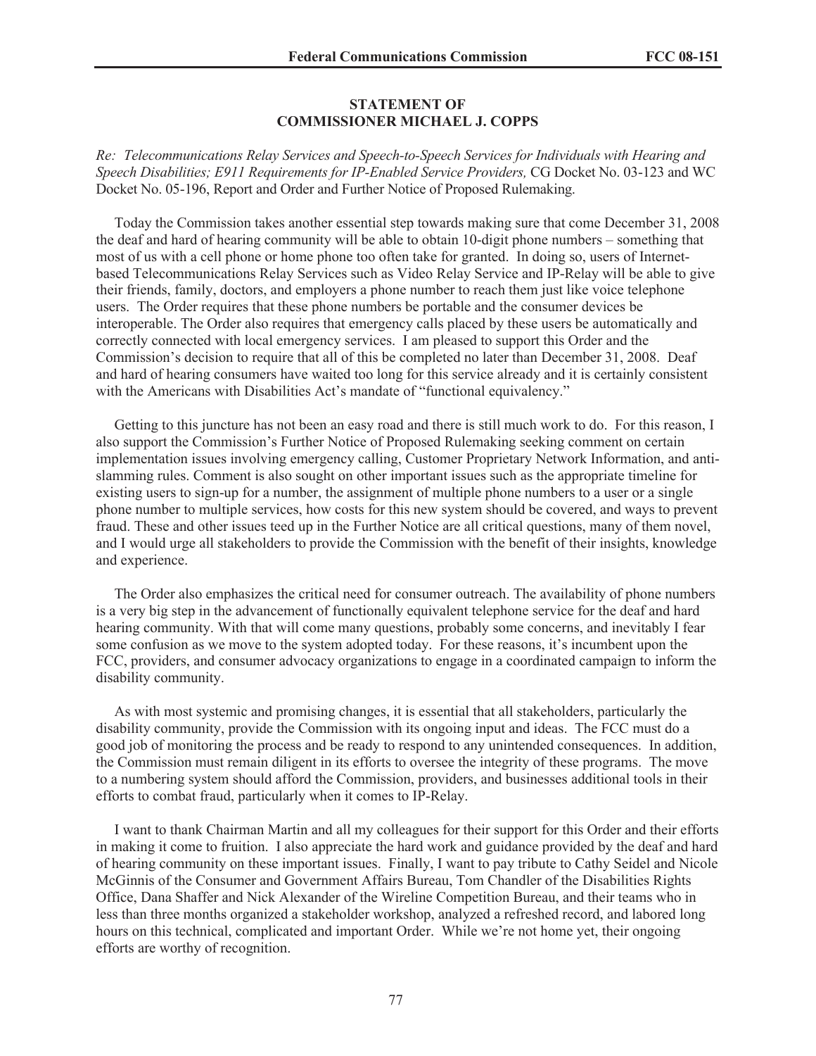**STATEMENT OF**
**COMMISSIONER MICHAEL J. COPPS**

*Re: Telecommunications Relay Services and Speech-to-Speech Services for Individuals with Hearing and Speech Disabilities; E911 Requirements for IP-Enabled Service Providers,* CG Docket No. 03-123 and WC Docket No. 05-196, Report and Order and Further Notice of Proposed Rulemaking.

Today the Commission takes another essential step towards making sure that come December 31, 2008 the deaf and hard of hearing community will be able to obtain 10-digit phone numbers – something that most of us with a cell phone or home phone too often take for granted. In doing so, users of Internet-based Telecommunications Relay Services such as Video Relay Service and IP-Relay will be able to give their friends, family, doctors, and employers a phone number to reach them just like voice telephone users. The Order requires that these phone numbers be portable and the consumer devices be interoperable. The Order also requires that emergency calls placed by these users be automatically and correctly connected with local emergency services. I am pleased to support this Order and the Commission's decision to require that all of this be completed no later than December 31, 2008. Deaf and hard of hearing consumers have waited too long for this service already and it is certainly consistent with the Americans with Disabilities Act's mandate of "functional equivalency."

Getting to this juncture has not been an easy road and there is still much work to do. For this reason, I also support the Commission's Further Notice of Proposed Rulemaking seeking comment on certain implementation issues involving emergency calling, Customer Proprietary Network Information, and anti-slamming rules. Comment is also sought on other important issues such as the appropriate timeline for existing users to sign-up for a number, the assignment of multiple phone numbers to a user or a single phone number to multiple services, how costs for this new system should be covered, and ways to prevent fraud. These and other issues teed up in the Further Notice are all critical questions, many of them novel, and I would urge all stakeholders to provide the Commission with the benefit of their insights, knowledge and experience.

The Order also emphasizes the critical need for consumer outreach. The availability of phone numbers is a very big step in the advancement of functionally equivalent telephone service for the deaf and hard hearing community. With that will come many questions, probably some concerns, and inevitably I fear some confusion as we move to the system adopted today. For these reasons, it's incumbent upon the FCC, providers, and consumer advocacy organizations to engage in a coordinated campaign to inform the disability community.

As with most systemic and promising changes, it is essential that all stakeholders, particularly the disability community, provide the Commission with its ongoing input and ideas. The FCC must do a good job of monitoring the process and be ready to respond to any unintended consequences. In addition, the Commission must remain diligent in its efforts to oversee the integrity of these programs. The move to a numbering system should afford the Commission, providers, and businesses additional tools in their efforts to combat fraud, particularly when it comes to IP-Relay.

I want to thank Chairman Martin and all my colleagues for their support for this Order and their efforts in making it come to fruition. I also appreciate the hard work and guidance provided by the deaf and hard of hearing community on these important issues. Finally, I want to pay tribute to Cathy Seidel and Nicole McGinnis of the Consumer and Government Affairs Bureau, Tom Chandler of the Disabilities Rights Office, Dana Shaffer and Nick Alexander of the Wireline Competition Bureau, and their teams who in less than three months organized a stakeholder workshop, analyzed a refreshed record, and labored long hours on this technical, complicated and important Order. While we're not home yet, their ongoing efforts are worthy of recognition.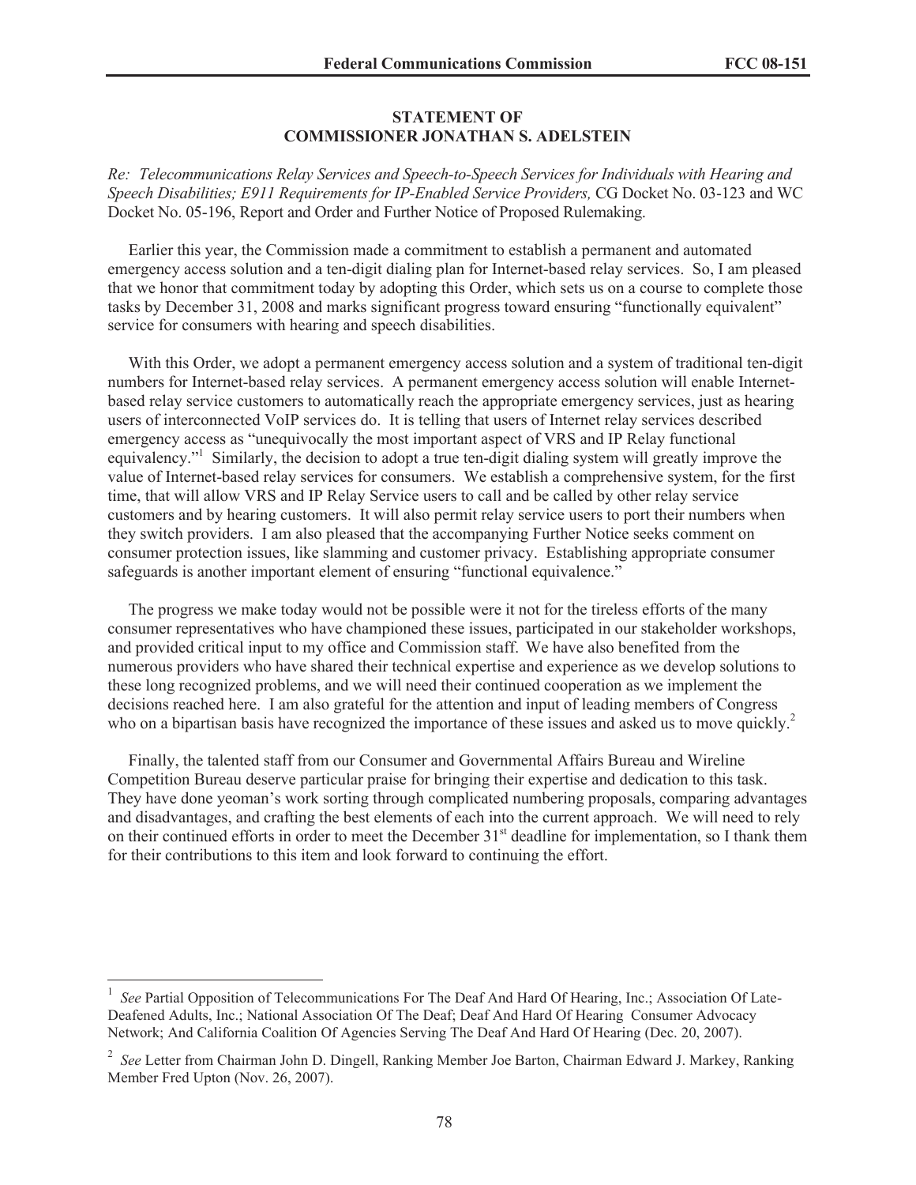**STATEMENT OF**
**COMMISSIONER JONATHAN S. ADELSTEIN**

*Re: Telecommunications Relay Services and Speech-to-Speech Services for Individuals with Hearing and Speech Disabilities; E911 Requirements for IP-Enabled Service Providers,* CG Docket No. 03-123 and WC Docket No. 05-196, Report and Order and Further Notice of Proposed Rulemaking.

Earlier this year, the Commission made a commitment to establish a permanent and automated emergency access solution and a ten-digit dialing plan for Internet-based relay services. So, I am pleased that we honor that commitment today by adopting this Order, which sets us on a course to complete those tasks by December 31, 2008 and marks significant progress toward ensuring "functionally equivalent" service for consumers with hearing and speech disabilities.

With this Order, we adopt a permanent emergency access solution and a system of traditional ten-digit numbers for Internet-based relay services. A permanent emergency access solution will enable Internet-based relay service customers to automatically reach the appropriate emergency services, just as hearing users of interconnected VoIP services do. It is telling that users of Internet relay services described emergency access as "unequivocally the most important aspect of VRS and IP Relay functional equivalency."[1] Similarly, the decision to adopt a true ten-digit dialing system will greatly improve the value of Internet-based relay services for consumers. We establish a comprehensive system, for the first time, that will allow VRS and IP Relay Service users to call and be called by other relay service customers and by hearing customers. It will also permit relay service users to port their numbers when they switch providers. I am also pleased that the accompanying Further Notice seeks comment on consumer protection issues, like slamming and customer privacy. Establishing appropriate consumer safeguards is another important element of ensuring "functional equivalence."

The progress we make today would not be possible were it not for the tireless efforts of the many consumer representatives who have championed these issues, participated in our stakeholder workshops, and provided critical input to my office and Commission staff. We have also benefited from the numerous providers who have shared their technical expertise and experience as we develop solutions to these long recognized problems, and we will need their continued cooperation as we implement the decisions reached here. I am also grateful for the attention and input of leading members of Congress who on a bipartisan basis have recognized the importance of these issues and asked us to move quickly.[2]

Finally, the talented staff from our Consumer and Governmental Affairs Bureau and Wireline Competition Bureau deserve particular praise for bringing their expertise and dedication to this task. They have done yeoman's work sorting through complicated numbering proposals, comparing advantages and disadvantages, and crafting the best elements of each into the current approach. We will need to rely on their continued efforts in order to meet the December 31st deadline for implementation, so I thank them for their contributions to this item and look forward to continuing the effort.

---

[1] *See* Partial Opposition of Telecommunications For The Deaf And Hard Of Hearing, Inc.; Association Of Late-Deafened Adults, Inc.; National Association Of The Deaf; Deaf And Hard Of Hearing Consumer Advocacy Network; And California Coalition Of Agencies Serving The Deaf And Hard Of Hearing (Dec. 20, 2007).

[2] *See* Letter from Chairman John D. Dingell, Ranking Member Joe Barton, Chairman Edward J. Markey, Ranking Member Fred Upton (Nov. 26, 2007).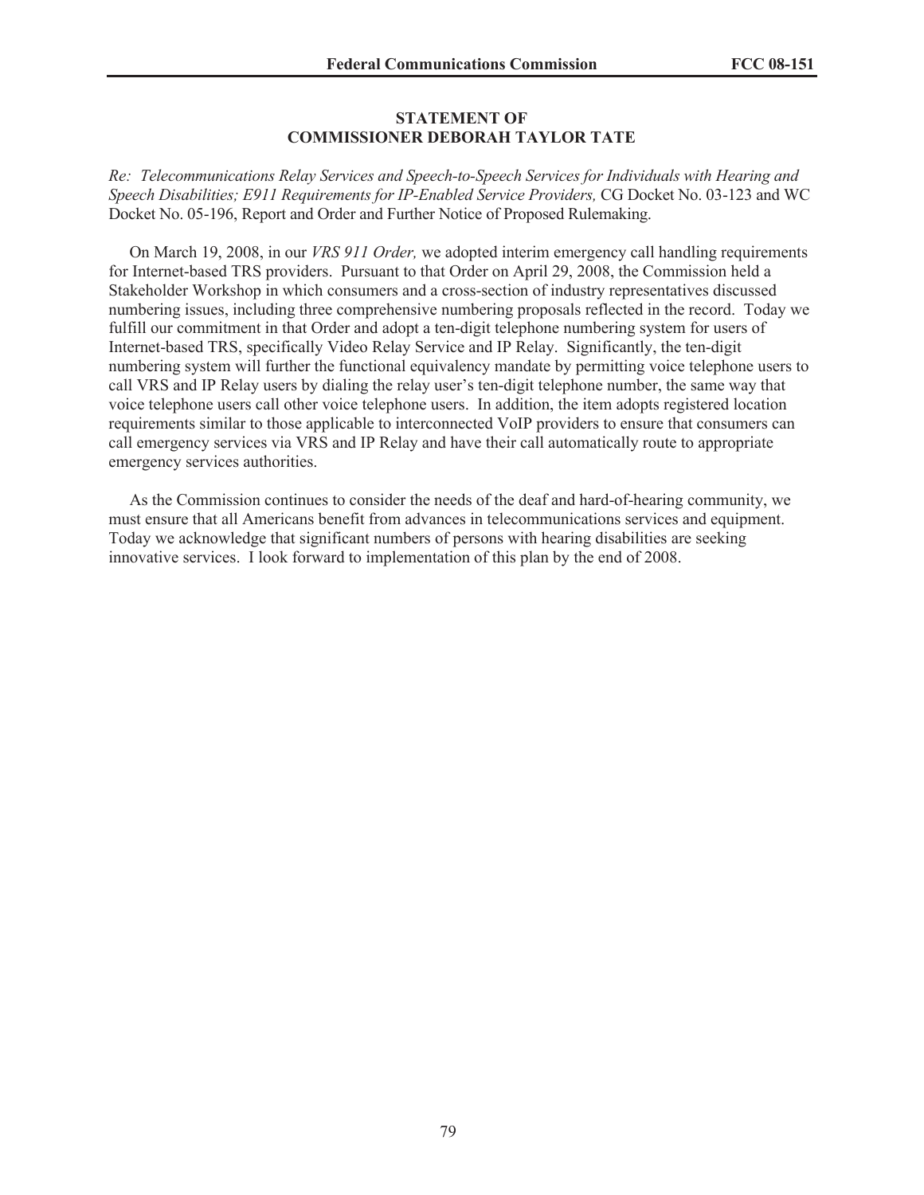**STATEMENT OF**
**COMMISSIONER DEBORAH TAYLOR TATE**

*Re: Telecommunications Relay Services and Speech-to-Speech Services for Individuals with Hearing and Speech Disabilities; E911 Requirements for IP-Enabled Service Providers,* CG Docket No. 03-123 and WC Docket No. 05-196, Report and Order and Further Notice of Proposed Rulemaking.

On March 19, 2008, in our *VRS 911 Order,* we adopted interim emergency call handling requirements for Internet-based TRS providers. Pursuant to that Order on April 29, 2008, the Commission held a Stakeholder Workshop in which consumers and a cross-section of industry representatives discussed numbering issues, including three comprehensive numbering proposals reflected in the record. Today we fulfill our commitment in that Order and adopt a ten-digit telephone numbering system for users of Internet-based TRS, specifically Video Relay Service and IP Relay. Significantly, the ten-digit numbering system will further the functional equivalency mandate by permitting voice telephone users to call VRS and IP Relay users by dialing the relay user's ten-digit telephone number, the same way that voice telephone users call other voice telephone users. In addition, the item adopts registered location requirements similar to those applicable to interconnected VoIP providers to ensure that consumers can call emergency services via VRS and IP Relay and have their call automatically route to appropriate emergency services authorities.

As the Commission continues to consider the needs of the deaf and hard-of-hearing community, we must ensure that all Americans benefit from advances in telecommunications services and equipment. Today we acknowledge that significant numbers of persons with hearing disabilities are seeking innovative services. I look forward to implementation of this plan by the end of 2008.